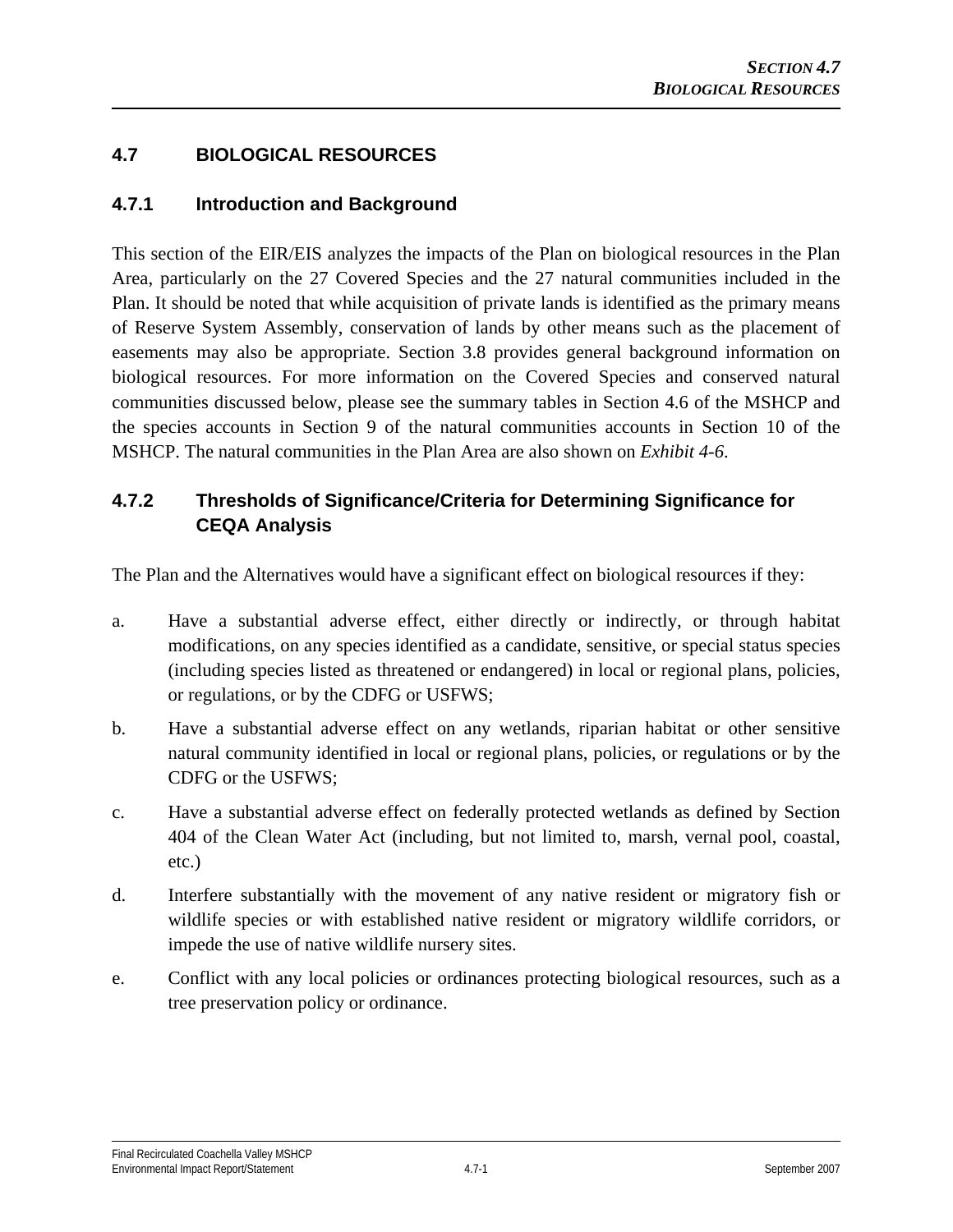# 4.7 BIOLOGICAL RESOURCES

## 4.7.1 Introduction and Background

This section of the EIR/EIS analyzes the impacts of the Plan on biological resources in the Plan Area, particularly on the 27 Covered Species and the 27 natural communities included in the Plan. It should be noted that while acquisition of private lands is identified as the primary means of Reserve System Assembly, conservation of lands by other means such as the placement of easements may also be appropriate. Section 3.8 provides general background information on biological resources. For more information on the Covered Species and conserved natural communities discussed below, please see the summary tables in Section 4.6 of the MSHCP and the species accounts in Section 9 of the natural communities accounts in Section 10 of the MSHCP. The natural communities in the Plan Area are also shown on *Exhibit 4-6*.

## 4.7.2 Thresholds of Significance/Criteria for Determining Significance for CEQA Analysis

The Plan and the Alternatives would have a significant effect on biological resources if they:

a. Have a substantial adverse effect, either directly or indirectly, or through habitat modifications, on any species identified as a candidate, sensitive, or special status species (including species listed as threatened or endangered) in local or regional plans, policies, or regulations, or by the CDFG or USFWS;

b. Have a substantial adverse effect on any wetlands, riparian habitat or other sensitive natural community identified in local or regional plans, policies, or regulations or by the CDFG or the USFWS;

c. Have a substantial adverse effect on federally protected wetlands as defined by Section 404 of the Clean Water Act (including, but not limited to, marsh, vernal pool, coastal, etc.)

d. Interfere substantially with the movement of any native resident or migratory fish or wildlife species or with established native resident or migratory wildlife corridors, or impede the use of native wildlife nursery sites.

e. Conflict with any local policies or ordinances protecting biological resources, such as a tree preservation policy or ordinance.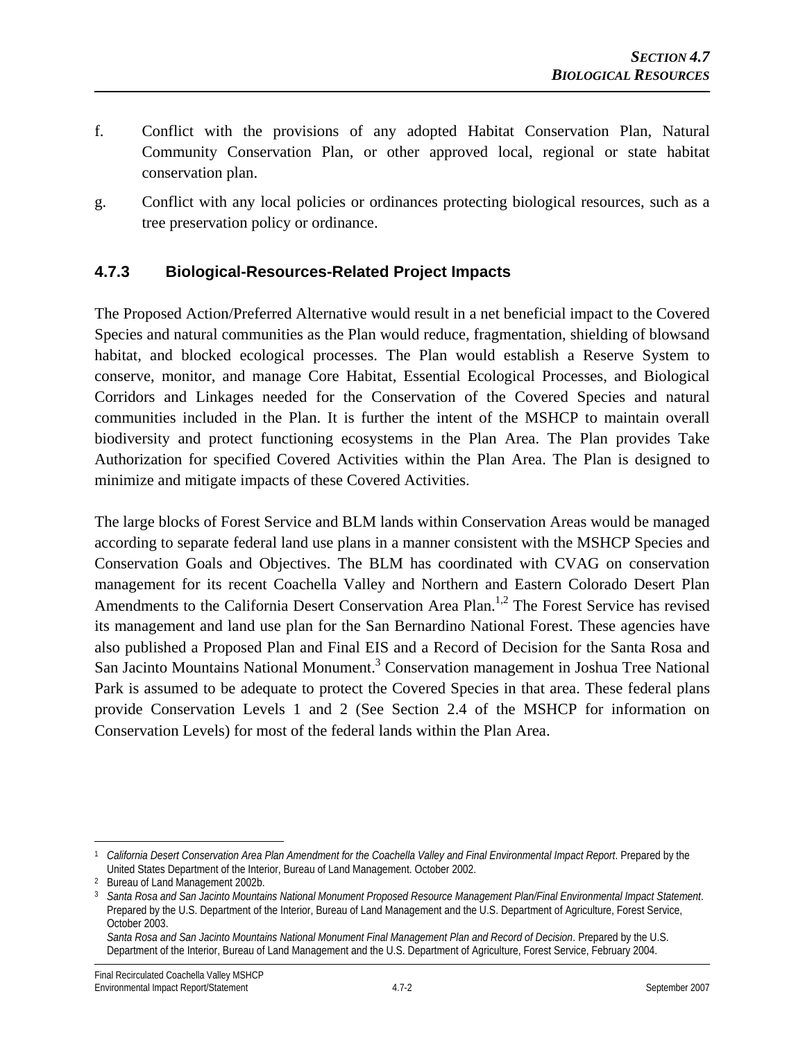f. Conflict with the provisions of any adopted Habitat Conservation Plan, Natural Community Conservation Plan, or other approved local, regional or state habitat conservation plan.

g. Conflict with any local policies or ordinances protecting biological resources, such as a tree preservation policy or ordinance.

### 4.7.3 Biological-Resources-Related Project Impacts

The Proposed Action/Preferred Alternative would result in a net beneficial impact to the Covered Species and natural communities as the Plan would reduce, fragmentation, shielding of blowsand habitat, and blocked ecological processes. The Plan would establish a Reserve System to conserve, monitor, and manage Core Habitat, Essential Ecological Processes, and Biological Corridors and Linkages needed for the Conservation of the Covered Species and natural communities included in the Plan. It is further the intent of the MSHCP to maintain overall biodiversity and protect functioning ecosystems in the Plan Area. The Plan provides Take Authorization for specified Covered Activities within the Plan Area. The Plan is designed to minimize and mitigate impacts of these Covered Activities.

The large blocks of Forest Service and BLM lands within Conservation Areas would be managed according to separate federal land use plans in a manner consistent with the MSHCP Species and Conservation Goals and Objectives. The BLM has coordinated with CVAG on conservation management for its recent Coachella Valley and Northern and Eastern Colorado Desert Plan Amendments to the California Desert Conservation Area Plan.[1,2] The Forest Service has revised its management and land use plan for the San Bernardino National Forest. These agencies have also published a Proposed Plan and Final EIS and a Record of Decision for the Santa Rosa and San Jacinto Mountains National Monument.[3] Conservation management in Joshua Tree National Park is assumed to be adequate to protect the Covered Species in that area. These federal plans provide Conservation Levels 1 and 2 (See Section 2.4 of the MSHCP for information on Conservation Levels) for most of the federal lands within the Plan Area.

---

[1] *California Desert Conservation Area Plan Amendment for the Coachella Valley and Final Environmental Impact Report*. Prepared by the United States Department of the Interior, Bureau of Land Management. October 2002.

[2] Bureau of Land Management 2002b.

[3] *Santa Rosa and San Jacinto Mountains National Monument Proposed Resource Management Plan/Final Environmental Impact Statement*. Prepared by the U.S. Department of the Interior, Bureau of Land Management and the U.S. Department of Agriculture, Forest Service, October 2003.
*Santa Rosa and San Jacinto Mountains National Monument Final Management Plan and Record of Decision*. Prepared by the U.S. Department of the Interior, Bureau of Land Management and the U.S. Department of Agriculture, Forest Service, February 2004.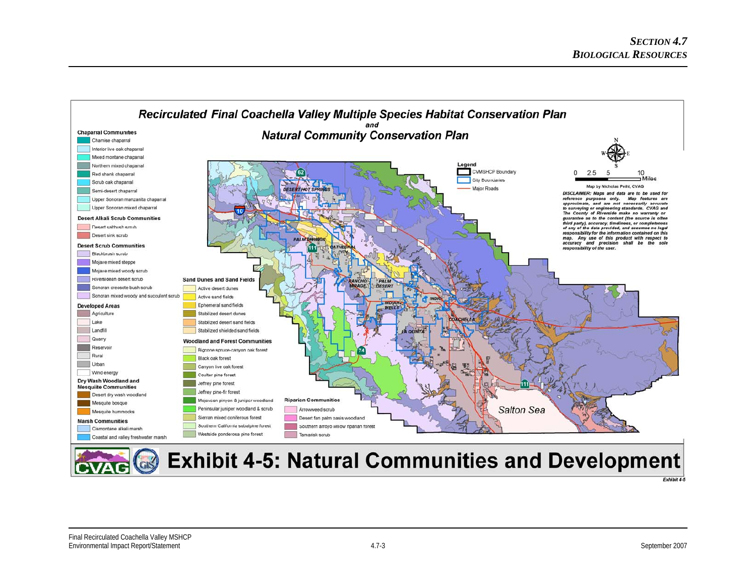# Recirculated Final Coachella Valley Multiple Species Habitat Conservation Plan
*and*
# Natural Community Conservation Plan

**Chaparral Communities**
- Chamise chaparral
- Interior live oak chaparral
- Mixed montane chaparral
- Northern mixed chaparral
- Red shank chaparral
- Scrub oak chaparral
- Semi-desert chaparral
- Upper Sonoran manzanita chaparral
- Upper Sonoran mixed chaparral

**Desert Alkali Scrub Communities**
- Desert saltbush scrub
- Desert sink scrub

**Desert Scrub Communities**
- Blackbrush scrub
- Mojave mixed steppe
- Mojave mixed woody scrub
- Riversidean desert scrub
- Sonoran creosote bush scrub
- Sonoran mixed woody and succulent scrub

**Developed Areas**
- Agriculture
- Lake
- Landfill
- Quarry
- Reservoir
- Rural
- Urban
- Wind energy

**Dry Wash Woodland and Mesquite Communities**
- Desert dry wash woodland
- Mesquite bosque
- Mesquite hummocks

**Marsh Communities**
- Cismontane alkali marsh
- Coastal and valley freshwater marsh

**Sand Dunes and Sand Fields**
- Active desert dunes
- Active sand fields
- Ephemeral sand fields
- Stabilized desert dunes
- Stabilized desert sand fields
- Stabilized shielded sand fields

**Woodland and Forest Communities**
- Bigcone spruce-canyon oak forest
- Black oak forest
- Canyon live oak forest
- Coulter pine forest
- Jeffrey pine forest
- Jeffrey pine-fir forest
- Mojavean pinyon & juniper woodland
- Peninsular juniper woodland & scrub
- Sierran mixed coniferous forest
- Southern California subalpine forest
- Westside ponderosa pine forest

**Riparian Communities**
- Arrowweed scrub
- Desert fan palm oasis woodland
- Southern arroyo willow riparian forest
- Tamarisk scrub

**Legend**
- CVMSHCP Boundary
- City Boundaries
- Major Roads

0 2.5 5 10 Miles

Map by Nicholas Peihl, CVAG

*DISCLAIMER: Maps and data are to be used for reference purposes only. Map features are approximate, and are not necessarily accurate to surveying or engineering standards. CVAG and The County of Riverside make no warranty or guarantee as to the content (the source is often third party), accuracy, timeliness, or completeness of any of the data provided, and assume no legal responsibility for the information contained on this map. Any use of this product with respect to accuracy and precision shall be the sole responsibility of the user.*

DESERT HOT SPRINGS, PALM SPRINGS, CATHEDRAL CITY, RANCHO MIRAGE, PALM DESERT, INDIAN WELLS, INDIO, LA QUINTA, COACHELLA, Salton Sea

# Exhibit 4-5: Natural Communities and Development

*Exhibit 4-5*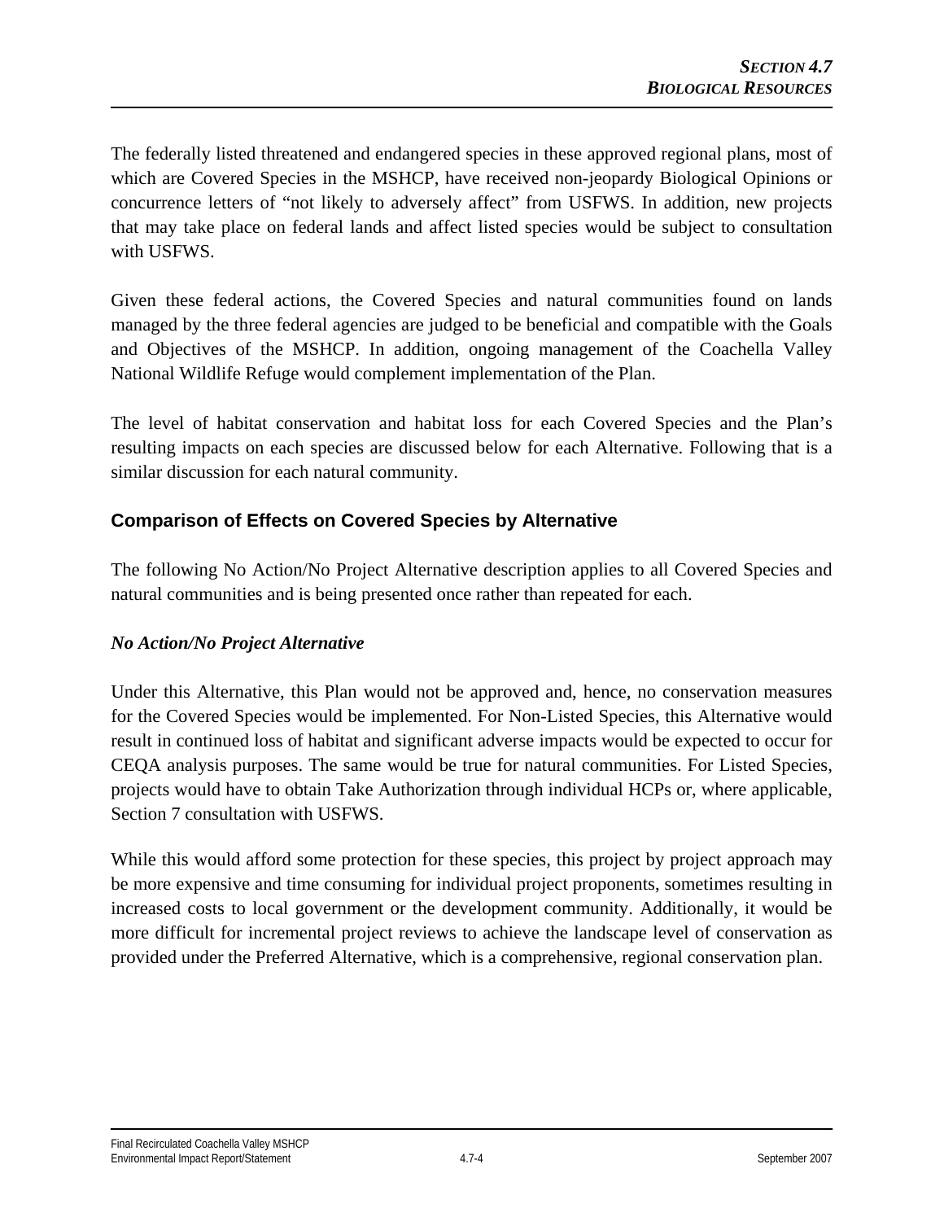The federally listed threatened and endangered species in these approved regional plans, most of which are Covered Species in the MSHCP, have received non-jeopardy Biological Opinions or concurrence letters of "not likely to adversely affect" from USFWS. In addition, new projects that may take place on federal lands and affect listed species would be subject to consultation with USFWS.

Given these federal actions, the Covered Species and natural communities found on lands managed by the three federal agencies are judged to be beneficial and compatible with the Goals and Objectives of the MSHCP. In addition, ongoing management of the Coachella Valley National Wildlife Refuge would complement implementation of the Plan.

The level of habitat conservation and habitat loss for each Covered Species and the Plan's resulting impacts on each species are discussed below for each Alternative. Following that is a similar discussion for each natural community.

## Comparison of Effects on Covered Species by Alternative

The following No Action/No Project Alternative description applies to all Covered Species and natural communities and is being presented once rather than repeated for each.

### *No Action/No Project Alternative*

Under this Alternative, this Plan would not be approved and, hence, no conservation measures for the Covered Species would be implemented. For Non-Listed Species, this Alternative would result in continued loss of habitat and significant adverse impacts would be expected to occur for CEQA analysis purposes. The same would be true for natural communities. For Listed Species, projects would have to obtain Take Authorization through individual HCPs or, where applicable, Section 7 consultation with USFWS.

While this would afford some protection for these species, this project by project approach may be more expensive and time consuming for individual project proponents, sometimes resulting in increased costs to local government or the development community. Additionally, it would be more difficult for incremental project reviews to achieve the landscape level of conservation as provided under the Preferred Alternative, which is a comprehensive, regional conservation plan.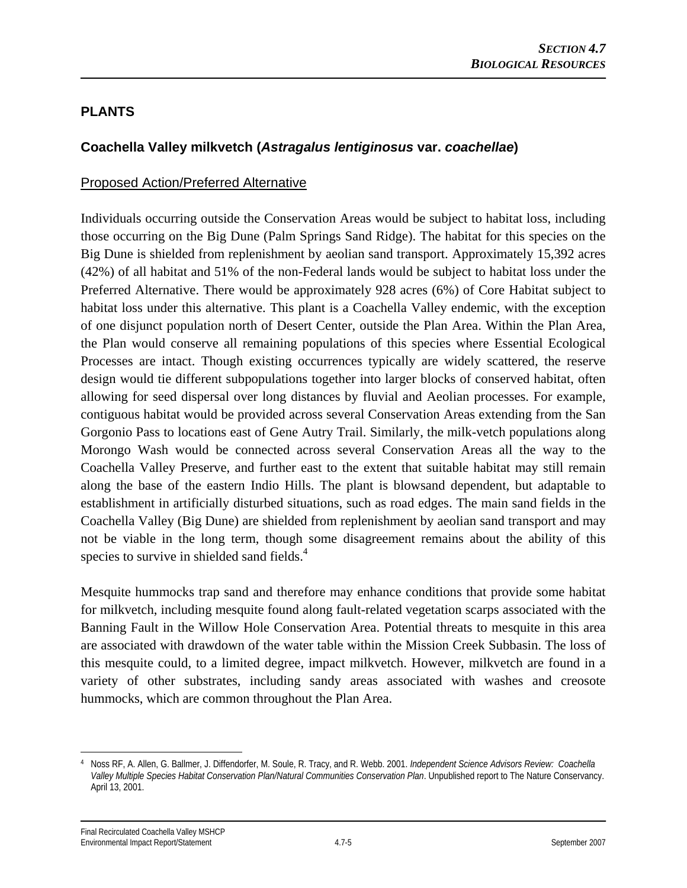## PLANTS

### Coachella Valley milkvetch (*Astragalus lentiginosus* var. *coachellae*)

Proposed Action/Preferred Alternative

Individuals occurring outside the Conservation Areas would be subject to habitat loss, including those occurring on the Big Dune (Palm Springs Sand Ridge). The habitat for this species on the Big Dune is shielded from replenishment by aeolian sand transport. Approximately 15,392 acres (42%) of all habitat and 51% of the non-Federal lands would be subject to habitat loss under the Preferred Alternative. There would be approximately 928 acres (6%) of Core Habitat subject to habitat loss under this alternative. This plant is a Coachella Valley endemic, with the exception of one disjunct population north of Desert Center, outside the Plan Area. Within the Plan Area, the Plan would conserve all remaining populations of this species where Essential Ecological Processes are intact. Though existing occurrences typically are widely scattered, the reserve design would tie different subpopulations together into larger blocks of conserved habitat, often allowing for seed dispersal over long distances by fluvial and Aeolian processes. For example, contiguous habitat would be provided across several Conservation Areas extending from the San Gorgonio Pass to locations east of Gene Autry Trail. Similarly, the milk-vetch populations along Morongo Wash would be connected across several Conservation Areas all the way to the Coachella Valley Preserve, and further east to the extent that suitable habitat may still remain along the base of the eastern Indio Hills. The plant is blowsand dependent, but adaptable to establishment in artificially disturbed situations, such as road edges. The main sand fields in the Coachella Valley (Big Dune) are shielded from replenishment by aeolian sand transport and may not be viable in the long term, though some disagreement remains about the ability of this species to survive in shielded sand fields.[4]

Mesquite hummocks trap sand and therefore may enhance conditions that provide some habitat for milkvetch, including mesquite found along fault-related vegetation scarps associated with the Banning Fault in the Willow Hole Conservation Area. Potential threats to mesquite in this area are associated with drawdown of the water table within the Mission Creek Subbasin. The loss of this mesquite could, to a limited degree, impact milkvetch. However, milkvetch are found in a variety of other substrates, including sandy areas associated with washes and creosote hummocks, which are common throughout the Plan Area.

---

[4] Noss RF, A. Allen, G. Ballmer, J. Diffendorfer, M. Soule, R. Tracy, and R. Webb. 2001. *Independent Science Advisors Review: Coachella Valley Multiple Species Habitat Conservation Plan/Natural Communities Conservation Plan*. Unpublished report to The Nature Conservancy. April 13, 2001.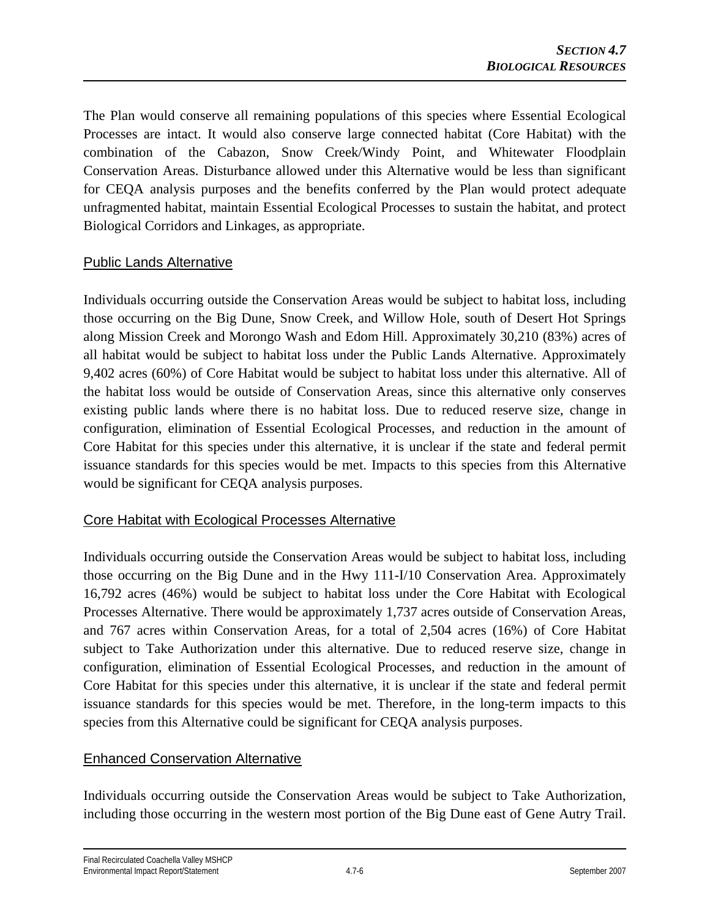The Plan would conserve all remaining populations of this species where Essential Ecological Processes are intact. It would also conserve large connected habitat (Core Habitat) with the combination of the Cabazon, Snow Creek/Windy Point, and Whitewater Floodplain Conservation Areas. Disturbance allowed under this Alternative would be less than significant for CEQA analysis purposes and the benefits conferred by the Plan would protect adequate unfragmented habitat, maintain Essential Ecological Processes to sustain the habitat, and protect Biological Corridors and Linkages, as appropriate.

## Public Lands Alternative

Individuals occurring outside the Conservation Areas would be subject to habitat loss, including those occurring on the Big Dune, Snow Creek, and Willow Hole, south of Desert Hot Springs along Mission Creek and Morongo Wash and Edom Hill. Approximately 30,210 (83%) acres of all habitat would be subject to habitat loss under the Public Lands Alternative. Approximately 9,402 acres (60%) of Core Habitat would be subject to habitat loss under this alternative. All of the habitat loss would be outside of Conservation Areas, since this alternative only conserves existing public lands where there is no habitat loss. Due to reduced reserve size, change in configuration, elimination of Essential Ecological Processes, and reduction in the amount of Core Habitat for this species under this alternative, it is unclear if the state and federal permit issuance standards for this species would be met. Impacts to this species from this Alternative would be significant for CEQA analysis purposes.

## Core Habitat with Ecological Processes Alternative

Individuals occurring outside the Conservation Areas would be subject to habitat loss, including those occurring on the Big Dune and in the Hwy 111-I/10 Conservation Area. Approximately 16,792 acres (46%) would be subject to habitat loss under the Core Habitat with Ecological Processes Alternative. There would be approximately 1,737 acres outside of Conservation Areas, and 767 acres within Conservation Areas, for a total of 2,504 acres (16%) of Core Habitat subject to Take Authorization under this alternative. Due to reduced reserve size, change in configuration, elimination of Essential Ecological Processes, and reduction in the amount of Core Habitat for this species under this alternative, it is unclear if the state and federal permit issuance standards for this species would be met. Therefore, in the long-term impacts to this species from this Alternative could be significant for CEQA analysis purposes.

## Enhanced Conservation Alternative

Individuals occurring outside the Conservation Areas would be subject to Take Authorization, including those occurring in the western most portion of the Big Dune east of Gene Autry Trail.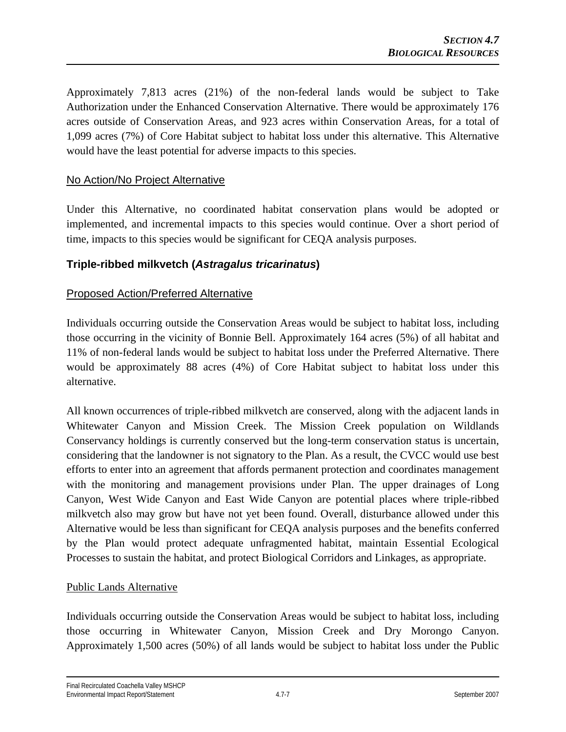Approximately 7,813 acres (21%) of the non-federal lands would be subject to Take Authorization under the Enhanced Conservation Alternative. There would be approximately 176 acres outside of Conservation Areas, and 923 acres within Conservation Areas, for a total of 1,099 acres (7%) of Core Habitat subject to habitat loss under this alternative. This Alternative would have the least potential for adverse impacts to this species.

No Action/No Project Alternative

Under this Alternative, no coordinated habitat conservation plans would be adopted or implemented, and incremental impacts to this species would continue. Over a short period of time, impacts to this species would be significant for CEQA analysis purposes.

### Triple-ribbed milkvetch (*Astragalus tricarinatus*)

Proposed Action/Preferred Alternative

Individuals occurring outside the Conservation Areas would be subject to habitat loss, including those occurring in the vicinity of Bonnie Bell. Approximately 164 acres (5%) of all habitat and 11% of non-federal lands would be subject to habitat loss under the Preferred Alternative. There would be approximately 88 acres (4%) of Core Habitat subject to habitat loss under this alternative.

All known occurrences of triple-ribbed milkvetch are conserved, along with the adjacent lands in Whitewater Canyon and Mission Creek. The Mission Creek population on Wildlands Conservancy holdings is currently conserved but the long-term conservation status is uncertain, considering that the landowner is not signatory to the Plan. As a result, the CVCC would use best efforts to enter into an agreement that affords permanent protection and coordinates management with the monitoring and management provisions under Plan. The upper drainages of Long Canyon, West Wide Canyon and East Wide Canyon are potential places where triple-ribbed milkvetch also may grow but have not yet been found. Overall, disturbance allowed under this Alternative would be less than significant for CEQA analysis purposes and the benefits conferred by the Plan would protect adequate unfragmented habitat, maintain Essential Ecological Processes to sustain the habitat, and protect Biological Corridors and Linkages, as appropriate.

Public Lands Alternative

Individuals occurring outside the Conservation Areas would be subject to habitat loss, including those occurring in Whitewater Canyon, Mission Creek and Dry Morongo Canyon. Approximately 1,500 acres (50%) of all lands would be subject to habitat loss under the Public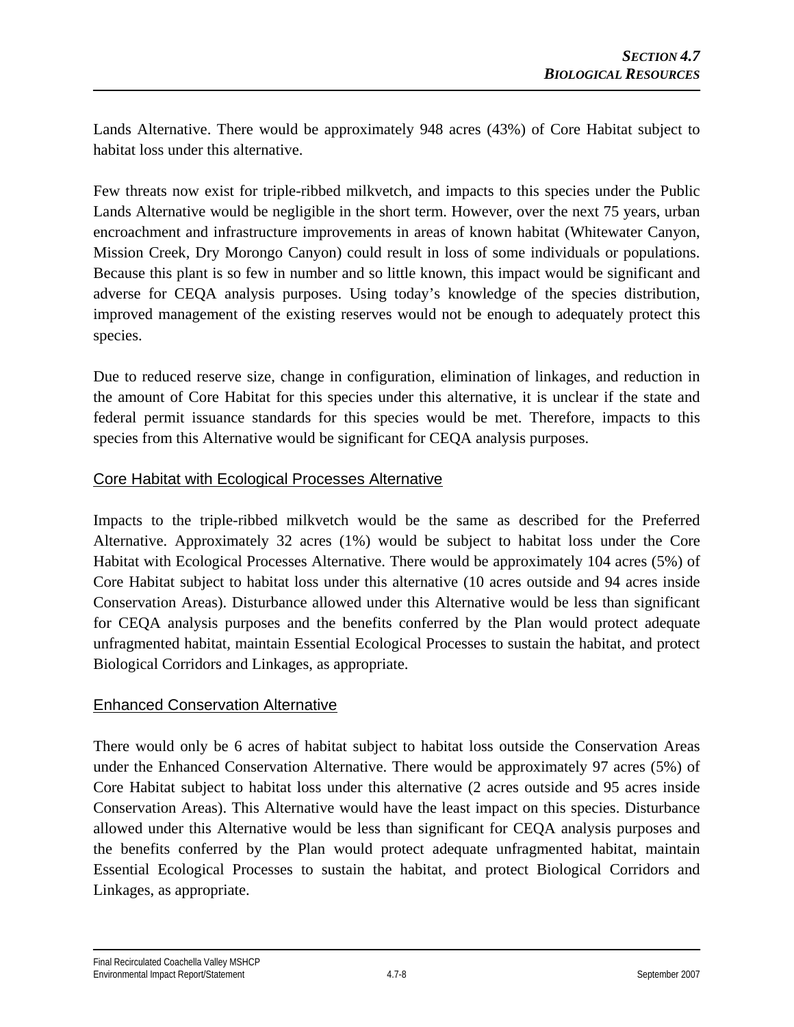Lands Alternative. There would be approximately 948 acres (43%) of Core Habitat subject to habitat loss under this alternative.

Few threats now exist for triple-ribbed milkvetch, and impacts to this species under the Public Lands Alternative would be negligible in the short term. However, over the next 75 years, urban encroachment and infrastructure improvements in areas of known habitat (Whitewater Canyon, Mission Creek, Dry Morongo Canyon) could result in loss of some individuals or populations. Because this plant is so few in number and so little known, this impact would be significant and adverse for CEQA analysis purposes. Using today's knowledge of the species distribution, improved management of the existing reserves would not be enough to adequately protect this species.

Due to reduced reserve size, change in configuration, elimination of linkages, and reduction in the amount of Core Habitat for this species under this alternative, it is unclear if the state and federal permit issuance standards for this species would be met. Therefore, impacts to this species from this Alternative would be significant for CEQA analysis purposes.

### Core Habitat with Ecological Processes Alternative

Impacts to the triple-ribbed milkvetch would be the same as described for the Preferred Alternative. Approximately 32 acres (1%) would be subject to habitat loss under the Core Habitat with Ecological Processes Alternative. There would be approximately 104 acres (5%) of Core Habitat subject to habitat loss under this alternative (10 acres outside and 94 acres inside Conservation Areas). Disturbance allowed under this Alternative would be less than significant for CEQA analysis purposes and the benefits conferred by the Plan would protect adequate unfragmented habitat, maintain Essential Ecological Processes to sustain the habitat, and protect Biological Corridors and Linkages, as appropriate.

### Enhanced Conservation Alternative

There would only be 6 acres of habitat subject to habitat loss outside the Conservation Areas under the Enhanced Conservation Alternative. There would be approximately 97 acres (5%) of Core Habitat subject to habitat loss under this alternative (2 acres outside and 95 acres inside Conservation Areas). This Alternative would have the least impact on this species. Disturbance allowed under this Alternative would be less than significant for CEQA analysis purposes and the benefits conferred by the Plan would protect adequate unfragmented habitat, maintain Essential Ecological Processes to sustain the habitat, and protect Biological Corridors and Linkages, as appropriate.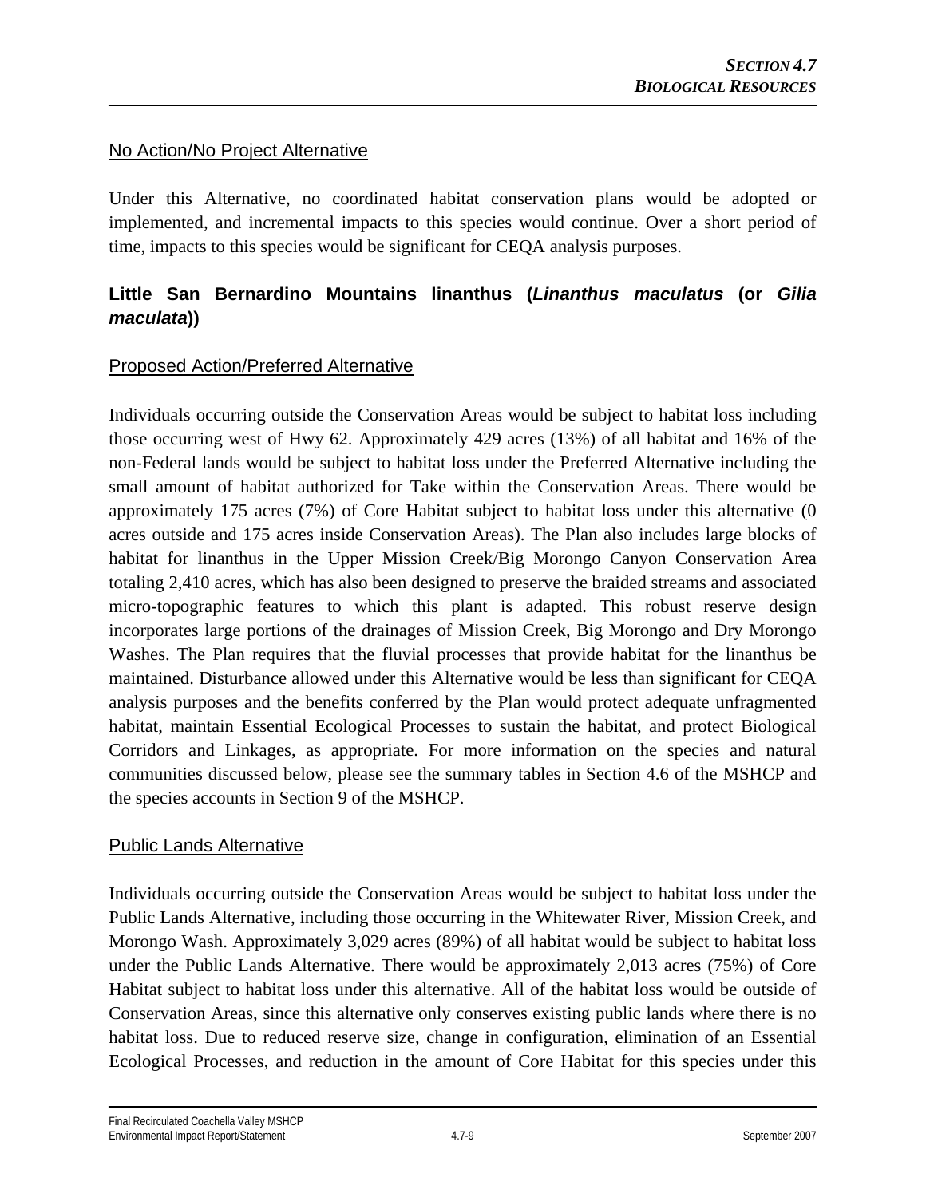No Action/No Project Alternative

Under this Alternative, no coordinated habitat conservation plans would be adopted or implemented, and incremental impacts to this species would continue. Over a short period of time, impacts to this species would be significant for CEQA analysis purposes.

### Little San Bernardino Mountains linanthus (*Linanthus maculatus* (or *Gilia maculata*))

Proposed Action/Preferred Alternative

Individuals occurring outside the Conservation Areas would be subject to habitat loss including those occurring west of Hwy 62. Approximately 429 acres (13%) of all habitat and 16% of the non-Federal lands would be subject to habitat loss under the Preferred Alternative including the small amount of habitat authorized for Take within the Conservation Areas. There would be approximately 175 acres (7%) of Core Habitat subject to habitat loss under this alternative (0 acres outside and 175 acres inside Conservation Areas). The Plan also includes large blocks of habitat for linanthus in the Upper Mission Creek/Big Morongo Canyon Conservation Area totaling 2,410 acres, which has also been designed to preserve the braided streams and associated micro-topographic features to which this plant is adapted. This robust reserve design incorporates large portions of the drainages of Mission Creek, Big Morongo and Dry Morongo Washes. The Plan requires that the fluvial processes that provide habitat for the linanthus be maintained. Disturbance allowed under this Alternative would be less than significant for CEQA analysis purposes and the benefits conferred by the Plan would protect adequate unfragmented habitat, maintain Essential Ecological Processes to sustain the habitat, and protect Biological Corridors and Linkages, as appropriate. For more information on the species and natural communities discussed below, please see the summary tables in Section 4.6 of the MSHCP and the species accounts in Section 9 of the MSHCP.

Public Lands Alternative

Individuals occurring outside the Conservation Areas would be subject to habitat loss under the Public Lands Alternative, including those occurring in the Whitewater River, Mission Creek, and Morongo Wash. Approximately 3,029 acres (89%) of all habitat would be subject to habitat loss under the Public Lands Alternative. There would be approximately 2,013 acres (75%) of Core Habitat subject to habitat loss under this alternative. All of the habitat loss would be outside of Conservation Areas, since this alternative only conserves existing public lands where there is no habitat loss. Due to reduced reserve size, change in configuration, elimination of an Essential Ecological Processes, and reduction in the amount of Core Habitat for this species under this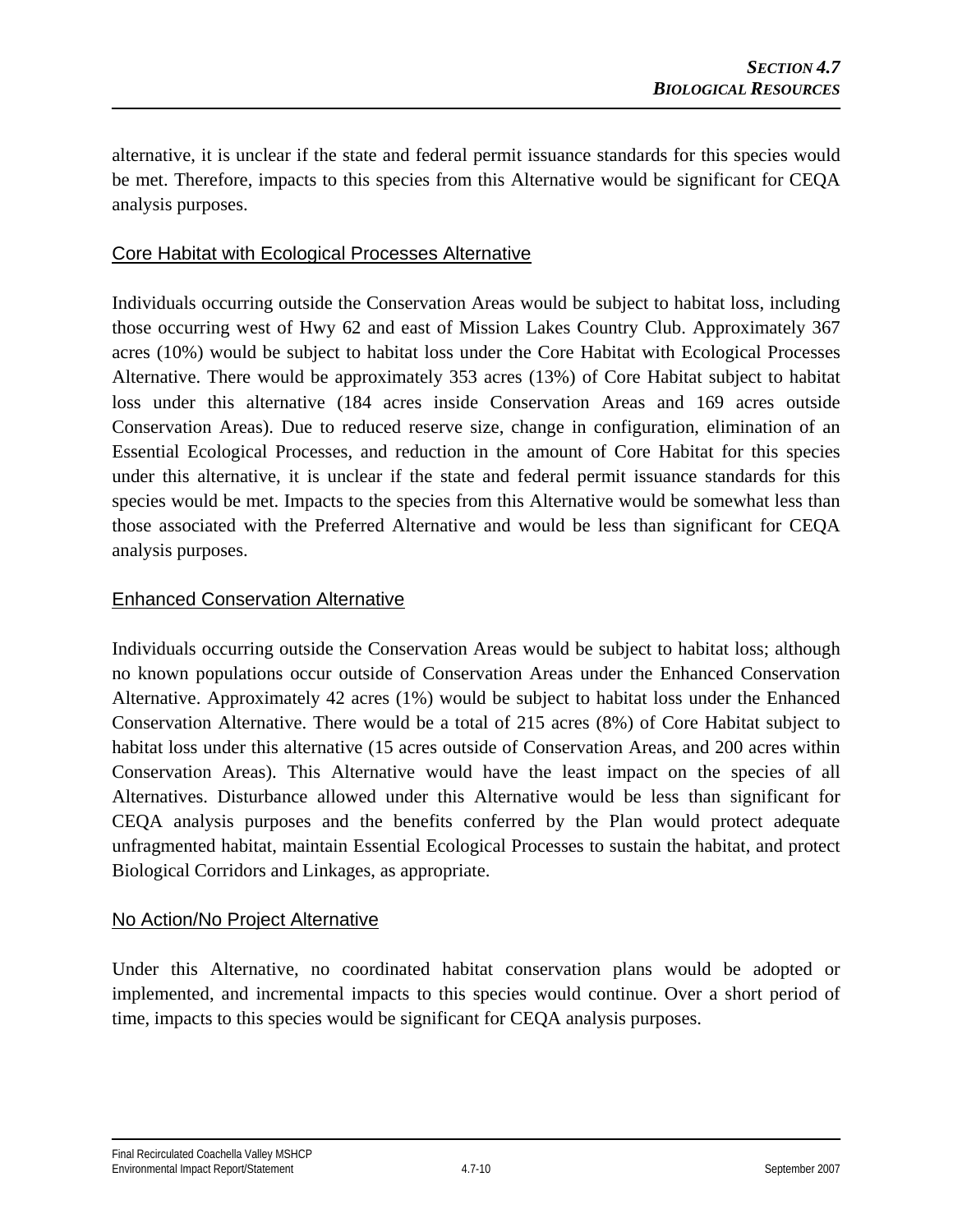alternative, it is unclear if the state and federal permit issuance standards for this species would be met. Therefore, impacts to this species from this Alternative would be significant for CEQA analysis purposes.

## Core Habitat with Ecological Processes Alternative

Individuals occurring outside the Conservation Areas would be subject to habitat loss, including those occurring west of Hwy 62 and east of Mission Lakes Country Club. Approximately 367 acres (10%) would be subject to habitat loss under the Core Habitat with Ecological Processes Alternative. There would be approximately 353 acres (13%) of Core Habitat subject to habitat loss under this alternative (184 acres inside Conservation Areas and 169 acres outside Conservation Areas). Due to reduced reserve size, change in configuration, elimination of an Essential Ecological Processes, and reduction in the amount of Core Habitat for this species under this alternative, it is unclear if the state and federal permit issuance standards for this species would be met. Impacts to the species from this Alternative would be somewhat less than those associated with the Preferred Alternative and would be less than significant for CEQA analysis purposes.

## Enhanced Conservation Alternative

Individuals occurring outside the Conservation Areas would be subject to habitat loss; although no known populations occur outside of Conservation Areas under the Enhanced Conservation Alternative. Approximately 42 acres (1%) would be subject to habitat loss under the Enhanced Conservation Alternative. There would be a total of 215 acres (8%) of Core Habitat subject to habitat loss under this alternative (15 acres outside of Conservation Areas, and 200 acres within Conservation Areas). This Alternative would have the least impact on the species of all Alternatives. Disturbance allowed under this Alternative would be less than significant for CEQA analysis purposes and the benefits conferred by the Plan would protect adequate unfragmented habitat, maintain Essential Ecological Processes to sustain the habitat, and protect Biological Corridors and Linkages, as appropriate.

## No Action/No Project Alternative

Under this Alternative, no coordinated habitat conservation plans would be adopted or implemented, and incremental impacts to this species would continue. Over a short period of time, impacts to this species would be significant for CEQA analysis purposes.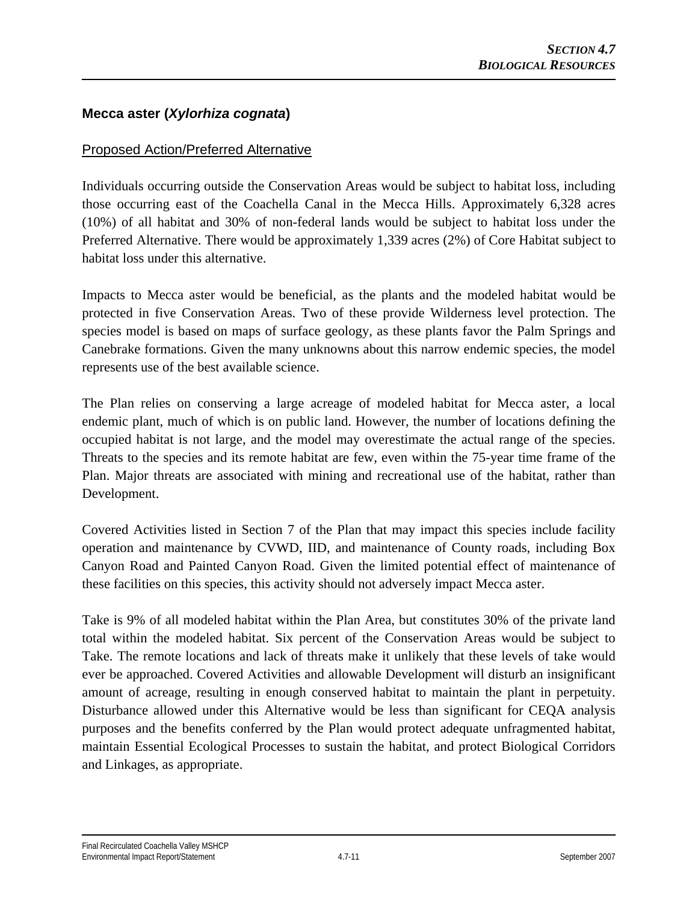### Mecca aster (*Xylorhiza cognata*)

Proposed Action/Preferred Alternative

Individuals occurring outside the Conservation Areas would be subject to habitat loss, including those occurring east of the Coachella Canal in the Mecca Hills. Approximately 6,328 acres (10%) of all habitat and 30% of non-federal lands would be subject to habitat loss under the Preferred Alternative. There would be approximately 1,339 acres (2%) of Core Habitat subject to habitat loss under this alternative.

Impacts to Mecca aster would be beneficial, as the plants and the modeled habitat would be protected in five Conservation Areas. Two of these provide Wilderness level protection. The species model is based on maps of surface geology, as these plants favor the Palm Springs and Canebrake formations. Given the many unknowns about this narrow endemic species, the model represents use of the best available science.

The Plan relies on conserving a large acreage of modeled habitat for Mecca aster, a local endemic plant, much of which is on public land. However, the number of locations defining the occupied habitat is not large, and the model may overestimate the actual range of the species. Threats to the species and its remote habitat are few, even within the 75-year time frame of the Plan. Major threats are associated with mining and recreational use of the habitat, rather than Development.

Covered Activities listed in Section 7 of the Plan that may impact this species include facility operation and maintenance by CVWD, IID, and maintenance of County roads, including Box Canyon Road and Painted Canyon Road. Given the limited potential effect of maintenance of these facilities on this species, this activity should not adversely impact Mecca aster.

Take is 9% of all modeled habitat within the Plan Area, but constitutes 30% of the private land total within the modeled habitat. Six percent of the Conservation Areas would be subject to Take. The remote locations and lack of threats make it unlikely that these levels of take would ever be approached. Covered Activities and allowable Development will disturb an insignificant amount of acreage, resulting in enough conserved habitat to maintain the plant in perpetuity. Disturbance allowed under this Alternative would be less than significant for CEQA analysis purposes and the benefits conferred by the Plan would protect adequate unfragmented habitat, maintain Essential Ecological Processes to sustain the habitat, and protect Biological Corridors and Linkages, as appropriate.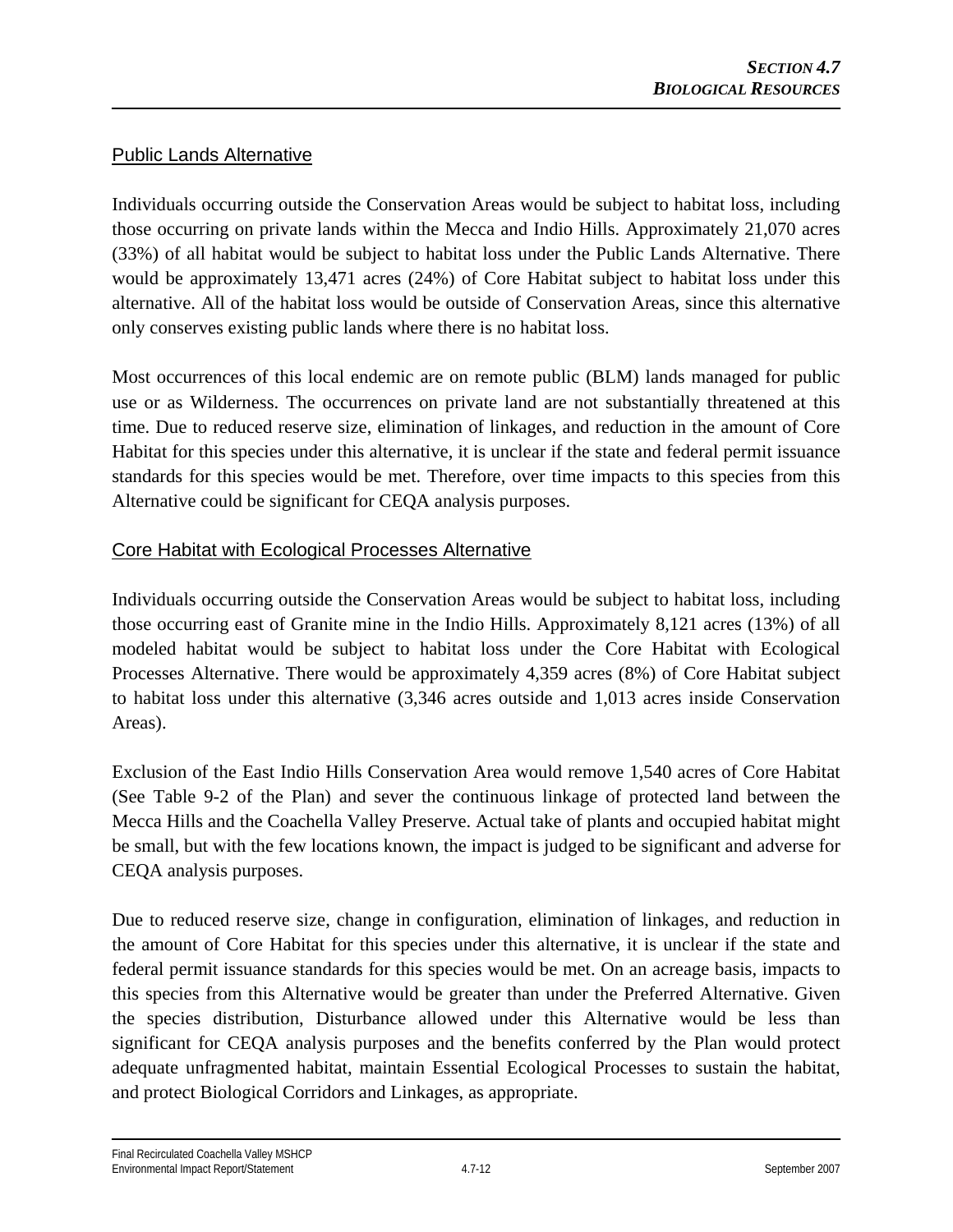## Public Lands Alternative

Individuals occurring outside the Conservation Areas would be subject to habitat loss, including those occurring on private lands within the Mecca and Indio Hills. Approximately 21,070 acres (33%) of all habitat would be subject to habitat loss under the Public Lands Alternative. There would be approximately 13,471 acres (24%) of Core Habitat subject to habitat loss under this alternative. All of the habitat loss would be outside of Conservation Areas, since this alternative only conserves existing public lands where there is no habitat loss.

Most occurrences of this local endemic are on remote public (BLM) lands managed for public use or as Wilderness. The occurrences on private land are not substantially threatened at this time. Due to reduced reserve size, elimination of linkages, and reduction in the amount of Core Habitat for this species under this alternative, it is unclear if the state and federal permit issuance standards for this species would be met. Therefore, over time impacts to this species from this Alternative could be significant for CEQA analysis purposes.

## Core Habitat with Ecological Processes Alternative

Individuals occurring outside the Conservation Areas would be subject to habitat loss, including those occurring east of Granite mine in the Indio Hills. Approximately 8,121 acres (13%) of all modeled habitat would be subject to habitat loss under the Core Habitat with Ecological Processes Alternative. There would be approximately 4,359 acres (8%) of Core Habitat subject to habitat loss under this alternative (3,346 acres outside and 1,013 acres inside Conservation Areas).

Exclusion of the East Indio Hills Conservation Area would remove 1,540 acres of Core Habitat (See Table 9-2 of the Plan) and sever the continuous linkage of protected land between the Mecca Hills and the Coachella Valley Preserve. Actual take of plants and occupied habitat might be small, but with the few locations known, the impact is judged to be significant and adverse for CEQA analysis purposes.

Due to reduced reserve size, change in configuration, elimination of linkages, and reduction in the amount of Core Habitat for this species under this alternative, it is unclear if the state and federal permit issuance standards for this species would be met. On an acreage basis, impacts to this species from this Alternative would be greater than under the Preferred Alternative. Given the species distribution, Disturbance allowed under this Alternative would be less than significant for CEQA analysis purposes and the benefits conferred by the Plan would protect adequate unfragmented habitat, maintain Essential Ecological Processes to sustain the habitat, and protect Biological Corridors and Linkages, as appropriate.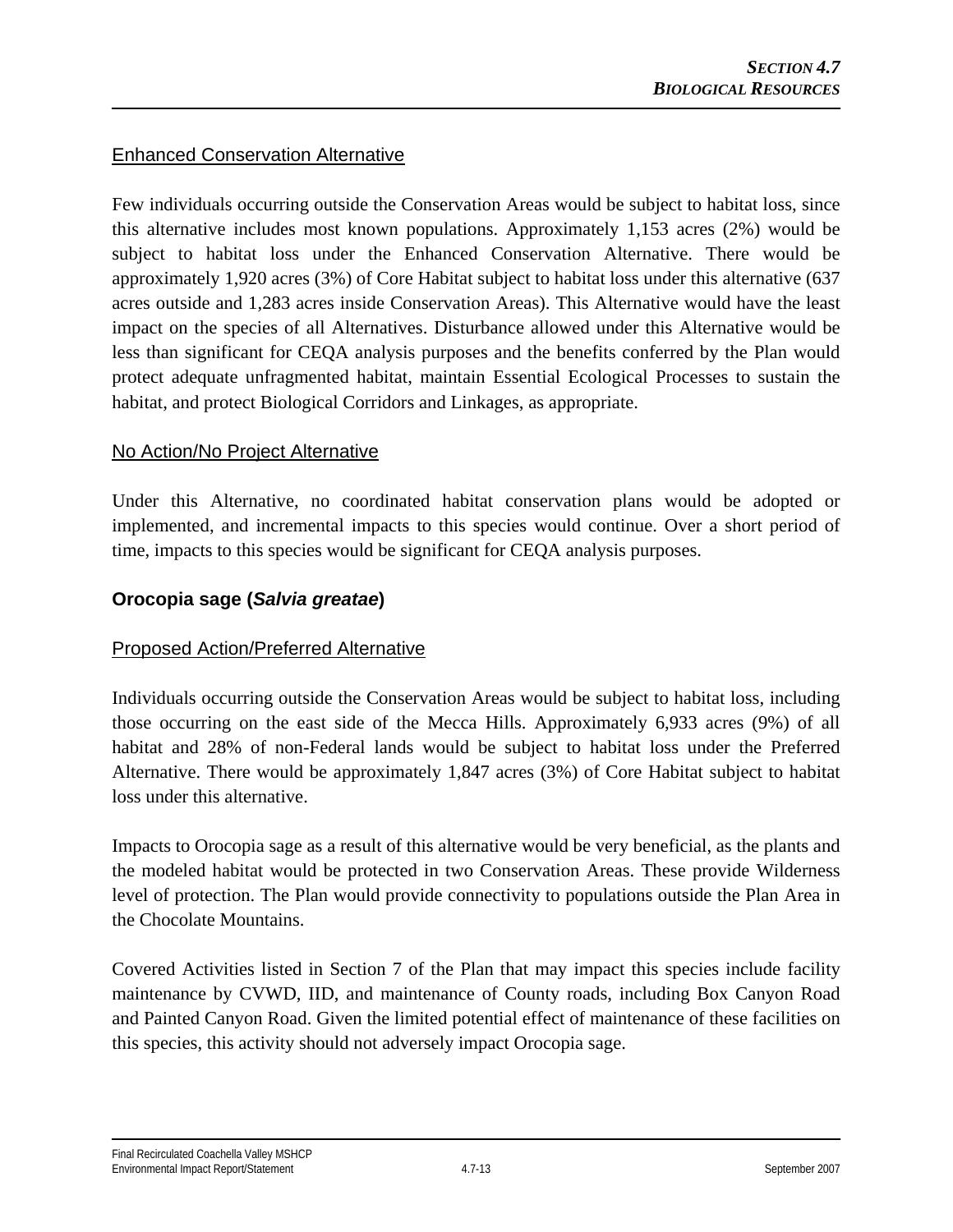Enhanced Conservation Alternative

Few individuals occurring outside the Conservation Areas would be subject to habitat loss, since this alternative includes most known populations. Approximately 1,153 acres (2%) would be subject to habitat loss under the Enhanced Conservation Alternative. There would be approximately 1,920 acres (3%) of Core Habitat subject to habitat loss under this alternative (637 acres outside and 1,283 acres inside Conservation Areas). This Alternative would have the least impact on the species of all Alternatives. Disturbance allowed under this Alternative would be less than significant for CEQA analysis purposes and the benefits conferred by the Plan would protect adequate unfragmented habitat, maintain Essential Ecological Processes to sustain the habitat, and protect Biological Corridors and Linkages, as appropriate.

No Action/No Project Alternative

Under this Alternative, no coordinated habitat conservation plans would be adopted or implemented, and incremental impacts to this species would continue. Over a short period of time, impacts to this species would be significant for CEQA analysis purposes.

### Orocopia sage (*Salvia greatae*)

Proposed Action/Preferred Alternative

Individuals occurring outside the Conservation Areas would be subject to habitat loss, including those occurring on the east side of the Mecca Hills. Approximately 6,933 acres (9%) of all habitat and 28% of non-Federal lands would be subject to habitat loss under the Preferred Alternative. There would be approximately 1,847 acres (3%) of Core Habitat subject to habitat loss under this alternative.

Impacts to Orocopia sage as a result of this alternative would be very beneficial, as the plants and the modeled habitat would be protected in two Conservation Areas. These provide Wilderness level of protection. The Plan would provide connectivity to populations outside the Plan Area in the Chocolate Mountains.

Covered Activities listed in Section 7 of the Plan that may impact this species include facility maintenance by CVWD, IID, and maintenance of County roads, including Box Canyon Road and Painted Canyon Road. Given the limited potential effect of maintenance of these facilities on this species, this activity should not adversely impact Orocopia sage.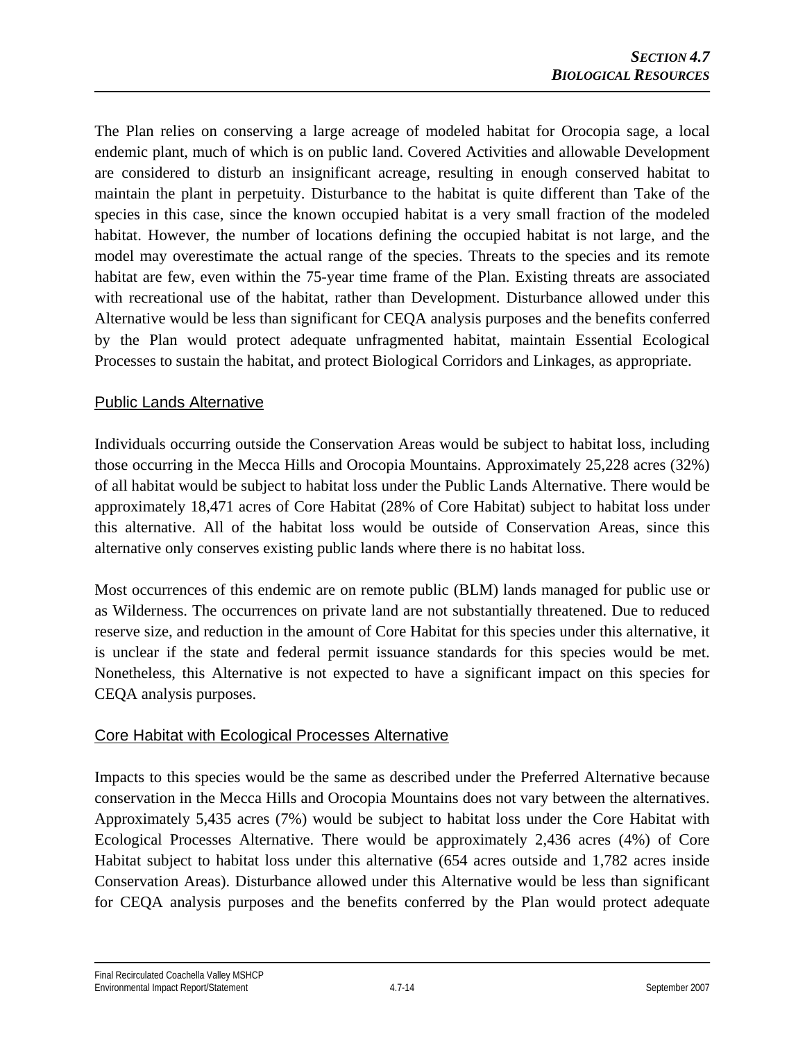The Plan relies on conserving a large acreage of modeled habitat for Orocopia sage, a local endemic plant, much of which is on public land. Covered Activities and allowable Development are considered to disturb an insignificant acreage, resulting in enough conserved habitat to maintain the plant in perpetuity. Disturbance to the habitat is quite different than Take of the species in this case, since the known occupied habitat is a very small fraction of the modeled habitat. However, the number of locations defining the occupied habitat is not large, and the model may overestimate the actual range of the species. Threats to the species and its remote habitat are few, even within the 75-year time frame of the Plan. Existing threats are associated with recreational use of the habitat, rather than Development. Disturbance allowed under this Alternative would be less than significant for CEQA analysis purposes and the benefits conferred by the Plan would protect adequate unfragmented habitat, maintain Essential Ecological Processes to sustain the habitat, and protect Biological Corridors and Linkages, as appropriate.

### Public Lands Alternative

Individuals occurring outside the Conservation Areas would be subject to habitat loss, including those occurring in the Mecca Hills and Orocopia Mountains. Approximately 25,228 acres (32%) of all habitat would be subject to habitat loss under the Public Lands Alternative. There would be approximately 18,471 acres of Core Habitat (28% of Core Habitat) subject to habitat loss under this alternative. All of the habitat loss would be outside of Conservation Areas, since this alternative only conserves existing public lands where there is no habitat loss.

Most occurrences of this endemic are on remote public (BLM) lands managed for public use or as Wilderness. The occurrences on private land are not substantially threatened. Due to reduced reserve size, and reduction in the amount of Core Habitat for this species under this alternative, it is unclear if the state and federal permit issuance standards for this species would be met. Nonetheless, this Alternative is not expected to have a significant impact on this species for CEQA analysis purposes.

### Core Habitat with Ecological Processes Alternative

Impacts to this species would be the same as described under the Preferred Alternative because conservation in the Mecca Hills and Orocopia Mountains does not vary between the alternatives. Approximately 5,435 acres (7%) would be subject to habitat loss under the Core Habitat with Ecological Processes Alternative. There would be approximately 2,436 acres (4%) of Core Habitat subject to habitat loss under this alternative (654 acres outside and 1,782 acres inside Conservation Areas). Disturbance allowed under this Alternative would be less than significant for CEQA analysis purposes and the benefits conferred by the Plan would protect adequate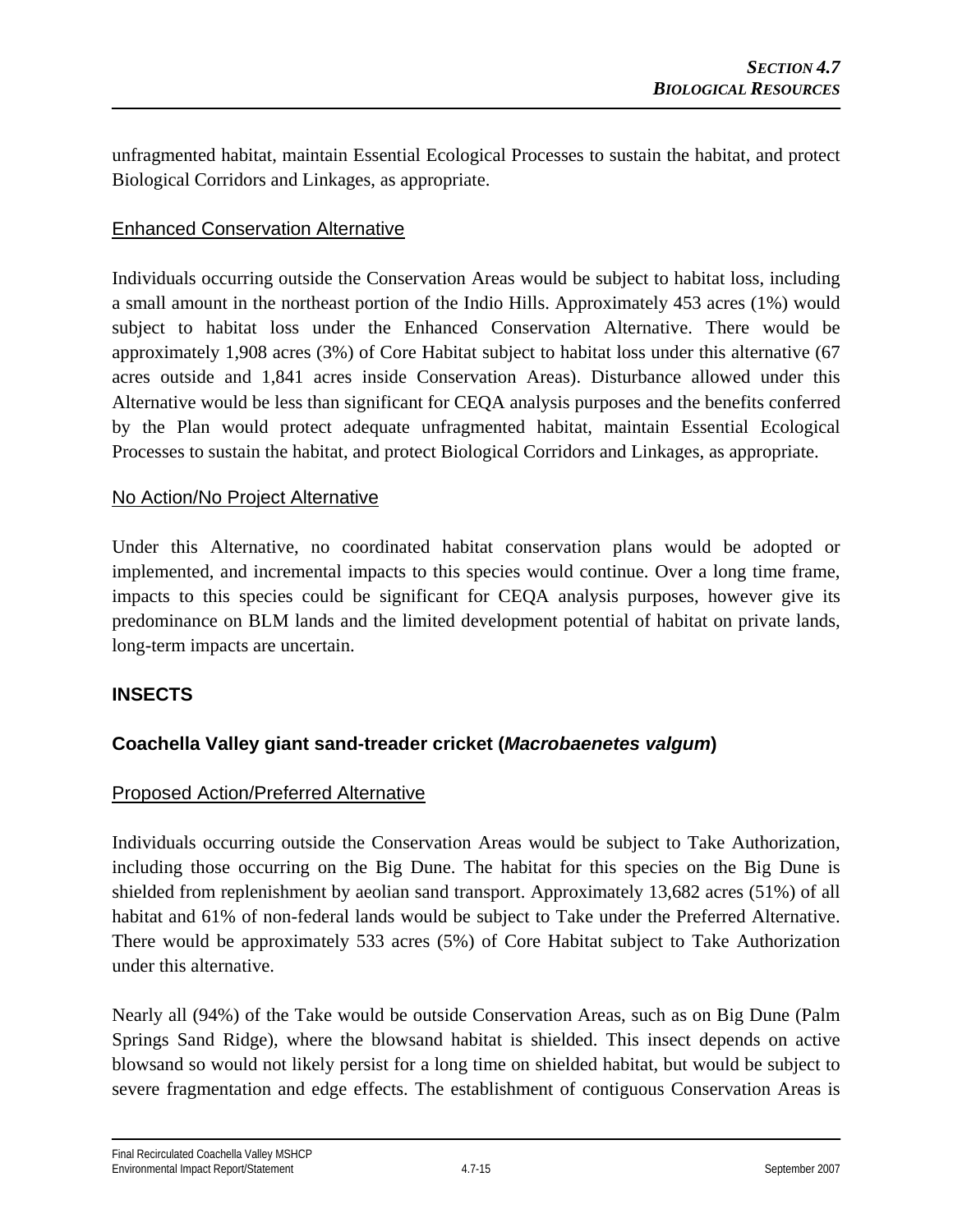unfragmented habitat, maintain Essential Ecological Processes to sustain the habitat, and protect Biological Corridors and Linkages, as appropriate.

Enhanced Conservation Alternative

Individuals occurring outside the Conservation Areas would be subject to habitat loss, including a small amount in the northeast portion of the Indio Hills. Approximately 453 acres (1%) would subject to habitat loss under the Enhanced Conservation Alternative. There would be approximately 1,908 acres (3%) of Core Habitat subject to habitat loss under this alternative (67 acres outside and 1,841 acres inside Conservation Areas). Disturbance allowed under this Alternative would be less than significant for CEQA analysis purposes and the benefits conferred by the Plan would protect adequate unfragmented habitat, maintain Essential Ecological Processes to sustain the habitat, and protect Biological Corridors and Linkages, as appropriate.

No Action/No Project Alternative

Under this Alternative, no coordinated habitat conservation plans would be adopted or implemented, and incremental impacts to this species would continue. Over a long time frame, impacts to this species could be significant for CEQA analysis purposes, however give its predominance on BLM lands and the limited development potential of habitat on private lands, long-term impacts are uncertain.

## INSECTS

### Coachella Valley giant sand-treader cricket (*Macrobaenetes valgum*)

Proposed Action/Preferred Alternative

Individuals occurring outside the Conservation Areas would be subject to Take Authorization, including those occurring on the Big Dune. The habitat for this species on the Big Dune is shielded from replenishment by aeolian sand transport. Approximately 13,682 acres (51%) of all habitat and 61% of non-federal lands would be subject to Take under the Preferred Alternative. There would be approximately 533 acres (5%) of Core Habitat subject to Take Authorization under this alternative.

Nearly all (94%) of the Take would be outside Conservation Areas, such as on Big Dune (Palm Springs Sand Ridge), where the blowsand habitat is shielded. This insect depends on active blowsand so would not likely persist for a long time on shielded habitat, but would be subject to severe fragmentation and edge effects. The establishment of contiguous Conservation Areas is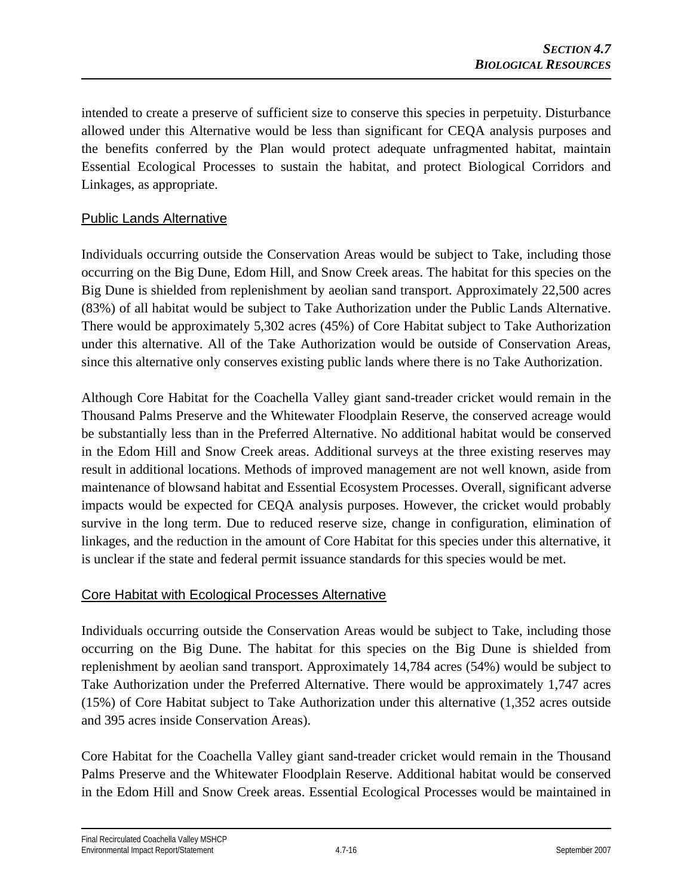intended to create a preserve of sufficient size to conserve this species in perpetuity. Disturbance allowed under this Alternative would be less than significant for CEQA analysis purposes and the benefits conferred by the Plan would protect adequate unfragmented habitat, maintain Essential Ecological Processes to sustain the habitat, and protect Biological Corridors and Linkages, as appropriate.

## Public Lands Alternative

Individuals occurring outside the Conservation Areas would be subject to Take, including those occurring on the Big Dune, Edom Hill, and Snow Creek areas. The habitat for this species on the Big Dune is shielded from replenishment by aeolian sand transport. Approximately 22,500 acres (83%) of all habitat would be subject to Take Authorization under the Public Lands Alternative. There would be approximately 5,302 acres (45%) of Core Habitat subject to Take Authorization under this alternative. All of the Take Authorization would be outside of Conservation Areas, since this alternative only conserves existing public lands where there is no Take Authorization.

Although Core Habitat for the Coachella Valley giant sand-treader cricket would remain in the Thousand Palms Preserve and the Whitewater Floodplain Reserve, the conserved acreage would be substantially less than in the Preferred Alternative. No additional habitat would be conserved in the Edom Hill and Snow Creek areas. Additional surveys at the three existing reserves may result in additional locations. Methods of improved management are not well known, aside from maintenance of blowsand habitat and Essential Ecosystem Processes. Overall, significant adverse impacts would be expected for CEQA analysis purposes. However, the cricket would probably survive in the long term. Due to reduced reserve size, change in configuration, elimination of linkages, and the reduction in the amount of Core Habitat for this species under this alternative, it is unclear if the state and federal permit issuance standards for this species would be met.

## Core Habitat with Ecological Processes Alternative

Individuals occurring outside the Conservation Areas would be subject to Take, including those occurring on the Big Dune. The habitat for this species on the Big Dune is shielded from replenishment by aeolian sand transport. Approximately 14,784 acres (54%) would be subject to Take Authorization under the Preferred Alternative. There would be approximately 1,747 acres (15%) of Core Habitat subject to Take Authorization under this alternative (1,352 acres outside and 395 acres inside Conservation Areas).

Core Habitat for the Coachella Valley giant sand-treader cricket would remain in the Thousand Palms Preserve and the Whitewater Floodplain Reserve. Additional habitat would be conserved in the Edom Hill and Snow Creek areas. Essential Ecological Processes would be maintained in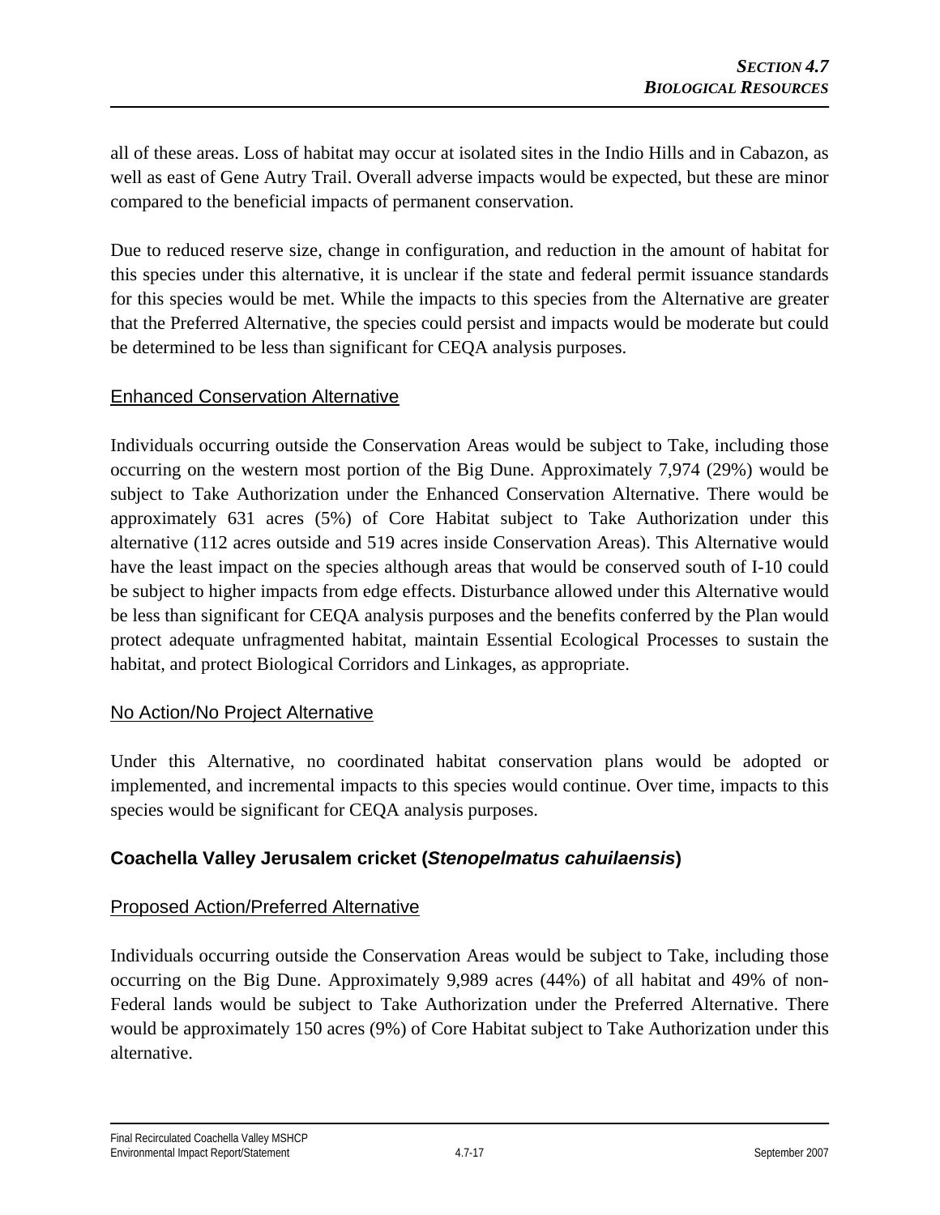all of these areas. Loss of habitat may occur at isolated sites in the Indio Hills and in Cabazon, as well as east of Gene Autry Trail. Overall adverse impacts would be expected, but these are minor compared to the beneficial impacts of permanent conservation.

Due to reduced reserve size, change in configuration, and reduction in the amount of habitat for this species under this alternative, it is unclear if the state and federal permit issuance standards for this species would be met. While the impacts to this species from the Alternative are greater that the Preferred Alternative, the species could persist and impacts would be moderate but could be determined to be less than significant for CEQA analysis purposes.

Enhanced Conservation Alternative

Individuals occurring outside the Conservation Areas would be subject to Take, including those occurring on the western most portion of the Big Dune. Approximately 7,974 (29%) would be subject to Take Authorization under the Enhanced Conservation Alternative. There would be approximately 631 acres (5%) of Core Habitat subject to Take Authorization under this alternative (112 acres outside and 519 acres inside Conservation Areas). This Alternative would have the least impact on the species although areas that would be conserved south of I-10 could be subject to higher impacts from edge effects. Disturbance allowed under this Alternative would be less than significant for CEQA analysis purposes and the benefits conferred by the Plan would protect adequate unfragmented habitat, maintain Essential Ecological Processes to sustain the habitat, and protect Biological Corridors and Linkages, as appropriate.

No Action/No Project Alternative

Under this Alternative, no coordinated habitat conservation plans would be adopted or implemented, and incremental impacts to this species would continue. Over time, impacts to this species would be significant for CEQA analysis purposes.

### Coachella Valley Jerusalem cricket (*Stenopelmatus cahuilaensis*)

Proposed Action/Preferred Alternative

Individuals occurring outside the Conservation Areas would be subject to Take, including those occurring on the Big Dune. Approximately 9,989 acres (44%) of all habitat and 49% of non-Federal lands would be subject to Take Authorization under the Preferred Alternative. There would be approximately 150 acres (9%) of Core Habitat subject to Take Authorization under this alternative.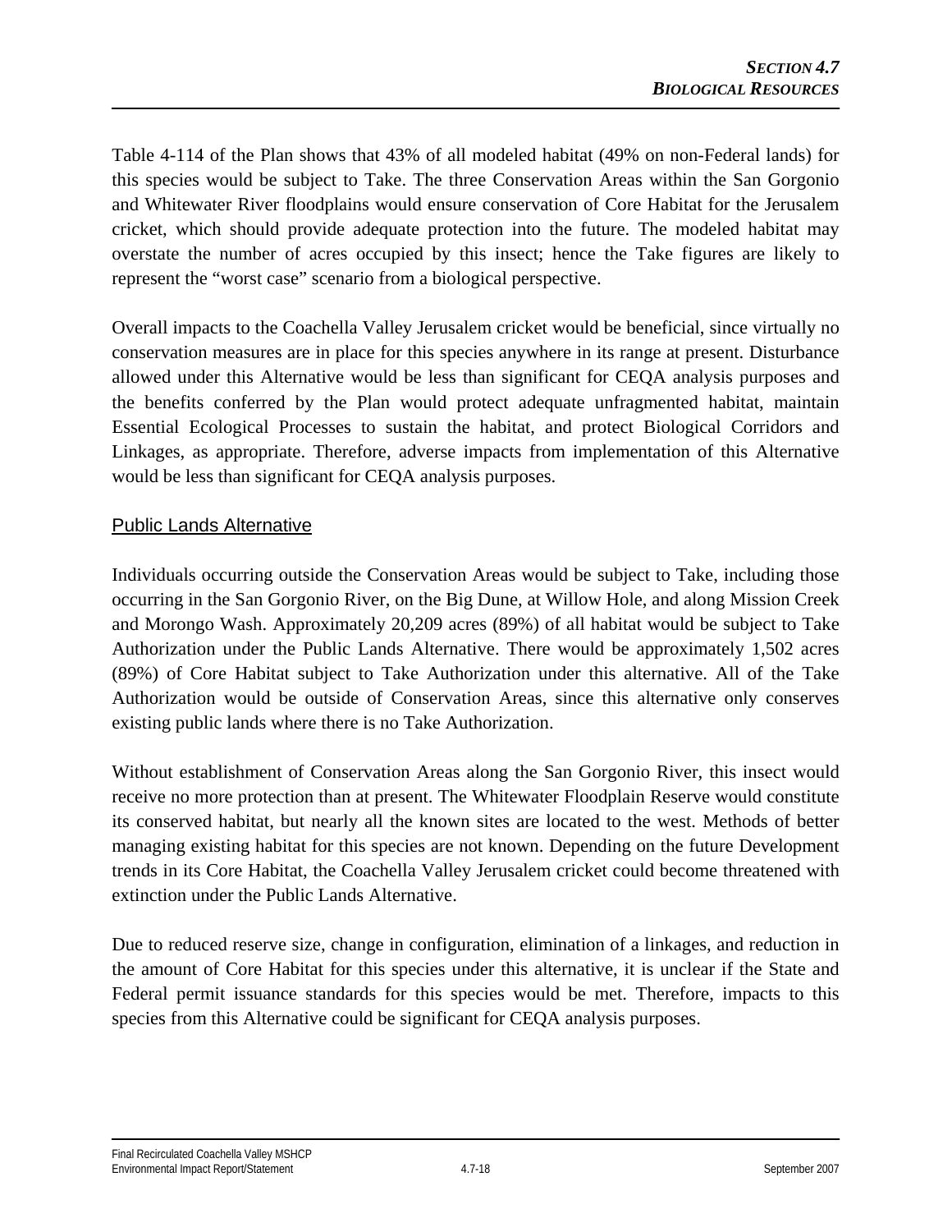Table 4-114 of the Plan shows that 43% of all modeled habitat (49% on non-Federal lands) for this species would be subject to Take. The three Conservation Areas within the San Gorgonio and Whitewater River floodplains would ensure conservation of Core Habitat for the Jerusalem cricket, which should provide adequate protection into the future. The modeled habitat may overstate the number of acres occupied by this insect; hence the Take figures are likely to represent the "worst case" scenario from a biological perspective.

Overall impacts to the Coachella Valley Jerusalem cricket would be beneficial, since virtually no conservation measures are in place for this species anywhere in its range at present. Disturbance allowed under this Alternative would be less than significant for CEQA analysis purposes and the benefits conferred by the Plan would protect adequate unfragmented habitat, maintain Essential Ecological Processes to sustain the habitat, and protect Biological Corridors and Linkages, as appropriate. Therefore, adverse impacts from implementation of this Alternative would be less than significant for CEQA analysis purposes.

## Public Lands Alternative

Individuals occurring outside the Conservation Areas would be subject to Take, including those occurring in the San Gorgonio River, on the Big Dune, at Willow Hole, and along Mission Creek and Morongo Wash. Approximately 20,209 acres (89%) of all habitat would be subject to Take Authorization under the Public Lands Alternative. There would be approximately 1,502 acres (89%) of Core Habitat subject to Take Authorization under this alternative. All of the Take Authorization would be outside of Conservation Areas, since this alternative only conserves existing public lands where there is no Take Authorization.

Without establishment of Conservation Areas along the San Gorgonio River, this insect would receive no more protection than at present. The Whitewater Floodplain Reserve would constitute its conserved habitat, but nearly all the known sites are located to the west. Methods of better managing existing habitat for this species are not known. Depending on the future Development trends in its Core Habitat, the Coachella Valley Jerusalem cricket could become threatened with extinction under the Public Lands Alternative.

Due to reduced reserve size, change in configuration, elimination of a linkages, and reduction in the amount of Core Habitat for this species under this alternative, it is unclear if the State and Federal permit issuance standards for this species would be met. Therefore, impacts to this species from this Alternative could be significant for CEQA analysis purposes.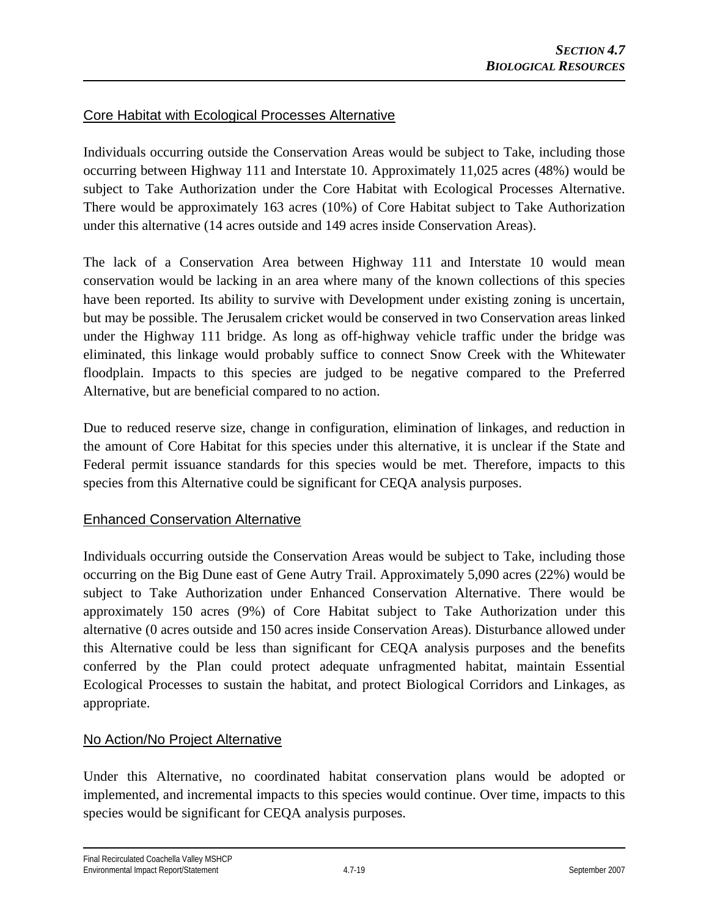Core Habitat with Ecological Processes Alternative

Individuals occurring outside the Conservation Areas would be subject to Take, including those occurring between Highway 111 and Interstate 10. Approximately 11,025 acres (48%) would be subject to Take Authorization under the Core Habitat with Ecological Processes Alternative. There would be approximately 163 acres (10%) of Core Habitat subject to Take Authorization under this alternative (14 acres outside and 149 acres inside Conservation Areas).

The lack of a Conservation Area between Highway 111 and Interstate 10 would mean conservation would be lacking in an area where many of the known collections of this species have been reported. Its ability to survive with Development under existing zoning is uncertain, but may be possible. The Jerusalem cricket would be conserved in two Conservation areas linked under the Highway 111 bridge. As long as off-highway vehicle traffic under the bridge was eliminated, this linkage would probably suffice to connect Snow Creek with the Whitewater floodplain. Impacts to this species are judged to be negative compared to the Preferred Alternative, but are beneficial compared to no action.

Due to reduced reserve size, change in configuration, elimination of linkages, and reduction in the amount of Core Habitat for this species under this alternative, it is unclear if the State and Federal permit issuance standards for this species would be met. Therefore, impacts to this species from this Alternative could be significant for CEQA analysis purposes.

Enhanced Conservation Alternative

Individuals occurring outside the Conservation Areas would be subject to Take, including those occurring on the Big Dune east of Gene Autry Trail. Approximately 5,090 acres (22%) would be subject to Take Authorization under Enhanced Conservation Alternative. There would be approximately 150 acres (9%) of Core Habitat subject to Take Authorization under this alternative (0 acres outside and 150 acres inside Conservation Areas). Disturbance allowed under this Alternative could be less than significant for CEQA analysis purposes and the benefits conferred by the Plan could protect adequate unfragmented habitat, maintain Essential Ecological Processes to sustain the habitat, and protect Biological Corridors and Linkages, as appropriate.

No Action/No Project Alternative

Under this Alternative, no coordinated habitat conservation plans would be adopted or implemented, and incremental impacts to this species would continue. Over time, impacts to this species would be significant for CEQA analysis purposes.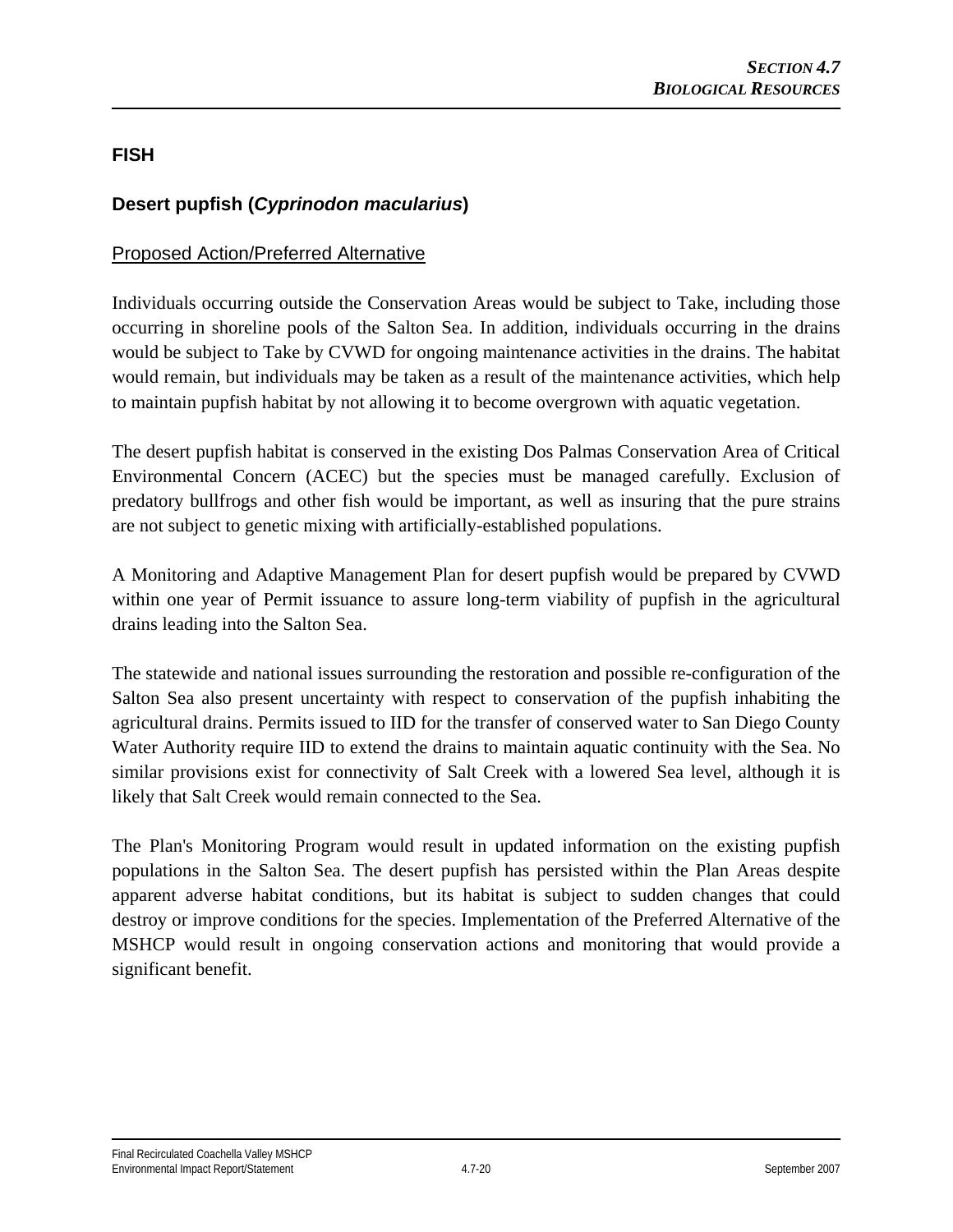## FISH

### Desert pupfish (*Cyprinodon macularius*)

Proposed Action/Preferred Alternative

Individuals occurring outside the Conservation Areas would be subject to Take, including those occurring in shoreline pools of the Salton Sea. In addition, individuals occurring in the drains would be subject to Take by CVWD for ongoing maintenance activities in the drains. The habitat would remain, but individuals may be taken as a result of the maintenance activities, which help to maintain pupfish habitat by not allowing it to become overgrown with aquatic vegetation.

The desert pupfish habitat is conserved in the existing Dos Palmas Conservation Area of Critical Environmental Concern (ACEC) but the species must be managed carefully. Exclusion of predatory bullfrogs and other fish would be important, as well as insuring that the pure strains are not subject to genetic mixing with artificially-established populations.

A Monitoring and Adaptive Management Plan for desert pupfish would be prepared by CVWD within one year of Permit issuance to assure long-term viability of pupfish in the agricultural drains leading into the Salton Sea.

The statewide and national issues surrounding the restoration and possible re-configuration of the Salton Sea also present uncertainty with respect to conservation of the pupfish inhabiting the agricultural drains. Permits issued to IID for the transfer of conserved water to San Diego County Water Authority require IID to extend the drains to maintain aquatic continuity with the Sea. No similar provisions exist for connectivity of Salt Creek with a lowered Sea level, although it is likely that Salt Creek would remain connected to the Sea.

The Plan's Monitoring Program would result in updated information on the existing pupfish populations in the Salton Sea. The desert pupfish has persisted within the Plan Areas despite apparent adverse habitat conditions, but its habitat is subject to sudden changes that could destroy or improve conditions for the species. Implementation of the Preferred Alternative of the MSHCP would result in ongoing conservation actions and monitoring that would provide a significant benefit.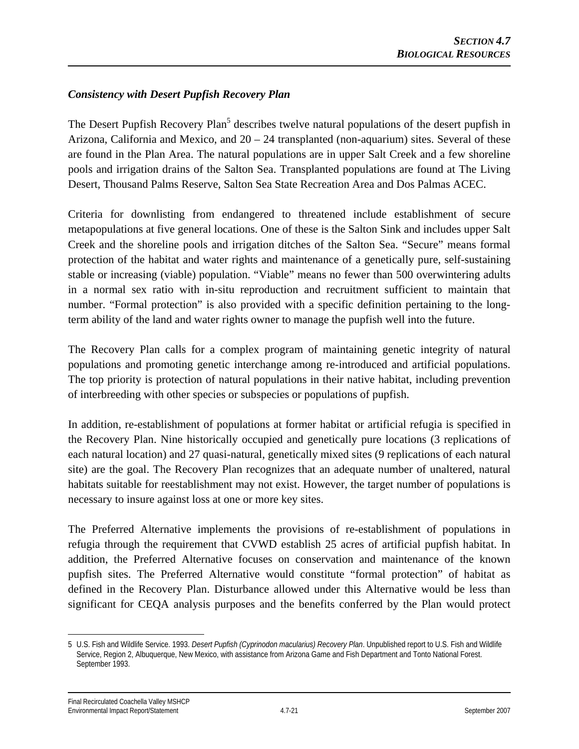### *Consistency with Desert Pupfish Recovery Plan*

The Desert Pupfish Recovery Plan[5] describes twelve natural populations of the desert pupfish in Arizona, California and Mexico, and 20 – 24 transplanted (non-aquarium) sites. Several of these are found in the Plan Area. The natural populations are in upper Salt Creek and a few shoreline pools and irrigation drains of the Salton Sea. Transplanted populations are found at The Living Desert, Thousand Palms Reserve, Salton Sea State Recreation Area and Dos Palmas ACEC.

Criteria for downlisting from endangered to threatened include establishment of secure metapopulations at five general locations. One of these is the Salton Sink and includes upper Salt Creek and the shoreline pools and irrigation ditches of the Salton Sea. "Secure" means formal protection of the habitat and water rights and maintenance of a genetically pure, self-sustaining stable or increasing (viable) population. "Viable" means no fewer than 500 overwintering adults in a normal sex ratio with in-situ reproduction and recruitment sufficient to maintain that number. "Formal protection" is also provided with a specific definition pertaining to the long-term ability of the land and water rights owner to manage the pupfish well into the future.

The Recovery Plan calls for a complex program of maintaining genetic integrity of natural populations and promoting genetic interchange among re-introduced and artificial populations. The top priority is protection of natural populations in their native habitat, including prevention of interbreeding with other species or subspecies or populations of pupfish.

In addition, re-establishment of populations at former habitat or artificial refugia is specified in the Recovery Plan. Nine historically occupied and genetically pure locations (3 replications of each natural location) and 27 quasi-natural, genetically mixed sites (9 replications of each natural site) are the goal. The Recovery Plan recognizes that an adequate number of unaltered, natural habitats suitable for reestablishment may not exist. However, the target number of populations is necessary to insure against loss at one or more key sites.

The Preferred Alternative implements the provisions of re-establishment of populations in refugia through the requirement that CVWD establish 25 acres of artificial pupfish habitat. In addition, the Preferred Alternative focuses on conservation and maintenance of the known pupfish sites. The Preferred Alternative would constitute "formal protection" of habitat as defined in the Recovery Plan. Disturbance allowed under this Alternative would be less than significant for CEQA analysis purposes and the benefits conferred by the Plan would protect

---

5 U.S. Fish and Wildlife Service. 1993. *Desert Pupfish (Cyprinodon macularius) Recovery Plan*. Unpublished report to U.S. Fish and Wildlife Service, Region 2, Albuquerque, New Mexico, with assistance from Arizona Game and Fish Department and Tonto National Forest. September 1993.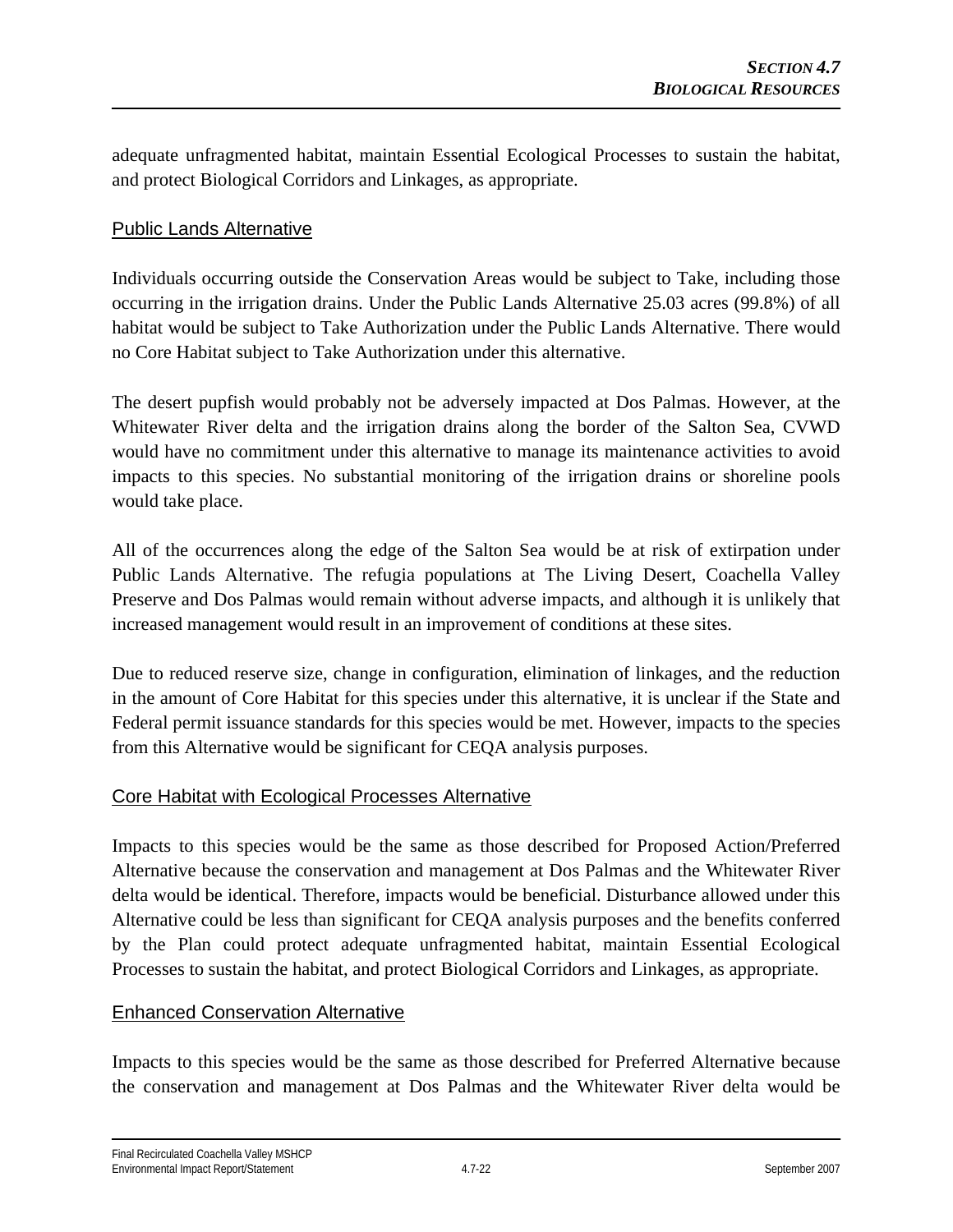adequate unfragmented habitat, maintain Essential Ecological Processes to sustain the habitat, and protect Biological Corridors and Linkages, as appropriate.

### Public Lands Alternative

Individuals occurring outside the Conservation Areas would be subject to Take, including those occurring in the irrigation drains. Under the Public Lands Alternative 25.03 acres (99.8%) of all habitat would be subject to Take Authorization under the Public Lands Alternative. There would no Core Habitat subject to Take Authorization under this alternative.

The desert pupfish would probably not be adversely impacted at Dos Palmas. However, at the Whitewater River delta and the irrigation drains along the border of the Salton Sea, CVWD would have no commitment under this alternative to manage its maintenance activities to avoid impacts to this species. No substantial monitoring of the irrigation drains or shoreline pools would take place.

All of the occurrences along the edge of the Salton Sea would be at risk of extirpation under Public Lands Alternative. The refugia populations at The Living Desert, Coachella Valley Preserve and Dos Palmas would remain without adverse impacts, and although it is unlikely that increased management would result in an improvement of conditions at these sites.

Due to reduced reserve size, change in configuration, elimination of linkages, and the reduction in the amount of Core Habitat for this species under this alternative, it is unclear if the State and Federal permit issuance standards for this species would be met. However, impacts to the species from this Alternative would be significant for CEQA analysis purposes.

### Core Habitat with Ecological Processes Alternative

Impacts to this species would be the same as those described for Proposed Action/Preferred Alternative because the conservation and management at Dos Palmas and the Whitewater River delta would be identical. Therefore, impacts would be beneficial. Disturbance allowed under this Alternative could be less than significant for CEQA analysis purposes and the benefits conferred by the Plan could protect adequate unfragmented habitat, maintain Essential Ecological Processes to sustain the habitat, and protect Biological Corridors and Linkages, as appropriate.

### Enhanced Conservation Alternative

Impacts to this species would be the same as those described for Preferred Alternative because the conservation and management at Dos Palmas and the Whitewater River delta would be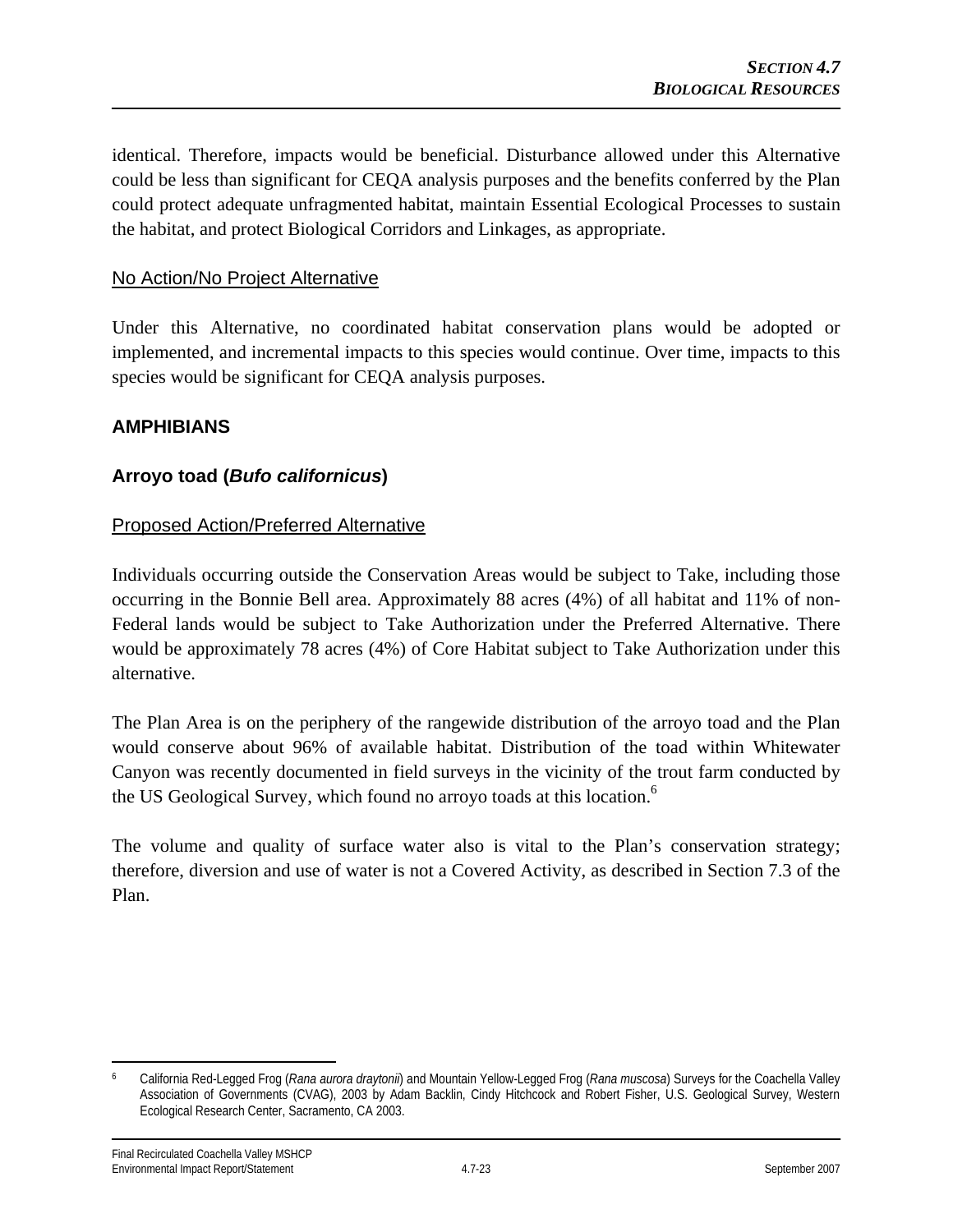identical. Therefore, impacts would be beneficial. Disturbance allowed under this Alternative could be less than significant for CEQA analysis purposes and the benefits conferred by the Plan could protect adequate unfragmented habitat, maintain Essential Ecological Processes to sustain the habitat, and protect Biological Corridors and Linkages, as appropriate.

No Action/No Project Alternative

Under this Alternative, no coordinated habitat conservation plans would be adopted or implemented, and incremental impacts to this species would continue. Over time, impacts to this species would be significant for CEQA analysis purposes.

## AMPHIBIANS

### Arroyo toad (*Bufo californicus*)

Proposed Action/Preferred Alternative

Individuals occurring outside the Conservation Areas would be subject to Take, including those occurring in the Bonnie Bell area. Approximately 88 acres (4%) of all habitat and 11% of non-Federal lands would be subject to Take Authorization under the Preferred Alternative. There would be approximately 78 acres (4%) of Core Habitat subject to Take Authorization under this alternative.

The Plan Area is on the periphery of the rangewide distribution of the arroyo toad and the Plan would conserve about 96% of available habitat. Distribution of the toad within Whitewater Canyon was recently documented in field surveys in the vicinity of the trout farm conducted by the US Geological Survey, which found no arroyo toads at this location.[6]

The volume and quality of surface water also is vital to the Plan's conservation strategy; therefore, diversion and use of water is not a Covered Activity, as described in Section 7.3 of the Plan.

[6] California Red-Legged Frog (*Rana aurora draytonii*) and Mountain Yellow-Legged Frog (*Rana muscosa*) Surveys for the Coachella Valley Association of Governments (CVAG), 2003 by Adam Backlin, Cindy Hitchcock and Robert Fisher, U.S. Geological Survey, Western Ecological Research Center, Sacramento, CA 2003.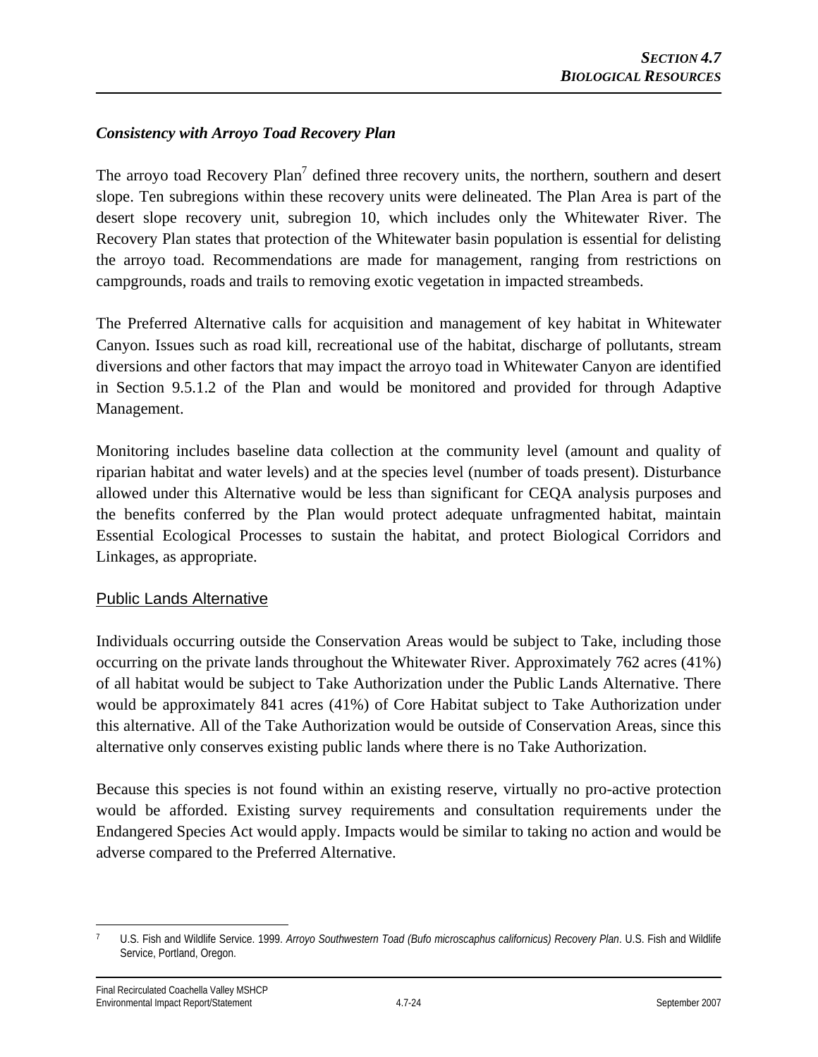### *Consistency with Arroyo Toad Recovery Plan*

The arroyo toad Recovery Plan[7] defined three recovery units, the northern, southern and desert slope. Ten subregions within these recovery units were delineated. The Plan Area is part of the desert slope recovery unit, subregion 10, which includes only the Whitewater River. The Recovery Plan states that protection of the Whitewater basin population is essential for delisting the arroyo toad. Recommendations are made for management, ranging from restrictions on campgrounds, roads and trails to removing exotic vegetation in impacted streambeds.

The Preferred Alternative calls for acquisition and management of key habitat in Whitewater Canyon. Issues such as road kill, recreational use of the habitat, discharge of pollutants, stream diversions and other factors that may impact the arroyo toad in Whitewater Canyon are identified in Section 9.5.1.2 of the Plan and would be monitored and provided for through Adaptive Management.

Monitoring includes baseline data collection at the community level (amount and quality of riparian habitat and water levels) and at the species level (number of toads present). Disturbance allowed under this Alternative would be less than significant for CEQA analysis purposes and the benefits conferred by the Plan would protect adequate unfragmented habitat, maintain Essential Ecological Processes to sustain the habitat, and protect Biological Corridors and Linkages, as appropriate.

#### Public Lands Alternative

Individuals occurring outside the Conservation Areas would be subject to Take, including those occurring on the private lands throughout the Whitewater River. Approximately 762 acres (41%) of all habitat would be subject to Take Authorization under the Public Lands Alternative. There would be approximately 841 acres (41%) of Core Habitat subject to Take Authorization under this alternative. All of the Take Authorization would be outside of Conservation Areas, since this alternative only conserves existing public lands where there is no Take Authorization.

Because this species is not found within an existing reserve, virtually no pro-active protection would be afforded. Existing survey requirements and consultation requirements under the Endangered Species Act would apply. Impacts would be similar to taking no action and would be adverse compared to the Preferred Alternative.

---

[7] U.S. Fish and Wildlife Service. 1999. *Arroyo Southwestern Toad (Bufo microscaphus californicus) Recovery Plan*. U.S. Fish and Wildlife Service, Portland, Oregon.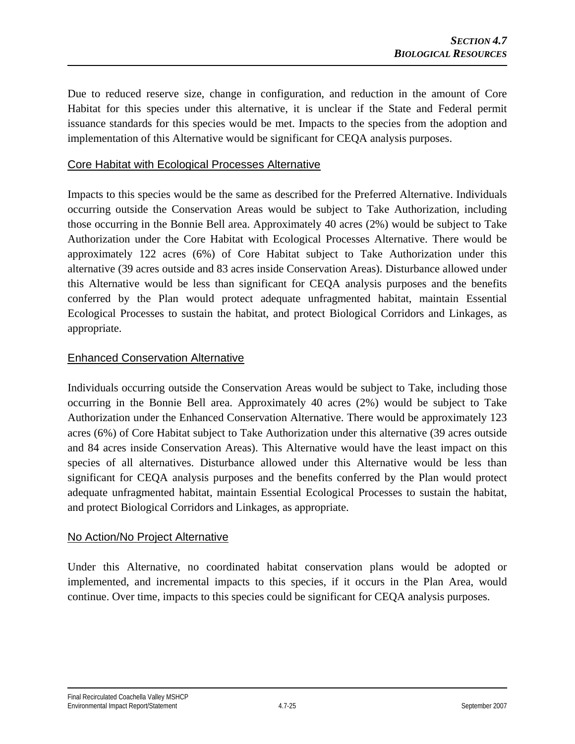Due to reduced reserve size, change in configuration, and reduction in the amount of Core Habitat for this species under this alternative, it is unclear if the State and Federal permit issuance standards for this species would be met. Impacts to the species from the adoption and implementation of this Alternative would be significant for CEQA analysis purposes.

### Core Habitat with Ecological Processes Alternative

Impacts to this species would be the same as described for the Preferred Alternative. Individuals occurring outside the Conservation Areas would be subject to Take Authorization, including those occurring in the Bonnie Bell area. Approximately 40 acres (2%) would be subject to Take Authorization under the Core Habitat with Ecological Processes Alternative. There would be approximately 122 acres (6%) of Core Habitat subject to Take Authorization under this alternative (39 acres outside and 83 acres inside Conservation Areas). Disturbance allowed under this Alternative would be less than significant for CEQA analysis purposes and the benefits conferred by the Plan would protect adequate unfragmented habitat, maintain Essential Ecological Processes to sustain the habitat, and protect Biological Corridors and Linkages, as appropriate.

### Enhanced Conservation Alternative

Individuals occurring outside the Conservation Areas would be subject to Take, including those occurring in the Bonnie Bell area. Approximately 40 acres (2%) would be subject to Take Authorization under the Enhanced Conservation Alternative. There would be approximately 123 acres (6%) of Core Habitat subject to Take Authorization under this alternative (39 acres outside and 84 acres inside Conservation Areas). This Alternative would have the least impact on this species of all alternatives. Disturbance allowed under this Alternative would be less than significant for CEQA analysis purposes and the benefits conferred by the Plan would protect adequate unfragmented habitat, maintain Essential Ecological Processes to sustain the habitat, and protect Biological Corridors and Linkages, as appropriate.

### No Action/No Project Alternative

Under this Alternative, no coordinated habitat conservation plans would be adopted or implemented, and incremental impacts to this species, if it occurs in the Plan Area, would continue. Over time, impacts to this species could be significant for CEQA analysis purposes.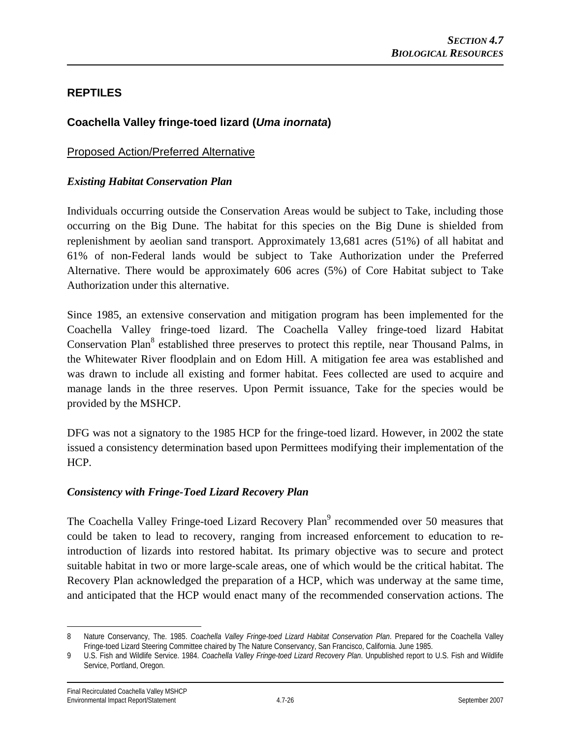## REPTILES

### Coachella Valley fringe-toed lizard (*Uma inornata*)

Proposed Action/Preferred Alternative

#### *Existing Habitat Conservation Plan*

Individuals occurring outside the Conservation Areas would be subject to Take, including those occurring on the Big Dune. The habitat for this species on the Big Dune is shielded from replenishment by aeolian sand transport. Approximately 13,681 acres (51%) of all habitat and 61% of non-Federal lands would be subject to Take Authorization under the Preferred Alternative. There would be approximately 606 acres (5%) of Core Habitat subject to Take Authorization under this alternative.

Since 1985, an extensive conservation and mitigation program has been implemented for the Coachella Valley fringe-toed lizard. The Coachella Valley fringe-toed lizard Habitat Conservation Plan[8] established three preserves to protect this reptile, near Thousand Palms, in the Whitewater River floodplain and on Edom Hill. A mitigation fee area was established and was drawn to include all existing and former habitat. Fees collected are used to acquire and manage lands in the three reserves. Upon Permit issuance, Take for the species would be provided by the MSHCP.

DFG was not a signatory to the 1985 HCP for the fringe-toed lizard. However, in 2002 the state issued a consistency determination based upon Permittees modifying their implementation of the HCP.

#### *Consistency with Fringe-Toed Lizard Recovery Plan*

The Coachella Valley Fringe-toed Lizard Recovery Plan[9] recommended over 50 measures that could be taken to lead to recovery, ranging from increased enforcement to education to re-introduction of lizards into restored habitat. Its primary objective was to secure and protect suitable habitat in two or more large-scale areas, one of which would be the critical habitat. The Recovery Plan acknowledged the preparation of a HCP, which was underway at the same time, and anticipated that the HCP would enact many of the recommended conservation actions. The

---

8 Nature Conservancy, The. 1985. *Coachella Valley Fringe-toed Lizard Habitat Conservation Plan*. Prepared for the Coachella Valley Fringe-toed Lizard Steering Committee chaired by The Nature Conservancy, San Francisco, California. June 1985.

9 U.S. Fish and Wildlife Service. 1984. *Coachella Valley Fringe-toed Lizard Recovery Plan*. Unpublished report to U.S. Fish and Wildlife Service, Portland, Oregon.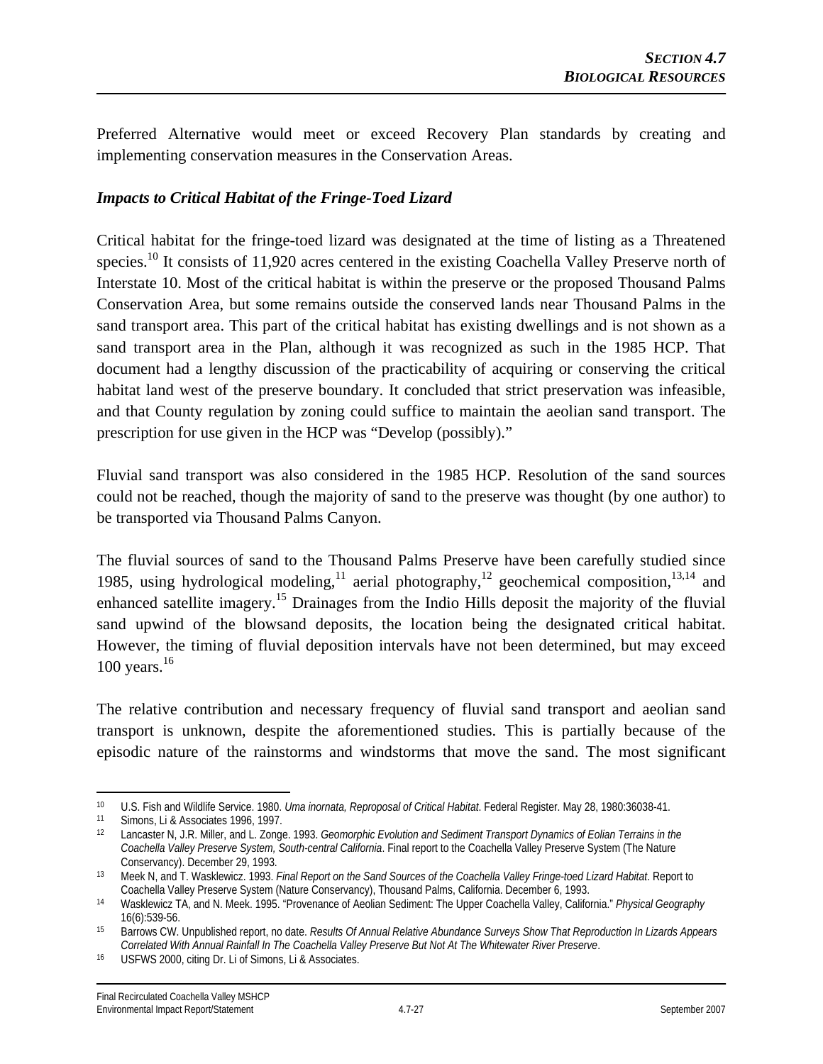Preferred Alternative would meet or exceed Recovery Plan standards by creating and implementing conservation measures in the Conservation Areas.

### *Impacts to Critical Habitat of the Fringe-Toed Lizard*

Critical habitat for the fringe-toed lizard was designated at the time of listing as a Threatened species.[10] It consists of 11,920 acres centered in the existing Coachella Valley Preserve north of Interstate 10. Most of the critical habitat is within the preserve or the proposed Thousand Palms Conservation Area, but some remains outside the conserved lands near Thousand Palms in the sand transport area. This part of the critical habitat has existing dwellings and is not shown as a sand transport area in the Plan, although it was recognized as such in the 1985 HCP. That document had a lengthy discussion of the practicability of acquiring or conserving the critical habitat land west of the preserve boundary. It concluded that strict preservation was infeasible, and that County regulation by zoning could suffice to maintain the aeolian sand transport. The prescription for use given in the HCP was "Develop (possibly)."

Fluvial sand transport was also considered in the 1985 HCP. Resolution of the sand sources could not be reached, though the majority of sand to the preserve was thought (by one author) to be transported via Thousand Palms Canyon.

The fluvial sources of sand to the Thousand Palms Preserve have been carefully studied since 1985, using hydrological modeling,[11] aerial photography,[12] geochemical composition,[13,14] and enhanced satellite imagery.[15] Drainages from the Indio Hills deposit the majority of the fluvial sand upwind of the blowsand deposits, the location being the designated critical habitat. However, the timing of fluvial deposition intervals have not been determined, but may exceed 100 years.[16]

The relative contribution and necessary frequency of fluvial sand transport and aeolian sand transport is unknown, despite the aforementioned studies. This is partially because of the episodic nature of the rainstorms and windstorms that move the sand. The most significant

---

[10] U.S. Fish and Wildlife Service. 1980. *Uma inornata, Reproposal of Critical Habitat*. Federal Register. May 28, 1980:36038-41.

[11] Simons, Li & Associates 1996, 1997.

[12] Lancaster N, J.R. Miller, and L. Zonge. 1993. *Geomorphic Evolution and Sediment Transport Dynamics of Eolian Terrains in the Coachella Valley Preserve System, South-central California*. Final report to the Coachella Valley Preserve System (The Nature Conservancy). December 29, 1993.

[13] Meek N, and T. Wasklewicz. 1993. *Final Report on the Sand Sources of the Coachella Valley Fringe-toed Lizard Habitat*. Report to Coachella Valley Preserve System (Nature Conservancy), Thousand Palms, California. December 6, 1993.

[14] Wasklewicz TA, and N. Meek. 1995. "Provenance of Aeolian Sediment: The Upper Coachella Valley, California." *Physical Geography* 16(6):539-56.

[15] Barrows CW. Unpublished report, no date. *Results Of Annual Relative Abundance Surveys Show That Reproduction In Lizards Appears Correlated With Annual Rainfall In The Coachella Valley Preserve But Not At The Whitewater River Preserve*.

[16] USFWS 2000, citing Dr. Li of Simons, Li & Associates.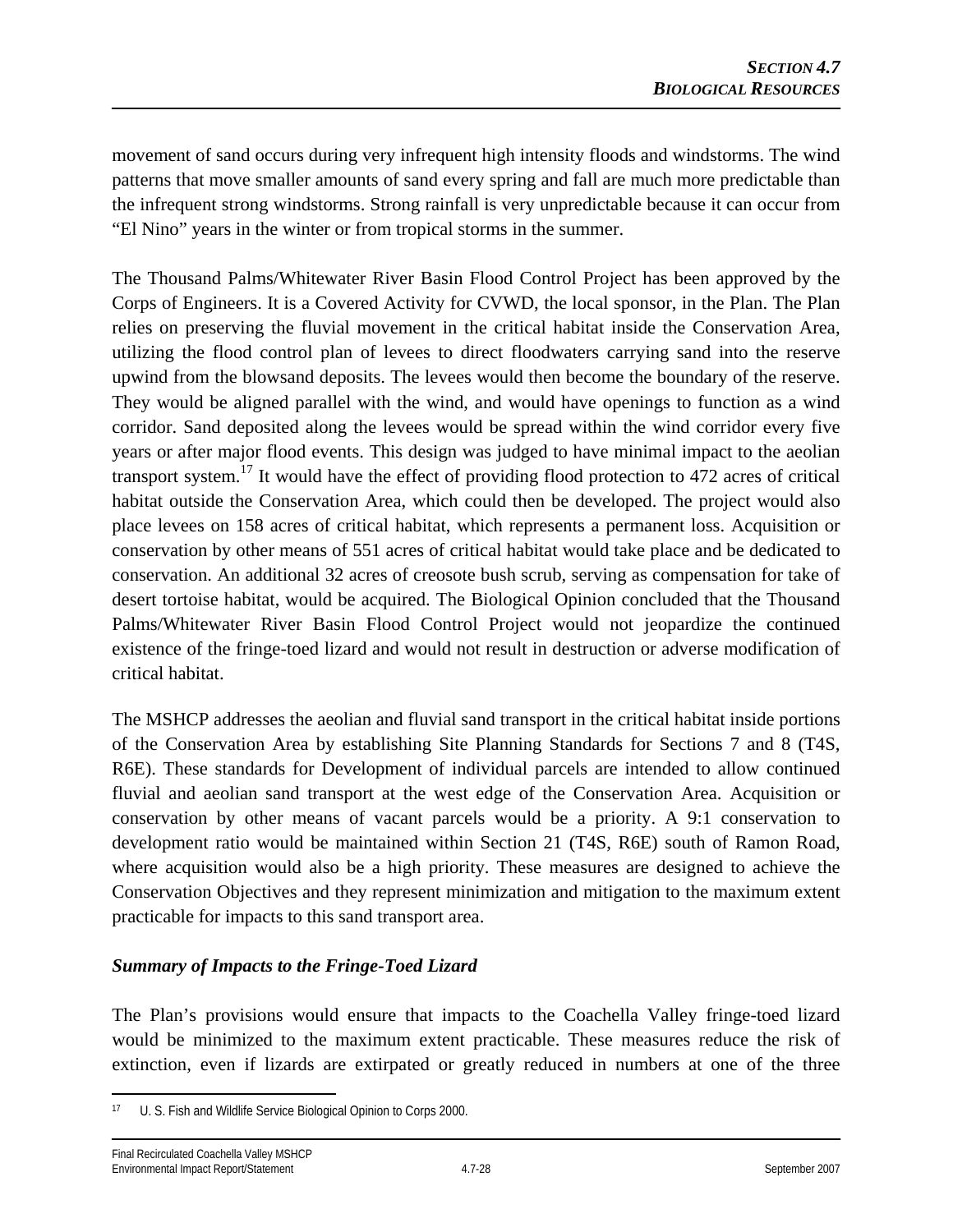movement of sand occurs during very infrequent high intensity floods and windstorms. The wind patterns that move smaller amounts of sand every spring and fall are much more predictable than the infrequent strong windstorms. Strong rainfall is very unpredictable because it can occur from "El Nino" years in the winter or from tropical storms in the summer.

The Thousand Palms/Whitewater River Basin Flood Control Project has been approved by the Corps of Engineers. It is a Covered Activity for CVWD, the local sponsor, in the Plan. The Plan relies on preserving the fluvial movement in the critical habitat inside the Conservation Area, utilizing the flood control plan of levees to direct floodwaters carrying sand into the reserve upwind from the blowsand deposits. The levees would then become the boundary of the reserve. They would be aligned parallel with the wind, and would have openings to function as a wind corridor. Sand deposited along the levees would be spread within the wind corridor every five years or after major flood events. This design was judged to have minimal impact to the aeolian transport system.[17] It would have the effect of providing flood protection to 472 acres of critical habitat outside the Conservation Area, which could then be developed. The project would also place levees on 158 acres of critical habitat, which represents a permanent loss. Acquisition or conservation by other means of 551 acres of critical habitat would take place and be dedicated to conservation. An additional 32 acres of creosote bush scrub, serving as compensation for take of desert tortoise habitat, would be acquired. The Biological Opinion concluded that the Thousand Palms/Whitewater River Basin Flood Control Project would not jeopardize the continued existence of the fringe-toed lizard and would not result in destruction or adverse modification of critical habitat.

The MSHCP addresses the aeolian and fluvial sand transport in the critical habitat inside portions of the Conservation Area by establishing Site Planning Standards for Sections 7 and 8 (T4S, R6E). These standards for Development of individual parcels are intended to allow continued fluvial and aeolian sand transport at the west edge of the Conservation Area. Acquisition or conservation by other means of vacant parcels would be a priority. A 9:1 conservation to development ratio would be maintained within Section 21 (T4S, R6E) south of Ramon Road, where acquisition would also be a high priority. These measures are designed to achieve the Conservation Objectives and they represent minimization and mitigation to the maximum extent practicable for impacts to this sand transport area.

***Summary of Impacts to the Fringe-Toed Lizard***

The Plan's provisions would ensure that impacts to the Coachella Valley fringe-toed lizard would be minimized to the maximum extent practicable. These measures reduce the risk of extinction, even if lizards are extirpated or greatly reduced in numbers at one of the three

[17] U. S. Fish and Wildlife Service Biological Opinion to Corps 2000.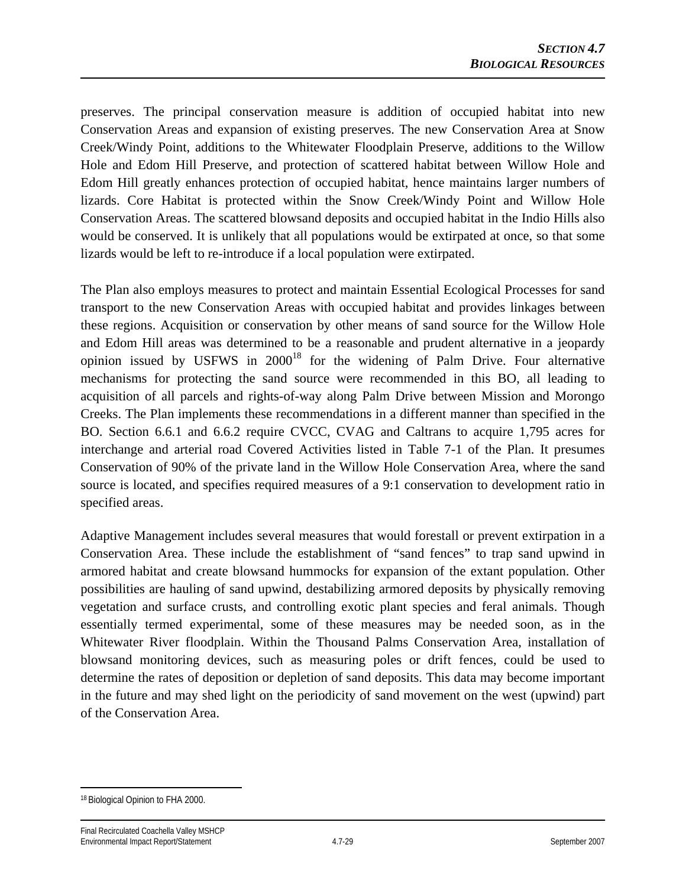preserves. The principal conservation measure is addition of occupied habitat into new Conservation Areas and expansion of existing preserves. The new Conservation Area at Snow Creek/Windy Point, additions to the Whitewater Floodplain Preserve, additions to the Willow Hole and Edom Hill Preserve, and protection of scattered habitat between Willow Hole and Edom Hill greatly enhances protection of occupied habitat, hence maintains larger numbers of lizards. Core Habitat is protected within the Snow Creek/Windy Point and Willow Hole Conservation Areas. The scattered blowsand deposits and occupied habitat in the Indio Hills also would be conserved. It is unlikely that all populations would be extirpated at once, so that some lizards would be left to re-introduce if a local population were extirpated.

The Plan also employs measures to protect and maintain Essential Ecological Processes for sand transport to the new Conservation Areas with occupied habitat and provides linkages between these regions. Acquisition or conservation by other means of sand source for the Willow Hole and Edom Hill areas was determined to be a reasonable and prudent alternative in a jeopardy opinion issued by USFWS in 2000[18] for the widening of Palm Drive. Four alternative mechanisms for protecting the sand source were recommended in this BO, all leading to acquisition of all parcels and rights-of-way along Palm Drive between Mission and Morongo Creeks. The Plan implements these recommendations in a different manner than specified in the BO. Section 6.6.1 and 6.6.2 require CVCC, CVAG and Caltrans to acquire 1,795 acres for interchange and arterial road Covered Activities listed in Table 7-1 of the Plan. It presumes Conservation of 90% of the private land in the Willow Hole Conservation Area, where the sand source is located, and specifies required measures of a 9:1 conservation to development ratio in specified areas.

Adaptive Management includes several measures that would forestall or prevent extirpation in a Conservation Area. These include the establishment of "sand fences" to trap sand upwind in armored habitat and create blowsand hummocks for expansion of the extant population. Other possibilities are hauling of sand upwind, destabilizing armored deposits by physically removing vegetation and surface crusts, and controlling exotic plant species and feral animals. Though essentially termed experimental, some of these measures may be needed soon, as in the Whitewater River floodplain. Within the Thousand Palms Conservation Area, installation of blowsand monitoring devices, such as measuring poles or drift fences, could be used to determine the rates of deposition or depletion of sand deposits. This data may become important in the future and may shed light on the periodicity of sand movement on the west (upwind) part of the Conservation Area.

[18] Biological Opinion to FHA 2000.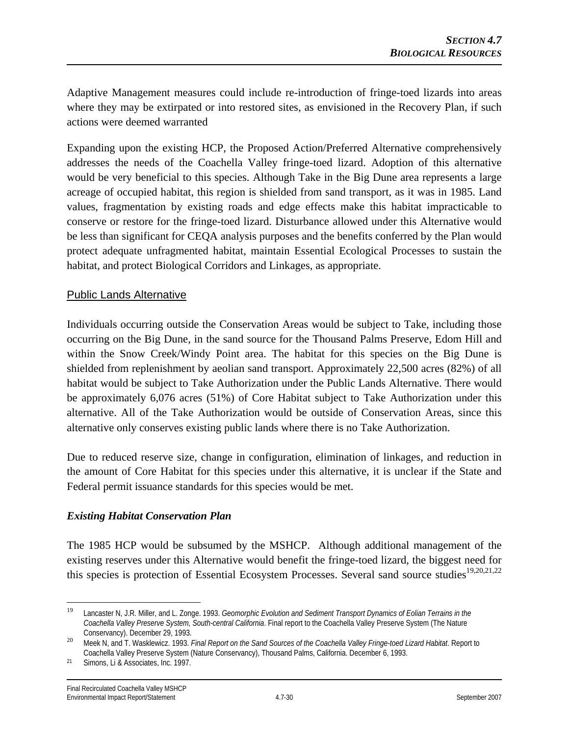Adaptive Management measures could include re-introduction of fringe-toed lizards into areas where they may be extirpated or into restored sites, as envisioned in the Recovery Plan, if such actions were deemed warranted

Expanding upon the existing HCP, the Proposed Action/Preferred Alternative comprehensively addresses the needs of the Coachella Valley fringe-toed lizard. Adoption of this alternative would be very beneficial to this species. Although Take in the Big Dune area represents a large acreage of occupied habitat, this region is shielded from sand transport, as it was in 1985. Land values, fragmentation by existing roads and edge effects make this habitat impracticable to conserve or restore for the fringe-toed lizard. Disturbance allowed under this Alternative would be less than significant for CEQA analysis purposes and the benefits conferred by the Plan would protect adequate unfragmented habitat, maintain Essential Ecological Processes to sustain the habitat, and protect Biological Corridors and Linkages, as appropriate.

#### Public Lands Alternative

Individuals occurring outside the Conservation Areas would be subject to Take, including those occurring on the Big Dune, in the sand source for the Thousand Palms Preserve, Edom Hill and within the Snow Creek/Windy Point area. The habitat for this species on the Big Dune is shielded from replenishment by aeolian sand transport. Approximately 22,500 acres (82%) of all habitat would be subject to Take Authorization under the Public Lands Alternative. There would be approximately 6,076 acres (51%) of Core Habitat subject to Take Authorization under this alternative. All of the Take Authorization would be outside of Conservation Areas, since this alternative only conserves existing public lands where there is no Take Authorization.

Due to reduced reserve size, change in configuration, elimination of linkages, and reduction in the amount of Core Habitat for this species under this alternative, it is unclear if the State and Federal permit issuance standards for this species would be met.

### *Existing Habitat Conservation Plan*

The 1985 HCP would be subsumed by the MSHCP. Although additional management of the existing reserves under this Alternative would benefit the fringe-toed lizard, the biggest need for this species is protection of Essential Ecosystem Processes. Several sand source studies[19,20,21,22]

---

[19] Lancaster N, J.R. Miller, and L. Zonge. 1993. *Geomorphic Evolution and Sediment Transport Dynamics of Eolian Terrains in the Coachella Valley Preserve System, South-central California*. Final report to the Coachella Valley Preserve System (The Nature Conservancy). December 29, 1993.

[20] Meek N, and T. Wasklewicz. 1993. *Final Report on the Sand Sources of the Coachella Valley Fringe-toed Lizard Habitat*. Report to Coachella Valley Preserve System (Nature Conservancy), Thousand Palms, California. December 6, 1993.

[21] Simons, Li & Associates, Inc. 1997.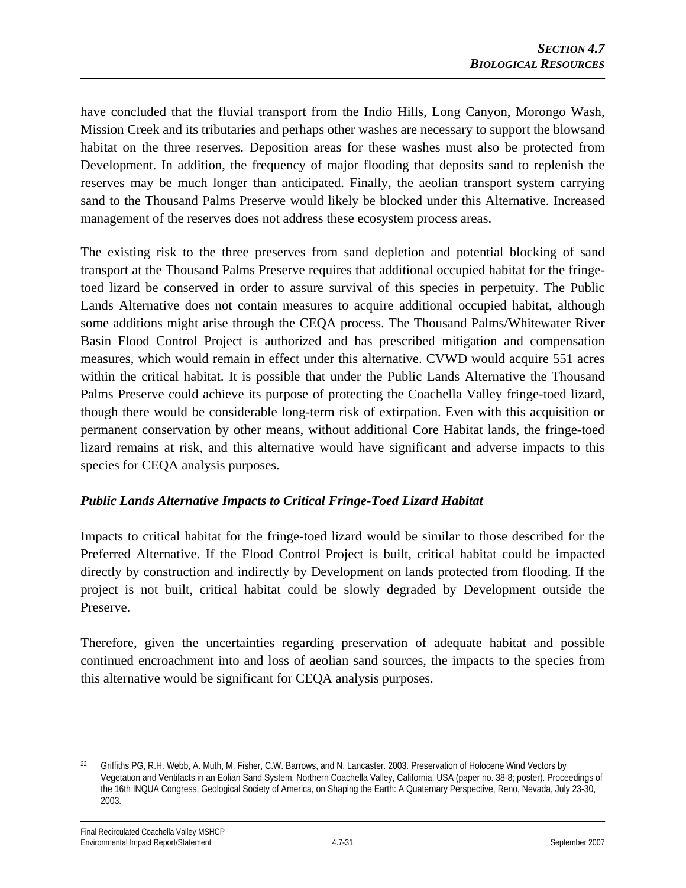have concluded that the fluvial transport from the Indio Hills, Long Canyon, Morongo Wash, Mission Creek and its tributaries and perhaps other washes are necessary to support the blowsand habitat on the three reserves. Deposition areas for these washes must also be protected from Development. In addition, the frequency of major flooding that deposits sand to replenish the reserves may be much longer than anticipated. Finally, the aeolian transport system carrying sand to the Thousand Palms Preserve would likely be blocked under this Alternative. Increased management of the reserves does not address these ecosystem process areas.

The existing risk to the three preserves from sand depletion and potential blocking of sand transport at the Thousand Palms Preserve requires that additional occupied habitat for the fringe-toed lizard be conserved in order to assure survival of this species in perpetuity. The Public Lands Alternative does not contain measures to acquire additional occupied habitat, although some additions might arise through the CEQA process. The Thousand Palms/Whitewater River Basin Flood Control Project is authorized and has prescribed mitigation and compensation measures, which would remain in effect under this alternative. CVWD would acquire 551 acres within the critical habitat. It is possible that under the Public Lands Alternative the Thousand Palms Preserve could achieve its purpose of protecting the Coachella Valley fringe-toed lizard, though there would be considerable long-term risk of extirpation. Even with this acquisition or permanent conservation by other means, without additional Core Habitat lands, the fringe-toed lizard remains at risk, and this alternative would have significant and adverse impacts to this species for CEQA analysis purposes.

***Public Lands Alternative Impacts to Critical Fringe-Toed Lizard Habitat***

Impacts to critical habitat for the fringe-toed lizard would be similar to those described for the Preferred Alternative. If the Flood Control Project is built, critical habitat could be impacted directly by construction and indirectly by Development on lands protected from flooding. If the project is not built, critical habitat could be slowly degraded by Development outside the Preserve.

Therefore, given the uncertainties regarding preservation of adequate habitat and possible continued encroachment into and loss of aeolian sand sources, the impacts to the species from this alternative would be significant for CEQA analysis purposes.

---

[22] Griffiths PG, R.H. Webb, A. Muth, M. Fisher, C.W. Barrows, and N. Lancaster. 2003. Preservation of Holocene Wind Vectors by Vegetation and Ventifacts in an Eolian Sand System, Northern Coachella Valley, California, USA (paper no. 38-8; poster). Proceedings of the 16th INQUA Congress, Geological Society of America, on Shaping the Earth: A Quaternary Perspective, Reno, Nevada, July 23-30, 2003.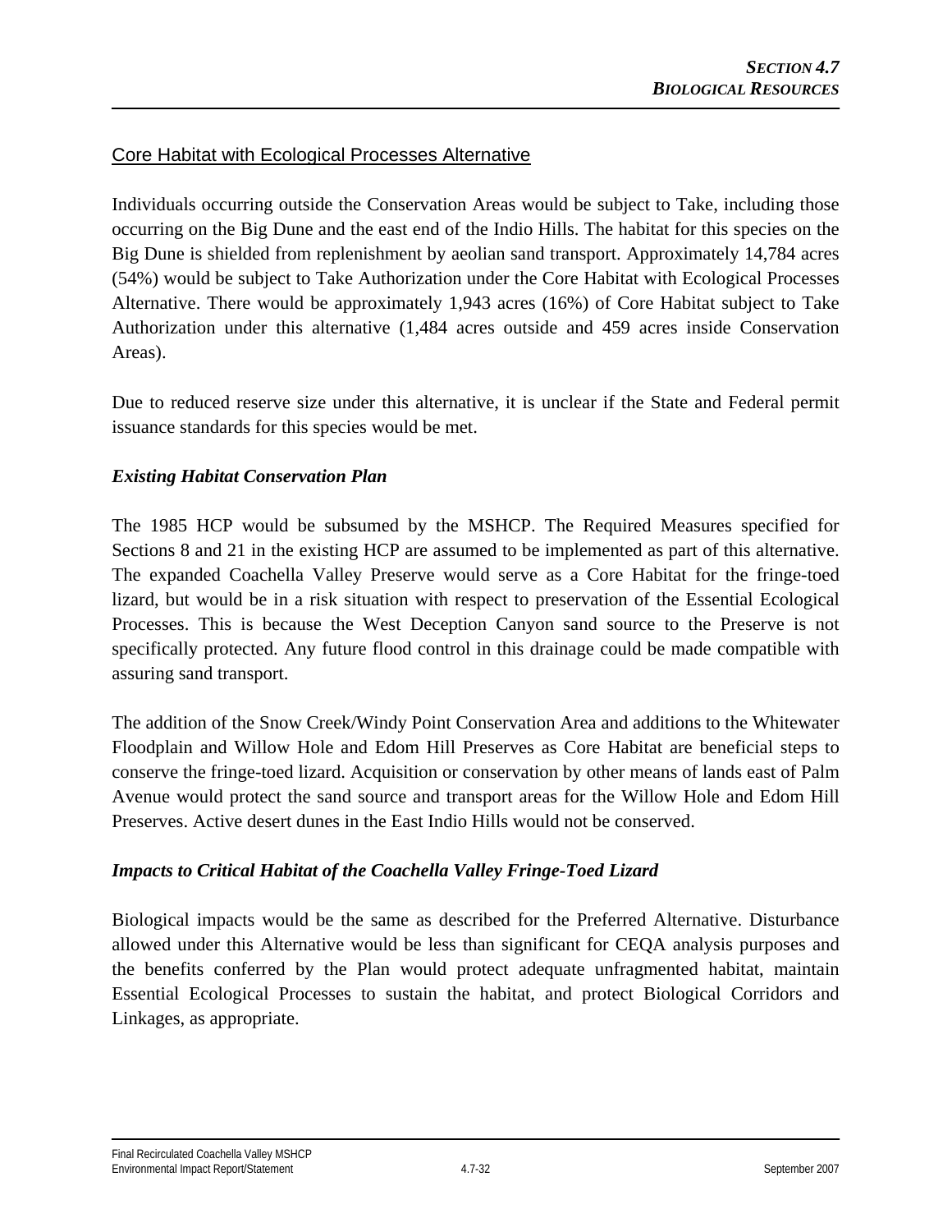Core Habitat with Ecological Processes Alternative

Individuals occurring outside the Conservation Areas would be subject to Take, including those occurring on the Big Dune and the east end of the Indio Hills. The habitat for this species on the Big Dune is shielded from replenishment by aeolian sand transport. Approximately 14,784 acres (54%) would be subject to Take Authorization under the Core Habitat with Ecological Processes Alternative. There would be approximately 1,943 acres (16%) of Core Habitat subject to Take Authorization under this alternative (1,484 acres outside and 459 acres inside Conservation Areas).

Due to reduced reserve size under this alternative, it is unclear if the State and Federal permit issuance standards for this species would be met.

### *Existing Habitat Conservation Plan*

The 1985 HCP would be subsumed by the MSHCP. The Required Measures specified for Sections 8 and 21 in the existing HCP are assumed to be implemented as part of this alternative. The expanded Coachella Valley Preserve would serve as a Core Habitat for the fringe-toed lizard, but would be in a risk situation with respect to preservation of the Essential Ecological Processes. This is because the West Deception Canyon sand source to the Preserve is not specifically protected. Any future flood control in this drainage could be made compatible with assuring sand transport.

The addition of the Snow Creek/Windy Point Conservation Area and additions to the Whitewater Floodplain and Willow Hole and Edom Hill Preserves as Core Habitat are beneficial steps to conserve the fringe-toed lizard. Acquisition or conservation by other means of lands east of Palm Avenue would protect the sand source and transport areas for the Willow Hole and Edom Hill Preserves. Active desert dunes in the East Indio Hills would not be conserved.

### *Impacts to Critical Habitat of the Coachella Valley Fringe-Toed Lizard*

Biological impacts would be the same as described for the Preferred Alternative. Disturbance allowed under this Alternative would be less than significant for CEQA analysis purposes and the benefits conferred by the Plan would protect adequate unfragmented habitat, maintain Essential Ecological Processes to sustain the habitat, and protect Biological Corridors and Linkages, as appropriate.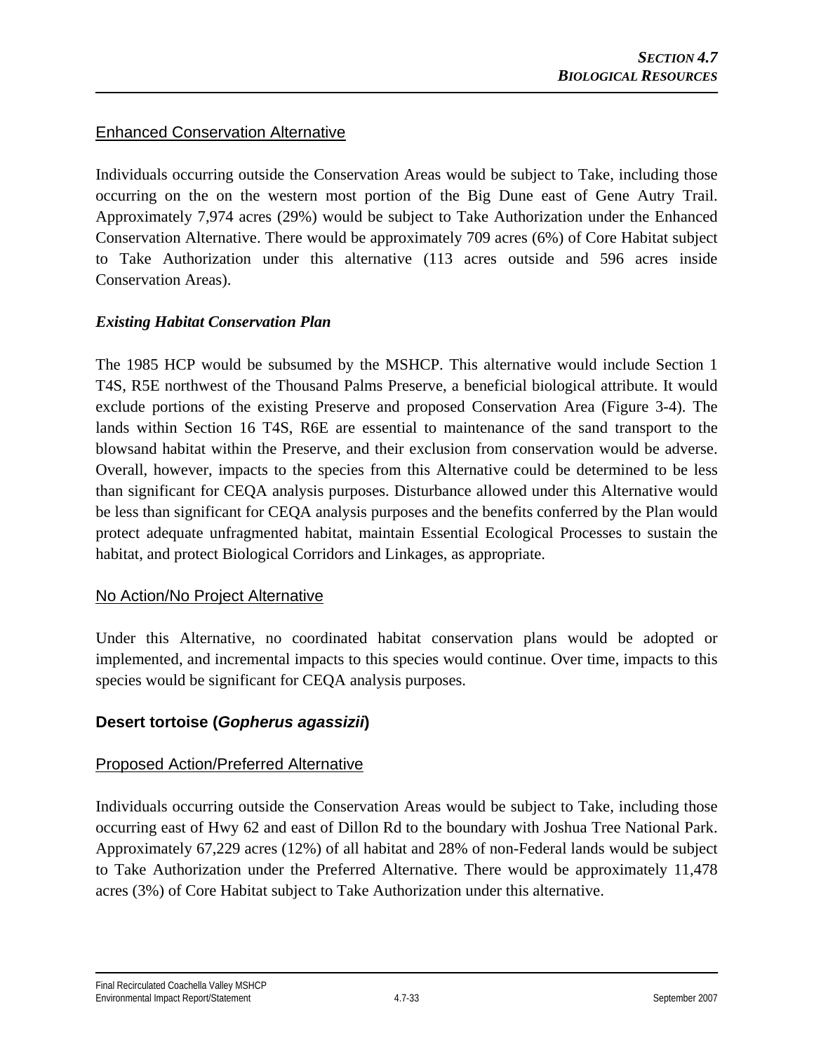Enhanced Conservation Alternative

Individuals occurring outside the Conservation Areas would be subject to Take, including those occurring on the on the western most portion of the Big Dune east of Gene Autry Trail. Approximately 7,974 acres (29%) would be subject to Take Authorization under the Enhanced Conservation Alternative. There would be approximately 709 acres (6%) of Core Habitat subject to Take Authorization under this alternative (113 acres outside and 596 acres inside Conservation Areas).

***Existing Habitat Conservation Plan***

The 1985 HCP would be subsumed by the MSHCP. This alternative would include Section 1 T4S, R5E northwest of the Thousand Palms Preserve, a beneficial biological attribute. It would exclude portions of the existing Preserve and proposed Conservation Area (Figure 3-4). The lands within Section 16 T4S, R6E are essential to maintenance of the sand transport to the blowsand habitat within the Preserve, and their exclusion from conservation would be adverse. Overall, however, impacts to the species from this Alternative could be determined to be less than significant for CEQA analysis purposes. Disturbance allowed under this Alternative would be less than significant for CEQA analysis purposes and the benefits conferred by the Plan would protect adequate unfragmented habitat, maintain Essential Ecological Processes to sustain the habitat, and protect Biological Corridors and Linkages, as appropriate.

No Action/No Project Alternative

Under this Alternative, no coordinated habitat conservation plans would be adopted or implemented, and incremental impacts to this species would continue. Over time, impacts to this species would be significant for CEQA analysis purposes.

### Desert tortoise (*Gopherus agassizii*)

Proposed Action/Preferred Alternative

Individuals occurring outside the Conservation Areas would be subject to Take, including those occurring east of Hwy 62 and east of Dillon Rd to the boundary with Joshua Tree National Park. Approximately 67,229 acres (12%) of all habitat and 28% of non-Federal lands would be subject to Take Authorization under the Preferred Alternative. There would be approximately 11,478 acres (3%) of Core Habitat subject to Take Authorization under this alternative.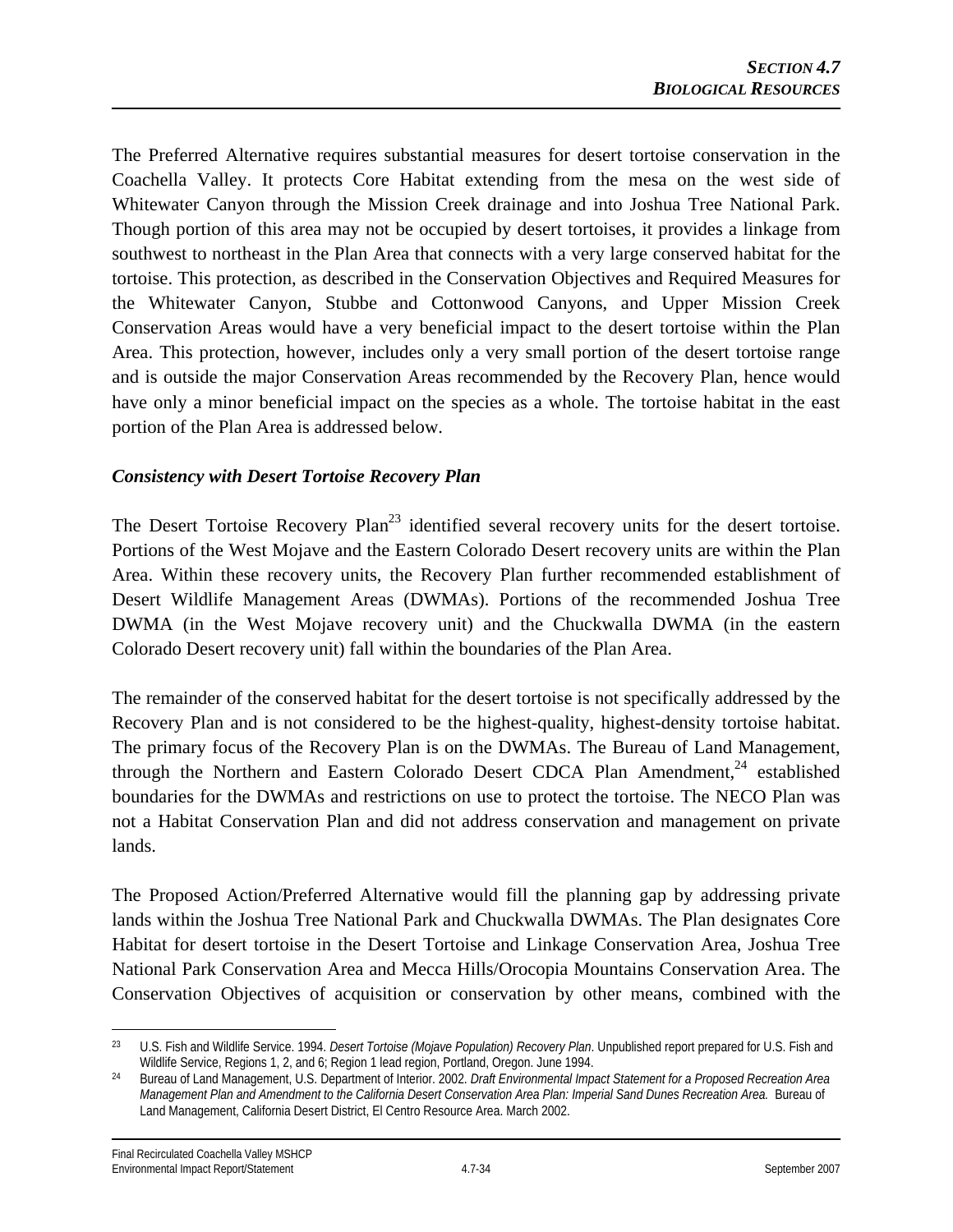The Preferred Alternative requires substantial measures for desert tortoise conservation in the Coachella Valley. It protects Core Habitat extending from the mesa on the west side of Whitewater Canyon through the Mission Creek drainage and into Joshua Tree National Park. Though portion of this area may not be occupied by desert tortoises, it provides a linkage from southwest to northeast in the Plan Area that connects with a very large conserved habitat for the tortoise. This protection, as described in the Conservation Objectives and Required Measures for the Whitewater Canyon, Stubbe and Cottonwood Canyons, and Upper Mission Creek Conservation Areas would have a very beneficial impact to the desert tortoise within the Plan Area. This protection, however, includes only a very small portion of the desert tortoise range and is outside the major Conservation Areas recommended by the Recovery Plan, hence would have only a minor beneficial impact on the species as a whole. The tortoise habitat in the east portion of the Plan Area is addressed below.

***Consistency with Desert Tortoise Recovery Plan***

The Desert Tortoise Recovery Plan[23] identified several recovery units for the desert tortoise. Portions of the West Mojave and the Eastern Colorado Desert recovery units are within the Plan Area. Within these recovery units, the Recovery Plan further recommended establishment of Desert Wildlife Management Areas (DWMAs). Portions of the recommended Joshua Tree DWMA (in the West Mojave recovery unit) and the Chuckwalla DWMA (in the eastern Colorado Desert recovery unit) fall within the boundaries of the Plan Area.

The remainder of the conserved habitat for the desert tortoise is not specifically addressed by the Recovery Plan and is not considered to be the highest-quality, highest-density tortoise habitat. The primary focus of the Recovery Plan is on the DWMAs. The Bureau of Land Management, through the Northern and Eastern Colorado Desert CDCA Plan Amendment,[24] established boundaries for the DWMAs and restrictions on use to protect the tortoise. The NECO Plan was not a Habitat Conservation Plan and did not address conservation and management on private lands.

The Proposed Action/Preferred Alternative would fill the planning gap by addressing private lands within the Joshua Tree National Park and Chuckwalla DWMAs. The Plan designates Core Habitat for desert tortoise in the Desert Tortoise and Linkage Conservation Area, Joshua Tree National Park Conservation Area and Mecca Hills/Orocopia Mountains Conservation Area. The Conservation Objectives of acquisition or conservation by other means, combined with the

---

[23] U.S. Fish and Wildlife Service. 1994. *Desert Tortoise (Mojave Population) Recovery Plan*. Unpublished report prepared for U.S. Fish and Wildlife Service, Regions 1, 2, and 6; Region 1 lead region, Portland, Oregon. June 1994.

[24] Bureau of Land Management, U.S. Department of Interior. 2002. *Draft Environmental Impact Statement for a Proposed Recreation Area Management Plan and Amendment to the California Desert Conservation Area Plan: Imperial Sand Dunes Recreation Area.* Bureau of Land Management, California Desert District, El Centro Resource Area. March 2002.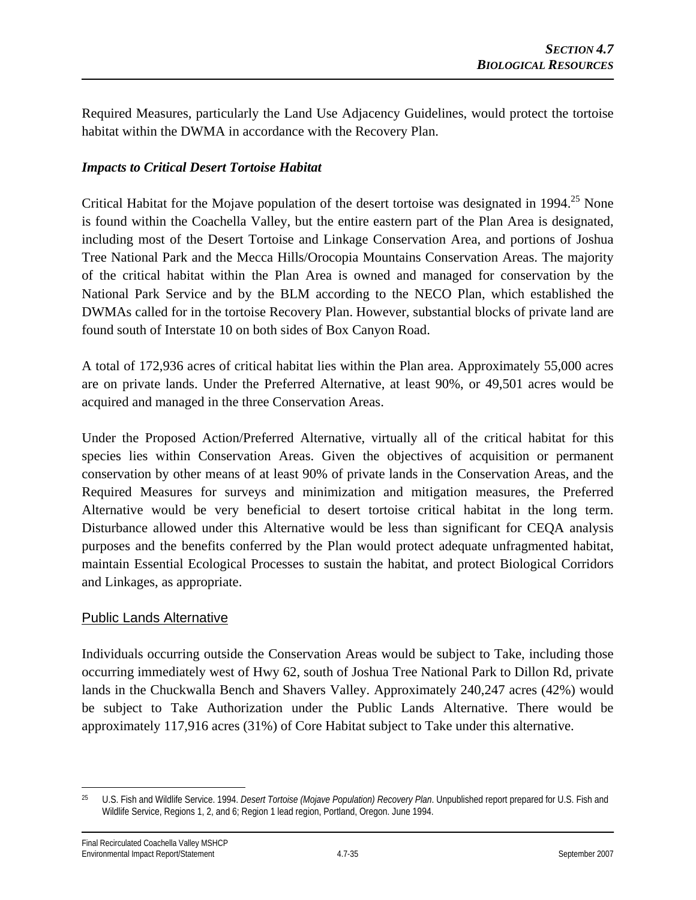Required Measures, particularly the Land Use Adjacency Guidelines, would protect the tortoise habitat within the DWMA in accordance with the Recovery Plan.

### *Impacts to Critical Desert Tortoise Habitat*

Critical Habitat for the Mojave population of the desert tortoise was designated in 1994.[25] None is found within the Coachella Valley, but the entire eastern part of the Plan Area is designated, including most of the Desert Tortoise and Linkage Conservation Area, and portions of Joshua Tree National Park and the Mecca Hills/Orocopia Mountains Conservation Areas. The majority of the critical habitat within the Plan Area is owned and managed for conservation by the National Park Service and by the BLM according to the NECO Plan, which established the DWMAs called for in the tortoise Recovery Plan. However, substantial blocks of private land are found south of Interstate 10 on both sides of Box Canyon Road.

A total of 172,936 acres of critical habitat lies within the Plan area. Approximately 55,000 acres are on private lands. Under the Preferred Alternative, at least 90%, or 49,501 acres would be acquired and managed in the three Conservation Areas.

Under the Proposed Action/Preferred Alternative, virtually all of the critical habitat for this species lies within Conservation Areas. Given the objectives of acquisition or permanent conservation by other means of at least 90% of private lands in the Conservation Areas, and the Required Measures for surveys and minimization and mitigation measures, the Preferred Alternative would be very beneficial to desert tortoise critical habitat in the long term. Disturbance allowed under this Alternative would be less than significant for CEQA analysis purposes and the benefits conferred by the Plan would protect adequate unfragmented habitat, maintain Essential Ecological Processes to sustain the habitat, and protect Biological Corridors and Linkages, as appropriate.

## Public Lands Alternative

Individuals occurring outside the Conservation Areas would be subject to Take, including those occurring immediately west of Hwy 62, south of Joshua Tree National Park to Dillon Rd, private lands in the Chuckwalla Bench and Shavers Valley. Approximately 240,247 acres (42%) would be subject to Take Authorization under the Public Lands Alternative. There would be approximately 117,916 acres (31%) of Core Habitat subject to Take under this alternative.

---

[25] U.S. Fish and Wildlife Service. 1994. *Desert Tortoise (Mojave Population) Recovery Plan*. Unpublished report prepared for U.S. Fish and Wildlife Service, Regions 1, 2, and 6; Region 1 lead region, Portland, Oregon. June 1994.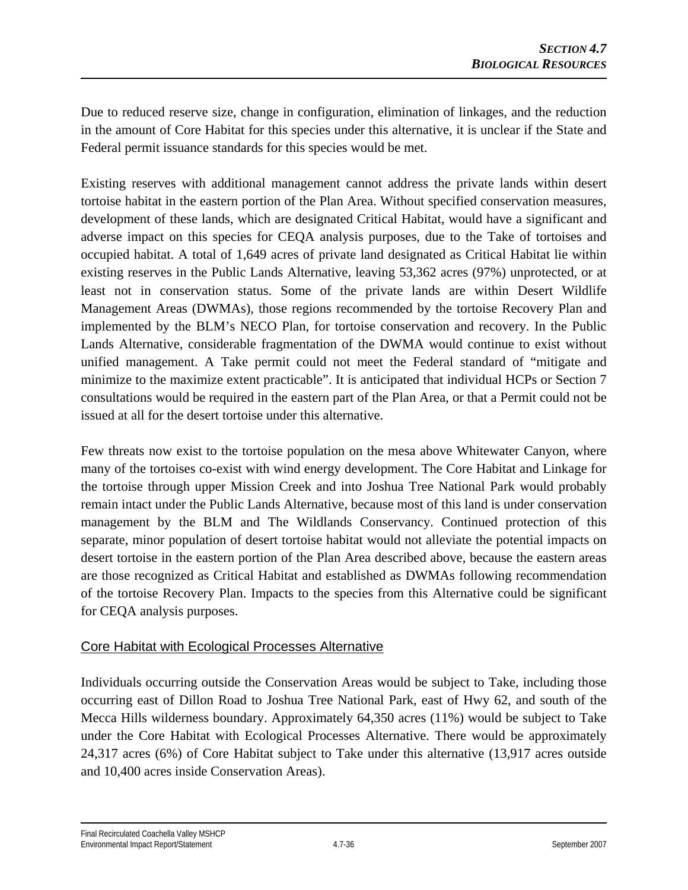Due to reduced reserve size, change in configuration, elimination of linkages, and the reduction in the amount of Core Habitat for this species under this alternative, it is unclear if the State and Federal permit issuance standards for this species would be met.

Existing reserves with additional management cannot address the private lands within desert tortoise habitat in the eastern portion of the Plan Area. Without specified conservation measures, development of these lands, which are designated Critical Habitat, would have a significant and adverse impact on this species for CEQA analysis purposes, due to the Take of tortoises and occupied habitat. A total of 1,649 acres of private land designated as Critical Habitat lie within existing reserves in the Public Lands Alternative, leaving 53,362 acres (97%) unprotected, or at least not in conservation status. Some of the private lands are within Desert Wildlife Management Areas (DWMAs), those regions recommended by the tortoise Recovery Plan and implemented by the BLM's NECO Plan, for tortoise conservation and recovery. In the Public Lands Alternative, considerable fragmentation of the DWMA would continue to exist without unified management. A Take permit could not meet the Federal standard of "mitigate and minimize to the maximize extent practicable". It is anticipated that individual HCPs or Section 7 consultations would be required in the eastern part of the Plan Area, or that a Permit could not be issued at all for the desert tortoise under this alternative.

Few threats now exist to the tortoise population on the mesa above Whitewater Canyon, where many of the tortoises co-exist with wind energy development. The Core Habitat and Linkage for the tortoise through upper Mission Creek and into Joshua Tree National Park would probably remain intact under the Public Lands Alternative, because most of this land is under conservation management by the BLM and The Wildlands Conservancy. Continued protection of this separate, minor population of desert tortoise habitat would not alleviate the potential impacts on desert tortoise in the eastern portion of the Plan Area described above, because the eastern areas are those recognized as Critical Habitat and established as DWMAs following recommendation of the tortoise Recovery Plan. Impacts to the species from this Alternative could be significant for CEQA analysis purposes.

### Core Habitat with Ecological Processes Alternative

Individuals occurring outside the Conservation Areas would be subject to Take, including those occurring east of Dillon Road to Joshua Tree National Park, east of Hwy 62, and south of the Mecca Hills wilderness boundary. Approximately 64,350 acres (11%) would be subject to Take under the Core Habitat with Ecological Processes Alternative. There would be approximately 24,317 acres (6%) of Core Habitat subject to Take under this alternative (13,917 acres outside and 10,400 acres inside Conservation Areas).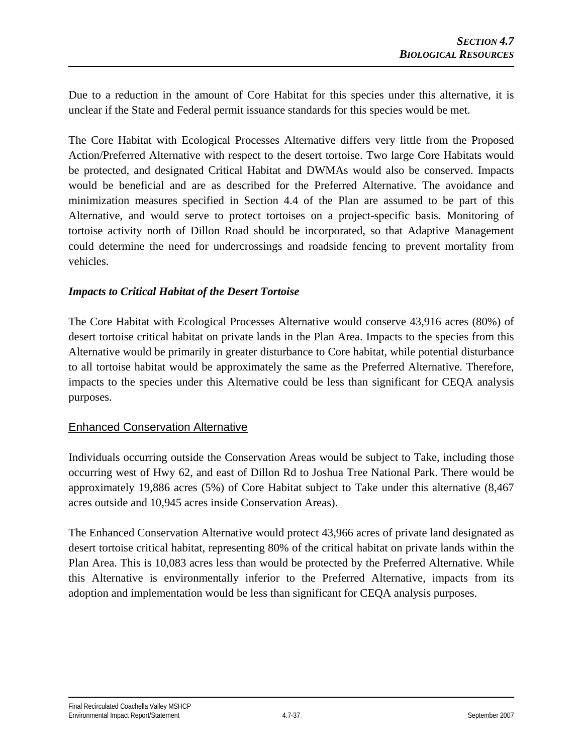Due to a reduction in the amount of Core Habitat for this species under this alternative, it is unclear if the State and Federal permit issuance standards for this species would be met.

The Core Habitat with Ecological Processes Alternative differs very little from the Proposed Action/Preferred Alternative with respect to the desert tortoise. Two large Core Habitats would be protected, and designated Critical Habitat and DWMAs would also be conserved. Impacts would be beneficial and are as described for the Preferred Alternative. The avoidance and minimization measures specified in Section 4.4 of the Plan are assumed to be part of this Alternative, and would serve to protect tortoises on a project-specific basis. Monitoring of tortoise activity north of Dillon Road should be incorporated, so that Adaptive Management could determine the need for undercrossings and roadside fencing to prevent mortality from vehicles.

### *Impacts to Critical Habitat of the Desert Tortoise*

The Core Habitat with Ecological Processes Alternative would conserve 43,916 acres (80%) of desert tortoise critical habitat on private lands in the Plan Area. Impacts to the species from this Alternative would be primarily in greater disturbance to Core habitat, while potential disturbance to all tortoise habitat would be approximately the same as the Preferred Alternative. Therefore, impacts to the species under this Alternative could be less than significant for CEQA analysis purposes.

## Enhanced Conservation Alternative

Individuals occurring outside the Conservation Areas would be subject to Take, including those occurring west of Hwy 62, and east of Dillon Rd to Joshua Tree National Park. There would be approximately 19,886 acres (5%) of Core Habitat subject to Take under this alternative (8,467 acres outside and 10,945 acres inside Conservation Areas).

The Enhanced Conservation Alternative would protect 43,966 acres of private land designated as desert tortoise critical habitat, representing 80% of the critical habitat on private lands within the Plan Area. This is 10,083 acres less than would be protected by the Preferred Alternative. While this Alternative is environmentally inferior to the Preferred Alternative, impacts from its adoption and implementation would be less than significant for CEQA analysis purposes.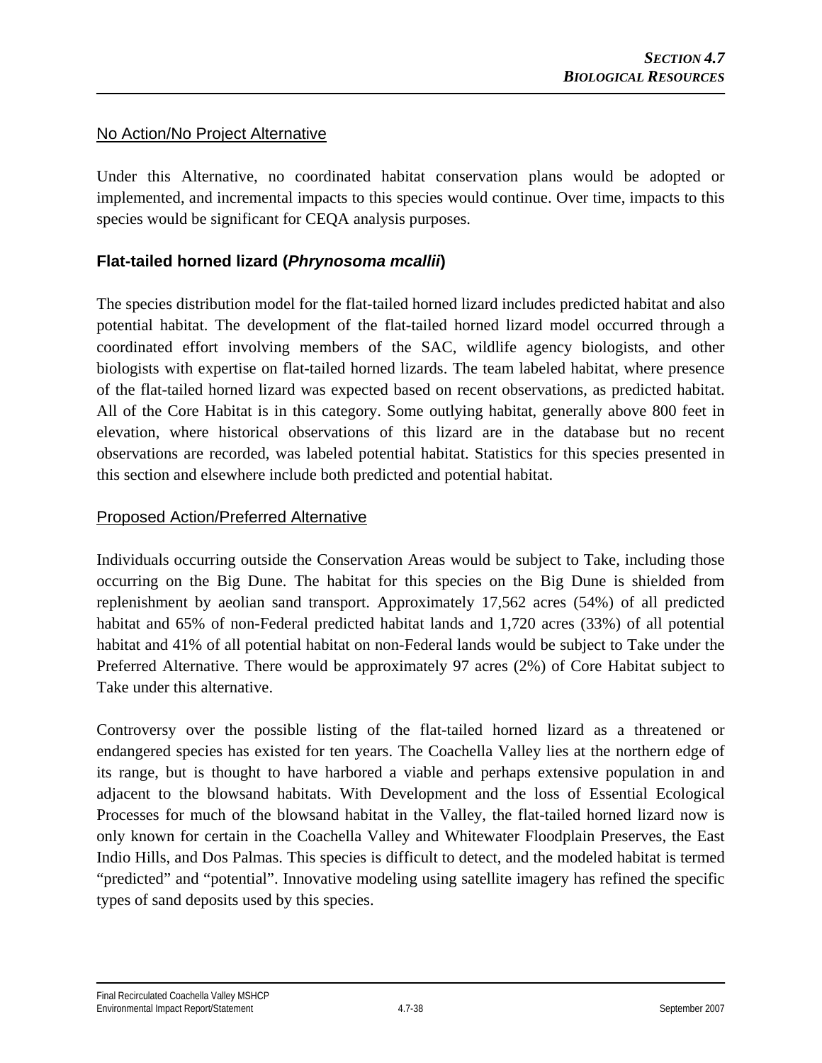No Action/No Project Alternative

Under this Alternative, no coordinated habitat conservation plans would be adopted or implemented, and incremental impacts to this species would continue. Over time, impacts to this species would be significant for CEQA analysis purposes.

### Flat-tailed horned lizard (*Phrynosoma mcallii*)

The species distribution model for the flat-tailed horned lizard includes predicted habitat and also potential habitat. The development of the flat-tailed horned lizard model occurred through a coordinated effort involving members of the SAC, wildlife agency biologists, and other biologists with expertise on flat-tailed horned lizards. The team labeled habitat, where presence of the flat-tailed horned lizard was expected based on recent observations, as predicted habitat. All of the Core Habitat is in this category. Some outlying habitat, generally above 800 feet in elevation, where historical observations of this lizard are in the database but no recent observations are recorded, was labeled potential habitat. Statistics for this species presented in this section and elsewhere include both predicted and potential habitat.

Proposed Action/Preferred Alternative

Individuals occurring outside the Conservation Areas would be subject to Take, including those occurring on the Big Dune. The habitat for this species on the Big Dune is shielded from replenishment by aeolian sand transport. Approximately 17,562 acres (54%) of all predicted habitat and 65% of non-Federal predicted habitat lands and 1,720 acres (33%) of all potential habitat and 41% of all potential habitat on non-Federal lands would be subject to Take under the Preferred Alternative. There would be approximately 97 acres (2%) of Core Habitat subject to Take under this alternative.

Controversy over the possible listing of the flat-tailed horned lizard as a threatened or endangered species has existed for ten years. The Coachella Valley lies at the northern edge of its range, but is thought to have harbored a viable and perhaps extensive population in and adjacent to the blowsand habitats. With Development and the loss of Essential Ecological Processes for much of the blowsand habitat in the Valley, the flat-tailed horned lizard now is only known for certain in the Coachella Valley and Whitewater Floodplain Preserves, the East Indio Hills, and Dos Palmas. This species is difficult to detect, and the modeled habitat is termed "predicted" and "potential". Innovative modeling using satellite imagery has refined the specific types of sand deposits used by this species.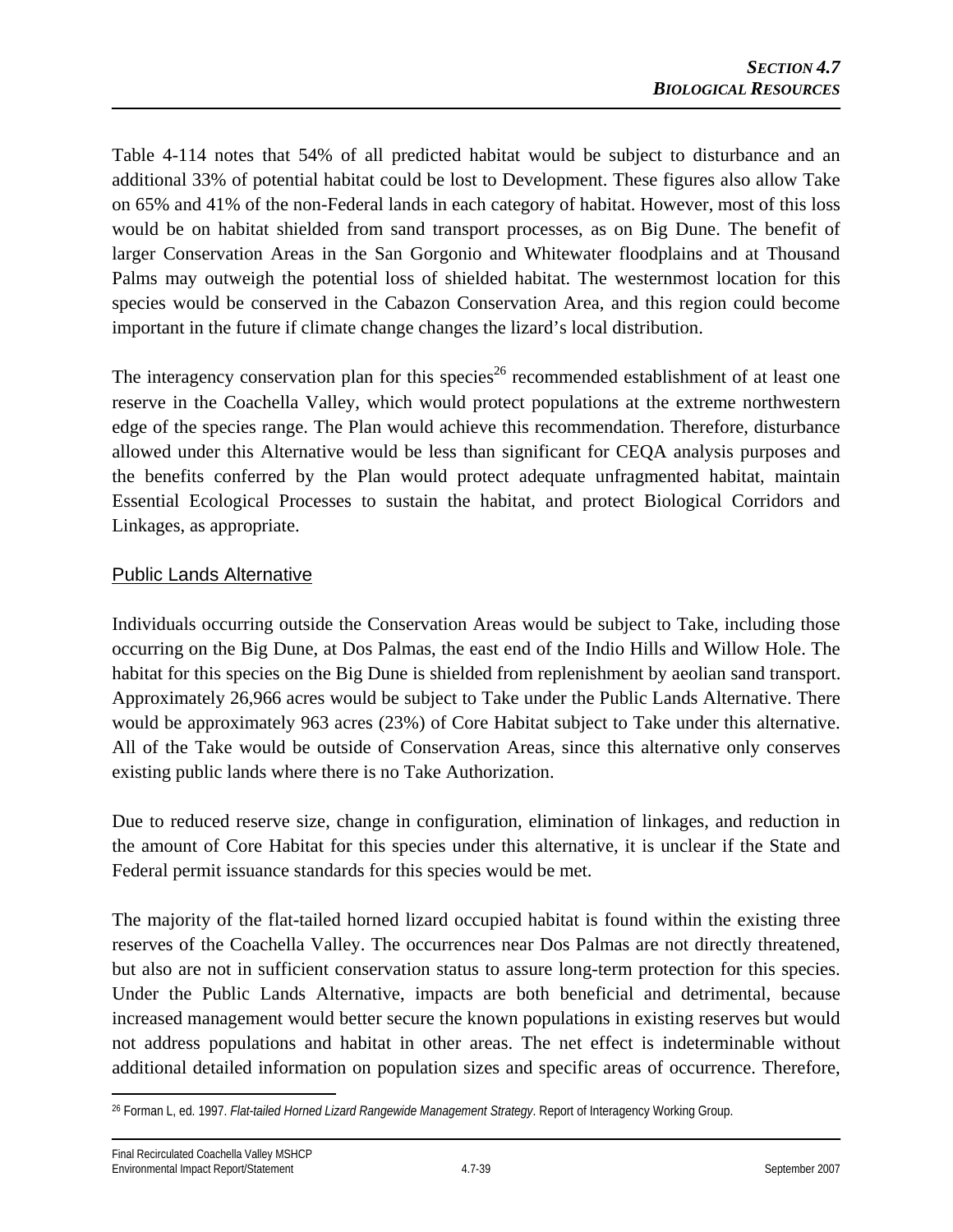Table 4-114 notes that 54% of all predicted habitat would be subject to disturbance and an additional 33% of potential habitat could be lost to Development. These figures also allow Take on 65% and 41% of the non-Federal lands in each category of habitat. However, most of this loss would be on habitat shielded from sand transport processes, as on Big Dune. The benefit of larger Conservation Areas in the San Gorgonio and Whitewater floodplains and at Thousand Palms may outweigh the potential loss of shielded habitat. The westernmost location for this species would be conserved in the Cabazon Conservation Area, and this region could become important in the future if climate change changes the lizard's local distribution.

The interagency conservation plan for this species[26] recommended establishment of at least one reserve in the Coachella Valley, which would protect populations at the extreme northwestern edge of the species range. The Plan would achieve this recommendation. Therefore, disturbance allowed under this Alternative would be less than significant for CEQA analysis purposes and the benefits conferred by the Plan would protect adequate unfragmented habitat, maintain Essential Ecological Processes to sustain the habitat, and protect Biological Corridors and Linkages, as appropriate.

## Public Lands Alternative

Individuals occurring outside the Conservation Areas would be subject to Take, including those occurring on the Big Dune, at Dos Palmas, the east end of the Indio Hills and Willow Hole. The habitat for this species on the Big Dune is shielded from replenishment by aeolian sand transport. Approximately 26,966 acres would be subject to Take under the Public Lands Alternative. There would be approximately 963 acres (23%) of Core Habitat subject to Take under this alternative. All of the Take would be outside of Conservation Areas, since this alternative only conserves existing public lands where there is no Take Authorization.

Due to reduced reserve size, change in configuration, elimination of linkages, and reduction in the amount of Core Habitat for this species under this alternative, it is unclear if the State and Federal permit issuance standards for this species would be met.

The majority of the flat-tailed horned lizard occupied habitat is found within the existing three reserves of the Coachella Valley. The occurrences near Dos Palmas are not directly threatened, but also are not in sufficient conservation status to assure long-term protection for this species. Under the Public Lands Alternative, impacts are both beneficial and detrimental, because increased management would better secure the known populations in existing reserves but would not address populations and habitat in other areas. The net effect is indeterminable without additional detailed information on population sizes and specific areas of occurrence. Therefore,

[26] Forman L, ed. 1997. *Flat-tailed Horned Lizard Rangewide Management Strategy*. Report of Interagency Working Group.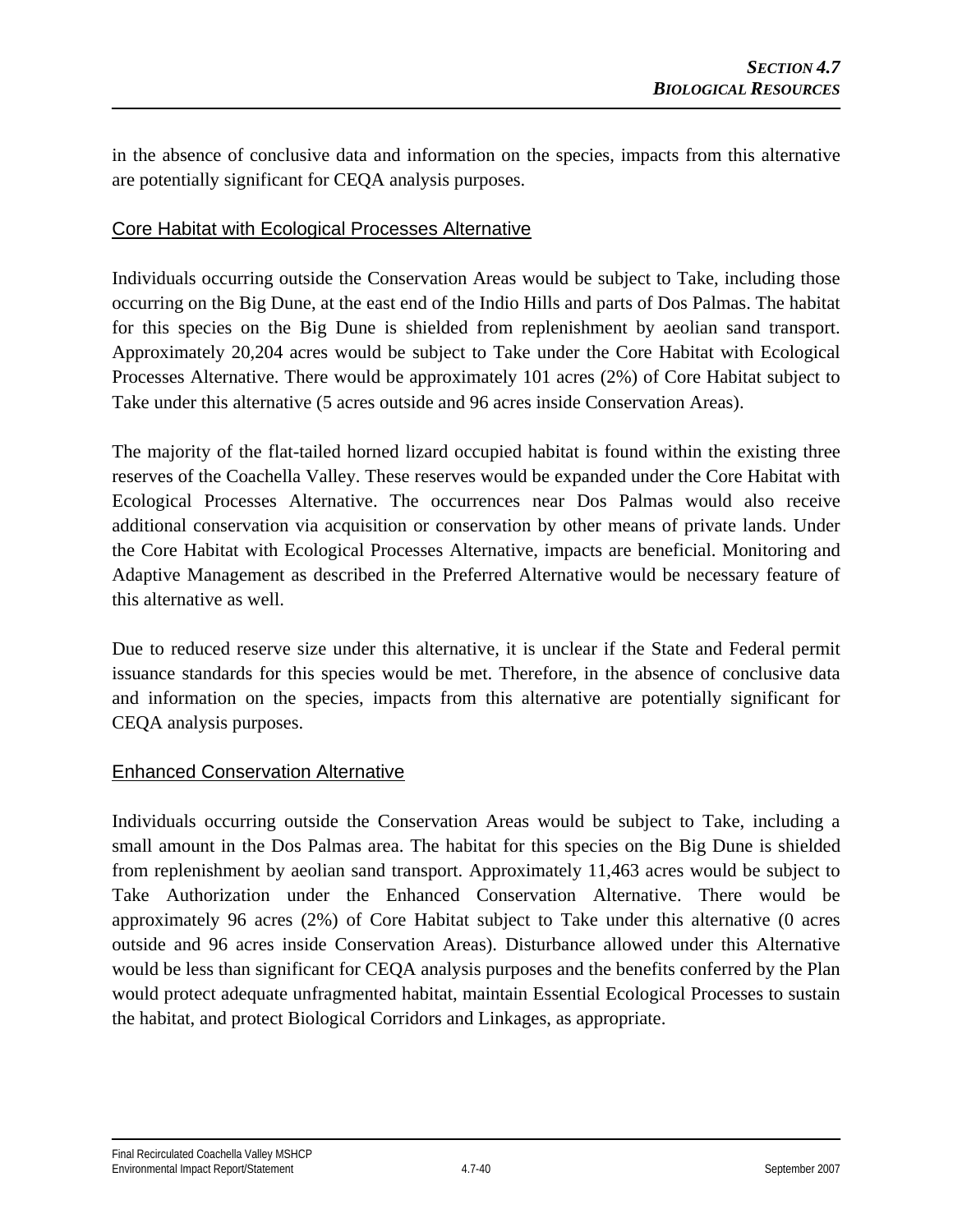in the absence of conclusive data and information on the species, impacts from this alternative are potentially significant for CEQA analysis purposes.

### Core Habitat with Ecological Processes Alternative

Individuals occurring outside the Conservation Areas would be subject to Take, including those occurring on the Big Dune, at the east end of the Indio Hills and parts of Dos Palmas. The habitat for this species on the Big Dune is shielded from replenishment by aeolian sand transport. Approximately 20,204 acres would be subject to Take under the Core Habitat with Ecological Processes Alternative. There would be approximately 101 acres (2%) of Core Habitat subject to Take under this alternative (5 acres outside and 96 acres inside Conservation Areas).

The majority of the flat-tailed horned lizard occupied habitat is found within the existing three reserves of the Coachella Valley. These reserves would be expanded under the Core Habitat with Ecological Processes Alternative. The occurrences near Dos Palmas would also receive additional conservation via acquisition or conservation by other means of private lands. Under the Core Habitat with Ecological Processes Alternative, impacts are beneficial. Monitoring and Adaptive Management as described in the Preferred Alternative would be necessary feature of this alternative as well.

Due to reduced reserve size under this alternative, it is unclear if the State and Federal permit issuance standards for this species would be met. Therefore, in the absence of conclusive data and information on the species, impacts from this alternative are potentially significant for CEQA analysis purposes.

### Enhanced Conservation Alternative

Individuals occurring outside the Conservation Areas would be subject to Take, including a small amount in the Dos Palmas area. The habitat for this species on the Big Dune is shielded from replenishment by aeolian sand transport. Approximately 11,463 acres would be subject to Take Authorization under the Enhanced Conservation Alternative. There would be approximately 96 acres (2%) of Core Habitat subject to Take under this alternative (0 acres outside and 96 acres inside Conservation Areas). Disturbance allowed under this Alternative would be less than significant for CEQA analysis purposes and the benefits conferred by the Plan would protect adequate unfragmented habitat, maintain Essential Ecological Processes to sustain the habitat, and protect Biological Corridors and Linkages, as appropriate.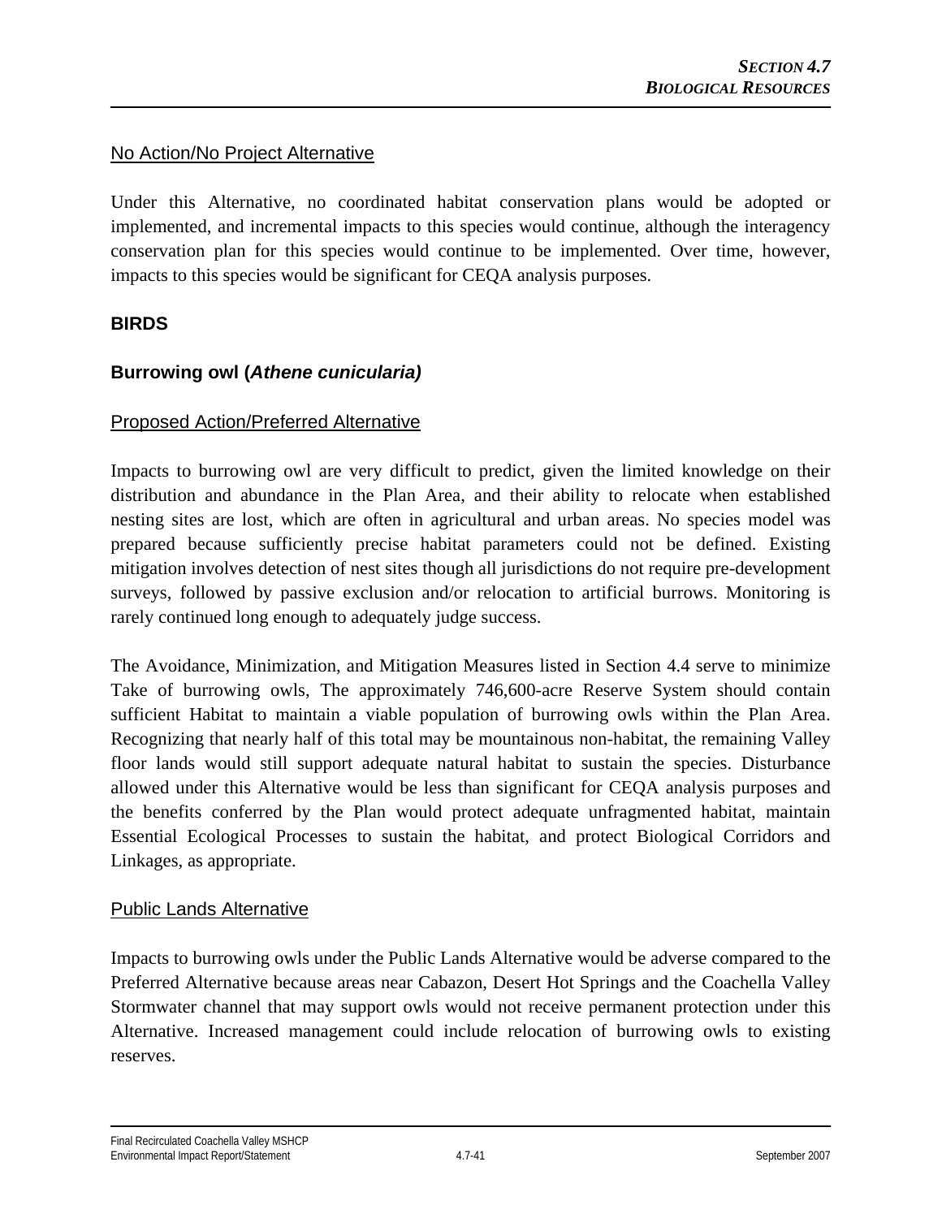No Action/No Project Alternative

Under this Alternative, no coordinated habitat conservation plans would be adopted or implemented, and incremental impacts to this species would continue, although the interagency conservation plan for this species would continue to be implemented. Over time, however, impacts to this species would be significant for CEQA analysis purposes.

## BIRDS

### Burrowing owl (*Athene cunicularia)*

Proposed Action/Preferred Alternative

Impacts to burrowing owl are very difficult to predict, given the limited knowledge on their distribution and abundance in the Plan Area, and their ability to relocate when established nesting sites are lost, which are often in agricultural and urban areas. No species model was prepared because sufficiently precise habitat parameters could not be defined. Existing mitigation involves detection of nest sites though all jurisdictions do not require pre-development surveys, followed by passive exclusion and/or relocation to artificial burrows. Monitoring is rarely continued long enough to adequately judge success.

The Avoidance, Minimization, and Mitigation Measures listed in Section 4.4 serve to minimize Take of burrowing owls, The approximately 746,600-acre Reserve System should contain sufficient Habitat to maintain a viable population of burrowing owls within the Plan Area. Recognizing that nearly half of this total may be mountainous non-habitat, the remaining Valley floor lands would still support adequate natural habitat to sustain the species. Disturbance allowed under this Alternative would be less than significant for CEQA analysis purposes and the benefits conferred by the Plan would protect adequate unfragmented habitat, maintain Essential Ecological Processes to sustain the habitat, and protect Biological Corridors and Linkages, as appropriate.

Public Lands Alternative

Impacts to burrowing owls under the Public Lands Alternative would be adverse compared to the Preferred Alternative because areas near Cabazon, Desert Hot Springs and the Coachella Valley Stormwater channel that may support owls would not receive permanent protection under this Alternative. Increased management could include relocation of burrowing owls to existing reserves.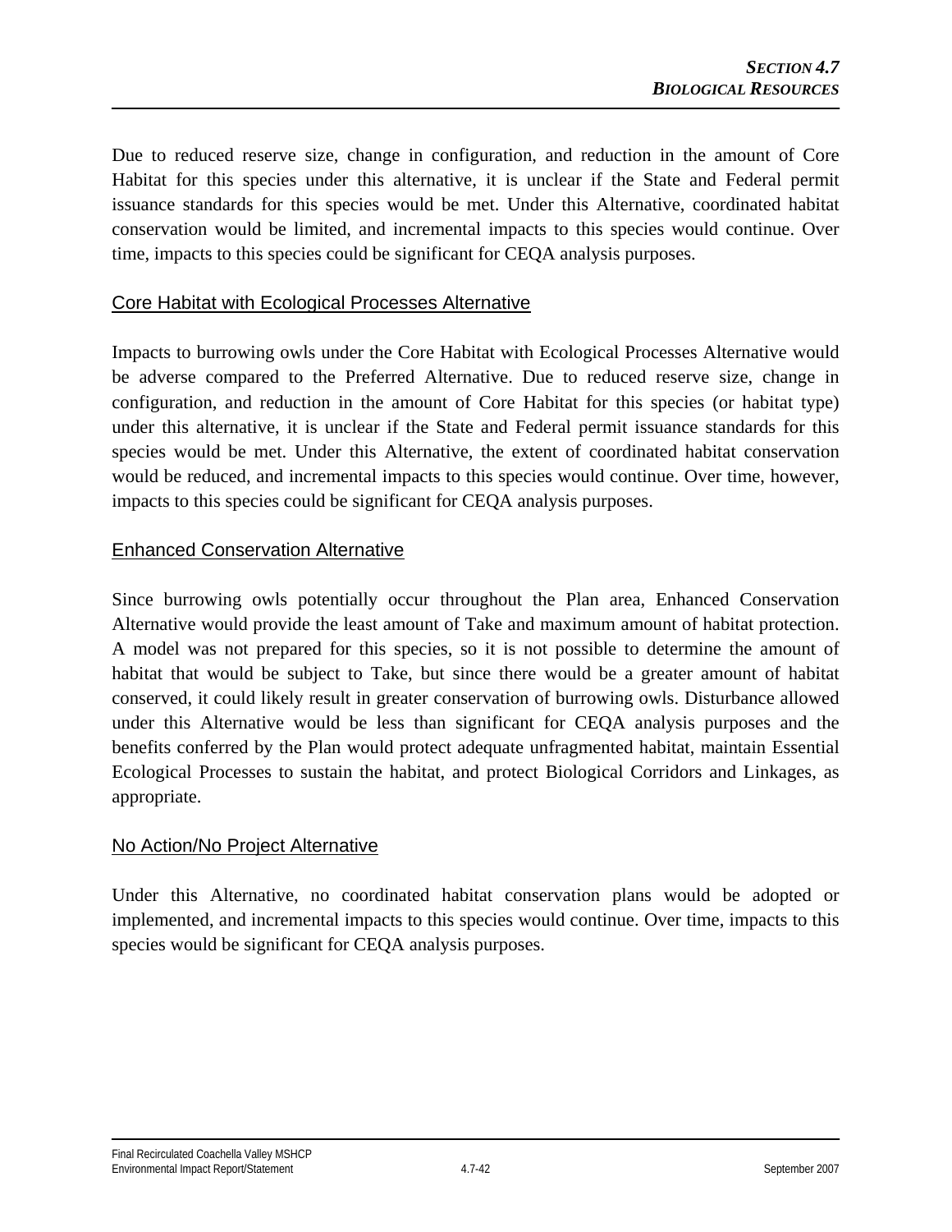Due to reduced reserve size, change in configuration, and reduction in the amount of Core Habitat for this species under this alternative, it is unclear if the State and Federal permit issuance standards for this species would be met. Under this Alternative, coordinated habitat conservation would be limited, and incremental impacts to this species would continue. Over time, impacts to this species could be significant for CEQA analysis purposes.

### Core Habitat with Ecological Processes Alternative

Impacts to burrowing owls under the Core Habitat with Ecological Processes Alternative would be adverse compared to the Preferred Alternative. Due to reduced reserve size, change in configuration, and reduction in the amount of Core Habitat for this species (or habitat type) under this alternative, it is unclear if the State and Federal permit issuance standards for this species would be met. Under this Alternative, the extent of coordinated habitat conservation would be reduced, and incremental impacts to this species would continue. Over time, however, impacts to this species could be significant for CEQA analysis purposes.

### Enhanced Conservation Alternative

Since burrowing owls potentially occur throughout the Plan area, Enhanced Conservation Alternative would provide the least amount of Take and maximum amount of habitat protection. A model was not prepared for this species, so it is not possible to determine the amount of habitat that would be subject to Take, but since there would be a greater amount of habitat conserved, it could likely result in greater conservation of burrowing owls. Disturbance allowed under this Alternative would be less than significant for CEQA analysis purposes and the benefits conferred by the Plan would protect adequate unfragmented habitat, maintain Essential Ecological Processes to sustain the habitat, and protect Biological Corridors and Linkages, as appropriate.

### No Action/No Project Alternative

Under this Alternative, no coordinated habitat conservation plans would be adopted or implemented, and incremental impacts to this species would continue. Over time, impacts to this species would be significant for CEQA analysis purposes.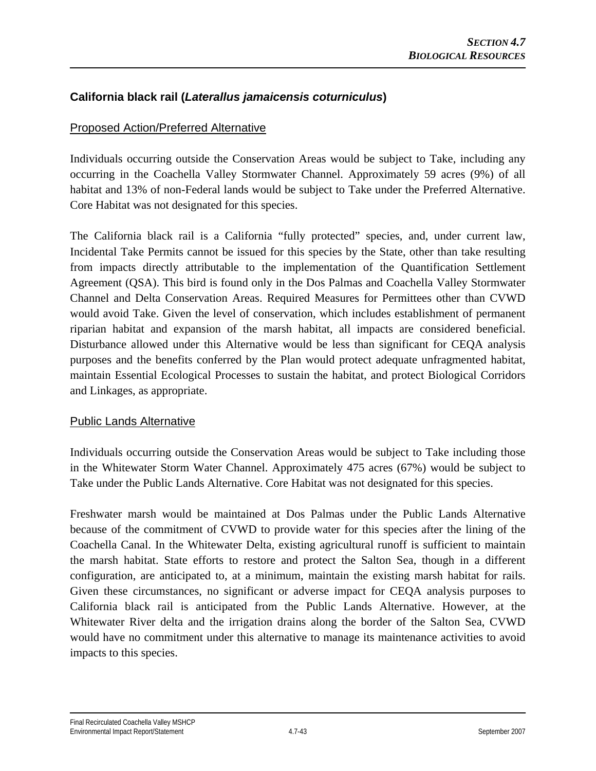## California black rail (*Laterallus jamaicensis coturniculus*)

Proposed Action/Preferred Alternative

Individuals occurring outside the Conservation Areas would be subject to Take, including any occurring in the Coachella Valley Stormwater Channel. Approximately 59 acres (9%) of all habitat and 13% of non-Federal lands would be subject to Take under the Preferred Alternative. Core Habitat was not designated for this species.

The California black rail is a California "fully protected" species, and, under current law, Incidental Take Permits cannot be issued for this species by the State, other than take resulting from impacts directly attributable to the implementation of the Quantification Settlement Agreement (QSA). This bird is found only in the Dos Palmas and Coachella Valley Stormwater Channel and Delta Conservation Areas. Required Measures for Permittees other than CVWD would avoid Take. Given the level of conservation, which includes establishment of permanent riparian habitat and expansion of the marsh habitat, all impacts are considered beneficial. Disturbance allowed under this Alternative would be less than significant for CEQA analysis purposes and the benefits conferred by the Plan would protect adequate unfragmented habitat, maintain Essential Ecological Processes to sustain the habitat, and protect Biological Corridors and Linkages, as appropriate.

Public Lands Alternative

Individuals occurring outside the Conservation Areas would be subject to Take including those in the Whitewater Storm Water Channel. Approximately 475 acres (67%) would be subject to Take under the Public Lands Alternative. Core Habitat was not designated for this species.

Freshwater marsh would be maintained at Dos Palmas under the Public Lands Alternative because of the commitment of CVWD to provide water for this species after the lining of the Coachella Canal. In the Whitewater Delta, existing agricultural runoff is sufficient to maintain the marsh habitat. State efforts to restore and protect the Salton Sea, though in a different configuration, are anticipated to, at a minimum, maintain the existing marsh habitat for rails. Given these circumstances, no significant or adverse impact for CEQA analysis purposes to California black rail is anticipated from the Public Lands Alternative. However, at the Whitewater River delta and the irrigation drains along the border of the Salton Sea, CVWD would have no commitment under this alternative to manage its maintenance activities to avoid impacts to this species.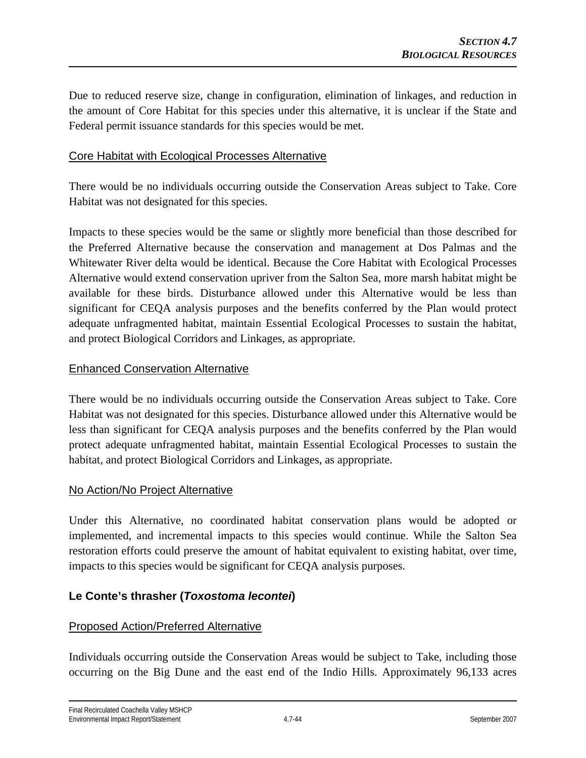Due to reduced reserve size, change in configuration, elimination of linkages, and reduction in the amount of Core Habitat for this species under this alternative, it is unclear if the State and Federal permit issuance standards for this species would be met.

Core Habitat with Ecological Processes Alternative

There would be no individuals occurring outside the Conservation Areas subject to Take. Core Habitat was not designated for this species.

Impacts to these species would be the same or slightly more beneficial than those described for the Preferred Alternative because the conservation and management at Dos Palmas and the Whitewater River delta would be identical. Because the Core Habitat with Ecological Processes Alternative would extend conservation upriver from the Salton Sea, more marsh habitat might be available for these birds. Disturbance allowed under this Alternative would be less than significant for CEQA analysis purposes and the benefits conferred by the Plan would protect adequate unfragmented habitat, maintain Essential Ecological Processes to sustain the habitat, and protect Biological Corridors and Linkages, as appropriate.

Enhanced Conservation Alternative

There would be no individuals occurring outside the Conservation Areas subject to Take. Core Habitat was not designated for this species. Disturbance allowed under this Alternative would be less than significant for CEQA analysis purposes and the benefits conferred by the Plan would protect adequate unfragmented habitat, maintain Essential Ecological Processes to sustain the habitat, and protect Biological Corridors and Linkages, as appropriate.

No Action/No Project Alternative

Under this Alternative, no coordinated habitat conservation plans would be adopted or implemented, and incremental impacts to this species would continue. While the Salton Sea restoration efforts could preserve the amount of habitat equivalent to existing habitat, over time, impacts to this species would be significant for CEQA analysis purposes.

### Le Conte's thrasher (*Toxostoma lecontei*)

Proposed Action/Preferred Alternative

Individuals occurring outside the Conservation Areas would be subject to Take, including those occurring on the Big Dune and the east end of the Indio Hills. Approximately 96,133 acres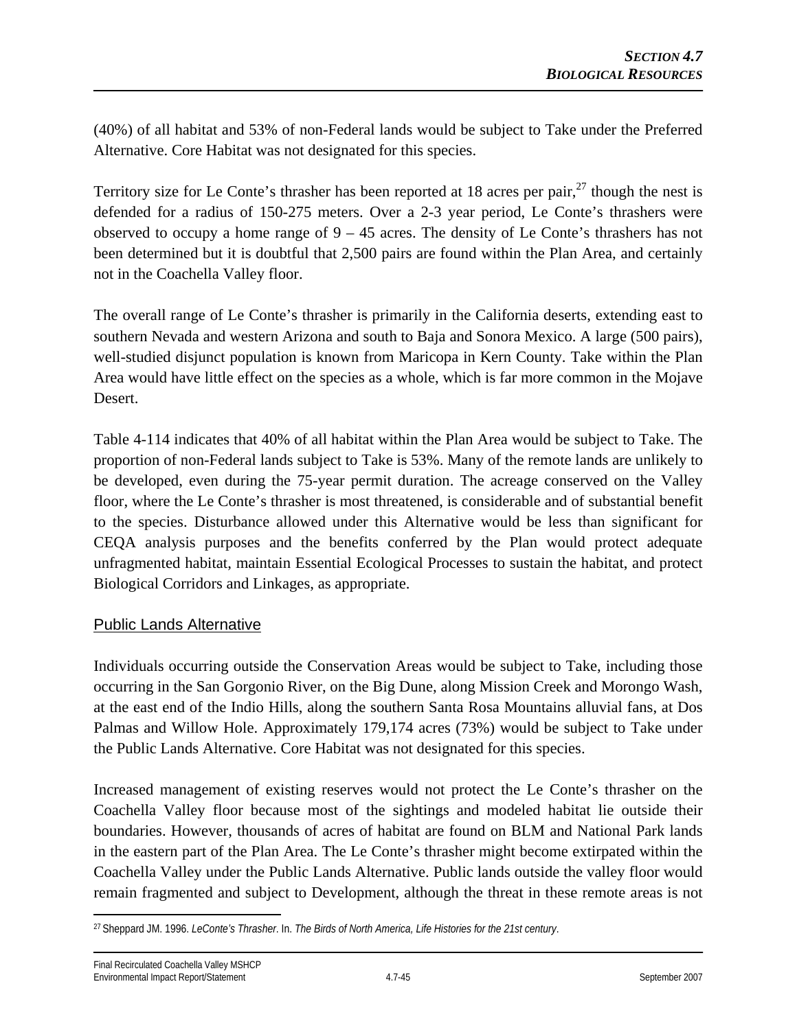(40%) of all habitat and 53% of non-Federal lands would be subject to Take under the Preferred Alternative. Core Habitat was not designated for this species.

Territory size for Le Conte's thrasher has been reported at 18 acres per pair,[27] though the nest is defended for a radius of 150-275 meters. Over a 2-3 year period, Le Conte's thrashers were observed to occupy a home range of 9 – 45 acres. The density of Le Conte's thrashers has not been determined but it is doubtful that 2,500 pairs are found within the Plan Area, and certainly not in the Coachella Valley floor.

The overall range of Le Conte's thrasher is primarily in the California deserts, extending east to southern Nevada and western Arizona and south to Baja and Sonora Mexico. A large (500 pairs), well-studied disjunct population is known from Maricopa in Kern County. Take within the Plan Area would have little effect on the species as a whole, which is far more common in the Mojave Desert.

Table 4-114 indicates that 40% of all habitat within the Plan Area would be subject to Take. The proportion of non-Federal lands subject to Take is 53%. Many of the remote lands are unlikely to be developed, even during the 75-year permit duration. The acreage conserved on the Valley floor, where the Le Conte's thrasher is most threatened, is considerable and of substantial benefit to the species. Disturbance allowed under this Alternative would be less than significant for CEQA analysis purposes and the benefits conferred by the Plan would protect adequate unfragmented habitat, maintain Essential Ecological Processes to sustain the habitat, and protect Biological Corridors and Linkages, as appropriate.

## Public Lands Alternative

Individuals occurring outside the Conservation Areas would be subject to Take, including those occurring in the San Gorgonio River, on the Big Dune, along Mission Creek and Morongo Wash, at the east end of the Indio Hills, along the southern Santa Rosa Mountains alluvial fans, at Dos Palmas and Willow Hole. Approximately 179,174 acres (73%) would be subject to Take under the Public Lands Alternative. Core Habitat was not designated for this species.

Increased management of existing reserves would not protect the Le Conte's thrasher on the Coachella Valley floor because most of the sightings and modeled habitat lie outside their boundaries. However, thousands of acres of habitat are found on BLM and National Park lands in the eastern part of the Plan Area. The Le Conte's thrasher might become extirpated within the Coachella Valley under the Public Lands Alternative. Public lands outside the valley floor would remain fragmented and subject to Development, although the threat in these remote areas is not

[27] Sheppard JM. 1996. *LeConte's Thrasher*. In. *The Birds of North America, Life Histories for the 21st century*.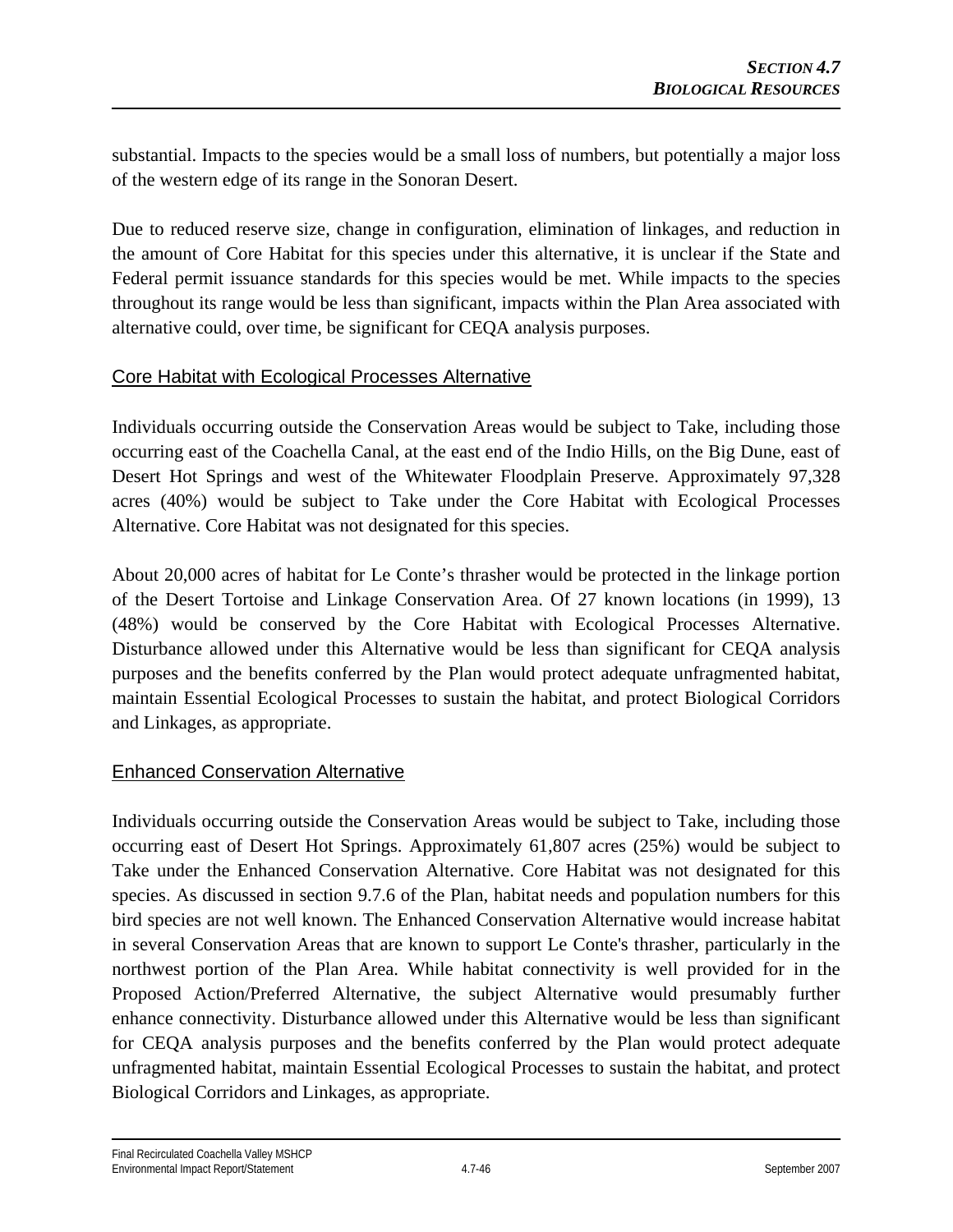substantial. Impacts to the species would be a small loss of numbers, but potentially a major loss of the western edge of its range in the Sonoran Desert.

Due to reduced reserve size, change in configuration, elimination of linkages, and reduction in the amount of Core Habitat for this species under this alternative, it is unclear if the State and Federal permit issuance standards for this species would be met. While impacts to the species throughout its range would be less than significant, impacts within the Plan Area associated with alternative could, over time, be significant for CEQA analysis purposes.

## Core Habitat with Ecological Processes Alternative

Individuals occurring outside the Conservation Areas would be subject to Take, including those occurring east of the Coachella Canal, at the east end of the Indio Hills, on the Big Dune, east of Desert Hot Springs and west of the Whitewater Floodplain Preserve. Approximately 97,328 acres (40%) would be subject to Take under the Core Habitat with Ecological Processes Alternative. Core Habitat was not designated for this species.

About 20,000 acres of habitat for Le Conte's thrasher would be protected in the linkage portion of the Desert Tortoise and Linkage Conservation Area. Of 27 known locations (in 1999), 13 (48%) would be conserved by the Core Habitat with Ecological Processes Alternative. Disturbance allowed under this Alternative would be less than significant for CEQA analysis purposes and the benefits conferred by the Plan would protect adequate unfragmented habitat, maintain Essential Ecological Processes to sustain the habitat, and protect Biological Corridors and Linkages, as appropriate.

## Enhanced Conservation Alternative

Individuals occurring outside the Conservation Areas would be subject to Take, including those occurring east of Desert Hot Springs. Approximately 61,807 acres (25%) would be subject to Take under the Enhanced Conservation Alternative. Core Habitat was not designated for this species. As discussed in section 9.7.6 of the Plan, habitat needs and population numbers for this bird species are not well known. The Enhanced Conservation Alternative would increase habitat in several Conservation Areas that are known to support Le Conte's thrasher, particularly in the northwest portion of the Plan Area. While habitat connectivity is well provided for in the Proposed Action/Preferred Alternative, the subject Alternative would presumably further enhance connectivity. Disturbance allowed under this Alternative would be less than significant for CEQA analysis purposes and the benefits conferred by the Plan would protect adequate unfragmented habitat, maintain Essential Ecological Processes to sustain the habitat, and protect Biological Corridors and Linkages, as appropriate.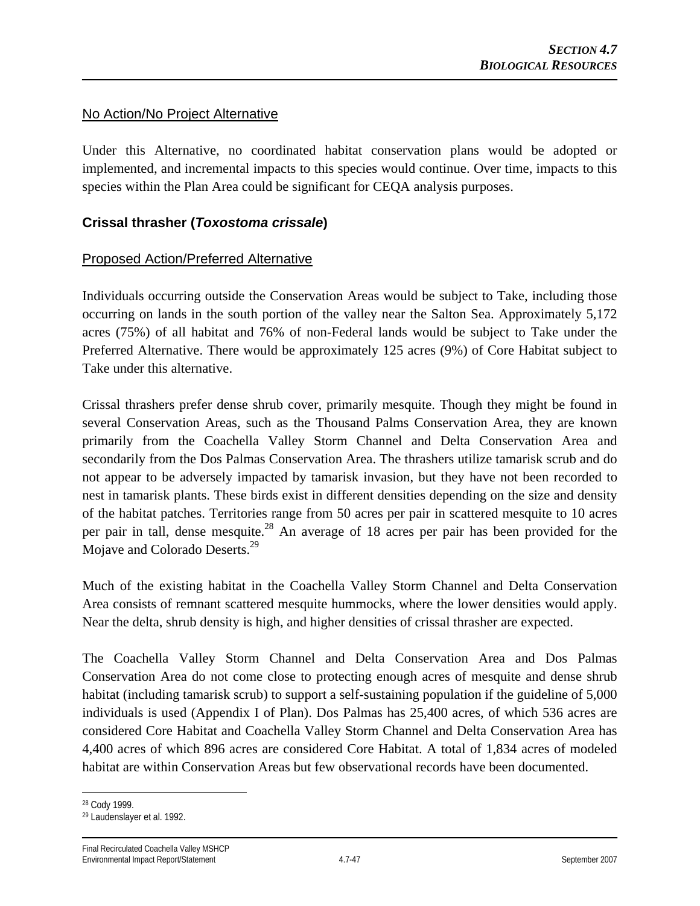No Action/No Project Alternative

Under this Alternative, no coordinated habitat conservation plans would be adopted or implemented, and incremental impacts to this species would continue. Over time, impacts to this species within the Plan Area could be significant for CEQA analysis purposes.

### Crissal thrasher (*Toxostoma crissale*)

Proposed Action/Preferred Alternative

Individuals occurring outside the Conservation Areas would be subject to Take, including those occurring on lands in the south portion of the valley near the Salton Sea. Approximately 5,172 acres (75%) of all habitat and 76% of non-Federal lands would be subject to Take under the Preferred Alternative. There would be approximately 125 acres (9%) of Core Habitat subject to Take under this alternative.

Crissal thrashers prefer dense shrub cover, primarily mesquite. Though they might be found in several Conservation Areas, such as the Thousand Palms Conservation Area, they are known primarily from the Coachella Valley Storm Channel and Delta Conservation Area and secondarily from the Dos Palmas Conservation Area. The thrashers utilize tamarisk scrub and do not appear to be adversely impacted by tamarisk invasion, but they have not been recorded to nest in tamarisk plants. These birds exist in different densities depending on the size and density of the habitat patches. Territories range from 50 acres per pair in scattered mesquite to 10 acres per pair in tall, dense mesquite.[28] An average of 18 acres per pair has been provided for the Mojave and Colorado Deserts.[29]

Much of the existing habitat in the Coachella Valley Storm Channel and Delta Conservation Area consists of remnant scattered mesquite hummocks, where the lower densities would apply. Near the delta, shrub density is high, and higher densities of crissal thrasher are expected.

The Coachella Valley Storm Channel and Delta Conservation Area and Dos Palmas Conservation Area do not come close to protecting enough acres of mesquite and dense shrub habitat (including tamarisk scrub) to support a self-sustaining population if the guideline of 5,000 individuals is used (Appendix I of Plan). Dos Palmas has 25,400 acres, of which 536 acres are considered Core Habitat and Coachella Valley Storm Channel and Delta Conservation Area has 4,400 acres of which 896 acres are considered Core Habitat. A total of 1,834 acres of modeled habitat are within Conservation Areas but few observational records have been documented.

---

[28] Cody 1999.

[29] Laudenslayer et al. 1992.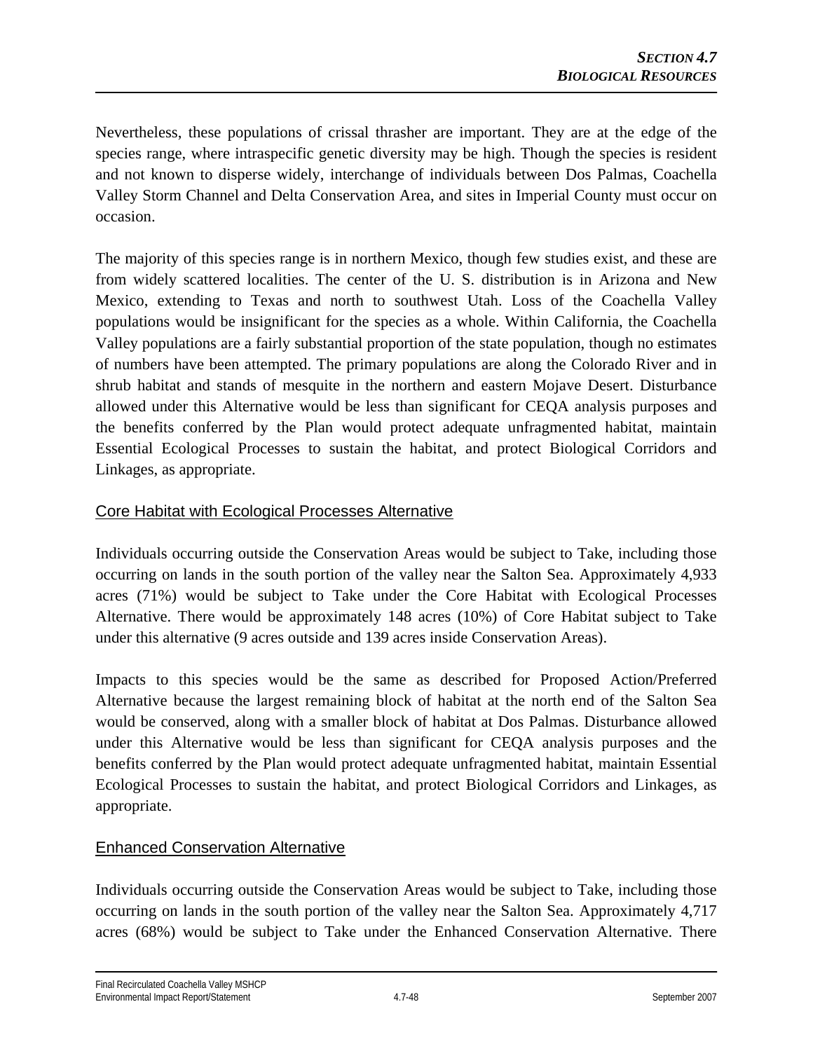Nevertheless, these populations of crissal thrasher are important. They are at the edge of the species range, where intraspecific genetic diversity may be high. Though the species is resident and not known to disperse widely, interchange of individuals between Dos Palmas, Coachella Valley Storm Channel and Delta Conservation Area, and sites in Imperial County must occur on occasion.

The majority of this species range is in northern Mexico, though few studies exist, and these are from widely scattered localities. The center of the U. S. distribution is in Arizona and New Mexico, extending to Texas and north to southwest Utah. Loss of the Coachella Valley populations would be insignificant for the species as a whole. Within California, the Coachella Valley populations are a fairly substantial proportion of the state population, though no estimates of numbers have been attempted. The primary populations are along the Colorado River and in shrub habitat and stands of mesquite in the northern and eastern Mojave Desert. Disturbance allowed under this Alternative would be less than significant for CEQA analysis purposes and the benefits conferred by the Plan would protect adequate unfragmented habitat, maintain Essential Ecological Processes to sustain the habitat, and protect Biological Corridors and Linkages, as appropriate.

### Core Habitat with Ecological Processes Alternative

Individuals occurring outside the Conservation Areas would be subject to Take, including those occurring on lands in the south portion of the valley near the Salton Sea. Approximately 4,933 acres (71%) would be subject to Take under the Core Habitat with Ecological Processes Alternative. There would be approximately 148 acres (10%) of Core Habitat subject to Take under this alternative (9 acres outside and 139 acres inside Conservation Areas).

Impacts to this species would be the same as described for Proposed Action/Preferred Alternative because the largest remaining block of habitat at the north end of the Salton Sea would be conserved, along with a smaller block of habitat at Dos Palmas. Disturbance allowed under this Alternative would be less than significant for CEQA analysis purposes and the benefits conferred by the Plan would protect adequate unfragmented habitat, maintain Essential Ecological Processes to sustain the habitat, and protect Biological Corridors and Linkages, as appropriate.

### Enhanced Conservation Alternative

Individuals occurring outside the Conservation Areas would be subject to Take, including those occurring on lands in the south portion of the valley near the Salton Sea. Approximately 4,717 acres (68%) would be subject to Take under the Enhanced Conservation Alternative. There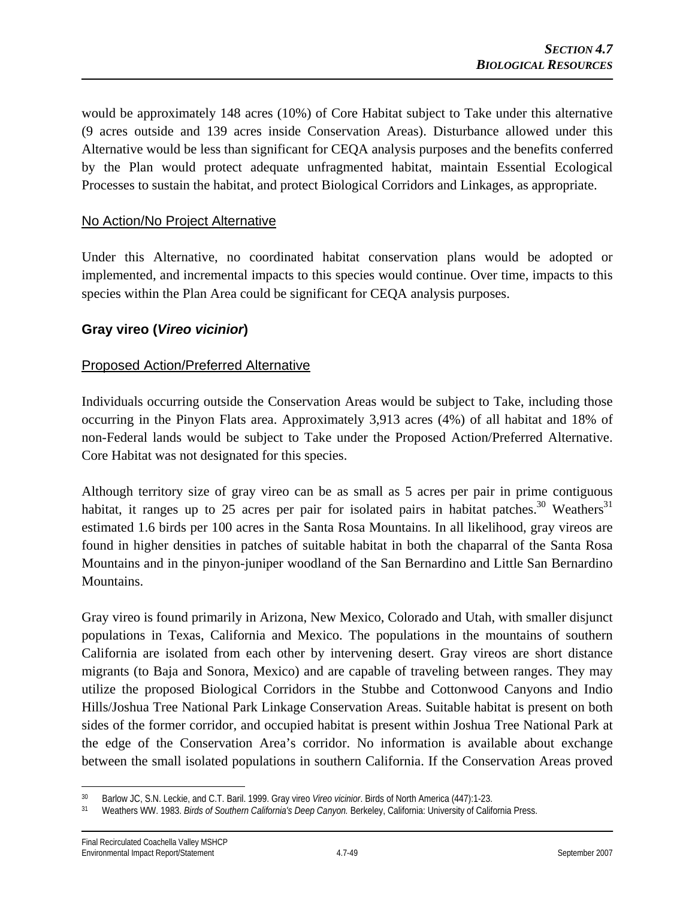would be approximately 148 acres (10%) of Core Habitat subject to Take under this alternative (9 acres outside and 139 acres inside Conservation Areas). Disturbance allowed under this Alternative would be less than significant for CEQA analysis purposes and the benefits conferred by the Plan would protect adequate unfragmented habitat, maintain Essential Ecological Processes to sustain the habitat, and protect Biological Corridors and Linkages, as appropriate.

No Action/No Project Alternative

Under this Alternative, no coordinated habitat conservation plans would be adopted or implemented, and incremental impacts to this species would continue. Over time, impacts to this species within the Plan Area could be significant for CEQA analysis purposes.

### Gray vireo (*Vireo vicinior*)

Proposed Action/Preferred Alternative

Individuals occurring outside the Conservation Areas would be subject to Take, including those occurring in the Pinyon Flats area. Approximately 3,913 acres (4%) of all habitat and 18% of non-Federal lands would be subject to Take under the Proposed Action/Preferred Alternative. Core Habitat was not designated for this species.

Although territory size of gray vireo can be as small as 5 acres per pair in prime contiguous habitat, it ranges up to 25 acres per pair for isolated pairs in habitat patches.[30] Weathers[31] estimated 1.6 birds per 100 acres in the Santa Rosa Mountains. In all likelihood, gray vireos are found in higher densities in patches of suitable habitat in both the chaparral of the Santa Rosa Mountains and in the pinyon-juniper woodland of the San Bernardino and Little San Bernardino Mountains.

Gray vireo is found primarily in Arizona, New Mexico, Colorado and Utah, with smaller disjunct populations in Texas, California and Mexico. The populations in the mountains of southern California are isolated from each other by intervening desert. Gray vireos are short distance migrants (to Baja and Sonora, Mexico) and are capable of traveling between ranges. They may utilize the proposed Biological Corridors in the Stubbe and Cottonwood Canyons and Indio Hills/Joshua Tree National Park Linkage Conservation Areas. Suitable habitat is present on both sides of the former corridor, and occupied habitat is present within Joshua Tree National Park at the edge of the Conservation Area's corridor. No information is available about exchange between the small isolated populations in southern California. If the Conservation Areas proved

[30] Barlow JC, S.N. Leckie, and C.T. Baril. 1999. Gray vireo *Vireo vicinior*. Birds of North America (447):1-23.

[31] Weathers WW. 1983. *Birds of Southern California's Deep Canyon.* Berkeley, California: University of California Press.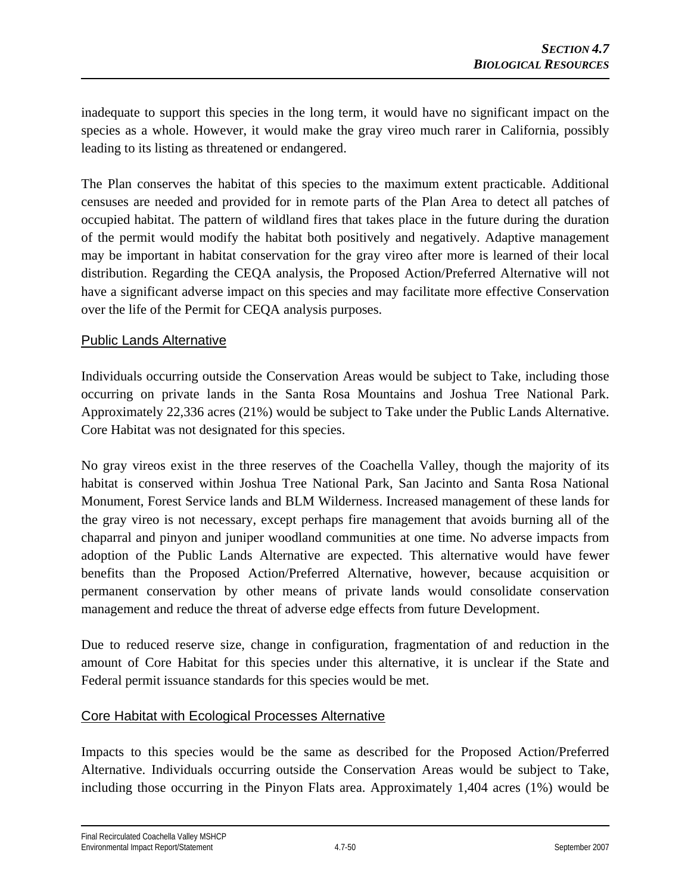inadequate to support this species in the long term, it would have no significant impact on the species as a whole. However, it would make the gray vireo much rarer in California, possibly leading to its listing as threatened or endangered.

The Plan conserves the habitat of this species to the maximum extent practicable. Additional censuses are needed and provided for in remote parts of the Plan Area to detect all patches of occupied habitat. The pattern of wildland fires that takes place in the future during the duration of the permit would modify the habitat both positively and negatively. Adaptive management may be important in habitat conservation for the gray vireo after more is learned of their local distribution. Regarding the CEQA analysis, the Proposed Action/Preferred Alternative will not have a significant adverse impact on this species and may facilitate more effective Conservation over the life of the Permit for CEQA analysis purposes.

### Public Lands Alternative

Individuals occurring outside the Conservation Areas would be subject to Take, including those occurring on private lands in the Santa Rosa Mountains and Joshua Tree National Park. Approximately 22,336 acres (21%) would be subject to Take under the Public Lands Alternative. Core Habitat was not designated for this species.

No gray vireos exist in the three reserves of the Coachella Valley, though the majority of its habitat is conserved within Joshua Tree National Park, San Jacinto and Santa Rosa National Monument, Forest Service lands and BLM Wilderness. Increased management of these lands for the gray vireo is not necessary, except perhaps fire management that avoids burning all of the chaparral and pinyon and juniper woodland communities at one time. No adverse impacts from adoption of the Public Lands Alternative are expected. This alternative would have fewer benefits than the Proposed Action/Preferred Alternative, however, because acquisition or permanent conservation by other means of private lands would consolidate conservation management and reduce the threat of adverse edge effects from future Development.

Due to reduced reserve size, change in configuration, fragmentation of and reduction in the amount of Core Habitat for this species under this alternative, it is unclear if the State and Federal permit issuance standards for this species would be met.

### Core Habitat with Ecological Processes Alternative

Impacts to this species would be the same as described for the Proposed Action/Preferred Alternative. Individuals occurring outside the Conservation Areas would be subject to Take, including those occurring in the Pinyon Flats area. Approximately 1,404 acres (1%) would be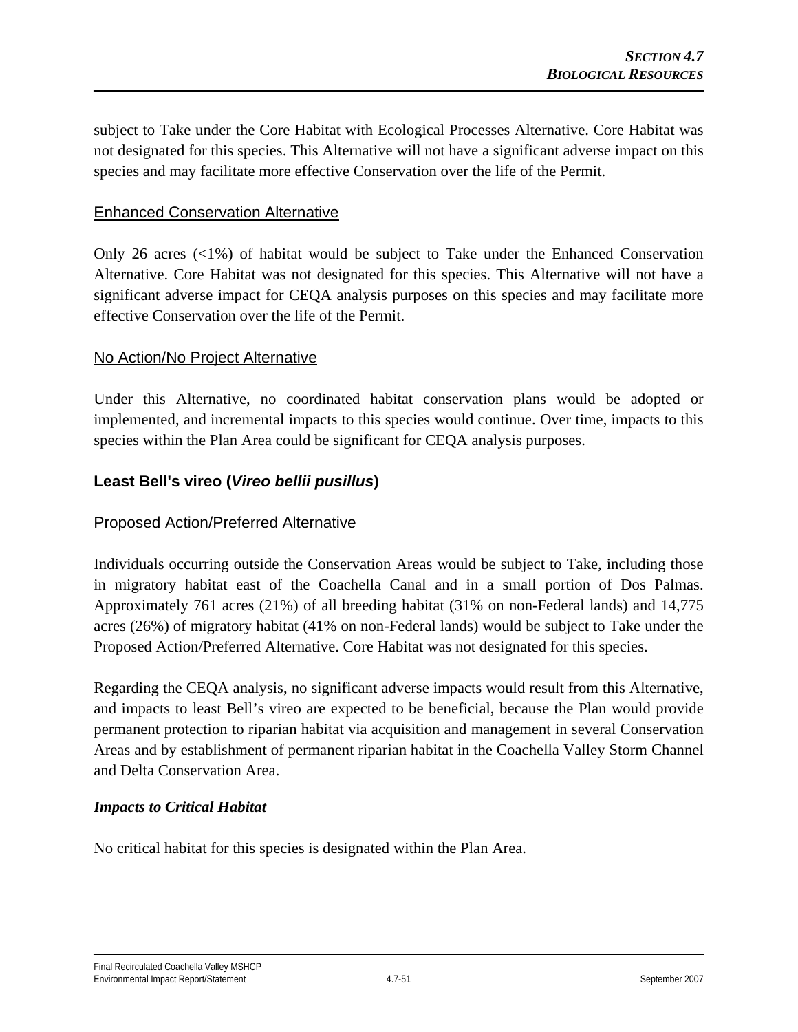subject to Take under the Core Habitat with Ecological Processes Alternative. Core Habitat was not designated for this species. This Alternative will not have a significant adverse impact on this species and may facilitate more effective Conservation over the life of the Permit.

#### Enhanced Conservation Alternative

Only 26 acres (<1%) of habitat would be subject to Take under the Enhanced Conservation Alternative. Core Habitat was not designated for this species. This Alternative will not have a significant adverse impact for CEQA analysis purposes on this species and may facilitate more effective Conservation over the life of the Permit.

#### No Action/No Project Alternative

Under this Alternative, no coordinated habitat conservation plans would be adopted or implemented, and incremental impacts to this species would continue. Over time, impacts to this species within the Plan Area could be significant for CEQA analysis purposes.

### Least Bell's vireo (*Vireo bellii pusillus*)

#### Proposed Action/Preferred Alternative

Individuals occurring outside the Conservation Areas would be subject to Take, including those in migratory habitat east of the Coachella Canal and in a small portion of Dos Palmas. Approximately 761 acres (21%) of all breeding habitat (31% on non-Federal lands) and 14,775 acres (26%) of migratory habitat (41% on non-Federal lands) would be subject to Take under the Proposed Action/Preferred Alternative. Core Habitat was not designated for this species.

Regarding the CEQA analysis, no significant adverse impacts would result from this Alternative, and impacts to least Bell's vireo are expected to be beneficial, because the Plan would provide permanent protection to riparian habitat via acquisition and management in several Conservation Areas and by establishment of permanent riparian habitat in the Coachella Valley Storm Channel and Delta Conservation Area.

***Impacts to Critical Habitat***

No critical habitat for this species is designated within the Plan Area.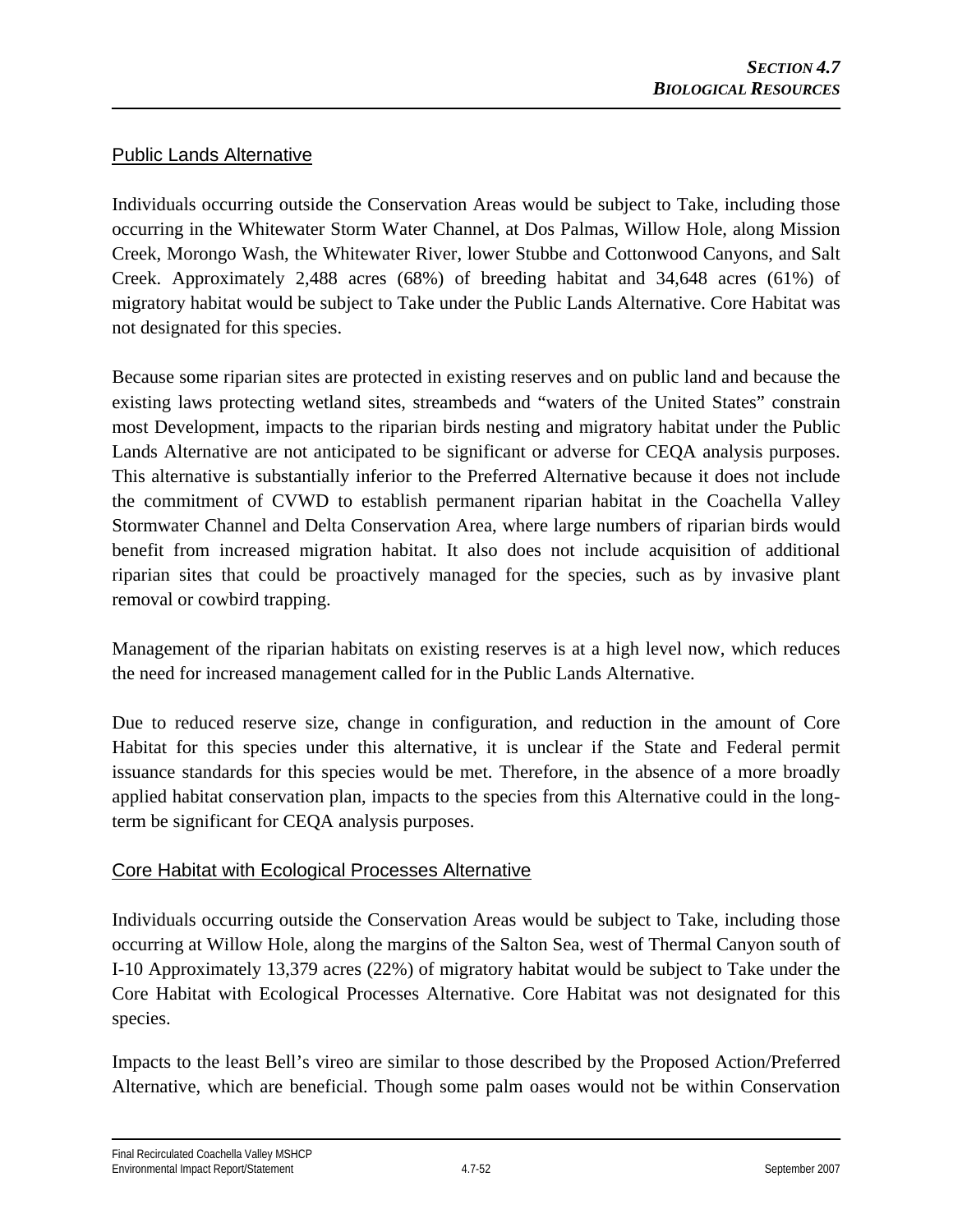### Public Lands Alternative

Individuals occurring outside the Conservation Areas would be subject to Take, including those occurring in the Whitewater Storm Water Channel, at Dos Palmas, Willow Hole, along Mission Creek, Morongo Wash, the Whitewater River, lower Stubbe and Cottonwood Canyons, and Salt Creek. Approximately 2,488 acres (68%) of breeding habitat and 34,648 acres (61%) of migratory habitat would be subject to Take under the Public Lands Alternative. Core Habitat was not designated for this species.

Because some riparian sites are protected in existing reserves and on public land and because the existing laws protecting wetland sites, streambeds and "waters of the United States" constrain most Development, impacts to the riparian birds nesting and migratory habitat under the Public Lands Alternative are not anticipated to be significant or adverse for CEQA analysis purposes. This alternative is substantially inferior to the Preferred Alternative because it does not include the commitment of CVWD to establish permanent riparian habitat in the Coachella Valley Stormwater Channel and Delta Conservation Area, where large numbers of riparian birds would benefit from increased migration habitat. It also does not include acquisition of additional riparian sites that could be proactively managed for the species, such as by invasive plant removal or cowbird trapping.

Management of the riparian habitats on existing reserves is at a high level now, which reduces the need for increased management called for in the Public Lands Alternative.

Due to reduced reserve size, change in configuration, and reduction in the amount of Core Habitat for this species under this alternative, it is unclear if the State and Federal permit issuance standards for this species would be met. Therefore, in the absence of a more broadly applied habitat conservation plan, impacts to the species from this Alternative could in the long-term be significant for CEQA analysis purposes.

### Core Habitat with Ecological Processes Alternative

Individuals occurring outside the Conservation Areas would be subject to Take, including those occurring at Willow Hole, along the margins of the Salton Sea, west of Thermal Canyon south of I-10 Approximately 13,379 acres (22%) of migratory habitat would be subject to Take under the Core Habitat with Ecological Processes Alternative. Core Habitat was not designated for this species.

Impacts to the least Bell's vireo are similar to those described by the Proposed Action/Preferred Alternative, which are beneficial. Though some palm oases would not be within Conservation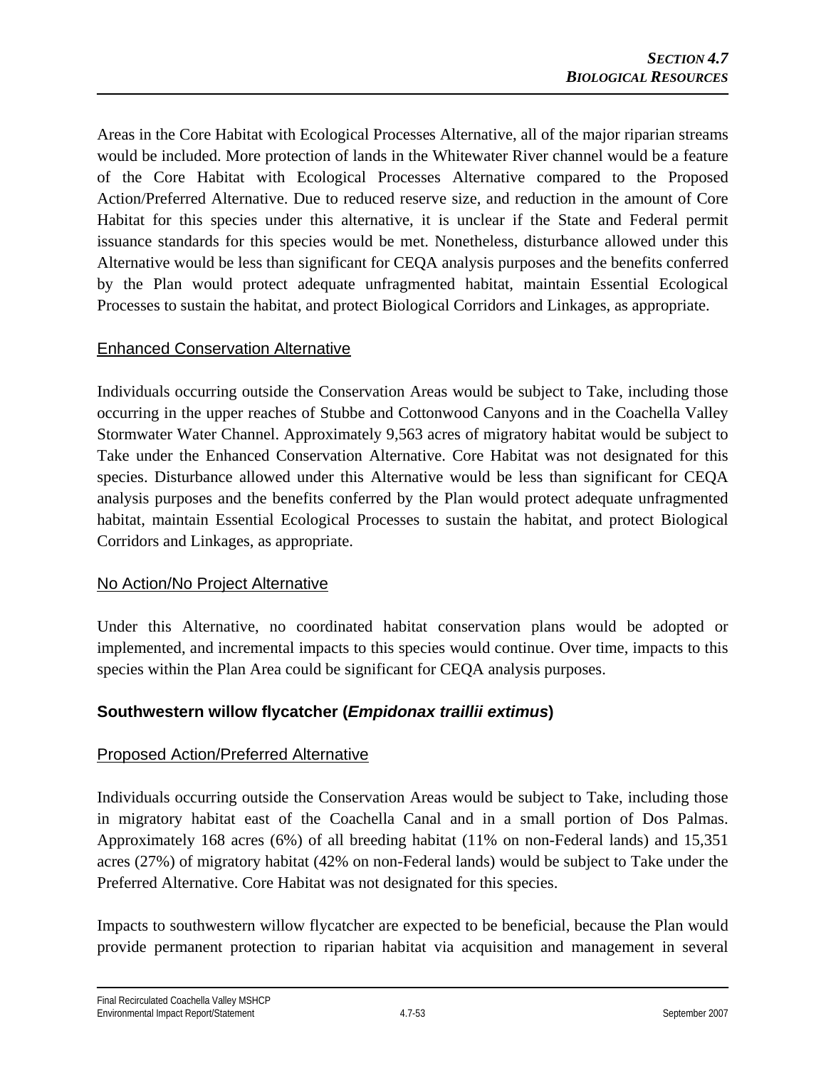Areas in the Core Habitat with Ecological Processes Alternative, all of the major riparian streams would be included. More protection of lands in the Whitewater River channel would be a feature of the Core Habitat with Ecological Processes Alternative compared to the Proposed Action/Preferred Alternative. Due to reduced reserve size, and reduction in the amount of Core Habitat for this species under this alternative, it is unclear if the State and Federal permit issuance standards for this species would be met. Nonetheless, disturbance allowed under this Alternative would be less than significant for CEQA analysis purposes and the benefits conferred by the Plan would protect adequate unfragmented habitat, maintain Essential Ecological Processes to sustain the habitat, and protect Biological Corridors and Linkages, as appropriate.

Enhanced Conservation Alternative

Individuals occurring outside the Conservation Areas would be subject to Take, including those occurring in the upper reaches of Stubbe and Cottonwood Canyons and in the Coachella Valley Stormwater Water Channel. Approximately 9,563 acres of migratory habitat would be subject to Take under the Enhanced Conservation Alternative. Core Habitat was not designated for this species. Disturbance allowed under this Alternative would be less than significant for CEQA analysis purposes and the benefits conferred by the Plan would protect adequate unfragmented habitat, maintain Essential Ecological Processes to sustain the habitat, and protect Biological Corridors and Linkages, as appropriate.

No Action/No Project Alternative

Under this Alternative, no coordinated habitat conservation plans would be adopted or implemented, and incremental impacts to this species would continue. Over time, impacts to this species within the Plan Area could be significant for CEQA analysis purposes.

### Southwestern willow flycatcher (*Empidonax traillii extimus*)

Proposed Action/Preferred Alternative

Individuals occurring outside the Conservation Areas would be subject to Take, including those in migratory habitat east of the Coachella Canal and in a small portion of Dos Palmas. Approximately 168 acres (6%) of all breeding habitat (11% on non-Federal lands) and 15,351 acres (27%) of migratory habitat (42% on non-Federal lands) would be subject to Take under the Preferred Alternative. Core Habitat was not designated for this species.

Impacts to southwestern willow flycatcher are expected to be beneficial, because the Plan would provide permanent protection to riparian habitat via acquisition and management in several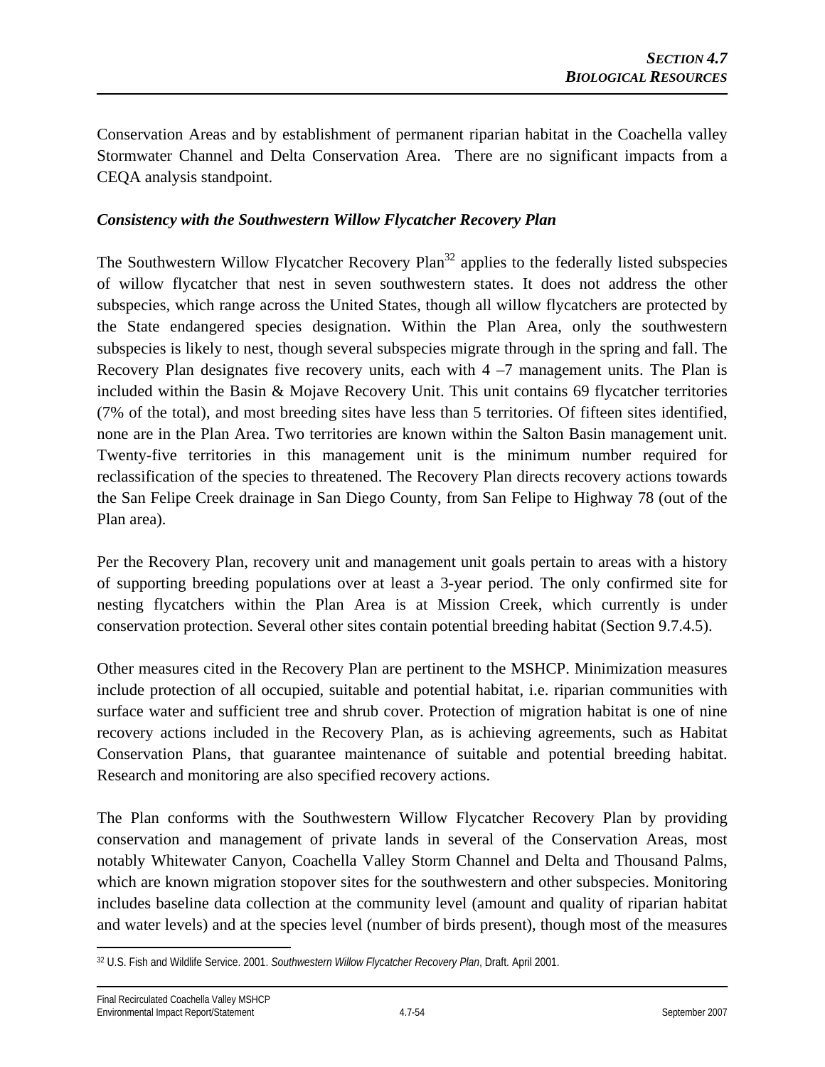Conservation Areas and by establishment of permanent riparian habitat in the Coachella valley Stormwater Channel and Delta Conservation Area. There are no significant impacts from a CEQA analysis standpoint.

***Consistency with the Southwestern Willow Flycatcher Recovery Plan***

The Southwestern Willow Flycatcher Recovery Plan[32] applies to the federally listed subspecies of willow flycatcher that nest in seven southwestern states. It does not address the other subspecies, which range across the United States, though all willow flycatchers are protected by the State endangered species designation. Within the Plan Area, only the southwestern subspecies is likely to nest, though several subspecies migrate through in the spring and fall. The Recovery Plan designates five recovery units, each with 4 –7 management units. The Plan is included within the Basin & Mojave Recovery Unit. This unit contains 69 flycatcher territories (7% of the total), and most breeding sites have less than 5 territories. Of fifteen sites identified, none are in the Plan Area. Two territories are known within the Salton Basin management unit. Twenty-five territories in this management unit is the minimum number required for reclassification of the species to threatened. The Recovery Plan directs recovery actions towards the San Felipe Creek drainage in San Diego County, from San Felipe to Highway 78 (out of the Plan area).

Per the Recovery Plan, recovery unit and management unit goals pertain to areas with a history of supporting breeding populations over at least a 3-year period. The only confirmed site for nesting flycatchers within the Plan Area is at Mission Creek, which currently is under conservation protection. Several other sites contain potential breeding habitat (Section 9.7.4.5).

Other measures cited in the Recovery Plan are pertinent to the MSHCP. Minimization measures include protection of all occupied, suitable and potential habitat, i.e. riparian communities with surface water and sufficient tree and shrub cover. Protection of migration habitat is one of nine recovery actions included in the Recovery Plan, as is achieving agreements, such as Habitat Conservation Plans, that guarantee maintenance of suitable and potential breeding habitat. Research and monitoring are also specified recovery actions.

The Plan conforms with the Southwestern Willow Flycatcher Recovery Plan by providing conservation and management of private lands in several of the Conservation Areas, most notably Whitewater Canyon, Coachella Valley Storm Channel and Delta and Thousand Palms, which are known migration stopover sites for the southwestern and other subspecies. Monitoring includes baseline data collection at the community level (amount and quality of riparian habitat and water levels) and at the species level (number of birds present), though most of the measures

---

[32] U.S. Fish and Wildlife Service. 2001. *Southwestern Willow Flycatcher Recovery Plan*, Draft. April 2001.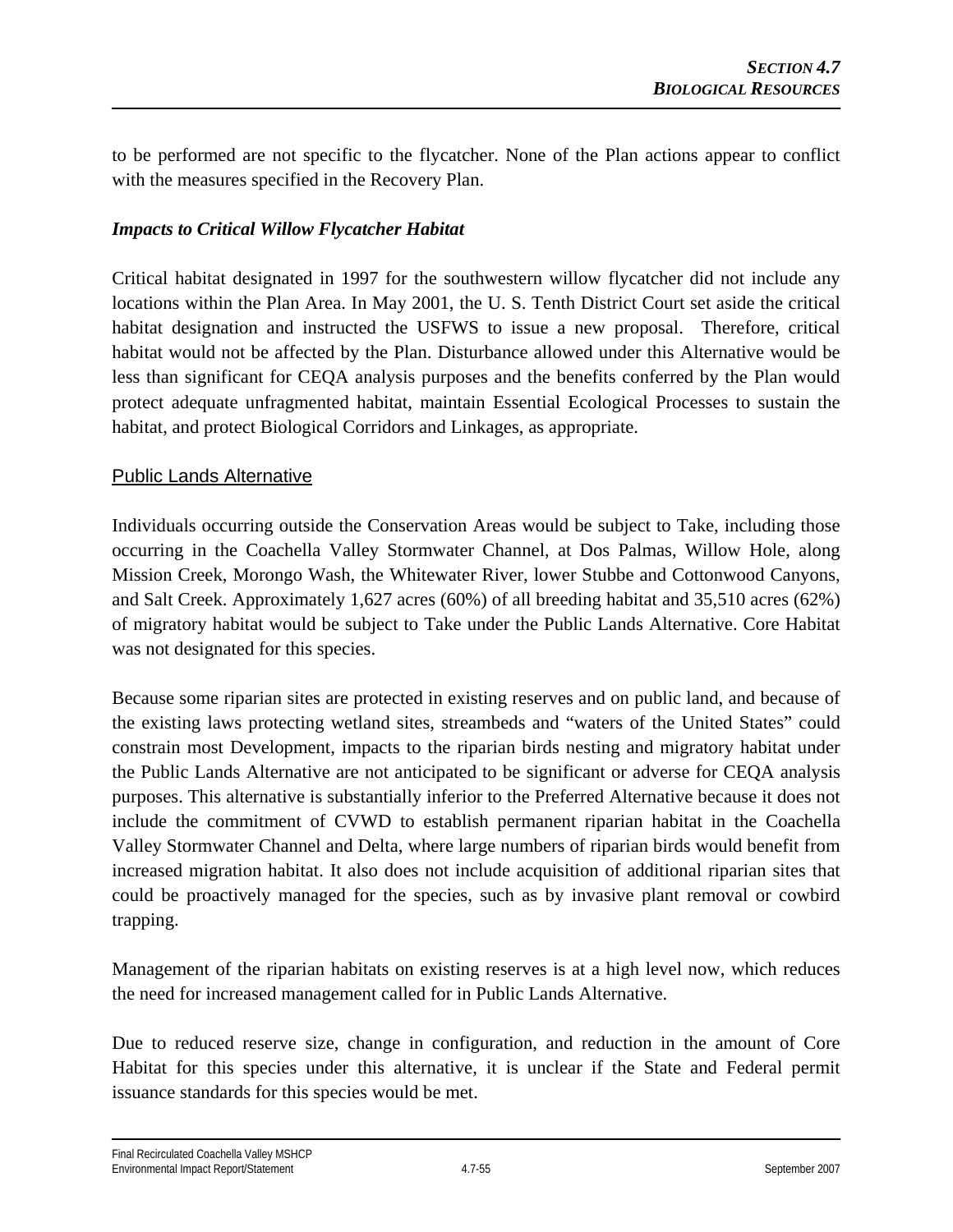to be performed are not specific to the flycatcher. None of the Plan actions appear to conflict with the measures specified in the Recovery Plan.

### *Impacts to Critical Willow Flycatcher Habitat*

Critical habitat designated in 1997 for the southwestern willow flycatcher did not include any locations within the Plan Area. In May 2001, the U. S. Tenth District Court set aside the critical habitat designation and instructed the USFWS to issue a new proposal. Therefore, critical habitat would not be affected by the Plan. Disturbance allowed under this Alternative would be less than significant for CEQA analysis purposes and the benefits conferred by the Plan would protect adequate unfragmented habitat, maintain Essential Ecological Processes to sustain the habitat, and protect Biological Corridors and Linkages, as appropriate.

## Public Lands Alternative

Individuals occurring outside the Conservation Areas would be subject to Take, including those occurring in the Coachella Valley Stormwater Channel, at Dos Palmas, Willow Hole, along Mission Creek, Morongo Wash, the Whitewater River, lower Stubbe and Cottonwood Canyons, and Salt Creek. Approximately 1,627 acres (60%) of all breeding habitat and 35,510 acres (62%) of migratory habitat would be subject to Take under the Public Lands Alternative. Core Habitat was not designated for this species.

Because some riparian sites are protected in existing reserves and on public land, and because of the existing laws protecting wetland sites, streambeds and "waters of the United States" could constrain most Development, impacts to the riparian birds nesting and migratory habitat under the Public Lands Alternative are not anticipated to be significant or adverse for CEQA analysis purposes. This alternative is substantially inferior to the Preferred Alternative because it does not include the commitment of CVWD to establish permanent riparian habitat in the Coachella Valley Stormwater Channel and Delta, where large numbers of riparian birds would benefit from increased migration habitat. It also does not include acquisition of additional riparian sites that could be proactively managed for the species, such as by invasive plant removal or cowbird trapping.

Management of the riparian habitats on existing reserves is at a high level now, which reduces the need for increased management called for in Public Lands Alternative.

Due to reduced reserve size, change in configuration, and reduction in the amount of Core Habitat for this species under this alternative, it is unclear if the State and Federal permit issuance standards for this species would be met.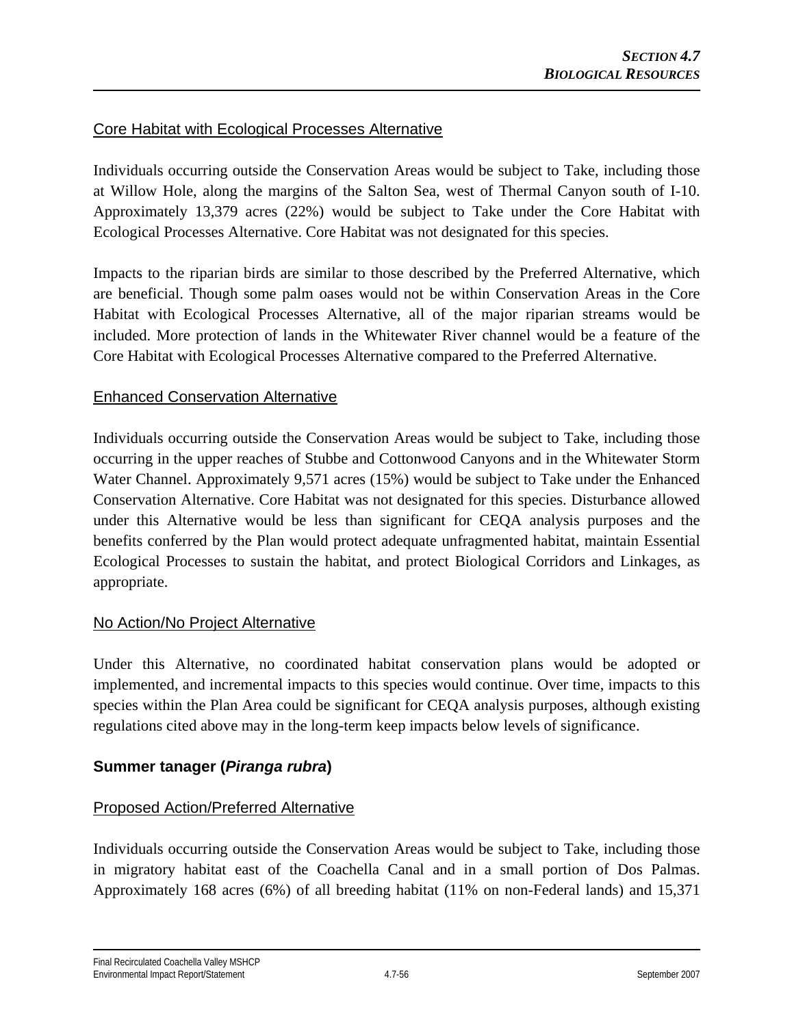Core Habitat with Ecological Processes Alternative

Individuals occurring outside the Conservation Areas would be subject to Take, including those at Willow Hole, along the margins of the Salton Sea, west of Thermal Canyon south of I-10. Approximately 13,379 acres (22%) would be subject to Take under the Core Habitat with Ecological Processes Alternative. Core Habitat was not designated for this species.

Impacts to the riparian birds are similar to those described by the Preferred Alternative, which are beneficial. Though some palm oases would not be within Conservation Areas in the Core Habitat with Ecological Processes Alternative, all of the major riparian streams would be included. More protection of lands in the Whitewater River channel would be a feature of the Core Habitat with Ecological Processes Alternative compared to the Preferred Alternative.

Enhanced Conservation Alternative

Individuals occurring outside the Conservation Areas would be subject to Take, including those occurring in the upper reaches of Stubbe and Cottonwood Canyons and in the Whitewater Storm Water Channel. Approximately 9,571 acres (15%) would be subject to Take under the Enhanced Conservation Alternative. Core Habitat was not designated for this species. Disturbance allowed under this Alternative would be less than significant for CEQA analysis purposes and the benefits conferred by the Plan would protect adequate unfragmented habitat, maintain Essential Ecological Processes to sustain the habitat, and protect Biological Corridors and Linkages, as appropriate.

No Action/No Project Alternative

Under this Alternative, no coordinated habitat conservation plans would be adopted or implemented, and incremental impacts to this species would continue. Over time, impacts to this species within the Plan Area could be significant for CEQA analysis purposes, although existing regulations cited above may in the long-term keep impacts below levels of significance.

### Summer tanager (*Piranga rubra*)

Proposed Action/Preferred Alternative

Individuals occurring outside the Conservation Areas would be subject to Take, including those in migratory habitat east of the Coachella Canal and in a small portion of Dos Palmas. Approximately 168 acres (6%) of all breeding habitat (11% on non-Federal lands) and 15,371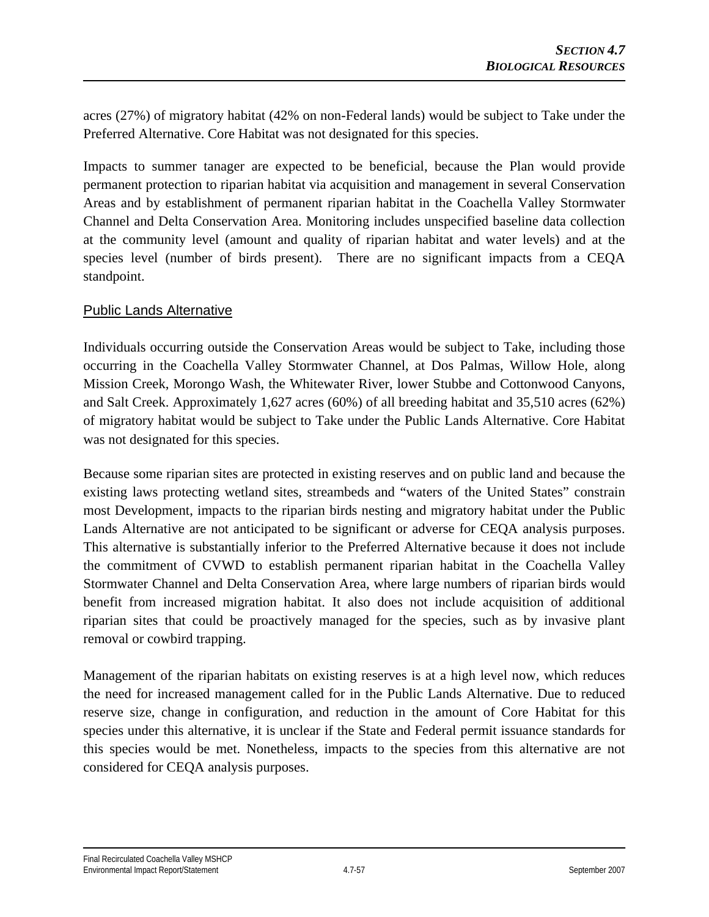acres (27%) of migratory habitat (42% on non-Federal lands) would be subject to Take under the Preferred Alternative. Core Habitat was not designated for this species.

Impacts to summer tanager are expected to be beneficial, because the Plan would provide permanent protection to riparian habitat via acquisition and management in several Conservation Areas and by establishment of permanent riparian habitat in the Coachella Valley Stormwater Channel and Delta Conservation Area. Monitoring includes unspecified baseline data collection at the community level (amount and quality of riparian habitat and water levels) and at the species level (number of birds present). There are no significant impacts from a CEQA standpoint.

### Public Lands Alternative

Individuals occurring outside the Conservation Areas would be subject to Take, including those occurring in the Coachella Valley Stormwater Channel, at Dos Palmas, Willow Hole, along Mission Creek, Morongo Wash, the Whitewater River, lower Stubbe and Cottonwood Canyons, and Salt Creek. Approximately 1,627 acres (60%) of all breeding habitat and 35,510 acres (62%) of migratory habitat would be subject to Take under the Public Lands Alternative. Core Habitat was not designated for this species.

Because some riparian sites are protected in existing reserves and on public land and because the existing laws protecting wetland sites, streambeds and "waters of the United States" constrain most Development, impacts to the riparian birds nesting and migratory habitat under the Public Lands Alternative are not anticipated to be significant or adverse for CEQA analysis purposes. This alternative is substantially inferior to the Preferred Alternative because it does not include the commitment of CVWD to establish permanent riparian habitat in the Coachella Valley Stormwater Channel and Delta Conservation Area, where large numbers of riparian birds would benefit from increased migration habitat. It also does not include acquisition of additional riparian sites that could be proactively managed for the species, such as by invasive plant removal or cowbird trapping.

Management of the riparian habitats on existing reserves is at a high level now, which reduces the need for increased management called for in the Public Lands Alternative. Due to reduced reserve size, change in configuration, and reduction in the amount of Core Habitat for this species under this alternative, it is unclear if the State and Federal permit issuance standards for this species would be met. Nonetheless, impacts to the species from this alternative are not considered for CEQA analysis purposes.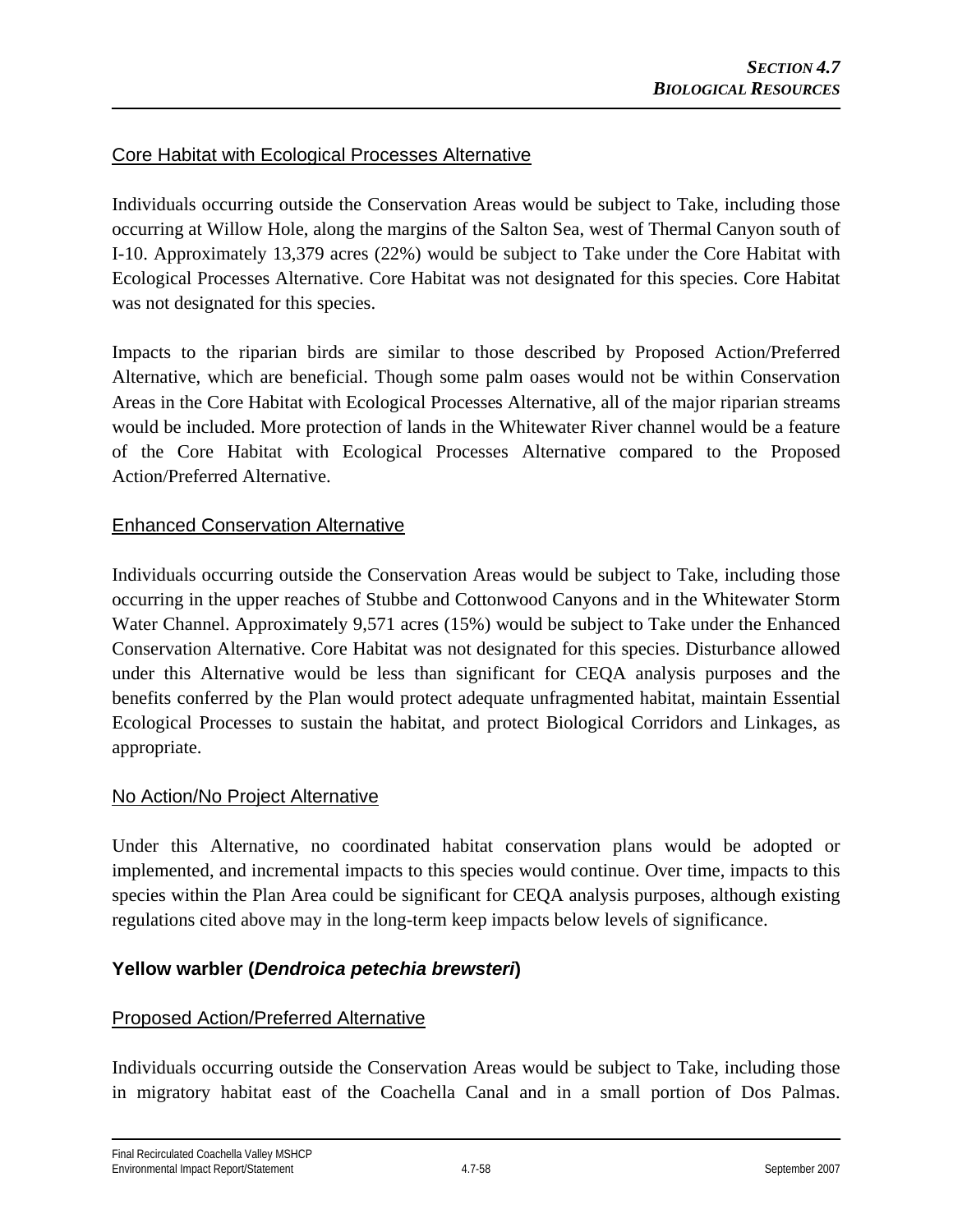Core Habitat with Ecological Processes Alternative

Individuals occurring outside the Conservation Areas would be subject to Take, including those occurring at Willow Hole, along the margins of the Salton Sea, west of Thermal Canyon south of I-10. Approximately 13,379 acres (22%) would be subject to Take under the Core Habitat with Ecological Processes Alternative. Core Habitat was not designated for this species. Core Habitat was not designated for this species.

Impacts to the riparian birds are similar to those described by Proposed Action/Preferred Alternative, which are beneficial. Though some palm oases would not be within Conservation Areas in the Core Habitat with Ecological Processes Alternative, all of the major riparian streams would be included. More protection of lands in the Whitewater River channel would be a feature of the Core Habitat with Ecological Processes Alternative compared to the Proposed Action/Preferred Alternative.

Enhanced Conservation Alternative

Individuals occurring outside the Conservation Areas would be subject to Take, including those occurring in the upper reaches of Stubbe and Cottonwood Canyons and in the Whitewater Storm Water Channel. Approximately 9,571 acres (15%) would be subject to Take under the Enhanced Conservation Alternative. Core Habitat was not designated for this species. Disturbance allowed under this Alternative would be less than significant for CEQA analysis purposes and the benefits conferred by the Plan would protect adequate unfragmented habitat, maintain Essential Ecological Processes to sustain the habitat, and protect Biological Corridors and Linkages, as appropriate.

No Action/No Project Alternative

Under this Alternative, no coordinated habitat conservation plans would be adopted or implemented, and incremental impacts to this species would continue. Over time, impacts to this species within the Plan Area could be significant for CEQA analysis purposes, although existing regulations cited above may in the long-term keep impacts below levels of significance.

### Yellow warbler (*Dendroica petechia brewsteri*)

Proposed Action/Preferred Alternative

Individuals occurring outside the Conservation Areas would be subject to Take, including those in migratory habitat east of the Coachella Canal and in a small portion of Dos Palmas.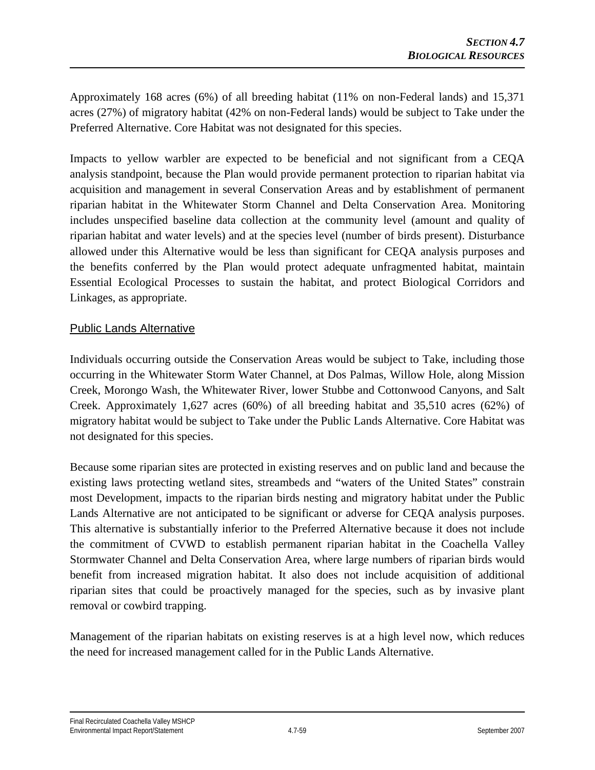Approximately 168 acres (6%) of all breeding habitat (11% on non-Federal lands) and 15,371 acres (27%) of migratory habitat (42% on non-Federal lands) would be subject to Take under the Preferred Alternative. Core Habitat was not designated for this species.

Impacts to yellow warbler are expected to be beneficial and not significant from a CEQA analysis standpoint, because the Plan would provide permanent protection to riparian habitat via acquisition and management in several Conservation Areas and by establishment of permanent riparian habitat in the Whitewater Storm Channel and Delta Conservation Area. Monitoring includes unspecified baseline data collection at the community level (amount and quality of riparian habitat and water levels) and at the species level (number of birds present). Disturbance allowed under this Alternative would be less than significant for CEQA analysis purposes and the benefits conferred by the Plan would protect adequate unfragmented habitat, maintain Essential Ecological Processes to sustain the habitat, and protect Biological Corridors and Linkages, as appropriate.

## Public Lands Alternative

Individuals occurring outside the Conservation Areas would be subject to Take, including those occurring in the Whitewater Storm Water Channel, at Dos Palmas, Willow Hole, along Mission Creek, Morongo Wash, the Whitewater River, lower Stubbe and Cottonwood Canyons, and Salt Creek. Approximately 1,627 acres (60%) of all breeding habitat and 35,510 acres (62%) of migratory habitat would be subject to Take under the Public Lands Alternative. Core Habitat was not designated for this species.

Because some riparian sites are protected in existing reserves and on public land and because the existing laws protecting wetland sites, streambeds and "waters of the United States" constrain most Development, impacts to the riparian birds nesting and migratory habitat under the Public Lands Alternative are not anticipated to be significant or adverse for CEQA analysis purposes. This alternative is substantially inferior to the Preferred Alternative because it does not include the commitment of CVWD to establish permanent riparian habitat in the Coachella Valley Stormwater Channel and Delta Conservation Area, where large numbers of riparian birds would benefit from increased migration habitat. It also does not include acquisition of additional riparian sites that could be proactively managed for the species, such as by invasive plant removal or cowbird trapping.

Management of the riparian habitats on existing reserves is at a high level now, which reduces the need for increased management called for in the Public Lands Alternative.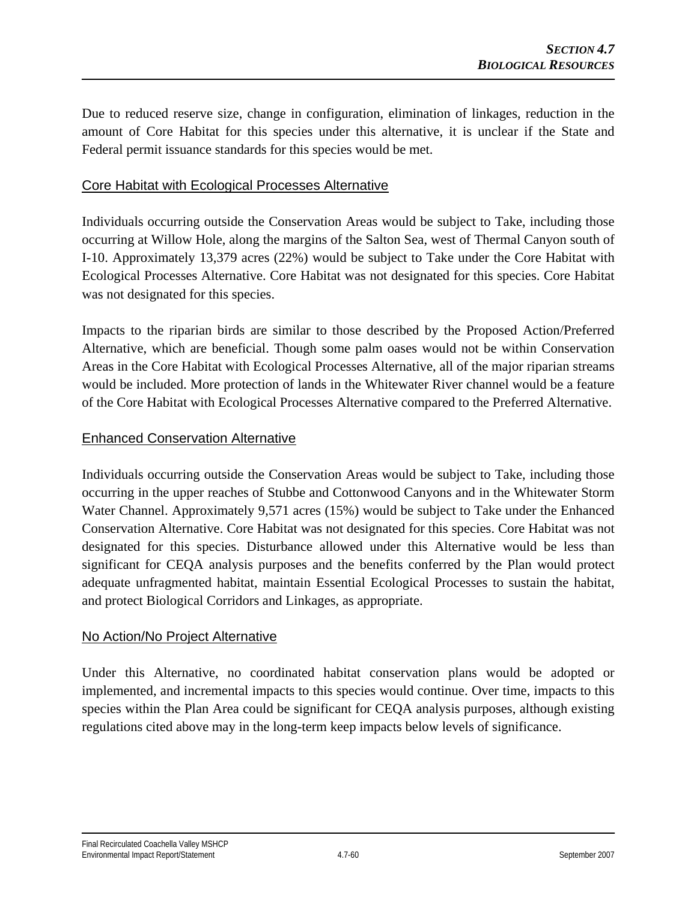Due to reduced reserve size, change in configuration, elimination of linkages, reduction in the amount of Core Habitat for this species under this alternative, it is unclear if the State and Federal permit issuance standards for this species would be met.

### Core Habitat with Ecological Processes Alternative

Individuals occurring outside the Conservation Areas would be subject to Take, including those occurring at Willow Hole, along the margins of the Salton Sea, west of Thermal Canyon south of I-10. Approximately 13,379 acres (22%) would be subject to Take under the Core Habitat with Ecological Processes Alternative. Core Habitat was not designated for this species. Core Habitat was not designated for this species.

Impacts to the riparian birds are similar to those described by the Proposed Action/Preferred Alternative, which are beneficial. Though some palm oases would not be within Conservation Areas in the Core Habitat with Ecological Processes Alternative, all of the major riparian streams would be included. More protection of lands in the Whitewater River channel would be a feature of the Core Habitat with Ecological Processes Alternative compared to the Preferred Alternative.

### Enhanced Conservation Alternative

Individuals occurring outside the Conservation Areas would be subject to Take, including those occurring in the upper reaches of Stubbe and Cottonwood Canyons and in the Whitewater Storm Water Channel. Approximately 9,571 acres (15%) would be subject to Take under the Enhanced Conservation Alternative. Core Habitat was not designated for this species. Core Habitat was not designated for this species. Disturbance allowed under this Alternative would be less than significant for CEQA analysis purposes and the benefits conferred by the Plan would protect adequate unfragmented habitat, maintain Essential Ecological Processes to sustain the habitat, and protect Biological Corridors and Linkages, as appropriate.

### No Action/No Project Alternative

Under this Alternative, no coordinated habitat conservation plans would be adopted or implemented, and incremental impacts to this species would continue. Over time, impacts to this species within the Plan Area could be significant for CEQA analysis purposes, although existing regulations cited above may in the long-term keep impacts below levels of significance.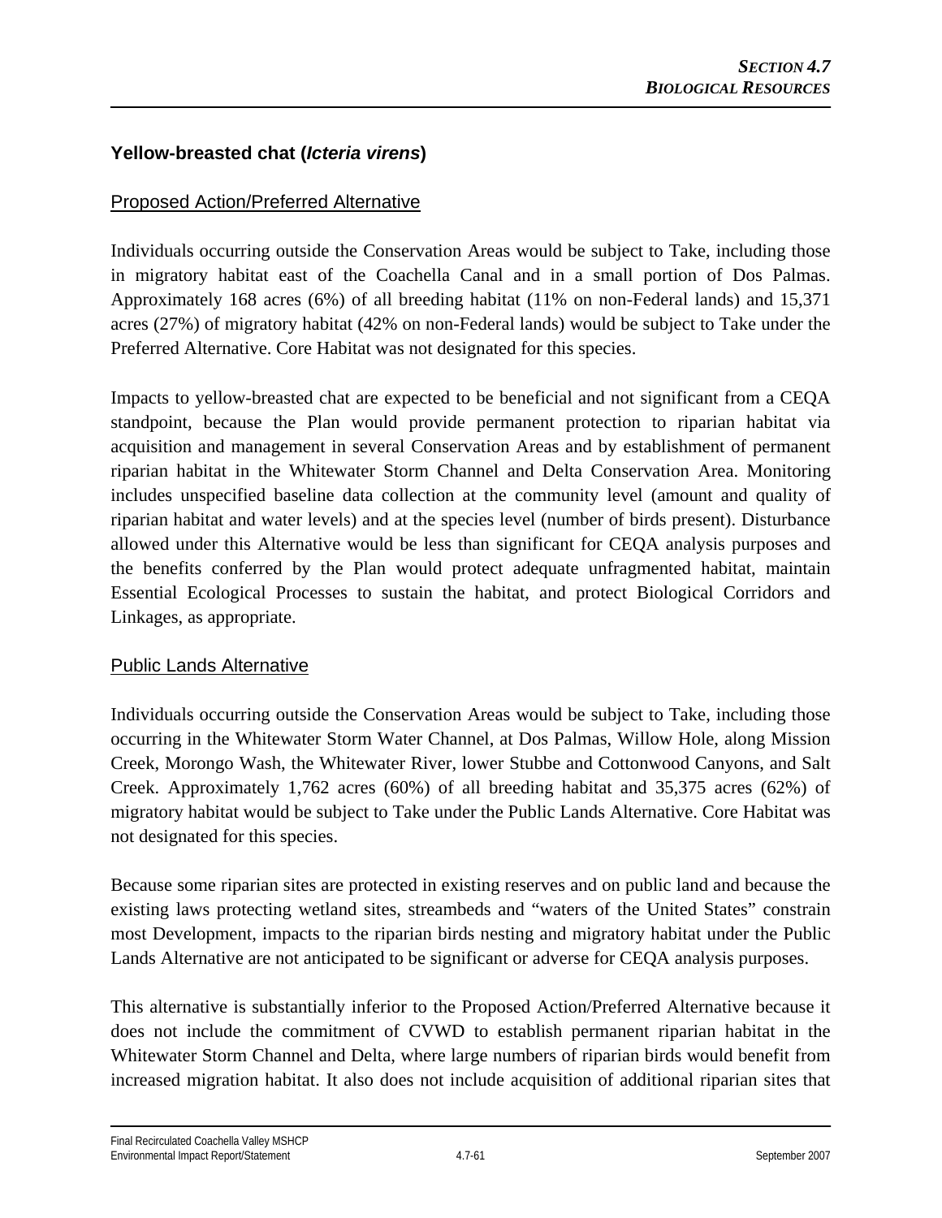### Yellow-breasted chat (*Icteria virens*)

#### Proposed Action/Preferred Alternative

Individuals occurring outside the Conservation Areas would be subject to Take, including those in migratory habitat east of the Coachella Canal and in a small portion of Dos Palmas. Approximately 168 acres (6%) of all breeding habitat (11% on non-Federal lands) and 15,371 acres (27%) of migratory habitat (42% on non-Federal lands) would be subject to Take under the Preferred Alternative. Core Habitat was not designated for this species.

Impacts to yellow-breasted chat are expected to be beneficial and not significant from a CEQA standpoint, because the Plan would provide permanent protection to riparian habitat via acquisition and management in several Conservation Areas and by establishment of permanent riparian habitat in the Whitewater Storm Channel and Delta Conservation Area. Monitoring includes unspecified baseline data collection at the community level (amount and quality of riparian habitat and water levels) and at the species level (number of birds present). Disturbance allowed under this Alternative would be less than significant for CEQA analysis purposes and the benefits conferred by the Plan would protect adequate unfragmented habitat, maintain Essential Ecological Processes to sustain the habitat, and protect Biological Corridors and Linkages, as appropriate.

#### Public Lands Alternative

Individuals occurring outside the Conservation Areas would be subject to Take, including those occurring in the Whitewater Storm Water Channel, at Dos Palmas, Willow Hole, along Mission Creek, Morongo Wash, the Whitewater River, lower Stubbe and Cottonwood Canyons, and Salt Creek. Approximately 1,762 acres (60%) of all breeding habitat and 35,375 acres (62%) of migratory habitat would be subject to Take under the Public Lands Alternative. Core Habitat was not designated for this species.

Because some riparian sites are protected in existing reserves and on public land and because the existing laws protecting wetland sites, streambeds and "waters of the United States" constrain most Development, impacts to the riparian birds nesting and migratory habitat under the Public Lands Alternative are not anticipated to be significant or adverse for CEQA analysis purposes.

This alternative is substantially inferior to the Proposed Action/Preferred Alternative because it does not include the commitment of CVWD to establish permanent riparian habitat in the Whitewater Storm Channel and Delta, where large numbers of riparian birds would benefit from increased migration habitat. It also does not include acquisition of additional riparian sites that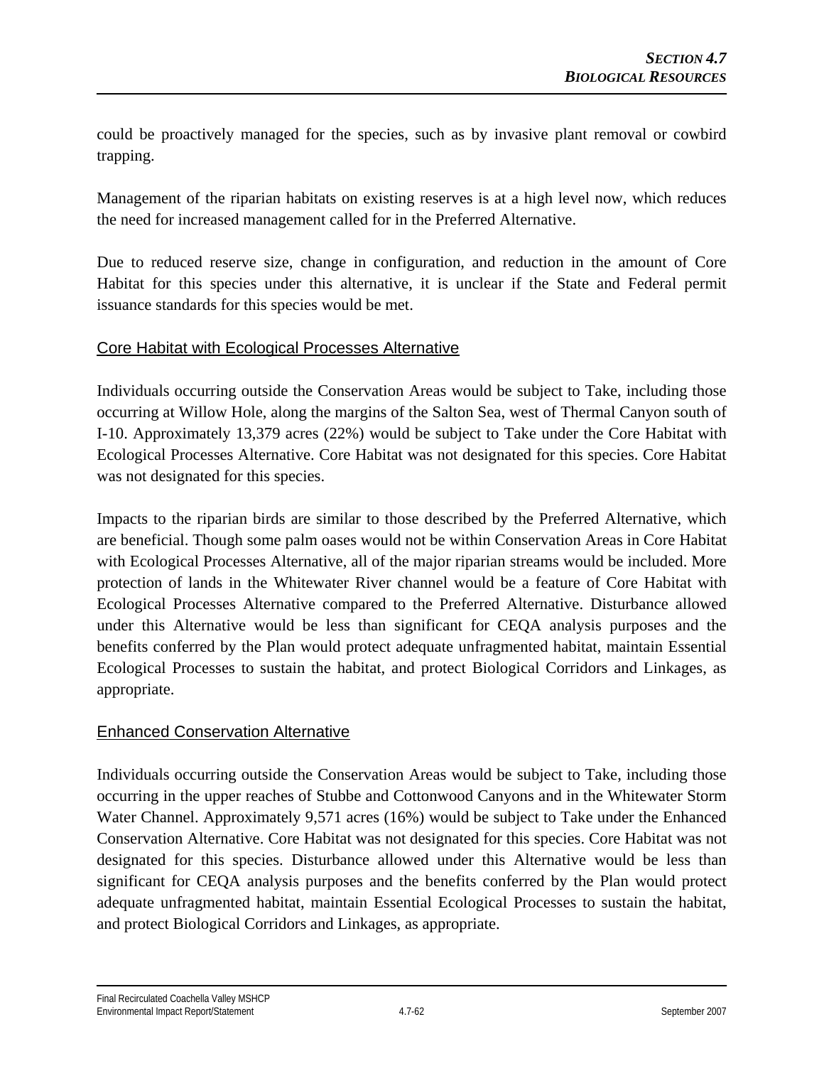could be proactively managed for the species, such as by invasive plant removal or cowbird trapping.

Management of the riparian habitats on existing reserves is at a high level now, which reduces the need for increased management called for in the Preferred Alternative.

Due to reduced reserve size, change in configuration, and reduction in the amount of Core Habitat for this species under this alternative, it is unclear if the State and Federal permit issuance standards for this species would be met.

## Core Habitat with Ecological Processes Alternative

Individuals occurring outside the Conservation Areas would be subject to Take, including those occurring at Willow Hole, along the margins of the Salton Sea, west of Thermal Canyon south of I-10. Approximately 13,379 acres (22%) would be subject to Take under the Core Habitat with Ecological Processes Alternative. Core Habitat was not designated for this species. Core Habitat was not designated for this species.

Impacts to the riparian birds are similar to those described by the Preferred Alternative, which are beneficial. Though some palm oases would not be within Conservation Areas in Core Habitat with Ecological Processes Alternative, all of the major riparian streams would be included. More protection of lands in the Whitewater River channel would be a feature of Core Habitat with Ecological Processes Alternative compared to the Preferred Alternative. Disturbance allowed under this Alternative would be less than significant for CEQA analysis purposes and the benefits conferred by the Plan would protect adequate unfragmented habitat, maintain Essential Ecological Processes to sustain the habitat, and protect Biological Corridors and Linkages, as appropriate.

## Enhanced Conservation Alternative

Individuals occurring outside the Conservation Areas would be subject to Take, including those occurring in the upper reaches of Stubbe and Cottonwood Canyons and in the Whitewater Storm Water Channel. Approximately 9,571 acres (16%) would be subject to Take under the Enhanced Conservation Alternative. Core Habitat was not designated for this species. Core Habitat was not designated for this species. Disturbance allowed under this Alternative would be less than significant for CEQA analysis purposes and the benefits conferred by the Plan would protect adequate unfragmented habitat, maintain Essential Ecological Processes to sustain the habitat, and protect Biological Corridors and Linkages, as appropriate.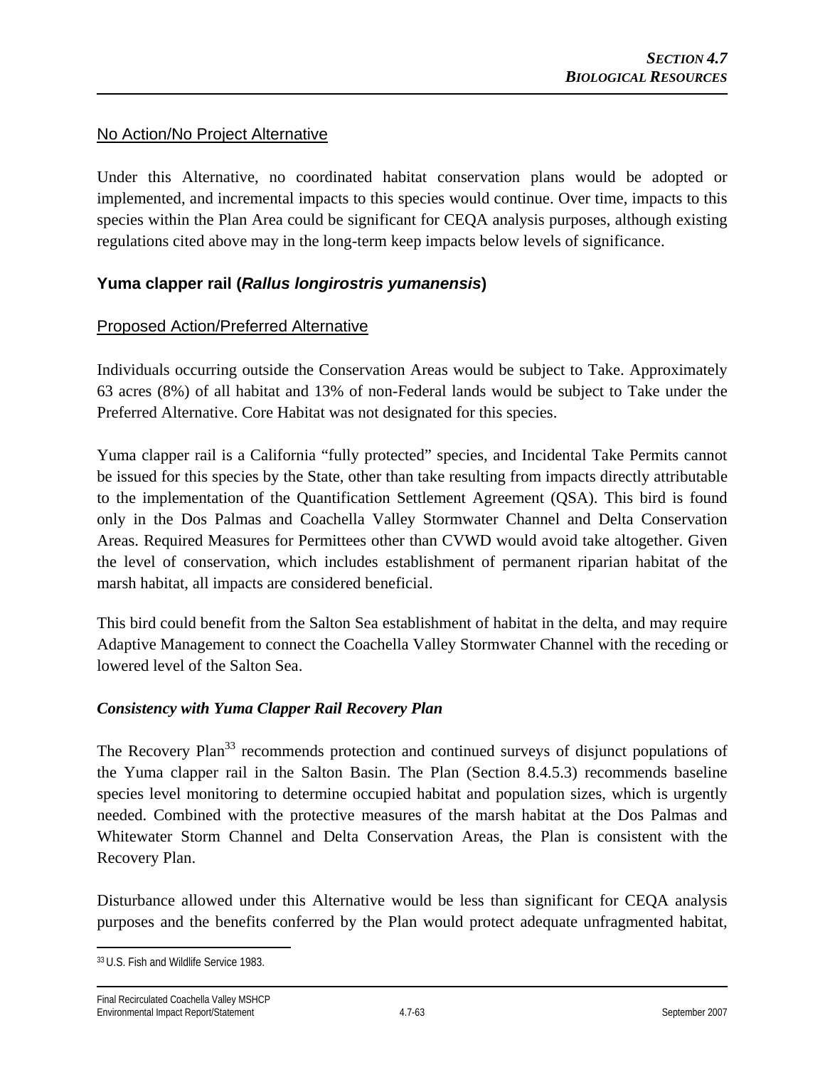No Action/No Project Alternative

Under this Alternative, no coordinated habitat conservation plans would be adopted or implemented, and incremental impacts to this species would continue. Over time, impacts to this species within the Plan Area could be significant for CEQA analysis purposes, although existing regulations cited above may in the long-term keep impacts below levels of significance.

### Yuma clapper rail (*Rallus longirostris yumanensis*)

Proposed Action/Preferred Alternative

Individuals occurring outside the Conservation Areas would be subject to Take. Approximately 63 acres (8%) of all habitat and 13% of non-Federal lands would be subject to Take under the Preferred Alternative. Core Habitat was not designated for this species.

Yuma clapper rail is a California "fully protected" species, and Incidental Take Permits cannot be issued for this species by the State, other than take resulting from impacts directly attributable to the implementation of the Quantification Settlement Agreement (QSA). This bird is found only in the Dos Palmas and Coachella Valley Stormwater Channel and Delta Conservation Areas. Required Measures for Permittees other than CVWD would avoid take altogether. Given the level of conservation, which includes establishment of permanent riparian habitat of the marsh habitat, all impacts are considered beneficial.

This bird could benefit from the Salton Sea establishment of habitat in the delta, and may require Adaptive Management to connect the Coachella Valley Stormwater Channel with the receding or lowered level of the Salton Sea.

***Consistency with Yuma Clapper Rail Recovery Plan***

The Recovery Plan[33] recommends protection and continued surveys of disjunct populations of the Yuma clapper rail in the Salton Basin. The Plan (Section 8.4.5.3) recommends baseline species level monitoring to determine occupied habitat and population sizes, which is urgently needed. Combined with the protective measures of the marsh habitat at the Dos Palmas and Whitewater Storm Channel and Delta Conservation Areas, the Plan is consistent with the Recovery Plan.

Disturbance allowed under this Alternative would be less than significant for CEQA analysis purposes and the benefits conferred by the Plan would protect adequate unfragmented habitat,

[33] U.S. Fish and Wildlife Service 1983.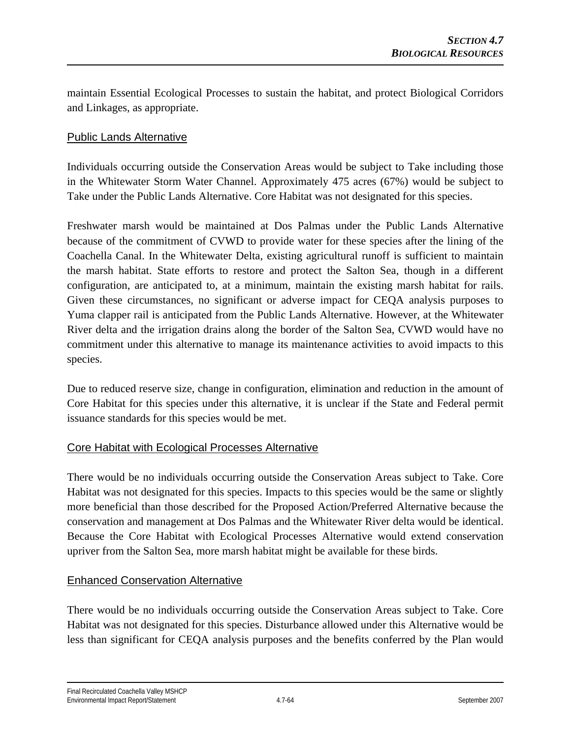maintain Essential Ecological Processes to sustain the habitat, and protect Biological Corridors and Linkages, as appropriate.

### Public Lands Alternative

Individuals occurring outside the Conservation Areas would be subject to Take including those in the Whitewater Storm Water Channel. Approximately 475 acres (67%) would be subject to Take under the Public Lands Alternative. Core Habitat was not designated for this species.

Freshwater marsh would be maintained at Dos Palmas under the Public Lands Alternative because of the commitment of CVWD to provide water for these species after the lining of the Coachella Canal. In the Whitewater Delta, existing agricultural runoff is sufficient to maintain the marsh habitat. State efforts to restore and protect the Salton Sea, though in a different configuration, are anticipated to, at a minimum, maintain the existing marsh habitat for rails. Given these circumstances, no significant or adverse impact for CEQA analysis purposes to Yuma clapper rail is anticipated from the Public Lands Alternative. However, at the Whitewater River delta and the irrigation drains along the border of the Salton Sea, CVWD would have no commitment under this alternative to manage its maintenance activities to avoid impacts to this species.

Due to reduced reserve size, change in configuration, elimination and reduction in the amount of Core Habitat for this species under this alternative, it is unclear if the State and Federal permit issuance standards for this species would be met.

### Core Habitat with Ecological Processes Alternative

There would be no individuals occurring outside the Conservation Areas subject to Take. Core Habitat was not designated for this species. Impacts to this species would be the same or slightly more beneficial than those described for the Proposed Action/Preferred Alternative because the conservation and management at Dos Palmas and the Whitewater River delta would be identical. Because the Core Habitat with Ecological Processes Alternative would extend conservation upriver from the Salton Sea, more marsh habitat might be available for these birds.

### Enhanced Conservation Alternative

There would be no individuals occurring outside the Conservation Areas subject to Take. Core Habitat was not designated for this species. Disturbance allowed under this Alternative would be less than significant for CEQA analysis purposes and the benefits conferred by the Plan would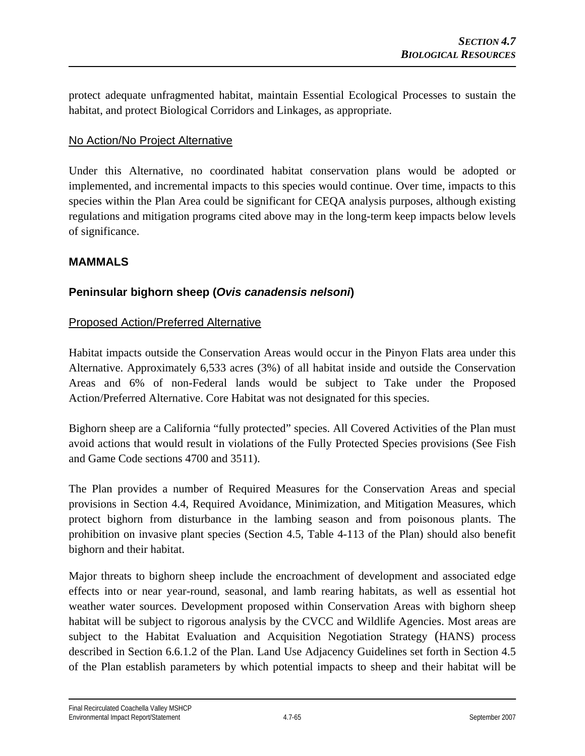protect adequate unfragmented habitat, maintain Essential Ecological Processes to sustain the habitat, and protect Biological Corridors and Linkages, as appropriate.

No Action/No Project Alternative

Under this Alternative, no coordinated habitat conservation plans would be adopted or implemented, and incremental impacts to this species would continue. Over time, impacts to this species within the Plan Area could be significant for CEQA analysis purposes, although existing regulations and mitigation programs cited above may in the long-term keep impacts below levels of significance.

## MAMMALS

### Peninsular bighorn sheep (*Ovis canadensis nelsoni*)

Proposed Action/Preferred Alternative

Habitat impacts outside the Conservation Areas would occur in the Pinyon Flats area under this Alternative. Approximately 6,533 acres (3%) of all habitat inside and outside the Conservation Areas and 6% of non-Federal lands would be subject to Take under the Proposed Action/Preferred Alternative. Core Habitat was not designated for this species.

Bighorn sheep are a California "fully protected" species. All Covered Activities of the Plan must avoid actions that would result in violations of the Fully Protected Species provisions (See Fish and Game Code sections 4700 and 3511).

The Plan provides a number of Required Measures for the Conservation Areas and special provisions in Section 4.4, Required Avoidance, Minimization, and Mitigation Measures, which protect bighorn from disturbance in the lambing season and from poisonous plants. The prohibition on invasive plant species (Section 4.5, Table 4-113 of the Plan) should also benefit bighorn and their habitat.

Major threats to bighorn sheep include the encroachment of development and associated edge effects into or near year-round, seasonal, and lamb rearing habitats, as well as essential hot weather water sources. Development proposed within Conservation Areas with bighorn sheep habitat will be subject to rigorous analysis by the CVCC and Wildlife Agencies. Most areas are subject to the Habitat Evaluation and Acquisition Negotiation Strategy (HANS) process described in Section 6.6.1.2 of the Plan. Land Use Adjacency Guidelines set forth in Section 4.5 of the Plan establish parameters by which potential impacts to sheep and their habitat will be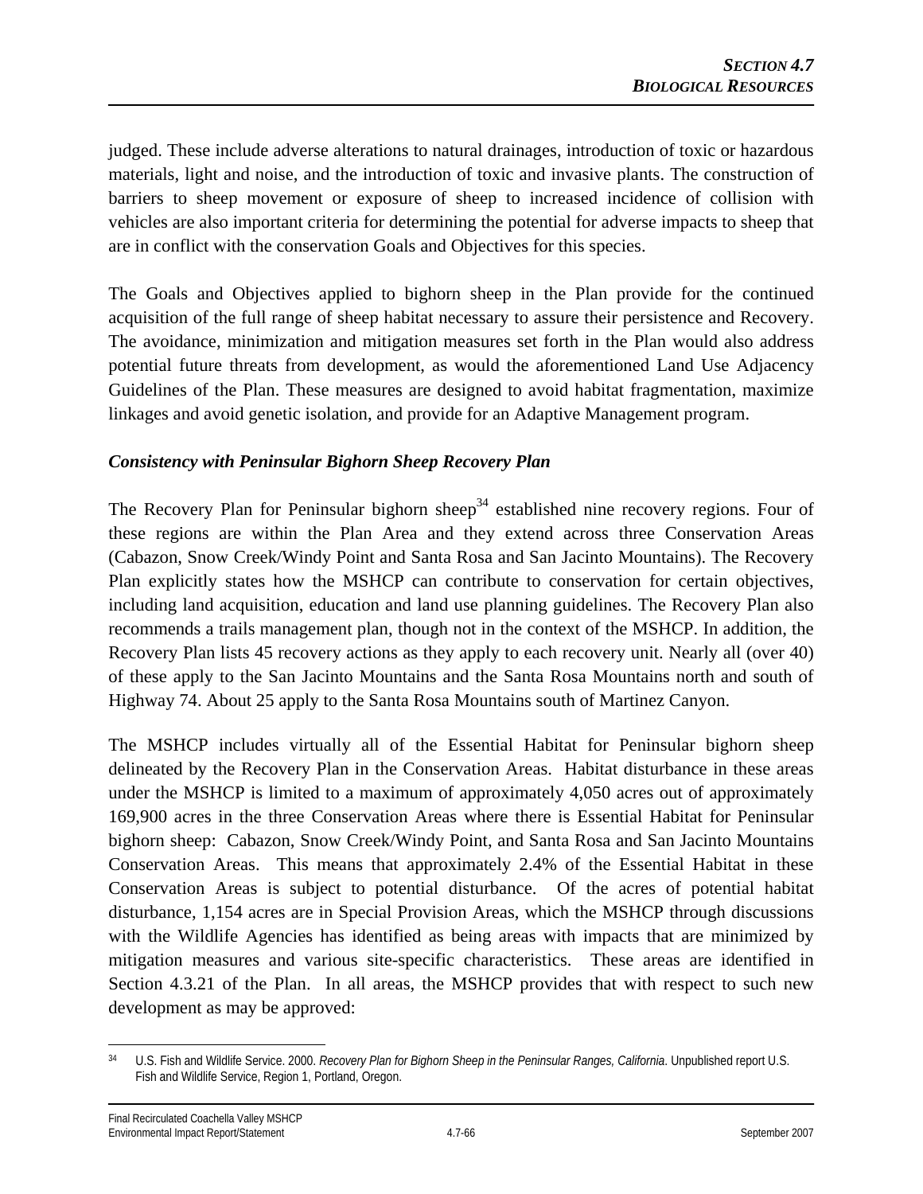judged. These include adverse alterations to natural drainages, introduction of toxic or hazardous materials, light and noise, and the introduction of toxic and invasive plants. The construction of barriers to sheep movement or exposure of sheep to increased incidence of collision with vehicles are also important criteria for determining the potential for adverse impacts to sheep that are in conflict with the conservation Goals and Objectives for this species.

The Goals and Objectives applied to bighorn sheep in the Plan provide for the continued acquisition of the full range of sheep habitat necessary to assure their persistence and Recovery. The avoidance, minimization and mitigation measures set forth in the Plan would also address potential future threats from development, as would the aforementioned Land Use Adjacency Guidelines of the Plan. These measures are designed to avoid habitat fragmentation, maximize linkages and avoid genetic isolation, and provide for an Adaptive Management program.

***Consistency with Peninsular Bighorn Sheep Recovery Plan***

The Recovery Plan for Peninsular bighorn sheep[34] established nine recovery regions. Four of these regions are within the Plan Area and they extend across three Conservation Areas (Cabazon, Snow Creek/Windy Point and Santa Rosa and San Jacinto Mountains). The Recovery Plan explicitly states how the MSHCP can contribute to conservation for certain objectives, including land acquisition, education and land use planning guidelines. The Recovery Plan also recommends a trails management plan, though not in the context of the MSHCP. In addition, the Recovery Plan lists 45 recovery actions as they apply to each recovery unit. Nearly all (over 40) of these apply to the San Jacinto Mountains and the Santa Rosa Mountains north and south of Highway 74. About 25 apply to the Santa Rosa Mountains south of Martinez Canyon.

The MSHCP includes virtually all of the Essential Habitat for Peninsular bighorn sheep delineated by the Recovery Plan in the Conservation Areas. Habitat disturbance in these areas under the MSHCP is limited to a maximum of approximately 4,050 acres out of approximately 169,900 acres in the three Conservation Areas where there is Essential Habitat for Peninsular bighorn sheep: Cabazon, Snow Creek/Windy Point, and Santa Rosa and San Jacinto Mountains Conservation Areas. This means that approximately 2.4% of the Essential Habitat in these Conservation Areas is subject to potential disturbance. Of the acres of potential habitat disturbance, 1,154 acres are in Special Provision Areas, which the MSHCP through discussions with the Wildlife Agencies has identified as being areas with impacts that are minimized by mitigation measures and various site-specific characteristics. These areas are identified in Section 4.3.21 of the Plan. In all areas, the MSHCP provides that with respect to such new development as may be approved:

[34] U.S. Fish and Wildlife Service. 2000. *Recovery Plan for Bighorn Sheep in the Peninsular Ranges, California*. Unpublished report U.S. Fish and Wildlife Service, Region 1, Portland, Oregon.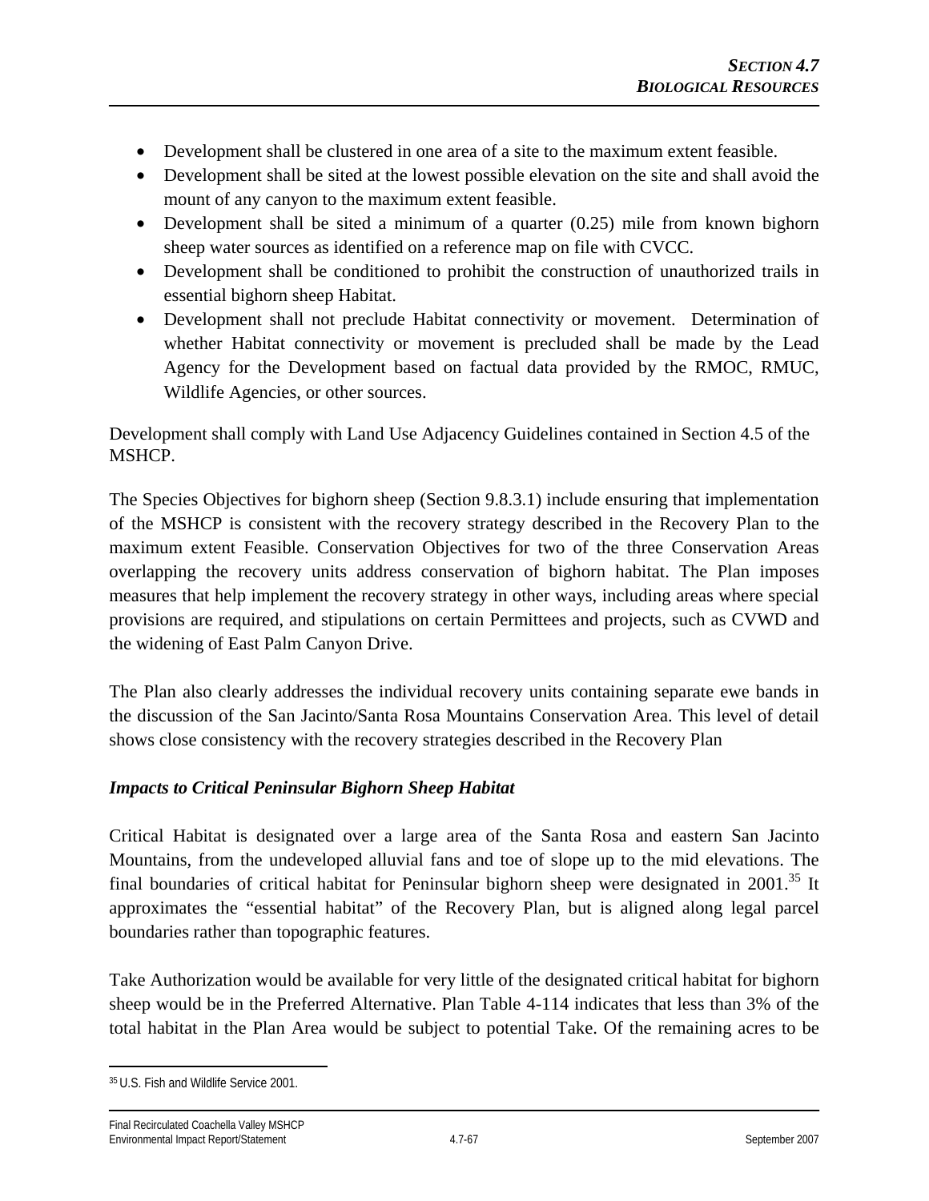- Development shall be clustered in one area of a site to the maximum extent feasible.
- Development shall be sited at the lowest possible elevation on the site and shall avoid the mount of any canyon to the maximum extent feasible.
- Development shall be sited a minimum of a quarter (0.25) mile from known bighorn sheep water sources as identified on a reference map on file with CVCC.
- Development shall be conditioned to prohibit the construction of unauthorized trails in essential bighorn sheep Habitat.
- Development shall not preclude Habitat connectivity or movement. Determination of whether Habitat connectivity or movement is precluded shall be made by the Lead Agency for the Development based on factual data provided by the RMOC, RMUC, Wildlife Agencies, or other sources.

Development shall comply with Land Use Adjacency Guidelines contained in Section 4.5 of the MSHCP.

The Species Objectives for bighorn sheep (Section 9.8.3.1) include ensuring that implementation of the MSHCP is consistent with the recovery strategy described in the Recovery Plan to the maximum extent Feasible. Conservation Objectives for two of the three Conservation Areas overlapping the recovery units address conservation of bighorn habitat. The Plan imposes measures that help implement the recovery strategy in other ways, including areas where special provisions are required, and stipulations on certain Permittees and projects, such as CVWD and the widening of East Palm Canyon Drive.

The Plan also clearly addresses the individual recovery units containing separate ewe bands in the discussion of the San Jacinto/Santa Rosa Mountains Conservation Area. This level of detail shows close consistency with the recovery strategies described in the Recovery Plan

***Impacts to Critical Peninsular Bighorn Sheep Habitat***

Critical Habitat is designated over a large area of the Santa Rosa and eastern San Jacinto Mountains, from the undeveloped alluvial fans and toe of slope up to the mid elevations. The final boundaries of critical habitat for Peninsular bighorn sheep were designated in 2001.[35] It approximates the "essential habitat" of the Recovery Plan, but is aligned along legal parcel boundaries rather than topographic features.

Take Authorization would be available for very little of the designated critical habitat for bighorn sheep would be in the Preferred Alternative. Plan Table 4-114 indicates that less than 3% of the total habitat in the Plan Area would be subject to potential Take. Of the remaining acres to be

[35] U.S. Fish and Wildlife Service 2001.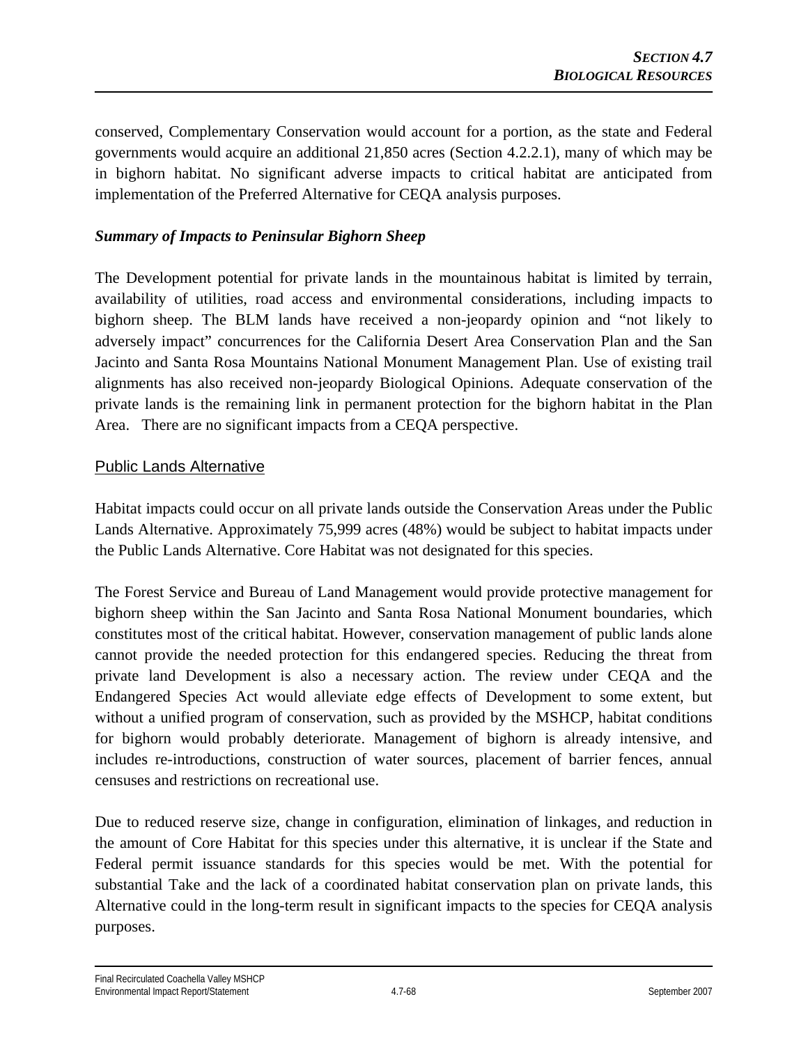conserved, Complementary Conservation would account for a portion, as the state and Federal governments would acquire an additional 21,850 acres (Section 4.2.2.1), many of which may be in bighorn habitat. No significant adverse impacts to critical habitat are anticipated from implementation of the Preferred Alternative for CEQA analysis purposes.

***Summary of Impacts to Peninsular Bighorn Sheep***

The Development potential for private lands in the mountainous habitat is limited by terrain, availability of utilities, road access and environmental considerations, including impacts to bighorn sheep. The BLM lands have received a non-jeopardy opinion and "not likely to adversely impact" concurrences for the California Desert Area Conservation Plan and the San Jacinto and Santa Rosa Mountains National Monument Management Plan. Use of existing trail alignments has also received non-jeopardy Biological Opinions. Adequate conservation of the private lands is the remaining link in permanent protection for the bighorn habitat in the Plan Area. There are no significant impacts from a CEQA perspective.

<u>Public Lands Alternative</u>

Habitat impacts could occur on all private lands outside the Conservation Areas under the Public Lands Alternative. Approximately 75,999 acres (48%) would be subject to habitat impacts under the Public Lands Alternative. Core Habitat was not designated for this species.

The Forest Service and Bureau of Land Management would provide protective management for bighorn sheep within the San Jacinto and Santa Rosa National Monument boundaries, which constitutes most of the critical habitat. However, conservation management of public lands alone cannot provide the needed protection for this endangered species. Reducing the threat from private land Development is also a necessary action. The review under CEQA and the Endangered Species Act would alleviate edge effects of Development to some extent, but without a unified program of conservation, such as provided by the MSHCP, habitat conditions for bighorn would probably deteriorate. Management of bighorn is already intensive, and includes re-introductions, construction of water sources, placement of barrier fences, annual censuses and restrictions on recreational use.

Due to reduced reserve size, change in configuration, elimination of linkages, and reduction in the amount of Core Habitat for this species under this alternative, it is unclear if the State and Federal permit issuance standards for this species would be met. With the potential for substantial Take and the lack of a coordinated habitat conservation plan on private lands, this Alternative could in the long-term result in significant impacts to the species for CEQA analysis purposes.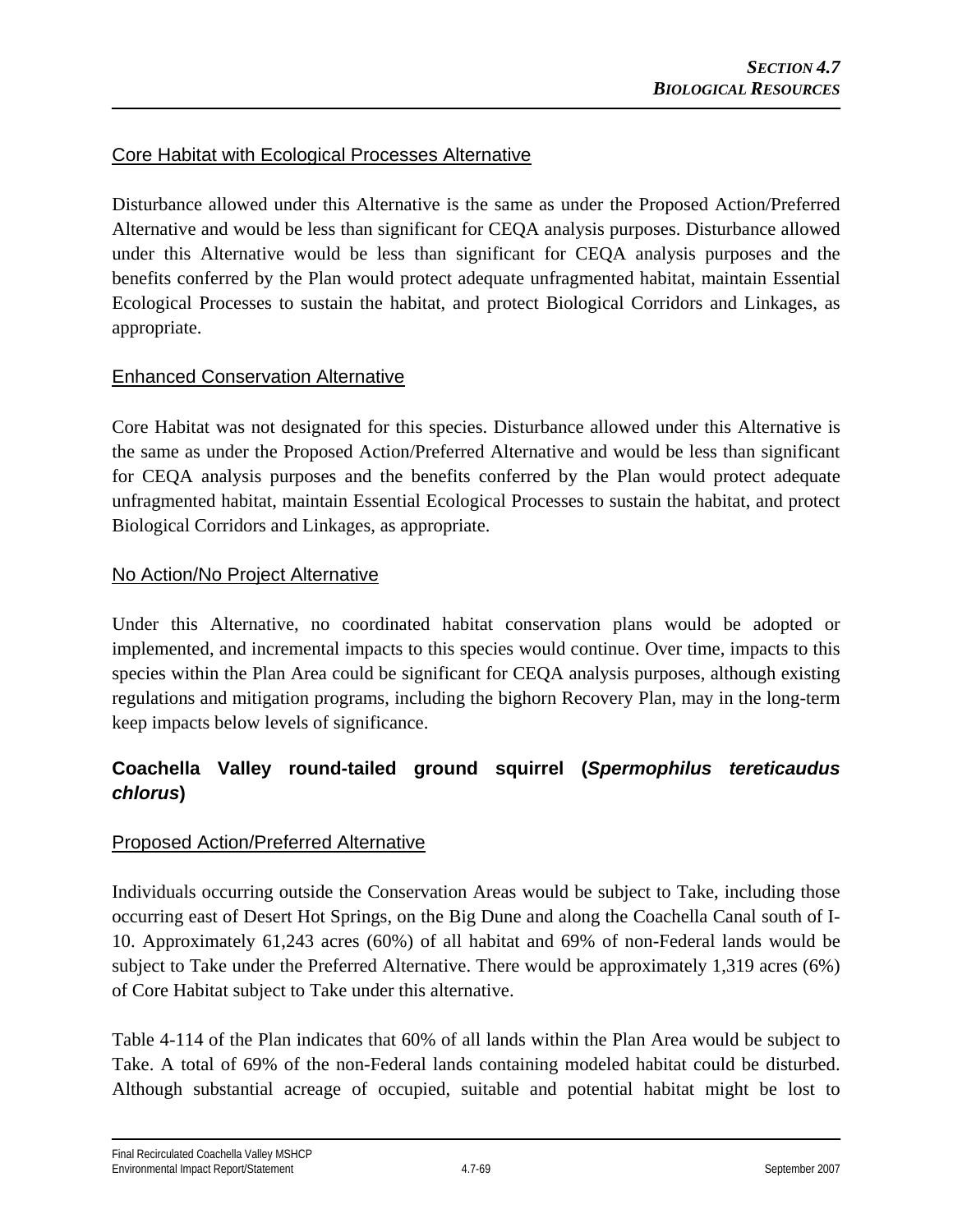Core Habitat with Ecological Processes Alternative

Disturbance allowed under this Alternative is the same as under the Proposed Action/Preferred Alternative and would be less than significant for CEQA analysis purposes. Disturbance allowed under this Alternative would be less than significant for CEQA analysis purposes and the benefits conferred by the Plan would protect adequate unfragmented habitat, maintain Essential Ecological Processes to sustain the habitat, and protect Biological Corridors and Linkages, as appropriate.

Enhanced Conservation Alternative

Core Habitat was not designated for this species. Disturbance allowed under this Alternative is the same as under the Proposed Action/Preferred Alternative and would be less than significant for CEQA analysis purposes and the benefits conferred by the Plan would protect adequate unfragmented habitat, maintain Essential Ecological Processes to sustain the habitat, and protect Biological Corridors and Linkages, as appropriate.

No Action/No Project Alternative

Under this Alternative, no coordinated habitat conservation plans would be adopted or implemented, and incremental impacts to this species would continue. Over time, impacts to this species within the Plan Area could be significant for CEQA analysis purposes, although existing regulations and mitigation programs, including the bighorn Recovery Plan, may in the long-term keep impacts below levels of significance.

**Coachella Valley round-tailed ground squirrel (*Spermophilus tereticaudus chlorus*)**

Proposed Action/Preferred Alternative

Individuals occurring outside the Conservation Areas would be subject to Take, including those occurring east of Desert Hot Springs, on the Big Dune and along the Coachella Canal south of I-10. Approximately 61,243 acres (60%) of all habitat and 69% of non-Federal lands would be subject to Take under the Preferred Alternative. There would be approximately 1,319 acres (6%) of Core Habitat subject to Take under this alternative.

Table 4-114 of the Plan indicates that 60% of all lands within the Plan Area would be subject to Take. A total of 69% of the non-Federal lands containing modeled habitat could be disturbed. Although substantial acreage of occupied, suitable and potential habitat might be lost to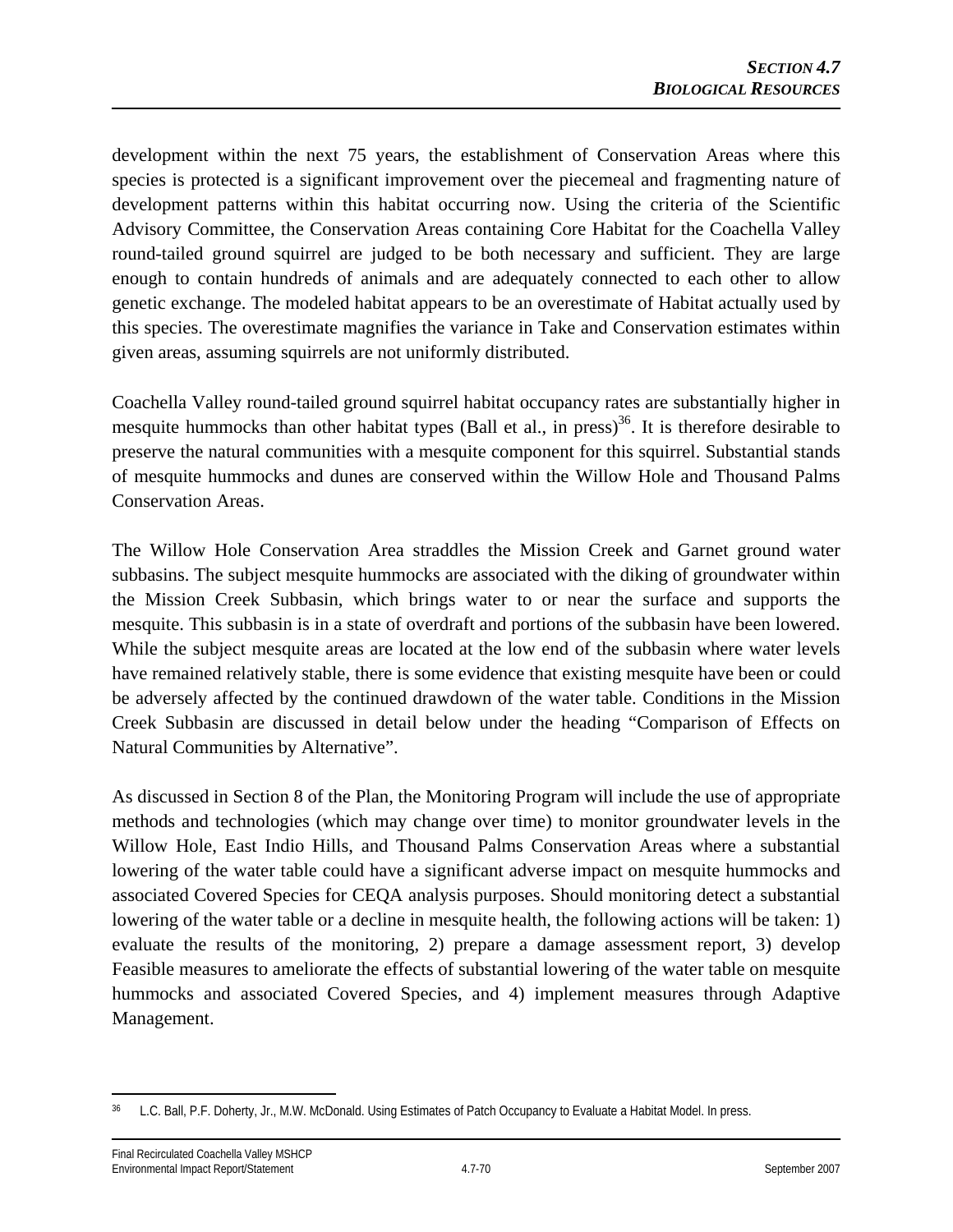development within the next 75 years, the establishment of Conservation Areas where this species is protected is a significant improvement over the piecemeal and fragmenting nature of development patterns within this habitat occurring now. Using the criteria of the Scientific Advisory Committee, the Conservation Areas containing Core Habitat for the Coachella Valley round-tailed ground squirrel are judged to be both necessary and sufficient. They are large enough to contain hundreds of animals and are adequately connected to each other to allow genetic exchange. The modeled habitat appears to be an overestimate of Habitat actually used by this species. The overestimate magnifies the variance in Take and Conservation estimates within given areas, assuming squirrels are not uniformly distributed.

Coachella Valley round-tailed ground squirrel habitat occupancy rates are substantially higher in mesquite hummocks than other habitat types (Ball et al., in press)[36]. It is therefore desirable to preserve the natural communities with a mesquite component for this squirrel. Substantial stands of mesquite hummocks and dunes are conserved within the Willow Hole and Thousand Palms Conservation Areas.

The Willow Hole Conservation Area straddles the Mission Creek and Garnet ground water subbasins. The subject mesquite hummocks are associated with the diking of groundwater within the Mission Creek Subbasin, which brings water to or near the surface and supports the mesquite. This subbasin is in a state of overdraft and portions of the subbasin have been lowered. While the subject mesquite areas are located at the low end of the subbasin where water levels have remained relatively stable, there is some evidence that existing mesquite have been or could be adversely affected by the continued drawdown of the water table. Conditions in the Mission Creek Subbasin are discussed in detail below under the heading "Comparison of Effects on Natural Communities by Alternative".

As discussed in Section 8 of the Plan, the Monitoring Program will include the use of appropriate methods and technologies (which may change over time) to monitor groundwater levels in the Willow Hole, East Indio Hills, and Thousand Palms Conservation Areas where a substantial lowering of the water table could have a significant adverse impact on mesquite hummocks and associated Covered Species for CEQA analysis purposes. Should monitoring detect a substantial lowering of the water table or a decline in mesquite health, the following actions will be taken: 1) evaluate the results of the monitoring, 2) prepare a damage assessment report, 3) develop Feasible measures to ameliorate the effects of substantial lowering of the water table on mesquite hummocks and associated Covered Species, and 4) implement measures through Adaptive Management.

---

[36] L.C. Ball, P.F. Doherty, Jr., M.W. McDonald. Using Estimates of Patch Occupancy to Evaluate a Habitat Model. In press.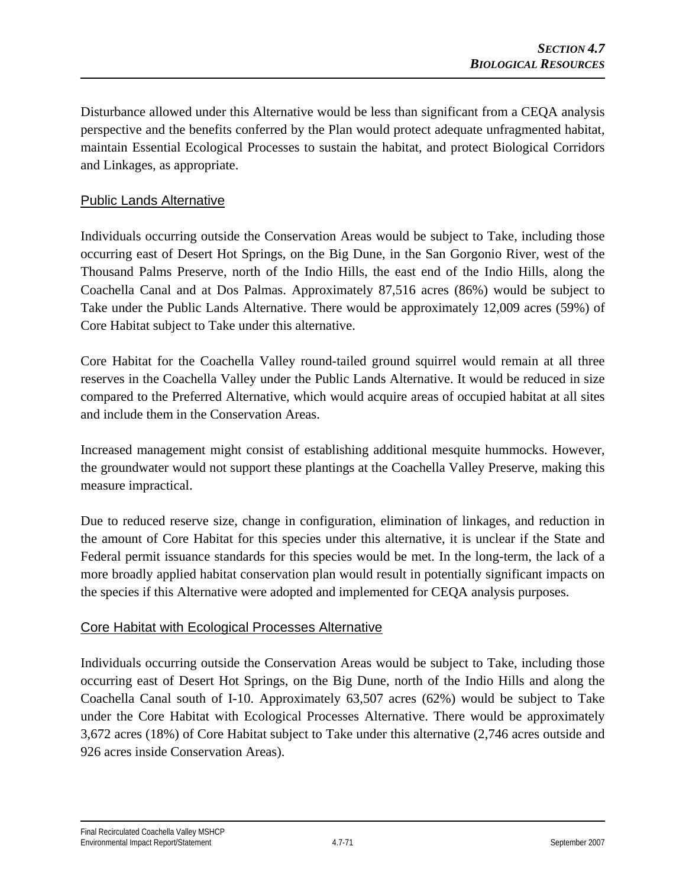Disturbance allowed under this Alternative would be less than significant from a CEQA analysis perspective and the benefits conferred by the Plan would protect adequate unfragmented habitat, maintain Essential Ecological Processes to sustain the habitat, and protect Biological Corridors and Linkages, as appropriate.

## Public Lands Alternative

Individuals occurring outside the Conservation Areas would be subject to Take, including those occurring east of Desert Hot Springs, on the Big Dune, in the San Gorgonio River, west of the Thousand Palms Preserve, north of the Indio Hills, the east end of the Indio Hills, along the Coachella Canal and at Dos Palmas. Approximately 87,516 acres (86%) would be subject to Take under the Public Lands Alternative. There would be approximately 12,009 acres (59%) of Core Habitat subject to Take under this alternative.

Core Habitat for the Coachella Valley round-tailed ground squirrel would remain at all three reserves in the Coachella Valley under the Public Lands Alternative. It would be reduced in size compared to the Preferred Alternative, which would acquire areas of occupied habitat at all sites and include them in the Conservation Areas.

Increased management might consist of establishing additional mesquite hummocks. However, the groundwater would not support these plantings at the Coachella Valley Preserve, making this measure impractical.

Due to reduced reserve size, change in configuration, elimination of linkages, and reduction in the amount of Core Habitat for this species under this alternative, it is unclear if the State and Federal permit issuance standards for this species would be met. In the long-term, the lack of a more broadly applied habitat conservation plan would result in potentially significant impacts on the species if this Alternative were adopted and implemented for CEQA analysis purposes.

## Core Habitat with Ecological Processes Alternative

Individuals occurring outside the Conservation Areas would be subject to Take, including those occurring east of Desert Hot Springs, on the Big Dune, north of the Indio Hills and along the Coachella Canal south of I-10. Approximately 63,507 acres (62%) would be subject to Take under the Core Habitat with Ecological Processes Alternative. There would be approximately 3,672 acres (18%) of Core Habitat subject to Take under this alternative (2,746 acres outside and 926 acres inside Conservation Areas).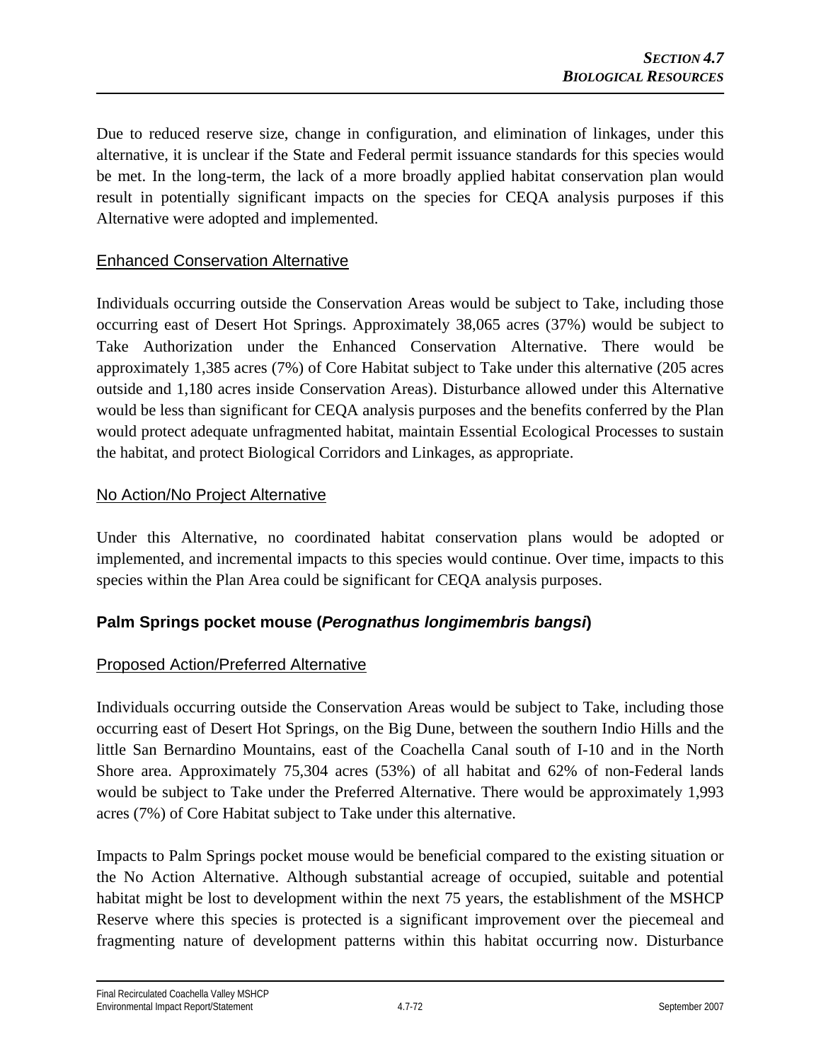Due to reduced reserve size, change in configuration, and elimination of linkages, under this alternative, it is unclear if the State and Federal permit issuance standards for this species would be met. In the long-term, the lack of a more broadly applied habitat conservation plan would result in potentially significant impacts on the species for CEQA analysis purposes if this Alternative were adopted and implemented.

#### Enhanced Conservation Alternative

Individuals occurring outside the Conservation Areas would be subject to Take, including those occurring east of Desert Hot Springs. Approximately 38,065 acres (37%) would be subject to Take Authorization under the Enhanced Conservation Alternative. There would be approximately 1,385 acres (7%) of Core Habitat subject to Take under this alternative (205 acres outside and 1,180 acres inside Conservation Areas). Disturbance allowed under this Alternative would be less than significant for CEQA analysis purposes and the benefits conferred by the Plan would protect adequate unfragmented habitat, maintain Essential Ecological Processes to sustain the habitat, and protect Biological Corridors and Linkages, as appropriate.

#### No Action/No Project Alternative

Under this Alternative, no coordinated habitat conservation plans would be adopted or implemented, and incremental impacts to this species would continue. Over time, impacts to this species within the Plan Area could be significant for CEQA analysis purposes.

### Palm Springs pocket mouse (*Perognathus longimembris bangsi*)

#### Proposed Action/Preferred Alternative

Individuals occurring outside the Conservation Areas would be subject to Take, including those occurring east of Desert Hot Springs, on the Big Dune, between the southern Indio Hills and the little San Bernardino Mountains, east of the Coachella Canal south of I-10 and in the North Shore area. Approximately 75,304 acres (53%) of all habitat and 62% of non-Federal lands would be subject to Take under the Preferred Alternative. There would be approximately 1,993 acres (7%) of Core Habitat subject to Take under this alternative.

Impacts to Palm Springs pocket mouse would be beneficial compared to the existing situation or the No Action Alternative. Although substantial acreage of occupied, suitable and potential habitat might be lost to development within the next 75 years, the establishment of the MSHCP Reserve where this species is protected is a significant improvement over the piecemeal and fragmenting nature of development patterns within this habitat occurring now. Disturbance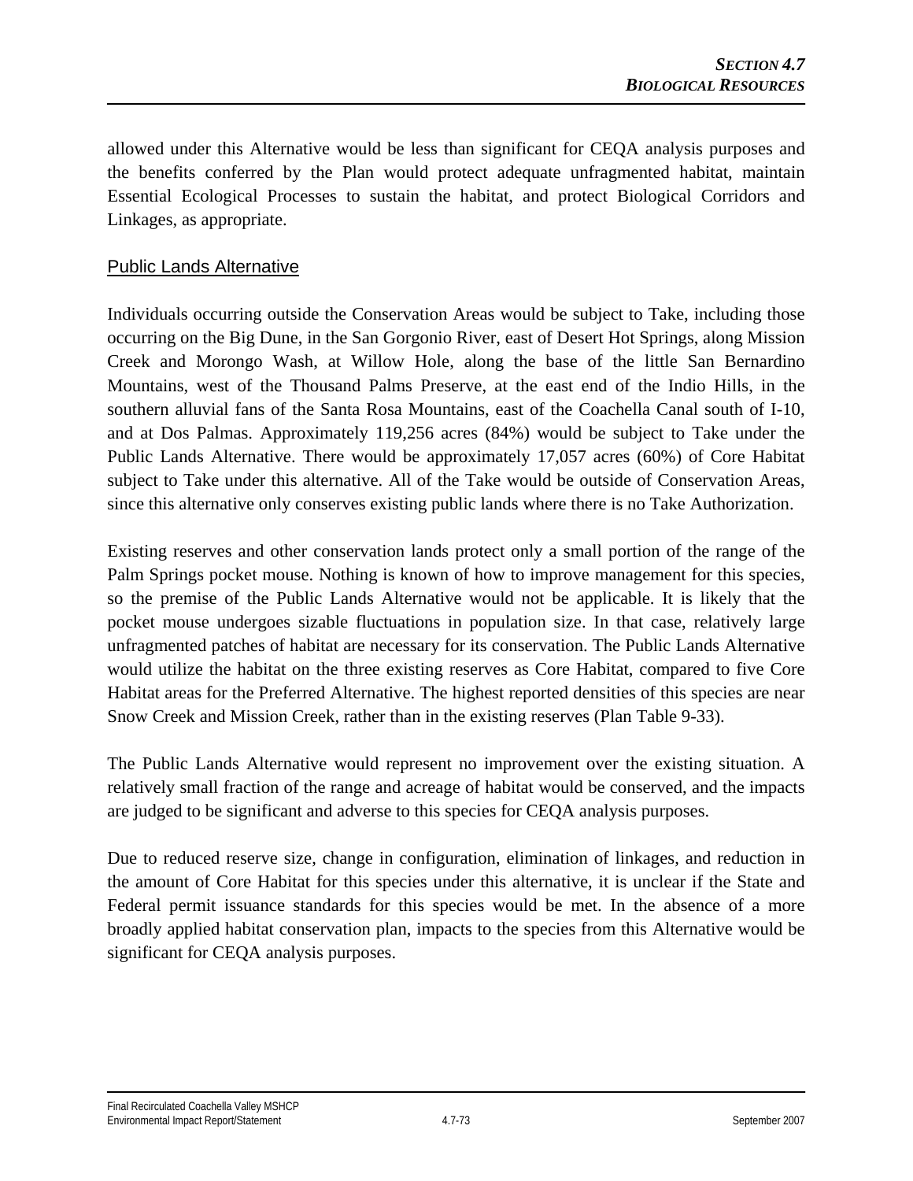allowed under this Alternative would be less than significant for CEQA analysis purposes and the benefits conferred by the Plan would protect adequate unfragmented habitat, maintain Essential Ecological Processes to sustain the habitat, and protect Biological Corridors and Linkages, as appropriate.

## Public Lands Alternative

Individuals occurring outside the Conservation Areas would be subject to Take, including those occurring on the Big Dune, in the San Gorgonio River, east of Desert Hot Springs, along Mission Creek and Morongo Wash, at Willow Hole, along the base of the little San Bernardino Mountains, west of the Thousand Palms Preserve, at the east end of the Indio Hills, in the southern alluvial fans of the Santa Rosa Mountains, east of the Coachella Canal south of I-10, and at Dos Palmas. Approximately 119,256 acres (84%) would be subject to Take under the Public Lands Alternative. There would be approximately 17,057 acres (60%) of Core Habitat subject to Take under this alternative. All of the Take would be outside of Conservation Areas, since this alternative only conserves existing public lands where there is no Take Authorization.

Existing reserves and other conservation lands protect only a small portion of the range of the Palm Springs pocket mouse. Nothing is known of how to improve management for this species, so the premise of the Public Lands Alternative would not be applicable. It is likely that the pocket mouse undergoes sizable fluctuations in population size. In that case, relatively large unfragmented patches of habitat are necessary for its conservation. The Public Lands Alternative would utilize the habitat on the three existing reserves as Core Habitat, compared to five Core Habitat areas for the Preferred Alternative. The highest reported densities of this species are near Snow Creek and Mission Creek, rather than in the existing reserves (Plan Table 9-33).

The Public Lands Alternative would represent no improvement over the existing situation. A relatively small fraction of the range and acreage of habitat would be conserved, and the impacts are judged to be significant and adverse to this species for CEQA analysis purposes.

Due to reduced reserve size, change in configuration, elimination of linkages, and reduction in the amount of Core Habitat for this species under this alternative, it is unclear if the State and Federal permit issuance standards for this species would be met. In the absence of a more broadly applied habitat conservation plan, impacts to the species from this Alternative would be significant for CEQA analysis purposes.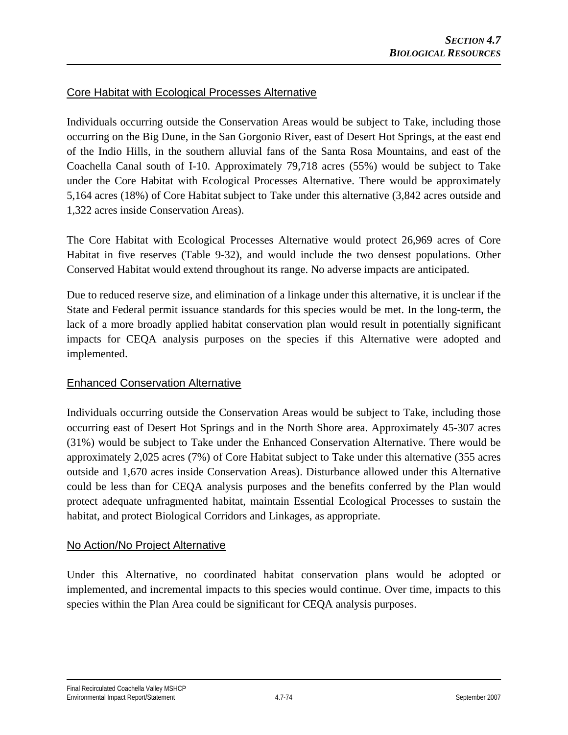Core Habitat with Ecological Processes Alternative

Individuals occurring outside the Conservation Areas would be subject to Take, including those occurring on the Big Dune, in the San Gorgonio River, east of Desert Hot Springs, at the east end of the Indio Hills, in the southern alluvial fans of the Santa Rosa Mountains, and east of the Coachella Canal south of I-10. Approximately 79,718 acres (55%) would be subject to Take under the Core Habitat with Ecological Processes Alternative. There would be approximately 5,164 acres (18%) of Core Habitat subject to Take under this alternative (3,842 acres outside and 1,322 acres inside Conservation Areas).

The Core Habitat with Ecological Processes Alternative would protect 26,969 acres of Core Habitat in five reserves (Table 9-32), and would include the two densest populations. Other Conserved Habitat would extend throughout its range. No adverse impacts are anticipated.

Due to reduced reserve size, and elimination of a linkage under this alternative, it is unclear if the State and Federal permit issuance standards for this species would be met. In the long-term, the lack of a more broadly applied habitat conservation plan would result in potentially significant impacts for CEQA analysis purposes on the species if this Alternative were adopted and implemented.

Enhanced Conservation Alternative

Individuals occurring outside the Conservation Areas would be subject to Take, including those occurring east of Desert Hot Springs and in the North Shore area. Approximately 45-307 acres (31%) would be subject to Take under the Enhanced Conservation Alternative. There would be approximately 2,025 acres (7%) of Core Habitat subject to Take under this alternative (355 acres outside and 1,670 acres inside Conservation Areas). Disturbance allowed under this Alternative could be less than for CEQA analysis purposes and the benefits conferred by the Plan would protect adequate unfragmented habitat, maintain Essential Ecological Processes to sustain the habitat, and protect Biological Corridors and Linkages, as appropriate.

No Action/No Project Alternative

Under this Alternative, no coordinated habitat conservation plans would be adopted or implemented, and incremental impacts to this species would continue. Over time, impacts to this species within the Plan Area could be significant for CEQA analysis purposes.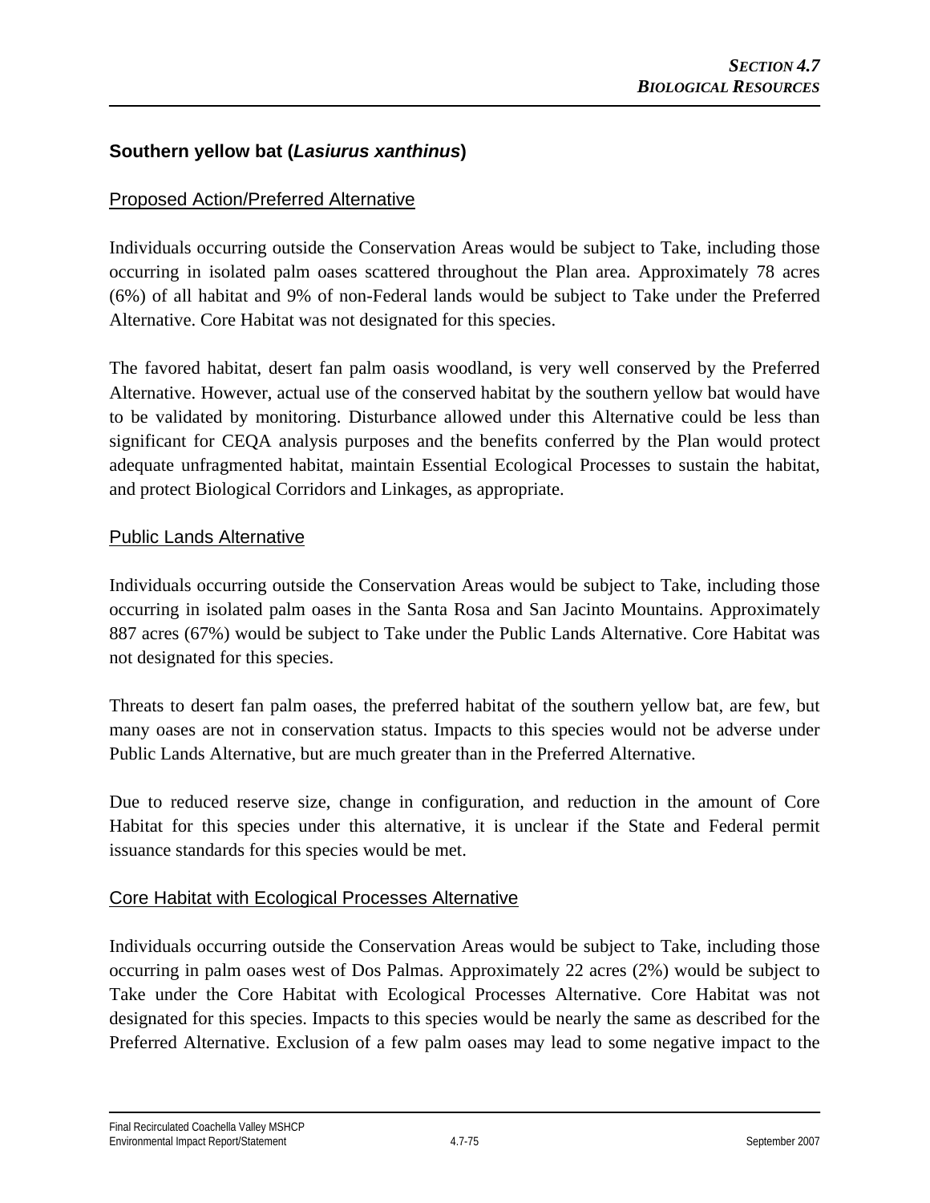### Southern yellow bat (*Lasiurus xanthinus*)

Proposed Action/Preferred Alternative

Individuals occurring outside the Conservation Areas would be subject to Take, including those occurring in isolated palm oases scattered throughout the Plan area. Approximately 78 acres (6%) of all habitat and 9% of non-Federal lands would be subject to Take under the Preferred Alternative. Core Habitat was not designated for this species.

The favored habitat, desert fan palm oasis woodland, is very well conserved by the Preferred Alternative. However, actual use of the conserved habitat by the southern yellow bat would have to be validated by monitoring. Disturbance allowed under this Alternative could be less than significant for CEQA analysis purposes and the benefits conferred by the Plan would protect adequate unfragmented habitat, maintain Essential Ecological Processes to sustain the habitat, and protect Biological Corridors and Linkages, as appropriate.

Public Lands Alternative

Individuals occurring outside the Conservation Areas would be subject to Take, including those occurring in isolated palm oases in the Santa Rosa and San Jacinto Mountains. Approximately 887 acres (67%) would be subject to Take under the Public Lands Alternative. Core Habitat was not designated for this species.

Threats to desert fan palm oases, the preferred habitat of the southern yellow bat, are few, but many oases are not in conservation status. Impacts to this species would not be adverse under Public Lands Alternative, but are much greater than in the Preferred Alternative.

Due to reduced reserve size, change in configuration, and reduction in the amount of Core Habitat for this species under this alternative, it is unclear if the State and Federal permit issuance standards for this species would be met.

Core Habitat with Ecological Processes Alternative

Individuals occurring outside the Conservation Areas would be subject to Take, including those occurring in palm oases west of Dos Palmas. Approximately 22 acres (2%) would be subject to Take under the Core Habitat with Ecological Processes Alternative. Core Habitat was not designated for this species. Impacts to this species would be nearly the same as described for the Preferred Alternative. Exclusion of a few palm oases may lead to some negative impact to the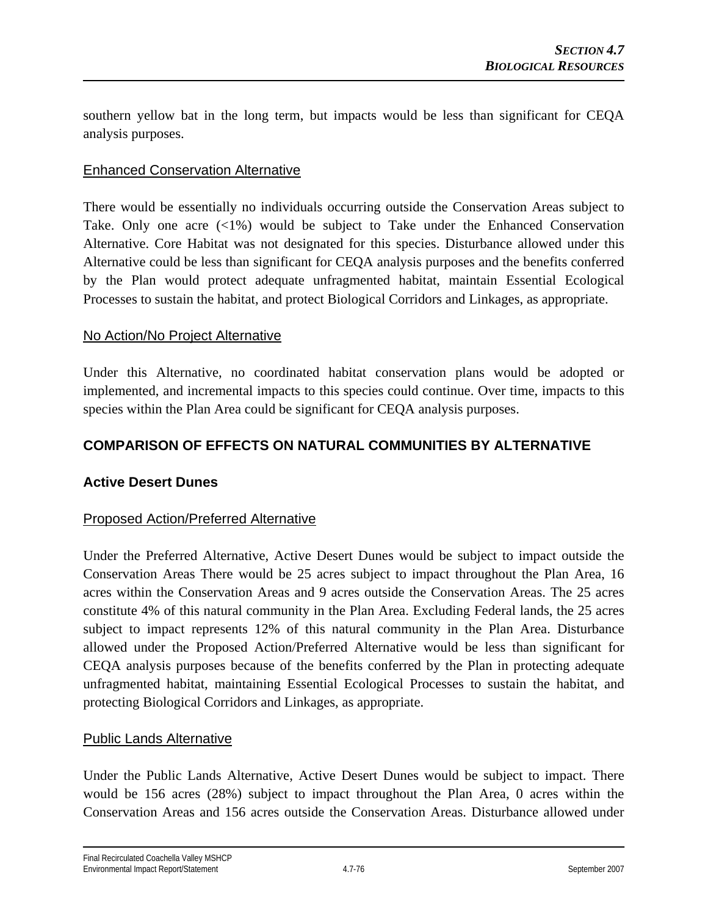southern yellow bat in the long term, but impacts would be less than significant for CEQA analysis purposes.

Enhanced Conservation Alternative

There would be essentially no individuals occurring outside the Conservation Areas subject to Take. Only one acre (<1%) would be subject to Take under the Enhanced Conservation Alternative. Core Habitat was not designated for this species. Disturbance allowed under this Alternative could be less than significant for CEQA analysis purposes and the benefits conferred by the Plan would protect adequate unfragmented habitat, maintain Essential Ecological Processes to sustain the habitat, and protect Biological Corridors and Linkages, as appropriate.

No Action/No Project Alternative

Under this Alternative, no coordinated habitat conservation plans would be adopted or implemented, and incremental impacts to this species could continue. Over time, impacts to this species within the Plan Area could be significant for CEQA analysis purposes.

## COMPARISON OF EFFECTS ON NATURAL COMMUNITIES BY ALTERNATIVE

### Active Desert Dunes

Proposed Action/Preferred Alternative

Under the Preferred Alternative, Active Desert Dunes would be subject to impact outside the Conservation Areas There would be 25 acres subject to impact throughout the Plan Area, 16 acres within the Conservation Areas and 9 acres outside the Conservation Areas. The 25 acres constitute 4% of this natural community in the Plan Area. Excluding Federal lands, the 25 acres subject to impact represents 12% of this natural community in the Plan Area. Disturbance allowed under the Proposed Action/Preferred Alternative would be less than significant for CEQA analysis purposes because of the benefits conferred by the Plan in protecting adequate unfragmented habitat, maintaining Essential Ecological Processes to sustain the habitat, and protecting Biological Corridors and Linkages, as appropriate.

Public Lands Alternative

Under the Public Lands Alternative, Active Desert Dunes would be subject to impact. There would be 156 acres (28%) subject to impact throughout the Plan Area, 0 acres within the Conservation Areas and 156 acres outside the Conservation Areas. Disturbance allowed under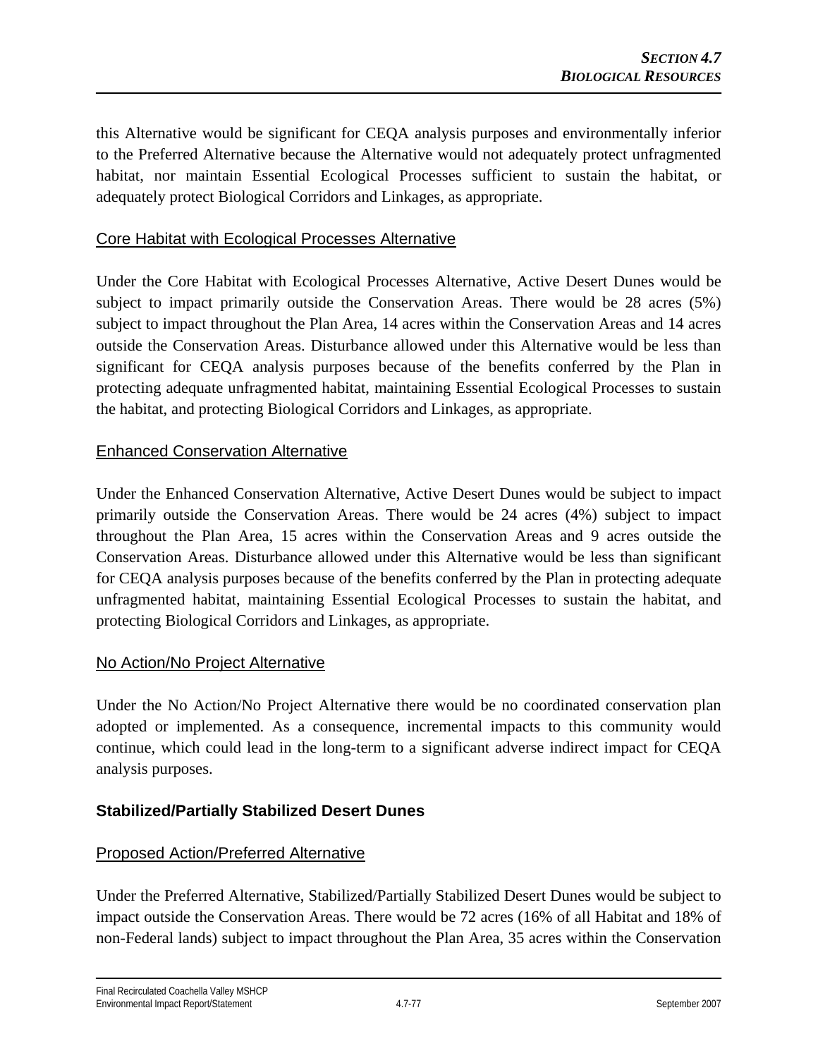this Alternative would be significant for CEQA analysis purposes and environmentally inferior to the Preferred Alternative because the Alternative would not adequately protect unfragmented habitat, nor maintain Essential Ecological Processes sufficient to sustain the habitat, or adequately protect Biological Corridors and Linkages, as appropriate.

Core Habitat with Ecological Processes Alternative

Under the Core Habitat with Ecological Processes Alternative, Active Desert Dunes would be subject to impact primarily outside the Conservation Areas. There would be 28 acres (5%) subject to impact throughout the Plan Area, 14 acres within the Conservation Areas and 14 acres outside the Conservation Areas. Disturbance allowed under this Alternative would be less than significant for CEQA analysis purposes because of the benefits conferred by the Plan in protecting adequate unfragmented habitat, maintaining Essential Ecological Processes to sustain the habitat, and protecting Biological Corridors and Linkages, as appropriate.

Enhanced Conservation Alternative

Under the Enhanced Conservation Alternative, Active Desert Dunes would be subject to impact primarily outside the Conservation Areas. There would be 24 acres (4%) subject to impact throughout the Plan Area, 15 acres within the Conservation Areas and 9 acres outside the Conservation Areas. Disturbance allowed under this Alternative would be less than significant for CEQA analysis purposes because of the benefits conferred by the Plan in protecting adequate unfragmented habitat, maintaining Essential Ecological Processes to sustain the habitat, and protecting Biological Corridors and Linkages, as appropriate.

No Action/No Project Alternative

Under the No Action/No Project Alternative there would be no coordinated conservation plan adopted or implemented. As a consequence, incremental impacts to this community would continue, which could lead in the long-term to a significant adverse indirect impact for CEQA analysis purposes.

**Stabilized/Partially Stabilized Desert Dunes**

Proposed Action/Preferred Alternative

Under the Preferred Alternative, Stabilized/Partially Stabilized Desert Dunes would be subject to impact outside the Conservation Areas. There would be 72 acres (16% of all Habitat and 18% of non-Federal lands) subject to impact throughout the Plan Area, 35 acres within the Conservation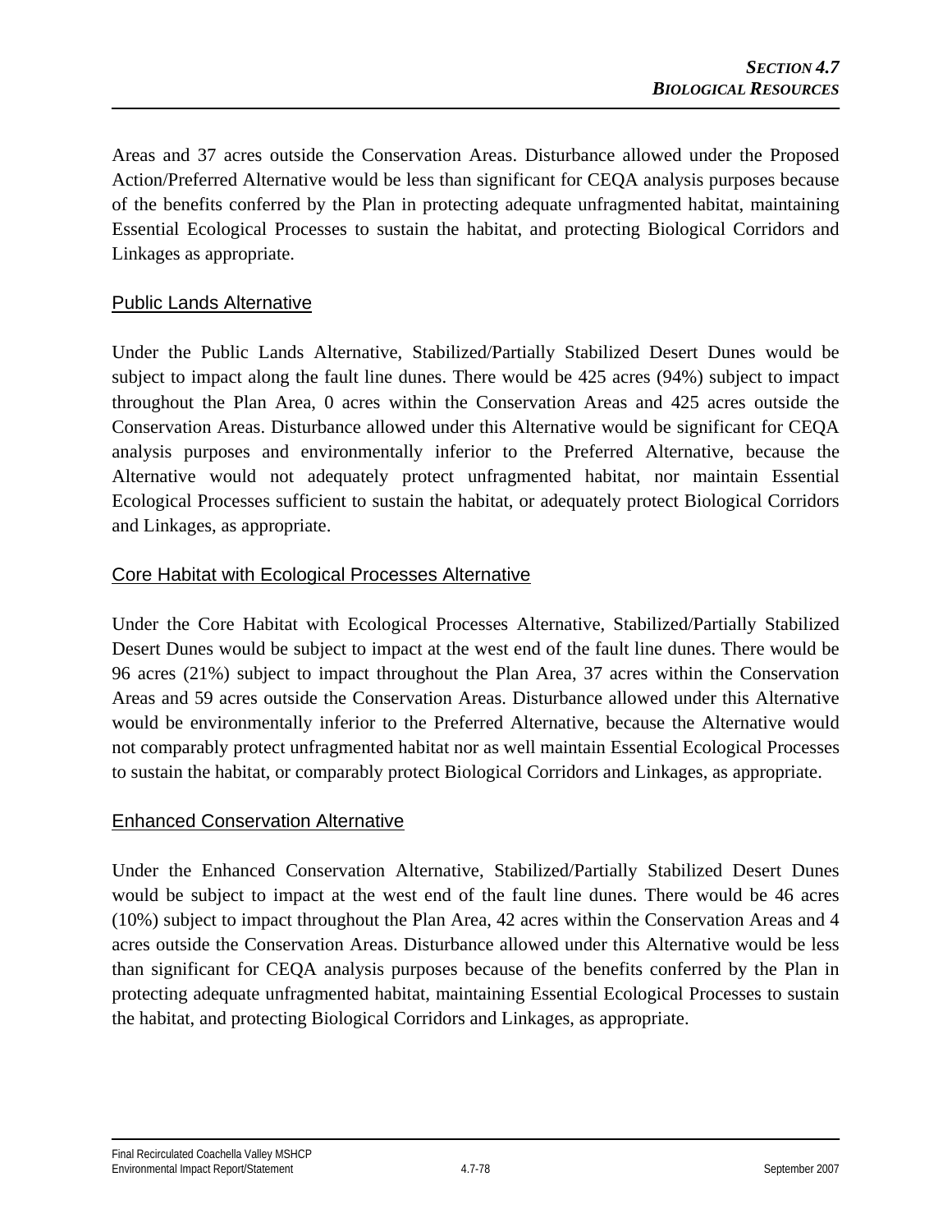Areas and 37 acres outside the Conservation Areas. Disturbance allowed under the Proposed Action/Preferred Alternative would be less than significant for CEQA analysis purposes because of the benefits conferred by the Plan in protecting adequate unfragmented habitat, maintaining Essential Ecological Processes to sustain the habitat, and protecting Biological Corridors and Linkages as appropriate.

### Public Lands Alternative

Under the Public Lands Alternative, Stabilized/Partially Stabilized Desert Dunes would be subject to impact along the fault line dunes. There would be 425 acres (94%) subject to impact throughout the Plan Area, 0 acres within the Conservation Areas and 425 acres outside the Conservation Areas. Disturbance allowed under this Alternative would be significant for CEQA analysis purposes and environmentally inferior to the Preferred Alternative, because the Alternative would not adequately protect unfragmented habitat, nor maintain Essential Ecological Processes sufficient to sustain the habitat, or adequately protect Biological Corridors and Linkages, as appropriate.

### Core Habitat with Ecological Processes Alternative

Under the Core Habitat with Ecological Processes Alternative, Stabilized/Partially Stabilized Desert Dunes would be subject to impact at the west end of the fault line dunes. There would be 96 acres (21%) subject to impact throughout the Plan Area, 37 acres within the Conservation Areas and 59 acres outside the Conservation Areas. Disturbance allowed under this Alternative would be environmentally inferior to the Preferred Alternative, because the Alternative would not comparably protect unfragmented habitat nor as well maintain Essential Ecological Processes to sustain the habitat, or comparably protect Biological Corridors and Linkages, as appropriate.

### Enhanced Conservation Alternative

Under the Enhanced Conservation Alternative, Stabilized/Partially Stabilized Desert Dunes would be subject to impact at the west end of the fault line dunes. There would be 46 acres (10%) subject to impact throughout the Plan Area, 42 acres within the Conservation Areas and 4 acres outside the Conservation Areas. Disturbance allowed under this Alternative would be less than significant for CEQA analysis purposes because of the benefits conferred by the Plan in protecting adequate unfragmented habitat, maintaining Essential Ecological Processes to sustain the habitat, and protecting Biological Corridors and Linkages, as appropriate.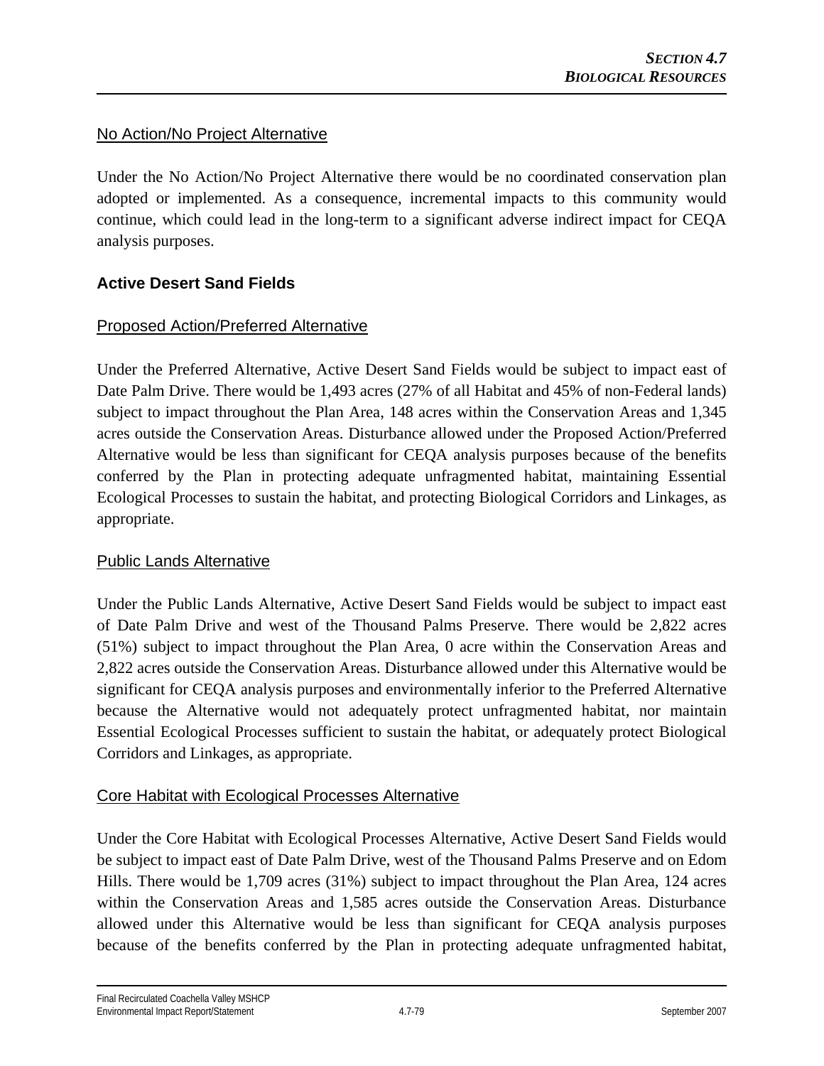No Action/No Project Alternative

Under the No Action/No Project Alternative there would be no coordinated conservation plan adopted or implemented. As a consequence, incremental impacts to this community would continue, which could lead in the long-term to a significant adverse indirect impact for CEQA analysis purposes.

### Active Desert Sand Fields

Proposed Action/Preferred Alternative

Under the Preferred Alternative, Active Desert Sand Fields would be subject to impact east of Date Palm Drive. There would be 1,493 acres (27% of all Habitat and 45% of non-Federal lands) subject to impact throughout the Plan Area, 148 acres within the Conservation Areas and 1,345 acres outside the Conservation Areas. Disturbance allowed under the Proposed Action/Preferred Alternative would be less than significant for CEQA analysis purposes because of the benefits conferred by the Plan in protecting adequate unfragmented habitat, maintaining Essential Ecological Processes to sustain the habitat, and protecting Biological Corridors and Linkages, as appropriate.

Public Lands Alternative

Under the Public Lands Alternative, Active Desert Sand Fields would be subject to impact east of Date Palm Drive and west of the Thousand Palms Preserve. There would be 2,822 acres (51%) subject to impact throughout the Plan Area, 0 acre within the Conservation Areas and 2,822 acres outside the Conservation Areas. Disturbance allowed under this Alternative would be significant for CEQA analysis purposes and environmentally inferior to the Preferred Alternative because the Alternative would not adequately protect unfragmented habitat, nor maintain Essential Ecological Processes sufficient to sustain the habitat, or adequately protect Biological Corridors and Linkages, as appropriate.

Core Habitat with Ecological Processes Alternative

Under the Core Habitat with Ecological Processes Alternative, Active Desert Sand Fields would be subject to impact east of Date Palm Drive, west of the Thousand Palms Preserve and on Edom Hills. There would be 1,709 acres (31%) subject to impact throughout the Plan Area, 124 acres within the Conservation Areas and 1,585 acres outside the Conservation Areas. Disturbance allowed under this Alternative would be less than significant for CEQA analysis purposes because of the benefits conferred by the Plan in protecting adequate unfragmented habitat,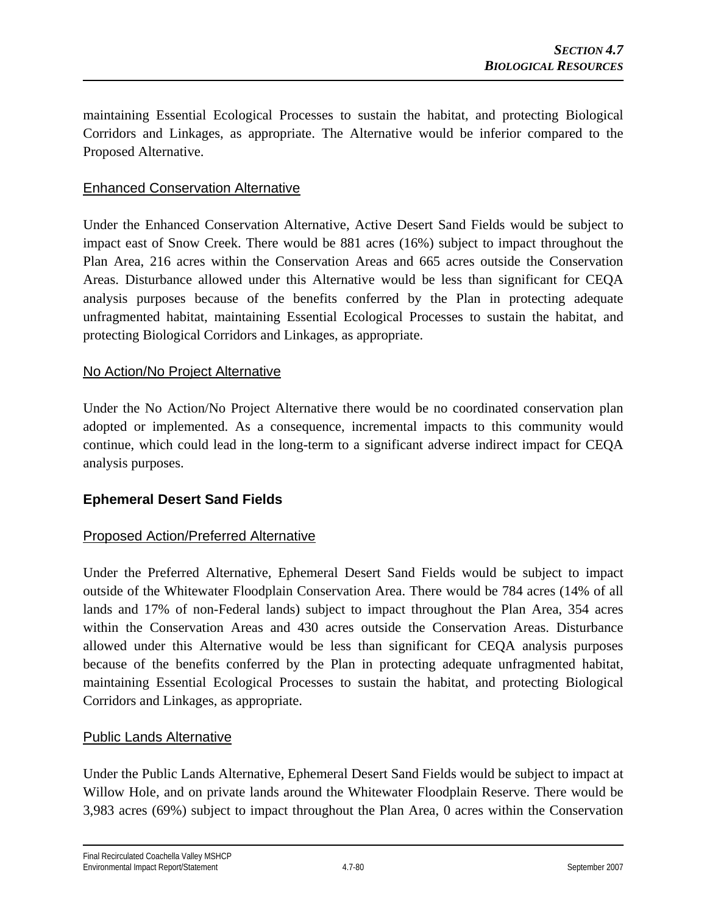maintaining Essential Ecological Processes to sustain the habitat, and protecting Biological Corridors and Linkages, as appropriate. The Alternative would be inferior compared to the Proposed Alternative.

Enhanced Conservation Alternative

Under the Enhanced Conservation Alternative, Active Desert Sand Fields would be subject to impact east of Snow Creek. There would be 881 acres (16%) subject to impact throughout the Plan Area, 216 acres within the Conservation Areas and 665 acres outside the Conservation Areas. Disturbance allowed under this Alternative would be less than significant for CEQA analysis purposes because of the benefits conferred by the Plan in protecting adequate unfragmented habitat, maintaining Essential Ecological Processes to sustain the habitat, and protecting Biological Corridors and Linkages, as appropriate.

No Action/No Project Alternative

Under the No Action/No Project Alternative there would be no coordinated conservation plan adopted or implemented. As a consequence, incremental impacts to this community would continue, which could lead in the long-term to a significant adverse indirect impact for CEQA analysis purposes.

### Ephemeral Desert Sand Fields

Proposed Action/Preferred Alternative

Under the Preferred Alternative, Ephemeral Desert Sand Fields would be subject to impact outside of the Whitewater Floodplain Conservation Area. There would be 784 acres (14% of all lands and 17% of non-Federal lands) subject to impact throughout the Plan Area, 354 acres within the Conservation Areas and 430 acres outside the Conservation Areas. Disturbance allowed under this Alternative would be less than significant for CEQA analysis purposes because of the benefits conferred by the Plan in protecting adequate unfragmented habitat, maintaining Essential Ecological Processes to sustain the habitat, and protecting Biological Corridors and Linkages, as appropriate.

Public Lands Alternative

Under the Public Lands Alternative, Ephemeral Desert Sand Fields would be subject to impact at Willow Hole, and on private lands around the Whitewater Floodplain Reserve. There would be 3,983 acres (69%) subject to impact throughout the Plan Area, 0 acres within the Conservation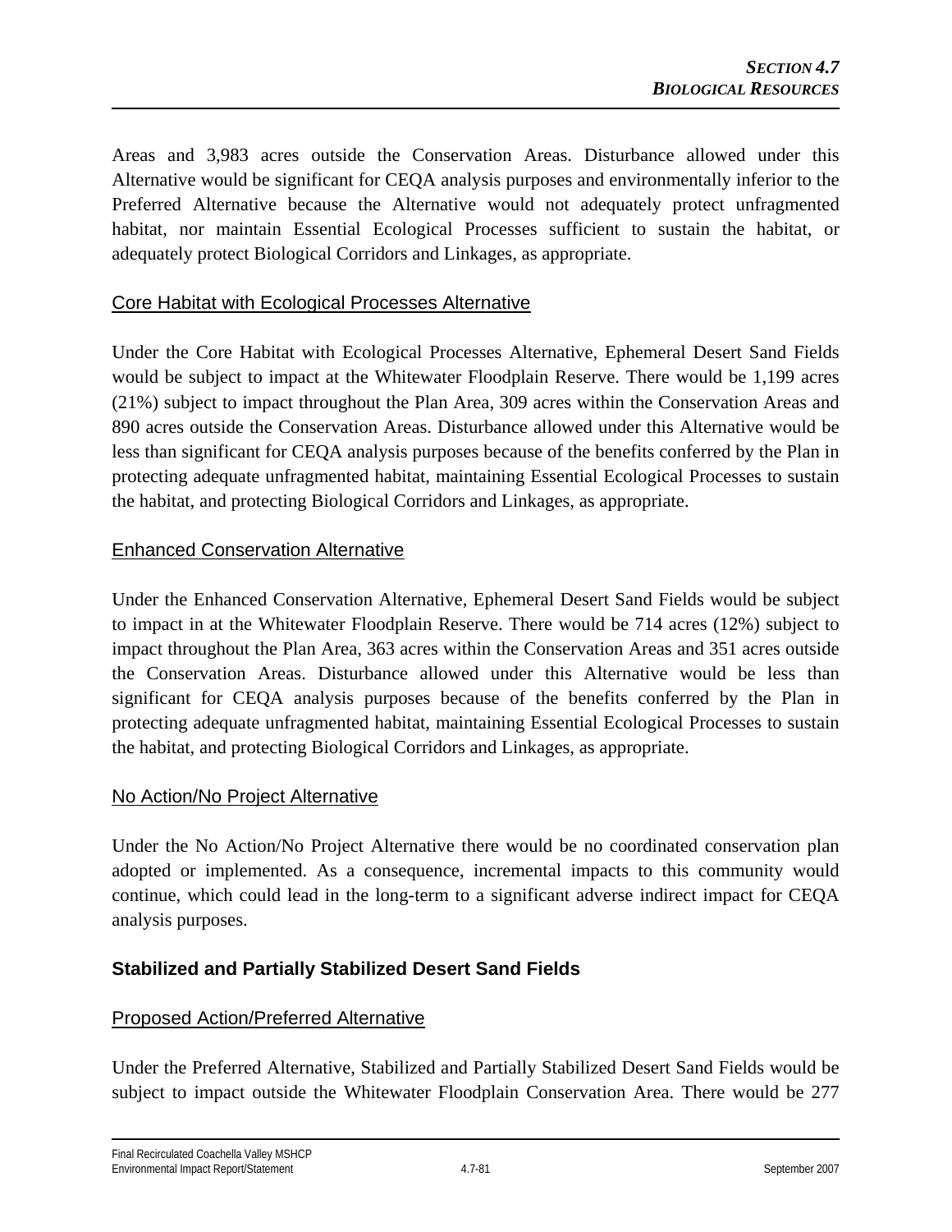Areas and 3,983 acres outside the Conservation Areas. Disturbance allowed under this Alternative would be significant for CEQA analysis purposes and environmentally inferior to the Preferred Alternative because the Alternative would not adequately protect unfragmented habitat, nor maintain Essential Ecological Processes sufficient to sustain the habitat, or adequately protect Biological Corridors and Linkages, as appropriate.

<u>Core Habitat with Ecological Processes Alternative</u>

Under the Core Habitat with Ecological Processes Alternative, Ephemeral Desert Sand Fields would be subject to impact at the Whitewater Floodplain Reserve. There would be 1,199 acres (21%) subject to impact throughout the Plan Area, 309 acres within the Conservation Areas and 890 acres outside the Conservation Areas. Disturbance allowed under this Alternative would be less than significant for CEQA analysis purposes because of the benefits conferred by the Plan in protecting adequate unfragmented habitat, maintaining Essential Ecological Processes to sustain the habitat, and protecting Biological Corridors and Linkages, as appropriate.

<u>Enhanced Conservation Alternative</u>

Under the Enhanced Conservation Alternative, Ephemeral Desert Sand Fields would be subject to impact in at the Whitewater Floodplain Reserve. There would be 714 acres (12%) subject to impact throughout the Plan Area, 363 acres within the Conservation Areas and 351 acres outside the Conservation Areas. Disturbance allowed under this Alternative would be less than significant for CEQA analysis purposes because of the benefits conferred by the Plan in protecting adequate unfragmented habitat, maintaining Essential Ecological Processes to sustain the habitat, and protecting Biological Corridors and Linkages, as appropriate.

<u>No Action/No Project Alternative</u>

Under the No Action/No Project Alternative there would be no coordinated conservation plan adopted or implemented. As a consequence, incremental impacts to this community would continue, which could lead in the long-term to a significant adverse indirect impact for CEQA analysis purposes.

### Stabilized and Partially Stabilized Desert Sand Fields

<u>Proposed Action/Preferred Alternative</u>

Under the Preferred Alternative, Stabilized and Partially Stabilized Desert Sand Fields would be subject to impact outside the Whitewater Floodplain Conservation Area. There would be 277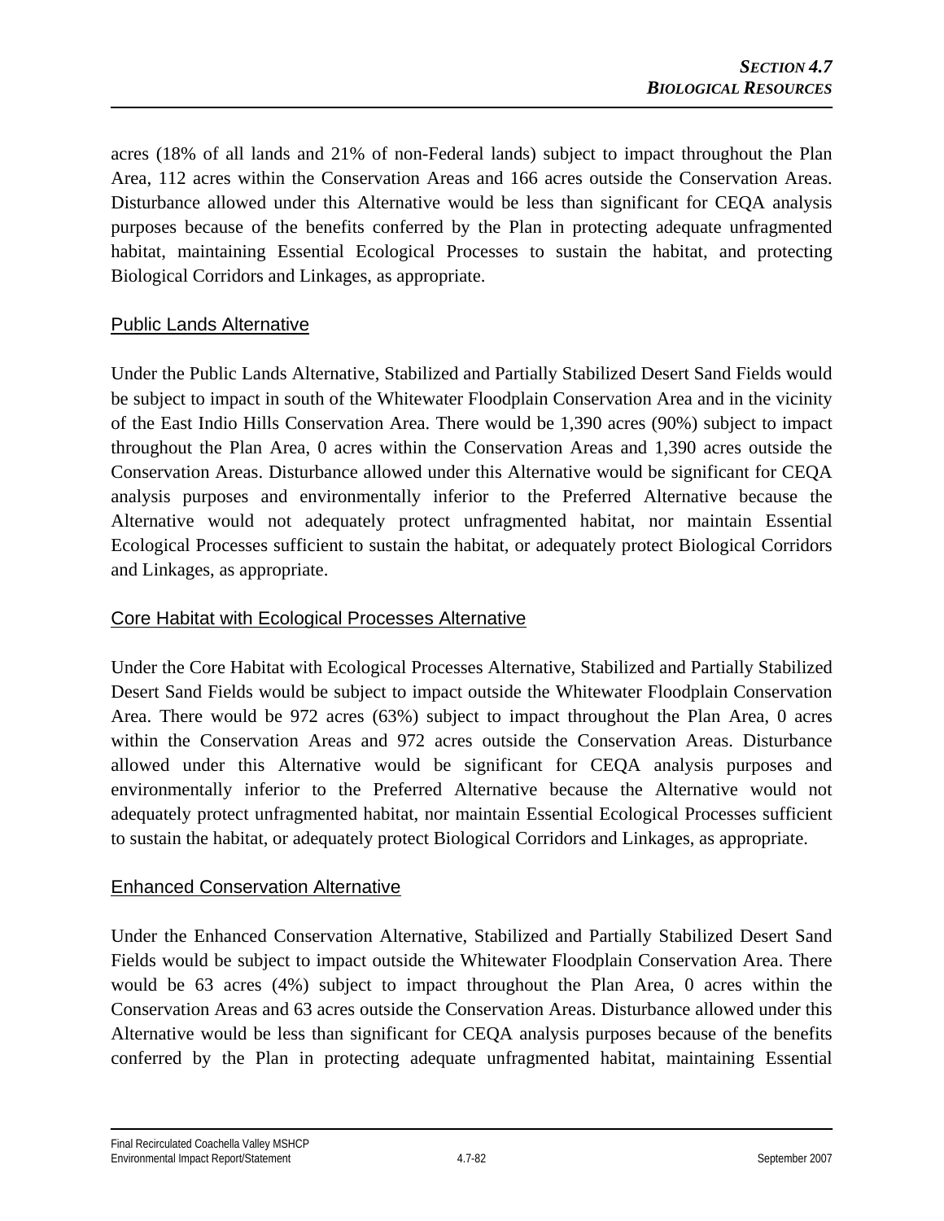acres (18% of all lands and 21% of non-Federal lands) subject to impact throughout the Plan Area, 112 acres within the Conservation Areas and 166 acres outside the Conservation Areas. Disturbance allowed under this Alternative would be less than significant for CEQA analysis purposes because of the benefits conferred by the Plan in protecting adequate unfragmented habitat, maintaining Essential Ecological Processes to sustain the habitat, and protecting Biological Corridors and Linkages, as appropriate.

## Public Lands Alternative

Under the Public Lands Alternative, Stabilized and Partially Stabilized Desert Sand Fields would be subject to impact in south of the Whitewater Floodplain Conservation Area and in the vicinity of the East Indio Hills Conservation Area. There would be 1,390 acres (90%) subject to impact throughout the Plan Area, 0 acres within the Conservation Areas and 1,390 acres outside the Conservation Areas. Disturbance allowed under this Alternative would be significant for CEQA analysis purposes and environmentally inferior to the Preferred Alternative because the Alternative would not adequately protect unfragmented habitat, nor maintain Essential Ecological Processes sufficient to sustain the habitat, or adequately protect Biological Corridors and Linkages, as appropriate.

## Core Habitat with Ecological Processes Alternative

Under the Core Habitat with Ecological Processes Alternative, Stabilized and Partially Stabilized Desert Sand Fields would be subject to impact outside the Whitewater Floodplain Conservation Area. There would be 972 acres (63%) subject to impact throughout the Plan Area, 0 acres within the Conservation Areas and 972 acres outside the Conservation Areas. Disturbance allowed under this Alternative would be significant for CEQA analysis purposes and environmentally inferior to the Preferred Alternative because the Alternative would not adequately protect unfragmented habitat, nor maintain Essential Ecological Processes sufficient to sustain the habitat, or adequately protect Biological Corridors and Linkages, as appropriate.

## Enhanced Conservation Alternative

Under the Enhanced Conservation Alternative, Stabilized and Partially Stabilized Desert Sand Fields would be subject to impact outside the Whitewater Floodplain Conservation Area. There would be 63 acres (4%) subject to impact throughout the Plan Area, 0 acres within the Conservation Areas and 63 acres outside the Conservation Areas. Disturbance allowed under this Alternative would be less than significant for CEQA analysis purposes because of the benefits conferred by the Plan in protecting adequate unfragmented habitat, maintaining Essential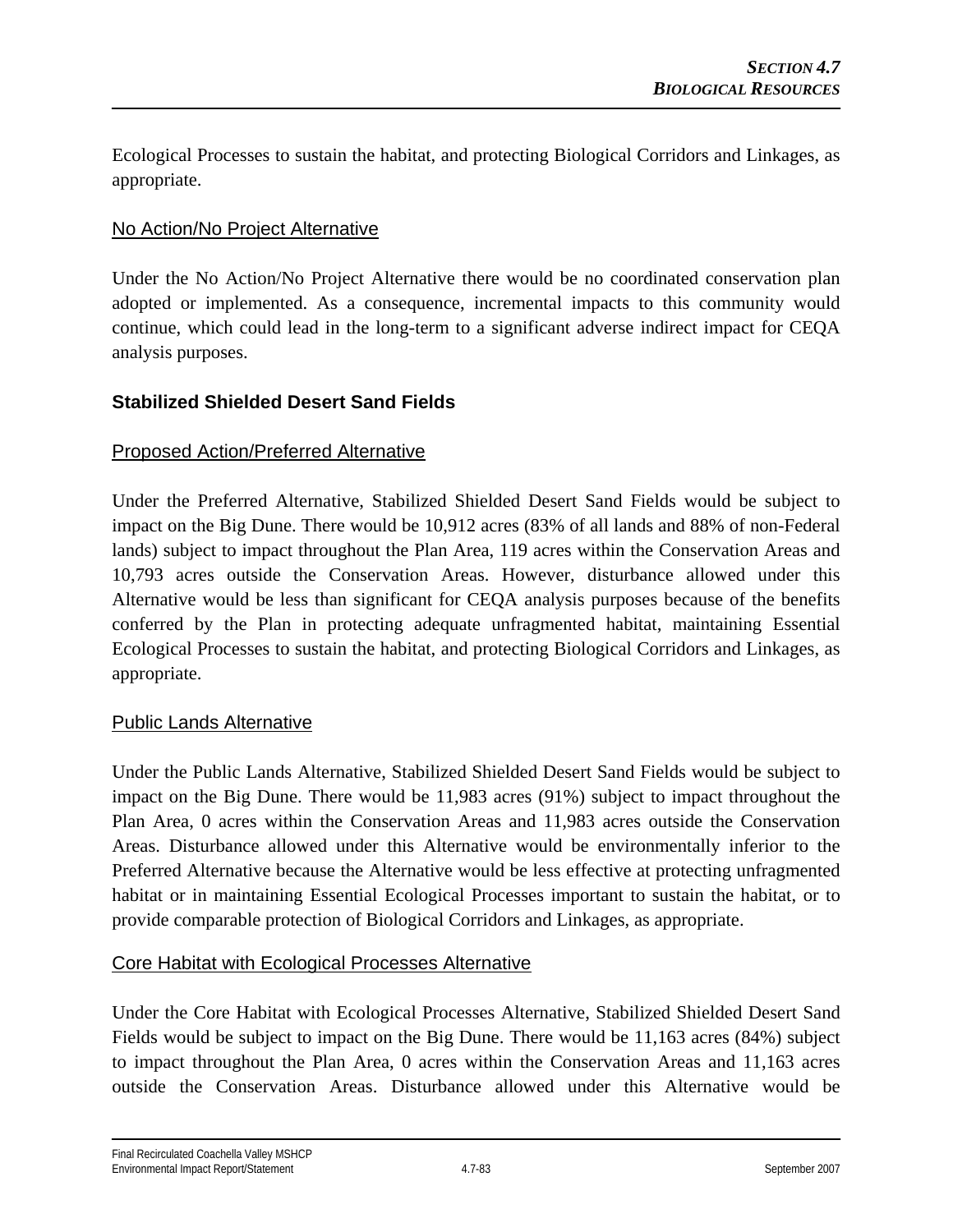Ecological Processes to sustain the habitat, and protecting Biological Corridors and Linkages, as appropriate.

No Action/No Project Alternative

Under the No Action/No Project Alternative there would be no coordinated conservation plan adopted or implemented. As a consequence, incremental impacts to this community would continue, which could lead in the long-term to a significant adverse indirect impact for CEQA analysis purposes.

### Stabilized Shielded Desert Sand Fields

Proposed Action/Preferred Alternative

Under the Preferred Alternative, Stabilized Shielded Desert Sand Fields would be subject to impact on the Big Dune. There would be 10,912 acres (83% of all lands and 88% of non-Federal lands) subject to impact throughout the Plan Area, 119 acres within the Conservation Areas and 10,793 acres outside the Conservation Areas. However, disturbance allowed under this Alternative would be less than significant for CEQA analysis purposes because of the benefits conferred by the Plan in protecting adequate unfragmented habitat, maintaining Essential Ecological Processes to sustain the habitat, and protecting Biological Corridors and Linkages, as appropriate.

Public Lands Alternative

Under the Public Lands Alternative, Stabilized Shielded Desert Sand Fields would be subject to impact on the Big Dune. There would be 11,983 acres (91%) subject to impact throughout the Plan Area, 0 acres within the Conservation Areas and 11,983 acres outside the Conservation Areas. Disturbance allowed under this Alternative would be environmentally inferior to the Preferred Alternative because the Alternative would be less effective at protecting unfragmented habitat or in maintaining Essential Ecological Processes important to sustain the habitat, or to provide comparable protection of Biological Corridors and Linkages, as appropriate.

Core Habitat with Ecological Processes Alternative

Under the Core Habitat with Ecological Processes Alternative, Stabilized Shielded Desert Sand Fields would be subject to impact on the Big Dune. There would be 11,163 acres (84%) subject to impact throughout the Plan Area, 0 acres within the Conservation Areas and 11,163 acres outside the Conservation Areas. Disturbance allowed under this Alternative would be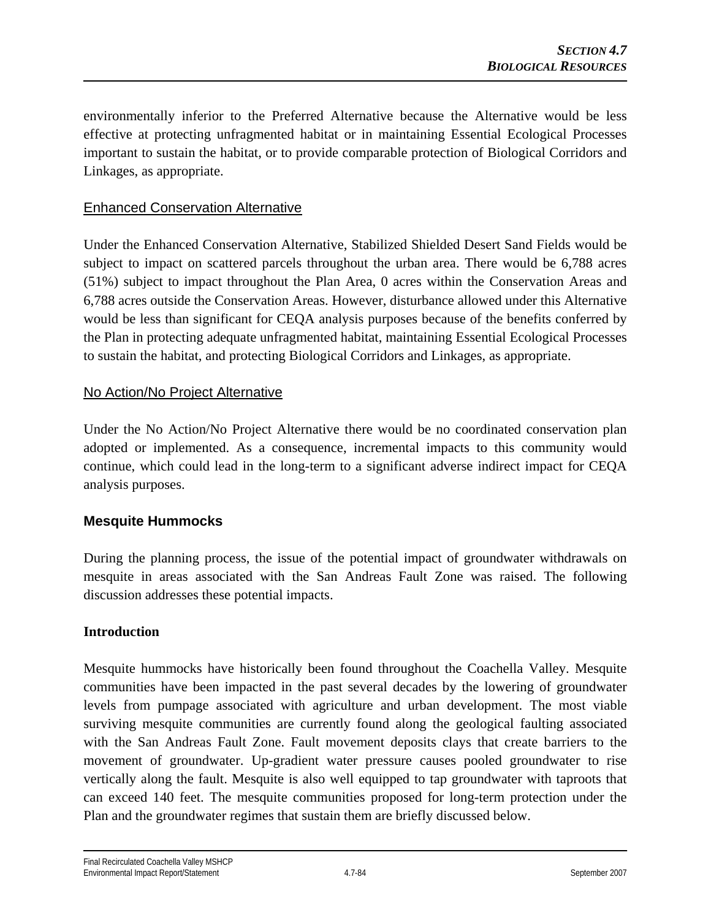environmentally inferior to the Preferred Alternative because the Alternative would be less effective at protecting unfragmented habitat or in maintaining Essential Ecological Processes important to sustain the habitat, or to provide comparable protection of Biological Corridors and Linkages, as appropriate.

Enhanced Conservation Alternative

Under the Enhanced Conservation Alternative, Stabilized Shielded Desert Sand Fields would be subject to impact on scattered parcels throughout the urban area. There would be 6,788 acres (51%) subject to impact throughout the Plan Area, 0 acres within the Conservation Areas and 6,788 acres outside the Conservation Areas. However, disturbance allowed under this Alternative would be less than significant for CEQA analysis purposes because of the benefits conferred by the Plan in protecting adequate unfragmented habitat, maintaining Essential Ecological Processes to sustain the habitat, and protecting Biological Corridors and Linkages, as appropriate.

No Action/No Project Alternative

Under the No Action/No Project Alternative there would be no coordinated conservation plan adopted or implemented. As a consequence, incremental impacts to this community would continue, which could lead in the long-term to a significant adverse indirect impact for CEQA analysis purposes.

### Mesquite Hummocks

During the planning process, the issue of the potential impact of groundwater withdrawals on mesquite in areas associated with the San Andreas Fault Zone was raised. The following discussion addresses these potential impacts.

**Introduction**

Mesquite hummocks have historically been found throughout the Coachella Valley. Mesquite communities have been impacted in the past several decades by the lowering of groundwater levels from pumpage associated with agriculture and urban development. The most viable surviving mesquite communities are currently found along the geological faulting associated with the San Andreas Fault Zone. Fault movement deposits clays that create barriers to the movement of groundwater. Up-gradient water pressure causes pooled groundwater to rise vertically along the fault. Mesquite is also well equipped to tap groundwater with taproots that can exceed 140 feet. The mesquite communities proposed for long-term protection under the Plan and the groundwater regimes that sustain them are briefly discussed below.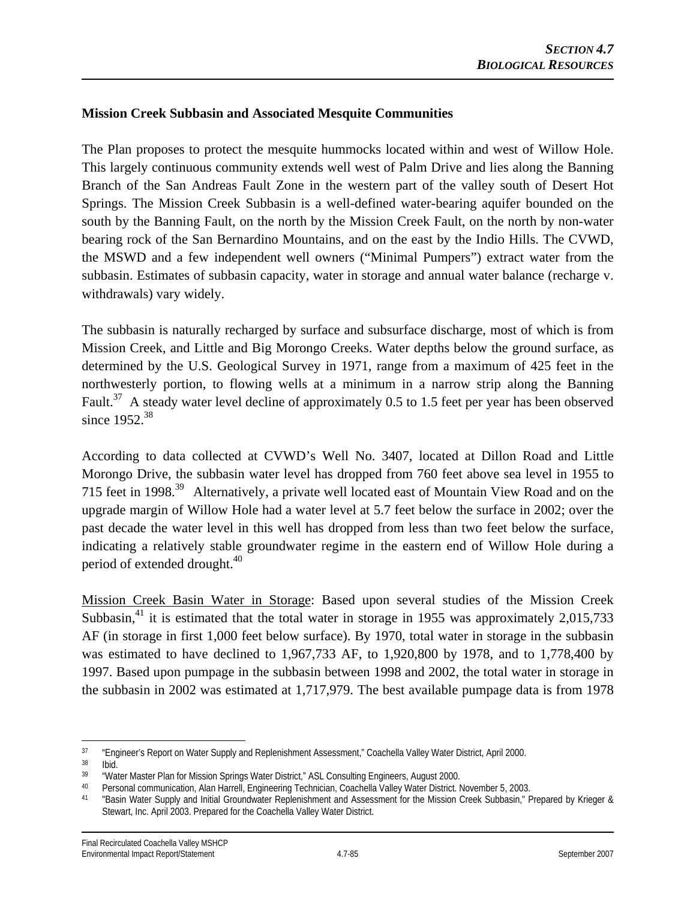**Mission Creek Subbasin and Associated Mesquite Communities**

The Plan proposes to protect the mesquite hummocks located within and west of Willow Hole. This largely continuous community extends well west of Palm Drive and lies along the Banning Branch of the San Andreas Fault Zone in the western part of the valley south of Desert Hot Springs. The Mission Creek Subbasin is a well-defined water-bearing aquifer bounded on the south by the Banning Fault, on the north by the Mission Creek Fault, on the north by non-water bearing rock of the San Bernardino Mountains, and on the east by the Indio Hills. The CVWD, the MSWD and a few independent well owners ("Minimal Pumpers") extract water from the subbasin. Estimates of subbasin capacity, water in storage and annual water balance (recharge v. withdrawals) vary widely.

The subbasin is naturally recharged by surface and subsurface discharge, most of which is from Mission Creek, and Little and Big Morongo Creeks. Water depths below the ground surface, as determined by the U.S. Geological Survey in 1971, range from a maximum of 425 feet in the northwesterly portion, to flowing wells at a minimum in a narrow strip along the Banning Fault.[37] A steady water level decline of approximately 0.5 to 1.5 feet per year has been observed since 1952.[38]

According to data collected at CVWD's Well No. 3407, located at Dillon Road and Little Morongo Drive, the subbasin water level has dropped from 760 feet above sea level in 1955 to 715 feet in 1998.[39] Alternatively, a private well located east of Mountain View Road and on the upgrade margin of Willow Hole had a water level at 5.7 feet below the surface in 2002; over the past decade the water level in this well has dropped from less than two feet below the surface, indicating a relatively stable groundwater regime in the eastern end of Willow Hole during a period of extended drought.[40]

<u>Mission Creek Basin Water in Storage</u>: Based upon several studies of the Mission Creek Subbasin,[41] it is estimated that the total water in storage in 1955 was approximately 2,015,733 AF (in storage in first 1,000 feet below surface). By 1970, total water in storage in the subbasin was estimated to have declined to 1,967,733 AF, to 1,920,800 by 1978, and to 1,778,400 by 1997. Based upon pumpage in the subbasin between 1998 and 2002, the total water in storage in the subbasin in 2002 was estimated at 1,717,979. The best available pumpage data is from 1978

---

[37] "Engineer's Report on Water Supply and Replenishment Assessment," Coachella Valley Water District, April 2000.

[38] Ibid.

[39] "Water Master Plan for Mission Springs Water District," ASL Consulting Engineers, August 2000.

[40] Personal communication, Alan Harrell, Engineering Technician, Coachella Valley Water District. November 5, 2003.

[41] "Basin Water Supply and Initial Groundwater Replenishment and Assessment for the Mission Creek Subbasin," Prepared by Krieger & Stewart, Inc. April 2003. Prepared for the Coachella Valley Water District.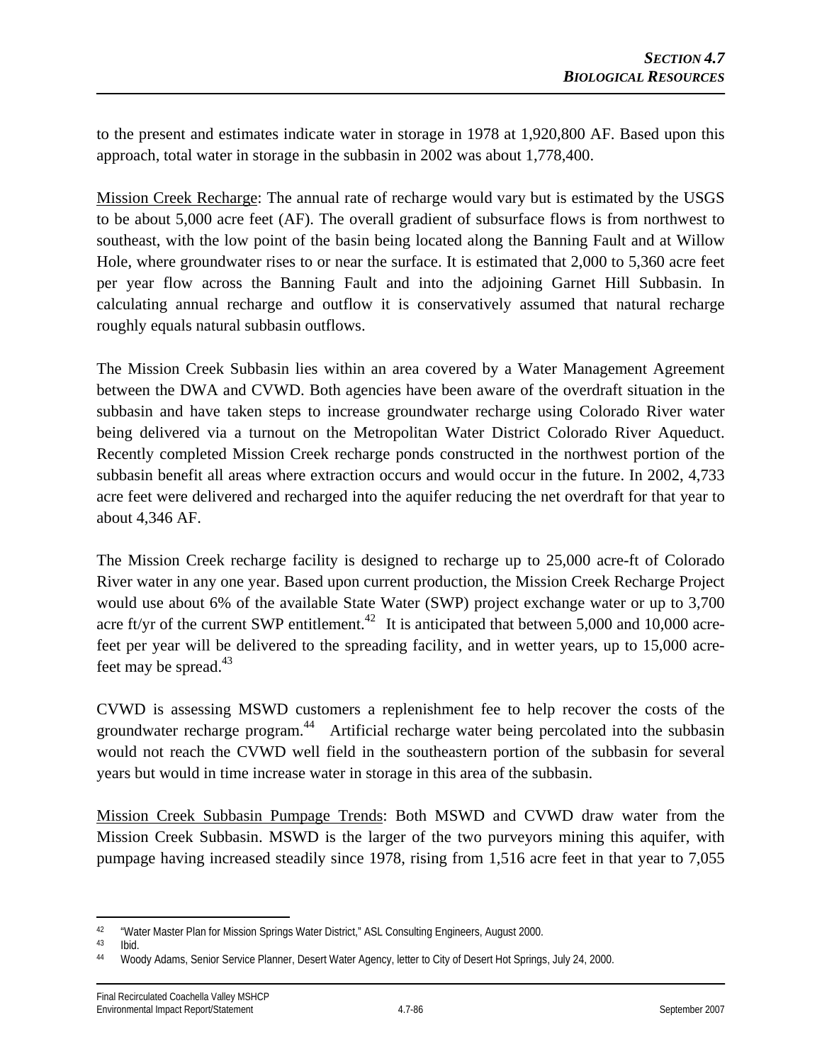to the present and estimates indicate water in storage in 1978 at 1,920,800 AF. Based upon this approach, total water in storage in the subbasin in 2002 was about 1,778,400.

Mission Creek Recharge: The annual rate of recharge would vary but is estimated by the USGS to be about 5,000 acre feet (AF). The overall gradient of subsurface flows is from northwest to southeast, with the low point of the basin being located along the Banning Fault and at Willow Hole, where groundwater rises to or near the surface. It is estimated that 2,000 to 5,360 acre feet per year flow across the Banning Fault and into the adjoining Garnet Hill Subbasin. In calculating annual recharge and outflow it is conservatively assumed that natural recharge roughly equals natural subbasin outflows.

The Mission Creek Subbasin lies within an area covered by a Water Management Agreement between the DWA and CVWD. Both agencies have been aware of the overdraft situation in the subbasin and have taken steps to increase groundwater recharge using Colorado River water being delivered via a turnout on the Metropolitan Water District Colorado River Aqueduct. Recently completed Mission Creek recharge ponds constructed in the northwest portion of the subbasin benefit all areas where extraction occurs and would occur in the future. In 2002, 4,733 acre feet were delivered and recharged into the aquifer reducing the net overdraft for that year to about 4,346 AF.

The Mission Creek recharge facility is designed to recharge up to 25,000 acre-ft of Colorado River water in any one year. Based upon current production, the Mission Creek Recharge Project would use about 6% of the available State Water (SWP) project exchange water or up to 3,700 acre ft/yr of the current SWP entitlement.[42] It is anticipated that between 5,000 and 10,000 acre-feet per year will be delivered to the spreading facility, and in wetter years, up to 15,000 acre-feet may be spread.[43]

CVWD is assessing MSWD customers a replenishment fee to help recover the costs of the groundwater recharge program.[44] Artificial recharge water being percolated into the subbasin would not reach the CVWD well field in the southeastern portion of the subbasin for several years but would in time increase water in storage in this area of the subbasin.

Mission Creek Subbasin Pumpage Trends: Both MSWD and CVWD draw water from the Mission Creek Subbasin. MSWD is the larger of the two purveyors mining this aquifer, with pumpage having increased steadily since 1978, rising from 1,516 acre feet in that year to 7,055

[42] "Water Master Plan for Mission Springs Water District," ASL Consulting Engineers, August 2000.

[43] Ibid.

[44] Woody Adams, Senior Service Planner, Desert Water Agency, letter to City of Desert Hot Springs, July 24, 2000.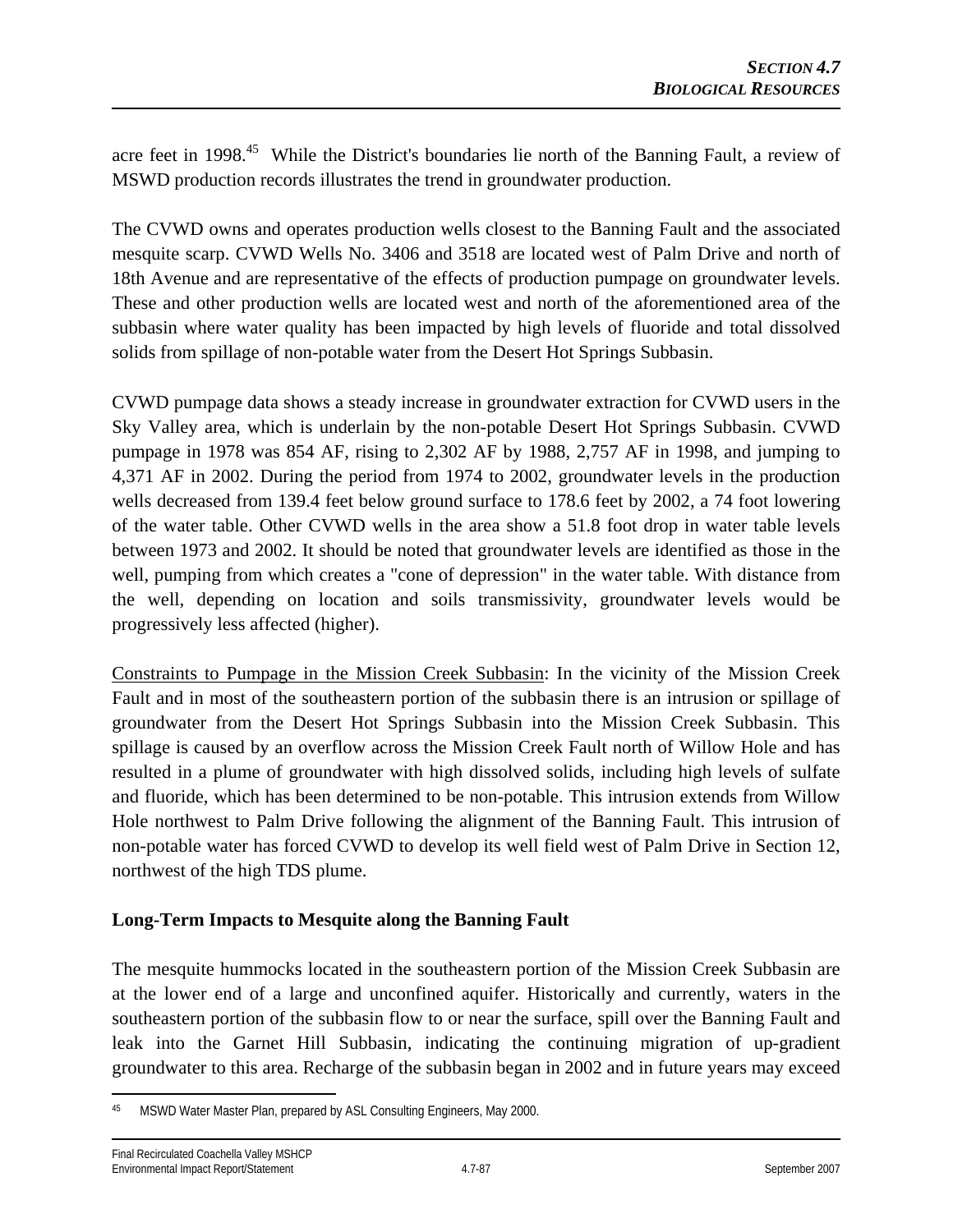acre feet in 1998.[45] While the District's boundaries lie north of the Banning Fault, a review of MSWD production records illustrates the trend in groundwater production.

The CVWD owns and operates production wells closest to the Banning Fault and the associated mesquite scarp. CVWD Wells No. 3406 and 3518 are located west of Palm Drive and north of 18th Avenue and are representative of the effects of production pumpage on groundwater levels. These and other production wells are located west and north of the aforementioned area of the subbasin where water quality has been impacted by high levels of fluoride and total dissolved solids from spillage of non-potable water from the Desert Hot Springs Subbasin.

CVWD pumpage data shows a steady increase in groundwater extraction for CVWD users in the Sky Valley area, which is underlain by the non-potable Desert Hot Springs Subbasin. CVWD pumpage in 1978 was 854 AF, rising to 2,302 AF by 1988, 2,757 AF in 1998, and jumping to 4,371 AF in 2002. During the period from 1974 to 2002, groundwater levels in the production wells decreased from 139.4 feet below ground surface to 178.6 feet by 2002, a 74 foot lowering of the water table. Other CVWD wells in the area show a 51.8 foot drop in water table levels between 1973 and 2002. It should be noted that groundwater levels are identified as those in the well, pumping from which creates a "cone of depression" in the water table. With distance from the well, depending on location and soils transmissivity, groundwater levels would be progressively less affected (higher).

Constraints to Pumpage in the Mission Creek Subbasin: In the vicinity of the Mission Creek Fault and in most of the southeastern portion of the subbasin there is an intrusion or spillage of groundwater from the Desert Hot Springs Subbasin into the Mission Creek Subbasin. This spillage is caused by an overflow across the Mission Creek Fault north of Willow Hole and has resulted in a plume of groundwater with high dissolved solids, including high levels of sulfate and fluoride, which has been determined to be non-potable. This intrusion extends from Willow Hole northwest to Palm Drive following the alignment of the Banning Fault. This intrusion of non-potable water has forced CVWD to develop its well field west of Palm Drive in Section 12, northwest of the high TDS plume.

**Long-Term Impacts to Mesquite along the Banning Fault**

The mesquite hummocks located in the southeastern portion of the Mission Creek Subbasin are at the lower end of a large and unconfined aquifer. Historically and currently, waters in the southeastern portion of the subbasin flow to or near the surface, spill over the Banning Fault and leak into the Garnet Hill Subbasin, indicating the continuing migration of up-gradient groundwater to this area. Recharge of the subbasin began in 2002 and in future years may exceed

---

[45] MSWD Water Master Plan, prepared by ASL Consulting Engineers, May 2000.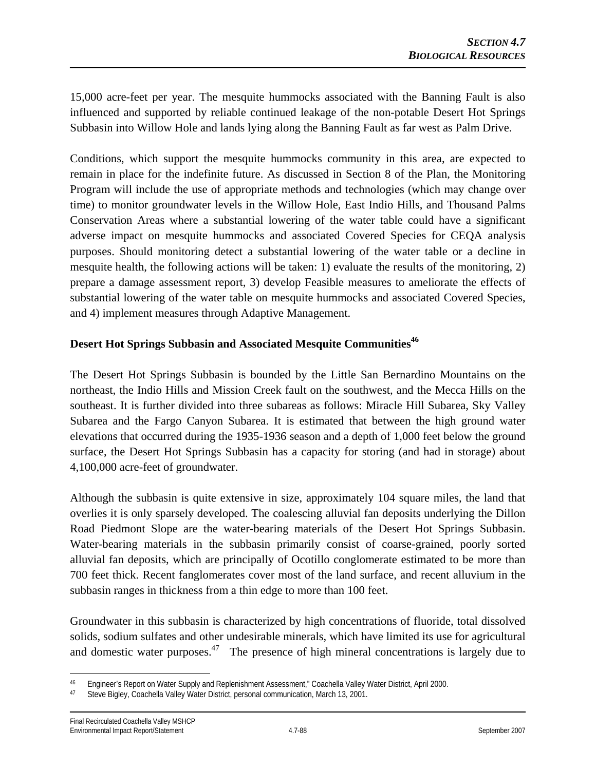15,000 acre-feet per year. The mesquite hummocks associated with the Banning Fault is also influenced and supported by reliable continued leakage of the non-potable Desert Hot Springs Subbasin into Willow Hole and lands lying along the Banning Fault as far west as Palm Drive.

Conditions, which support the mesquite hummocks community in this area, are expected to remain in place for the indefinite future. As discussed in Section 8 of the Plan, the Monitoring Program will include the use of appropriate methods and technologies (which may change over time) to monitor groundwater levels in the Willow Hole, East Indio Hills, and Thousand Palms Conservation Areas where a substantial lowering of the water table could have a significant adverse impact on mesquite hummocks and associated Covered Species for CEQA analysis purposes. Should monitoring detect a substantial lowering of the water table or a decline in mesquite health, the following actions will be taken: 1) evaluate the results of the monitoring, 2) prepare a damage assessment report, 3) develop Feasible measures to ameliorate the effects of substantial lowering of the water table on mesquite hummocks and associated Covered Species, and 4) implement measures through Adaptive Management.

**Desert Hot Springs Subbasin and Associated Mesquite Communities**[46]

The Desert Hot Springs Subbasin is bounded by the Little San Bernardino Mountains on the northeast, the Indio Hills and Mission Creek fault on the southwest, and the Mecca Hills on the southeast. It is further divided into three subareas as follows: Miracle Hill Subarea, Sky Valley Subarea and the Fargo Canyon Subarea. It is estimated that between the high ground water elevations that occurred during the 1935-1936 season and a depth of 1,000 feet below the ground surface, the Desert Hot Springs Subbasin has a capacity for storing (and had in storage) about 4,100,000 acre-feet of groundwater.

Although the subbasin is quite extensive in size, approximately 104 square miles, the land that overlies it is only sparsely developed. The coalescing alluvial fan deposits underlying the Dillon Road Piedmont Slope are the water-bearing materials of the Desert Hot Springs Subbasin. Water-bearing materials in the subbasin primarily consist of coarse-grained, poorly sorted alluvial fan deposits, which are principally of Ocotillo conglomerate estimated to be more than 700 feet thick. Recent fanglomerates cover most of the land surface, and recent alluvium in the subbasin ranges in thickness from a thin edge to more than 100 feet.

Groundwater in this subbasin is characterized by high concentrations of fluoride, total dissolved solids, sodium sulfates and other undesirable minerals, which have limited its use for agricultural and domestic water purposes.[47] The presence of high mineral concentrations is largely due to

---

[46] Engineer's Report on Water Supply and Replenishment Assessment," Coachella Valley Water District, April 2000.

[47] Steve Bigley, Coachella Valley Water District, personal communication, March 13, 2001.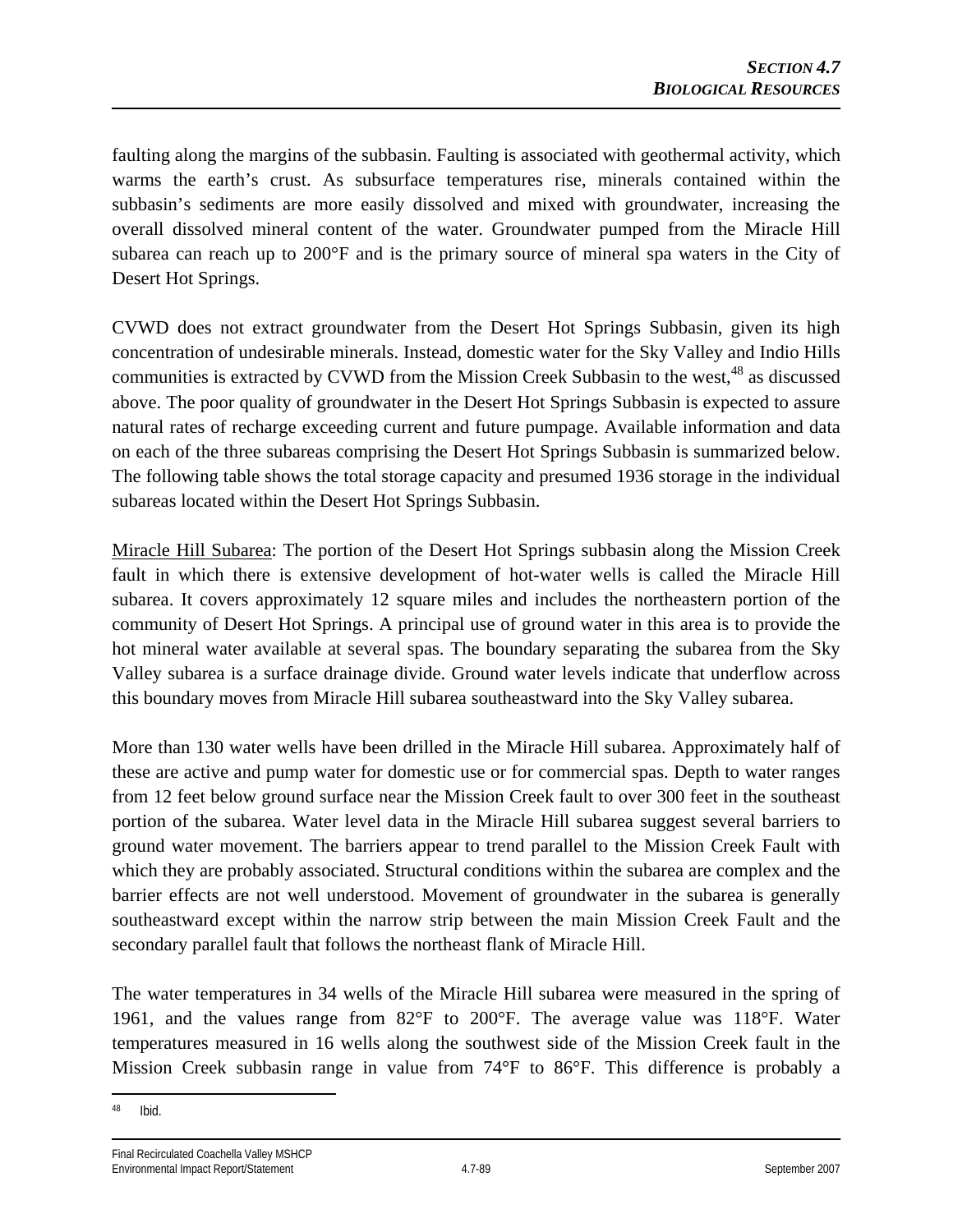faulting along the margins of the subbasin. Faulting is associated with geothermal activity, which warms the earth's crust. As subsurface temperatures rise, minerals contained within the subbasin's sediments are more easily dissolved and mixed with groundwater, increasing the overall dissolved mineral content of the water. Groundwater pumped from the Miracle Hill subarea can reach up to 200°F and is the primary source of mineral spa waters in the City of Desert Hot Springs.

CVWD does not extract groundwater from the Desert Hot Springs Subbasin, given its high concentration of undesirable minerals. Instead, domestic water for the Sky Valley and Indio Hills communities is extracted by CVWD from the Mission Creek Subbasin to the west,[48] as discussed above. The poor quality of groundwater in the Desert Hot Springs Subbasin is expected to assure natural rates of recharge exceeding current and future pumpage. Available information and data on each of the three subareas comprising the Desert Hot Springs Subbasin is summarized below. The following table shows the total storage capacity and presumed 1936 storage in the individual subareas located within the Desert Hot Springs Subbasin.

Miracle Hill Subarea: The portion of the Desert Hot Springs subbasin along the Mission Creek fault in which there is extensive development of hot-water wells is called the Miracle Hill subarea. It covers approximately 12 square miles and includes the northeastern portion of the community of Desert Hot Springs. A principal use of ground water in this area is to provide the hot mineral water available at several spas. The boundary separating the subarea from the Sky Valley subarea is a surface drainage divide. Ground water levels indicate that underflow across this boundary moves from Miracle Hill subarea southeastward into the Sky Valley subarea.

More than 130 water wells have been drilled in the Miracle Hill subarea. Approximately half of these are active and pump water for domestic use or for commercial spas. Depth to water ranges from 12 feet below ground surface near the Mission Creek fault to over 300 feet in the southeast portion of the subarea. Water level data in the Miracle Hill subarea suggest several barriers to ground water movement. The barriers appear to trend parallel to the Mission Creek Fault with which they are probably associated. Structural conditions within the subarea are complex and the barrier effects are not well understood. Movement of groundwater in the subarea is generally southeastward except within the narrow strip between the main Mission Creek Fault and the secondary parallel fault that follows the northeast flank of Miracle Hill.

The water temperatures in 34 wells of the Miracle Hill subarea were measured in the spring of 1961, and the values range from 82°F to 200°F. The average value was 118°F. Water temperatures measured in 16 wells along the southwest side of the Mission Creek fault in the Mission Creek subbasin range in value from 74°F to 86°F. This difference is probably a

[48] Ibid.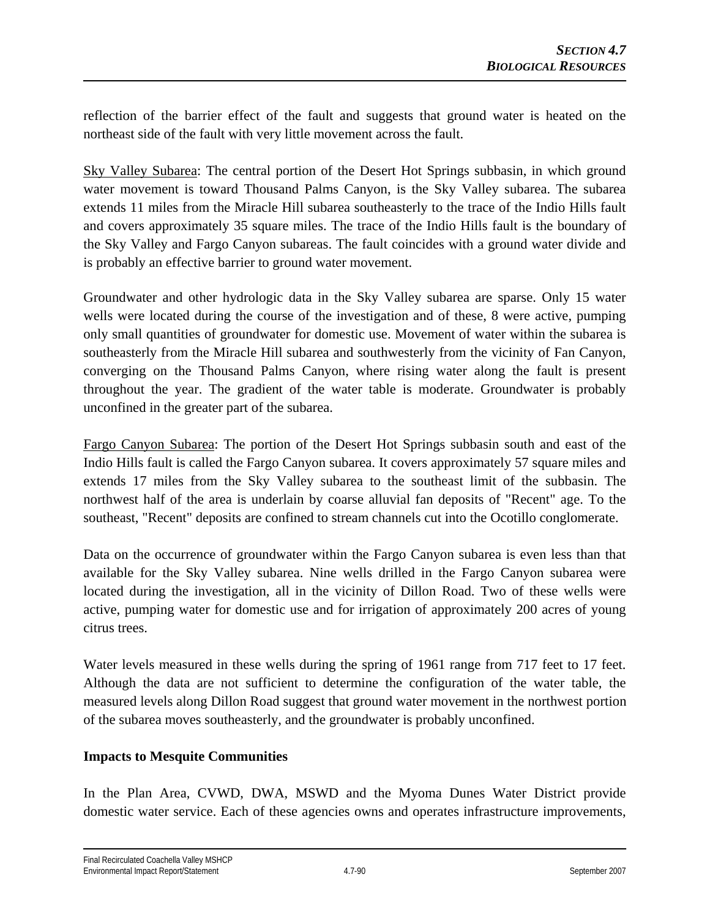reflection of the barrier effect of the fault and suggests that ground water is heated on the northeast side of the fault with very little movement across the fault.

Sky Valley Subarea: The central portion of the Desert Hot Springs subbasin, in which ground water movement is toward Thousand Palms Canyon, is the Sky Valley subarea. The subarea extends 11 miles from the Miracle Hill subarea southeasterly to the trace of the Indio Hills fault and covers approximately 35 square miles. The trace of the Indio Hills fault is the boundary of the Sky Valley and Fargo Canyon subareas. The fault coincides with a ground water divide and is probably an effective barrier to ground water movement.

Groundwater and other hydrologic data in the Sky Valley subarea are sparse. Only 15 water wells were located during the course of the investigation and of these, 8 were active, pumping only small quantities of groundwater for domestic use. Movement of water within the subarea is southeasterly from the Miracle Hill subarea and southwesterly from the vicinity of Fan Canyon, converging on the Thousand Palms Canyon, where rising water along the fault is present throughout the year. The gradient of the water table is moderate. Groundwater is probably unconfined in the greater part of the subarea.

Fargo Canyon Subarea: The portion of the Desert Hot Springs subbasin south and east of the Indio Hills fault is called the Fargo Canyon subarea. It covers approximately 57 square miles and extends 17 miles from the Sky Valley subarea to the southeast limit of the subbasin. The northwest half of the area is underlain by coarse alluvial fan deposits of "Recent" age. To the southeast, "Recent" deposits are confined to stream channels cut into the Ocotillo conglomerate.

Data on the occurrence of groundwater within the Fargo Canyon subarea is even less than that available for the Sky Valley subarea. Nine wells drilled in the Fargo Canyon subarea were located during the investigation, all in the vicinity of Dillon Road. Two of these wells were active, pumping water for domestic use and for irrigation of approximately 200 acres of young citrus trees.

Water levels measured in these wells during the spring of 1961 range from 717 feet to 17 feet. Although the data are not sufficient to determine the configuration of the water table, the measured levels along Dillon Road suggest that ground water movement in the northwest portion of the subarea moves southeasterly, and the groundwater is probably unconfined.

**Impacts to Mesquite Communities**

In the Plan Area, CVWD, DWA, MSWD and the Myoma Dunes Water District provide domestic water service. Each of these agencies owns and operates infrastructure improvements,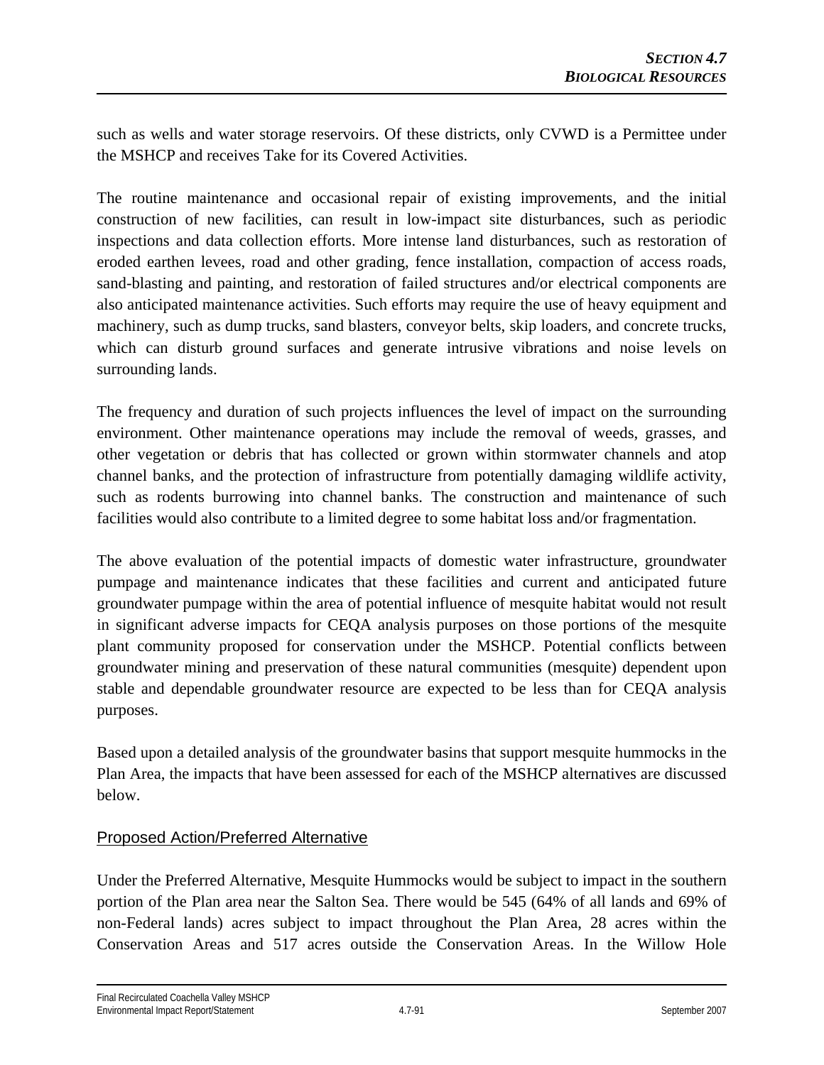such as wells and water storage reservoirs. Of these districts, only CVWD is a Permittee under the MSHCP and receives Take for its Covered Activities.

The routine maintenance and occasional repair of existing improvements, and the initial construction of new facilities, can result in low-impact site disturbances, such as periodic inspections and data collection efforts. More intense land disturbances, such as restoration of eroded earthen levees, road and other grading, fence installation, compaction of access roads, sand-blasting and painting, and restoration of failed structures and/or electrical components are also anticipated maintenance activities. Such efforts may require the use of heavy equipment and machinery, such as dump trucks, sand blasters, conveyor belts, skip loaders, and concrete trucks, which can disturb ground surfaces and generate intrusive vibrations and noise levels on surrounding lands.

The frequency and duration of such projects influences the level of impact on the surrounding environment. Other maintenance operations may include the removal of weeds, grasses, and other vegetation or debris that has collected or grown within stormwater channels and atop channel banks, and the protection of infrastructure from potentially damaging wildlife activity, such as rodents burrowing into channel banks. The construction and maintenance of such facilities would also contribute to a limited degree to some habitat loss and/or fragmentation.

The above evaluation of the potential impacts of domestic water infrastructure, groundwater pumpage and maintenance indicates that these facilities and current and anticipated future groundwater pumpage within the area of potential influence of mesquite habitat would not result in significant adverse impacts for CEQA analysis purposes on those portions of the mesquite plant community proposed for conservation under the MSHCP. Potential conflicts between groundwater mining and preservation of these natural communities (mesquite) dependent upon stable and dependable groundwater resource are expected to be less than for CEQA analysis purposes.

Based upon a detailed analysis of the groundwater basins that support mesquite hummocks in the Plan Area, the impacts that have been assessed for each of the MSHCP alternatives are discussed below.

## Proposed Action/Preferred Alternative

Under the Preferred Alternative, Mesquite Hummocks would be subject to impact in the southern portion of the Plan area near the Salton Sea. There would be 545 (64% of all lands and 69% of non-Federal lands) acres subject to impact throughout the Plan Area, 28 acres within the Conservation Areas and 517 acres outside the Conservation Areas. In the Willow Hole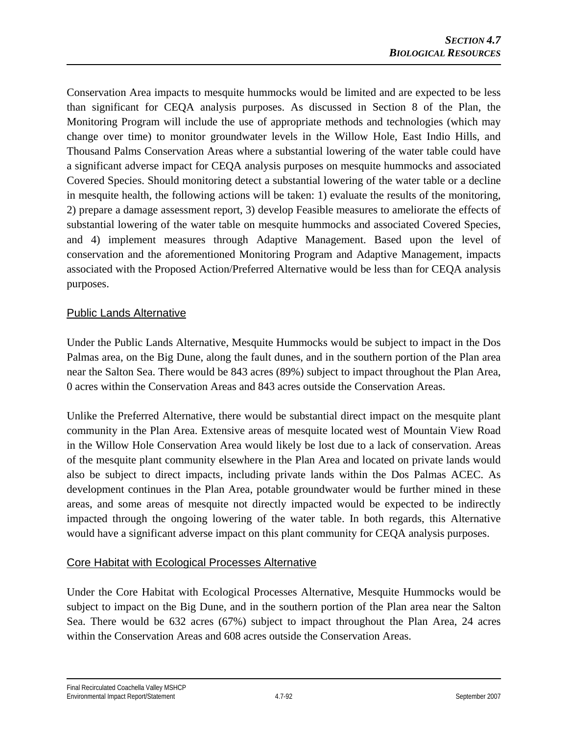Conservation Area impacts to mesquite hummocks would be limited and are expected to be less than significant for CEQA analysis purposes. As discussed in Section 8 of the Plan, the Monitoring Program will include the use of appropriate methods and technologies (which may change over time) to monitor groundwater levels in the Willow Hole, East Indio Hills, and Thousand Palms Conservation Areas where a substantial lowering of the water table could have a significant adverse impact for CEQA analysis purposes on mesquite hummocks and associated Covered Species. Should monitoring detect a substantial lowering of the water table or a decline in mesquite health, the following actions will be taken: 1) evaluate the results of the monitoring, 2) prepare a damage assessment report, 3) develop Feasible measures to ameliorate the effects of substantial lowering of the water table on mesquite hummocks and associated Covered Species, and 4) implement measures through Adaptive Management. Based upon the level of conservation and the aforementioned Monitoring Program and Adaptive Management, impacts associated with the Proposed Action/Preferred Alternative would be less than for CEQA analysis purposes.

Public Lands Alternative

Under the Public Lands Alternative, Mesquite Hummocks would be subject to impact in the Dos Palmas area, on the Big Dune, along the fault dunes, and in the southern portion of the Plan area near the Salton Sea. There would be 843 acres (89%) subject to impact throughout the Plan Area, 0 acres within the Conservation Areas and 843 acres outside the Conservation Areas.

Unlike the Preferred Alternative, there would be substantial direct impact on the mesquite plant community in the Plan Area. Extensive areas of mesquite located west of Mountain View Road in the Willow Hole Conservation Area would likely be lost due to a lack of conservation. Areas of the mesquite plant community elsewhere in the Plan Area and located on private lands would also be subject to direct impacts, including private lands within the Dos Palmas ACEC. As development continues in the Plan Area, potable groundwater would be further mined in these areas, and some areas of mesquite not directly impacted would be expected to be indirectly impacted through the ongoing lowering of the water table. In both regards, this Alternative would have a significant adverse impact on this plant community for CEQA analysis purposes.

Core Habitat with Ecological Processes Alternative

Under the Core Habitat with Ecological Processes Alternative, Mesquite Hummocks would be subject to impact on the Big Dune, and in the southern portion of the Plan area near the Salton Sea. There would be 632 acres (67%) subject to impact throughout the Plan Area, 24 acres within the Conservation Areas and 608 acres outside the Conservation Areas.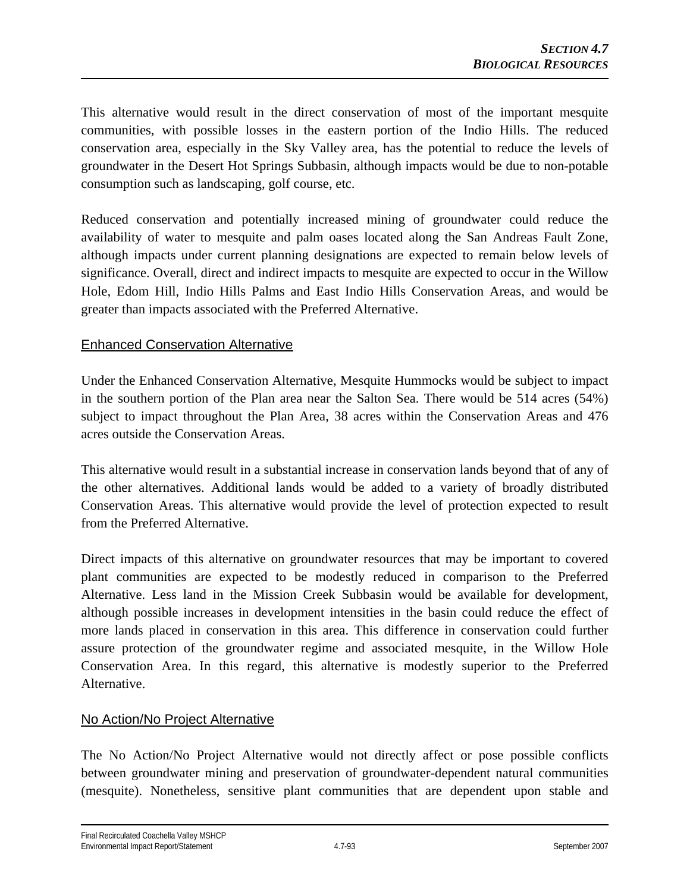This alternative would result in the direct conservation of most of the important mesquite communities, with possible losses in the eastern portion of the Indio Hills. The reduced conservation area, especially in the Sky Valley area, has the potential to reduce the levels of groundwater in the Desert Hot Springs Subbasin, although impacts would be due to non-potable consumption such as landscaping, golf course, etc.

Reduced conservation and potentially increased mining of groundwater could reduce the availability of water to mesquite and palm oases located along the San Andreas Fault Zone, although impacts under current planning designations are expected to remain below levels of significance. Overall, direct and indirect impacts to mesquite are expected to occur in the Willow Hole, Edom Hill, Indio Hills Palms and East Indio Hills Conservation Areas, and would be greater than impacts associated with the Preferred Alternative.

### Enhanced Conservation Alternative

Under the Enhanced Conservation Alternative, Mesquite Hummocks would be subject to impact in the southern portion of the Plan area near the Salton Sea. There would be 514 acres (54%) subject to impact throughout the Plan Area, 38 acres within the Conservation Areas and 476 acres outside the Conservation Areas.

This alternative would result in a substantial increase in conservation lands beyond that of any of the other alternatives. Additional lands would be added to a variety of broadly distributed Conservation Areas. This alternative would provide the level of protection expected to result from the Preferred Alternative.

Direct impacts of this alternative on groundwater resources that may be important to covered plant communities are expected to be modestly reduced in comparison to the Preferred Alternative. Less land in the Mission Creek Subbasin would be available for development, although possible increases in development intensities in the basin could reduce the effect of more lands placed in conservation in this area. This difference in conservation could further assure protection of the groundwater regime and associated mesquite, in the Willow Hole Conservation Area. In this regard, this alternative is modestly superior to the Preferred Alternative.

### No Action/No Project Alternative

The No Action/No Project Alternative would not directly affect or pose possible conflicts between groundwater mining and preservation of groundwater-dependent natural communities (mesquite). Nonetheless, sensitive plant communities that are dependent upon stable and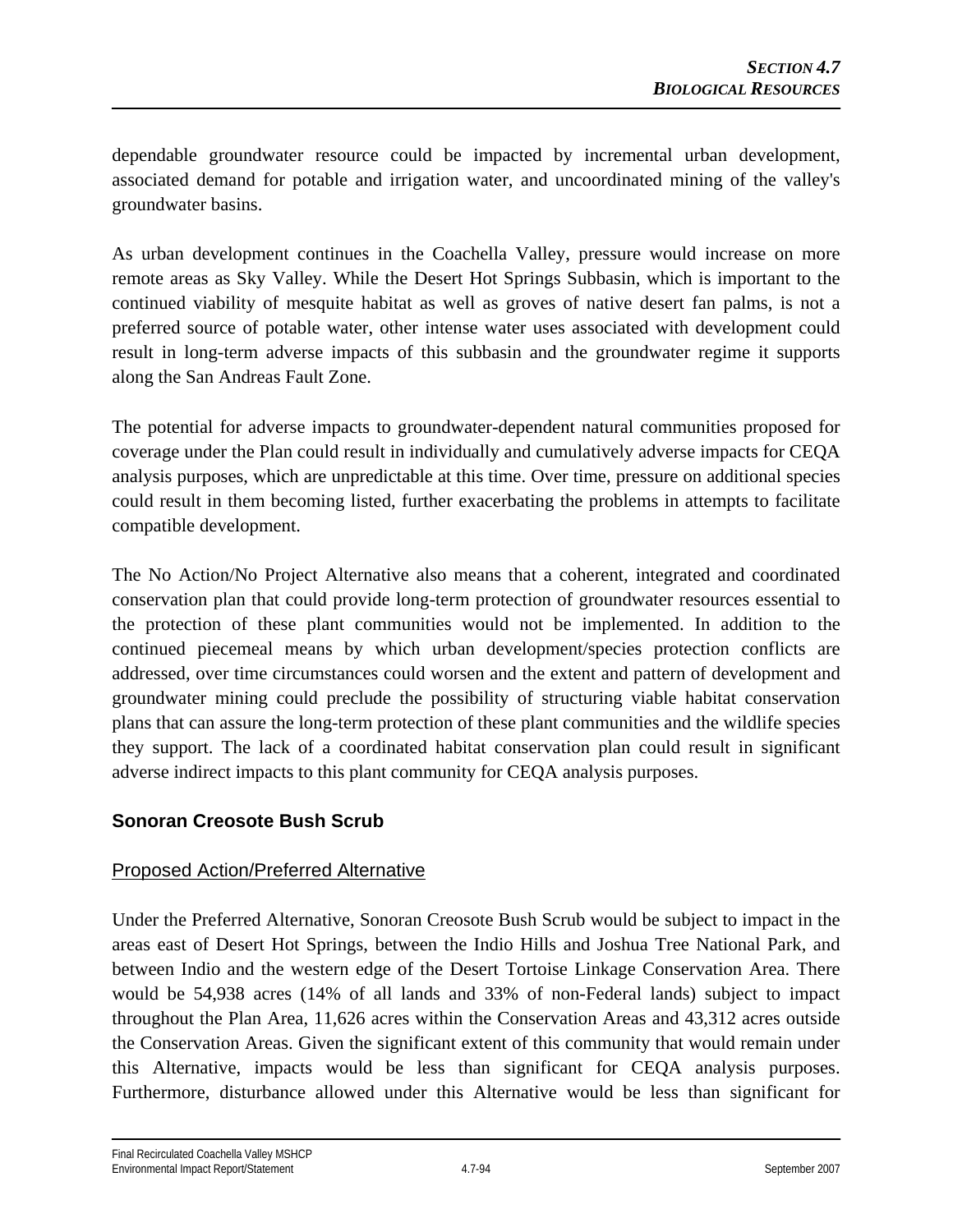dependable groundwater resource could be impacted by incremental urban development, associated demand for potable and irrigation water, and uncoordinated mining of the valley's groundwater basins.

As urban development continues in the Coachella Valley, pressure would increase on more remote areas as Sky Valley. While the Desert Hot Springs Subbasin, which is important to the continued viability of mesquite habitat as well as groves of native desert fan palms, is not a preferred source of potable water, other intense water uses associated with development could result in long-term adverse impacts of this subbasin and the groundwater regime it supports along the San Andreas Fault Zone.

The potential for adverse impacts to groundwater-dependent natural communities proposed for coverage under the Plan could result in individually and cumulatively adverse impacts for CEQA analysis purposes, which are unpredictable at this time. Over time, pressure on additional species could result in them becoming listed, further exacerbating the problems in attempts to facilitate compatible development.

The No Action/No Project Alternative also means that a coherent, integrated and coordinated conservation plan that could provide long-term protection of groundwater resources essential to the protection of these plant communities would not be implemented. In addition to the continued piecemeal means by which urban development/species protection conflicts are addressed, over time circumstances could worsen and the extent and pattern of development and groundwater mining could preclude the possibility of structuring viable habitat conservation plans that can assure the long-term protection of these plant communities and the wildlife species they support. The lack of a coordinated habitat conservation plan could result in significant adverse indirect impacts to this plant community for CEQA analysis purposes.

### Sonoran Creosote Bush Scrub

Proposed Action/Preferred Alternative

Under the Preferred Alternative, Sonoran Creosote Bush Scrub would be subject to impact in the areas east of Desert Hot Springs, between the Indio Hills and Joshua Tree National Park, and between Indio and the western edge of the Desert Tortoise Linkage Conservation Area. There would be 54,938 acres (14% of all lands and 33% of non-Federal lands) subject to impact throughout the Plan Area, 11,626 acres within the Conservation Areas and 43,312 acres outside the Conservation Areas. Given the significant extent of this community that would remain under this Alternative, impacts would be less than significant for CEQA analysis purposes. Furthermore, disturbance allowed under this Alternative would be less than significant for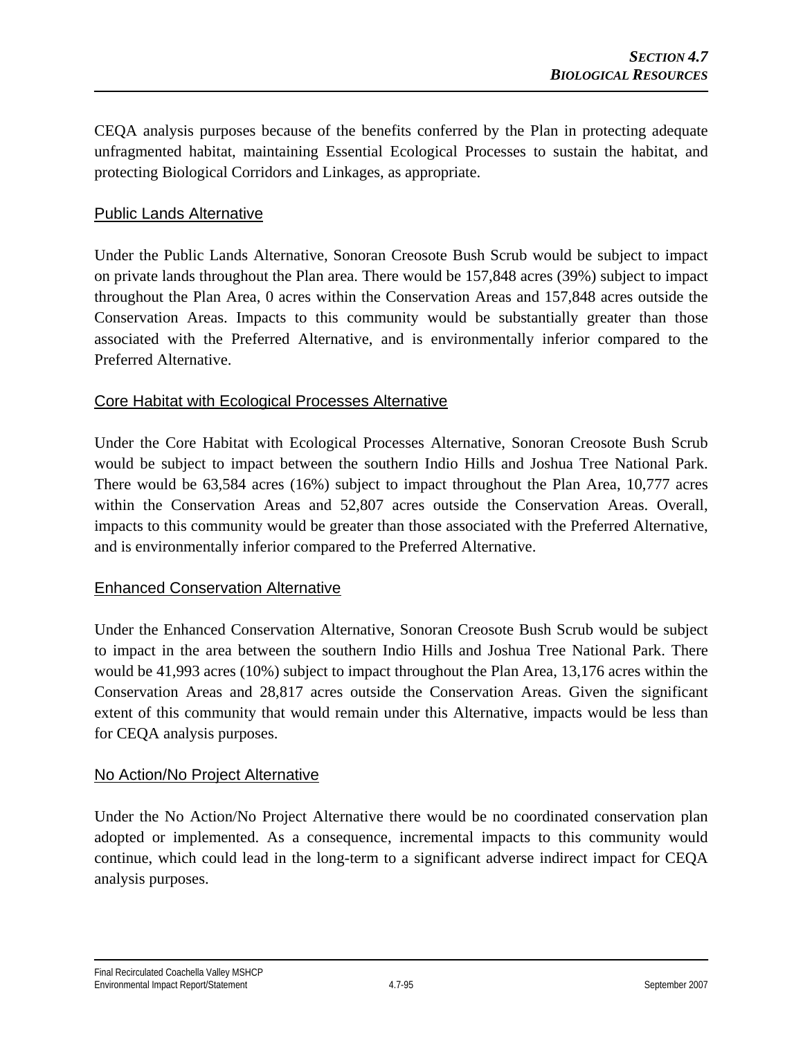CEQA analysis purposes because of the benefits conferred by the Plan in protecting adequate unfragmented habitat, maintaining Essential Ecological Processes to sustain the habitat, and protecting Biological Corridors and Linkages, as appropriate.

### Public Lands Alternative

Under the Public Lands Alternative, Sonoran Creosote Bush Scrub would be subject to impact on private lands throughout the Plan area. There would be 157,848 acres (39%) subject to impact throughout the Plan Area, 0 acres within the Conservation Areas and 157,848 acres outside the Conservation Areas. Impacts to this community would be substantially greater than those associated with the Preferred Alternative, and is environmentally inferior compared to the Preferred Alternative.

### Core Habitat with Ecological Processes Alternative

Under the Core Habitat with Ecological Processes Alternative, Sonoran Creosote Bush Scrub would be subject to impact between the southern Indio Hills and Joshua Tree National Park. There would be 63,584 acres (16%) subject to impact throughout the Plan Area, 10,777 acres within the Conservation Areas and 52,807 acres outside the Conservation Areas. Overall, impacts to this community would be greater than those associated with the Preferred Alternative, and is environmentally inferior compared to the Preferred Alternative.

### Enhanced Conservation Alternative

Under the Enhanced Conservation Alternative, Sonoran Creosote Bush Scrub would be subject to impact in the area between the southern Indio Hills and Joshua Tree National Park. There would be 41,993 acres (10%) subject to impact throughout the Plan Area, 13,176 acres within the Conservation Areas and 28,817 acres outside the Conservation Areas. Given the significant extent of this community that would remain under this Alternative, impacts would be less than for CEQA analysis purposes.

### No Action/No Project Alternative

Under the No Action/No Project Alternative there would be no coordinated conservation plan adopted or implemented. As a consequence, incremental impacts to this community would continue, which could lead in the long-term to a significant adverse indirect impact for CEQA analysis purposes.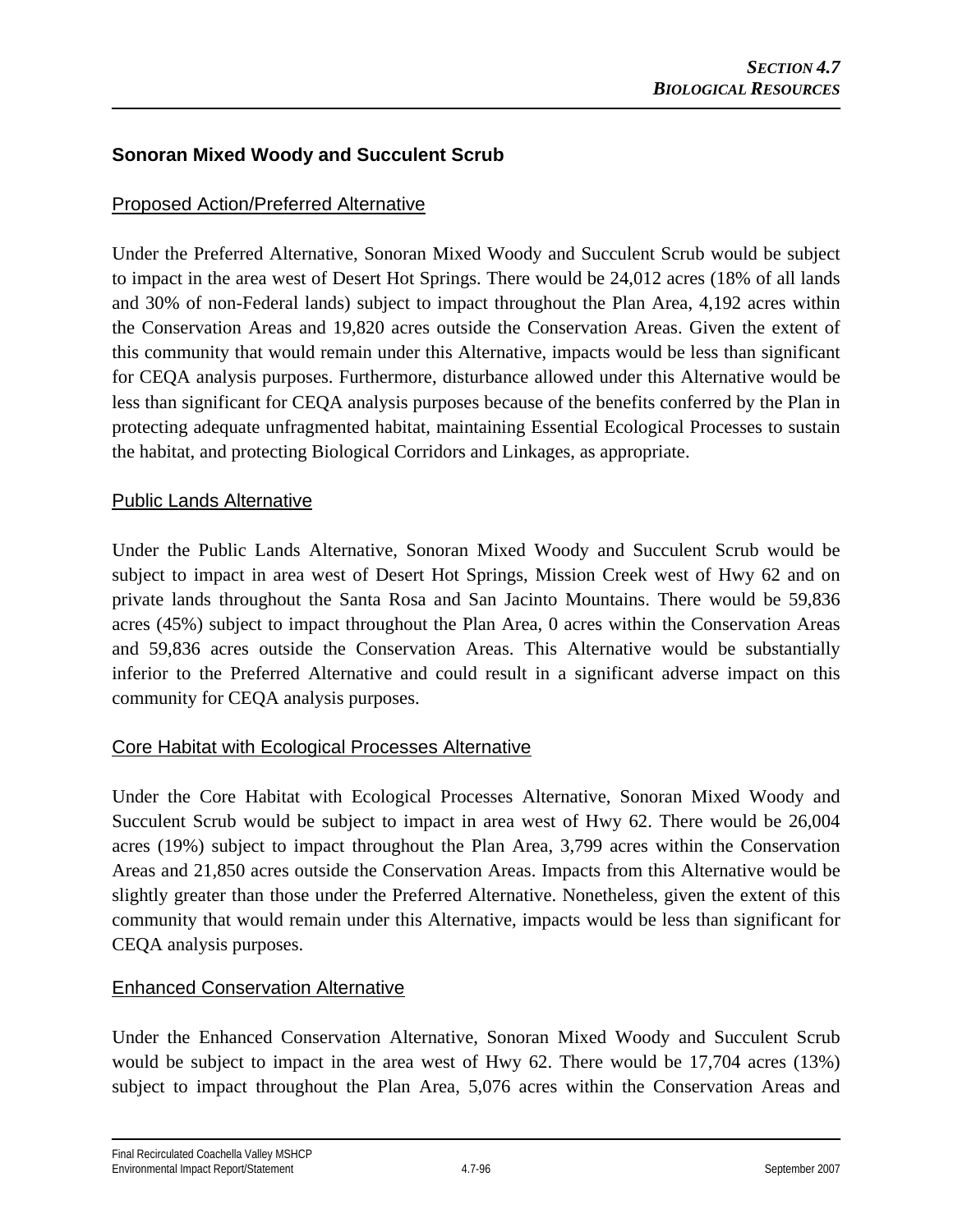## Sonoran Mixed Woody and Succulent Scrub

### Proposed Action/Preferred Alternative

Under the Preferred Alternative, Sonoran Mixed Woody and Succulent Scrub would be subject to impact in the area west of Desert Hot Springs. There would be 24,012 acres (18% of all lands and 30% of non-Federal lands) subject to impact throughout the Plan Area, 4,192 acres within the Conservation Areas and 19,820 acres outside the Conservation Areas. Given the extent of this community that would remain under this Alternative, impacts would be less than significant for CEQA analysis purposes. Furthermore, disturbance allowed under this Alternative would be less than significant for CEQA analysis purposes because of the benefits conferred by the Plan in protecting adequate unfragmented habitat, maintaining Essential Ecological Processes to sustain the habitat, and protecting Biological Corridors and Linkages, as appropriate.

### Public Lands Alternative

Under the Public Lands Alternative, Sonoran Mixed Woody and Succulent Scrub would be subject to impact in area west of Desert Hot Springs, Mission Creek west of Hwy 62 and on private lands throughout the Santa Rosa and San Jacinto Mountains. There would be 59,836 acres (45%) subject to impact throughout the Plan Area, 0 acres within the Conservation Areas and 59,836 acres outside the Conservation Areas. This Alternative would be substantially inferior to the Preferred Alternative and could result in a significant adverse impact on this community for CEQA analysis purposes.

### Core Habitat with Ecological Processes Alternative

Under the Core Habitat with Ecological Processes Alternative, Sonoran Mixed Woody and Succulent Scrub would be subject to impact in area west of Hwy 62. There would be 26,004 acres (19%) subject to impact throughout the Plan Area, 3,799 acres within the Conservation Areas and 21,850 acres outside the Conservation Areas. Impacts from this Alternative would be slightly greater than those under the Preferred Alternative. Nonetheless, given the extent of this community that would remain under this Alternative, impacts would be less than significant for CEQA analysis purposes.

### Enhanced Conservation Alternative

Under the Enhanced Conservation Alternative, Sonoran Mixed Woody and Succulent Scrub would be subject to impact in the area west of Hwy 62. There would be 17,704 acres (13%) subject to impact throughout the Plan Area, 5,076 acres within the Conservation Areas and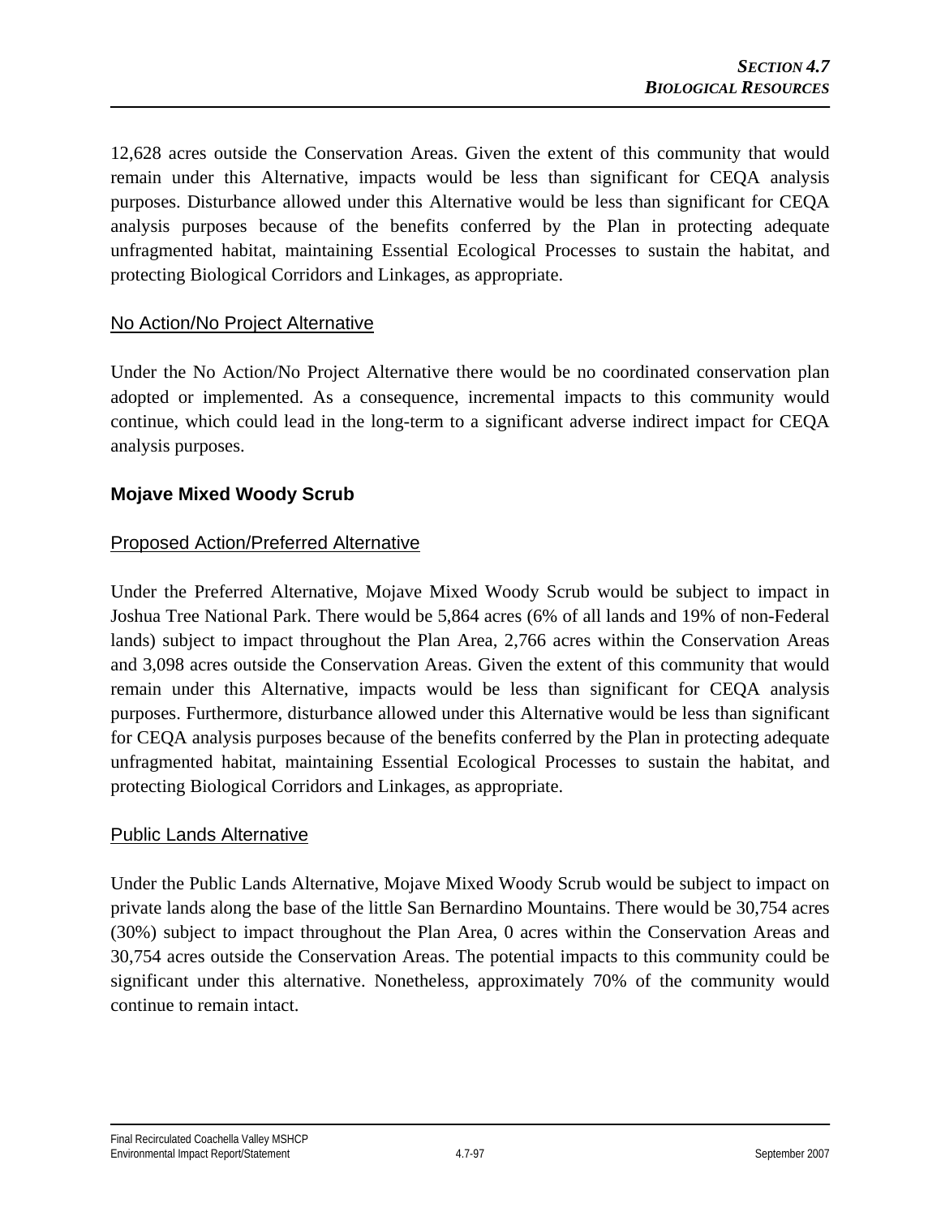12,628 acres outside the Conservation Areas. Given the extent of this community that would remain under this Alternative, impacts would be less than significant for CEQA analysis purposes. Disturbance allowed under this Alternative would be less than significant for CEQA analysis purposes because of the benefits conferred by the Plan in protecting adequate unfragmented habitat, maintaining Essential Ecological Processes to sustain the habitat, and protecting Biological Corridors and Linkages, as appropriate.

No Action/No Project Alternative

Under the No Action/No Project Alternative there would be no coordinated conservation plan adopted or implemented. As a consequence, incremental impacts to this community would continue, which could lead in the long-term to a significant adverse indirect impact for CEQA analysis purposes.

### Mojave Mixed Woody Scrub

Proposed Action/Preferred Alternative

Under the Preferred Alternative, Mojave Mixed Woody Scrub would be subject to impact in Joshua Tree National Park. There would be 5,864 acres (6% of all lands and 19% of non-Federal lands) subject to impact throughout the Plan Area, 2,766 acres within the Conservation Areas and 3,098 acres outside the Conservation Areas. Given the extent of this community that would remain under this Alternative, impacts would be less than significant for CEQA analysis purposes. Furthermore, disturbance allowed under this Alternative would be less than significant for CEQA analysis purposes because of the benefits conferred by the Plan in protecting adequate unfragmented habitat, maintaining Essential Ecological Processes to sustain the habitat, and protecting Biological Corridors and Linkages, as appropriate.

Public Lands Alternative

Under the Public Lands Alternative, Mojave Mixed Woody Scrub would be subject to impact on private lands along the base of the little San Bernardino Mountains. There would be 30,754 acres (30%) subject to impact throughout the Plan Area, 0 acres within the Conservation Areas and 30,754 acres outside the Conservation Areas. The potential impacts to this community could be significant under this alternative. Nonetheless, approximately 70% of the community would continue to remain intact.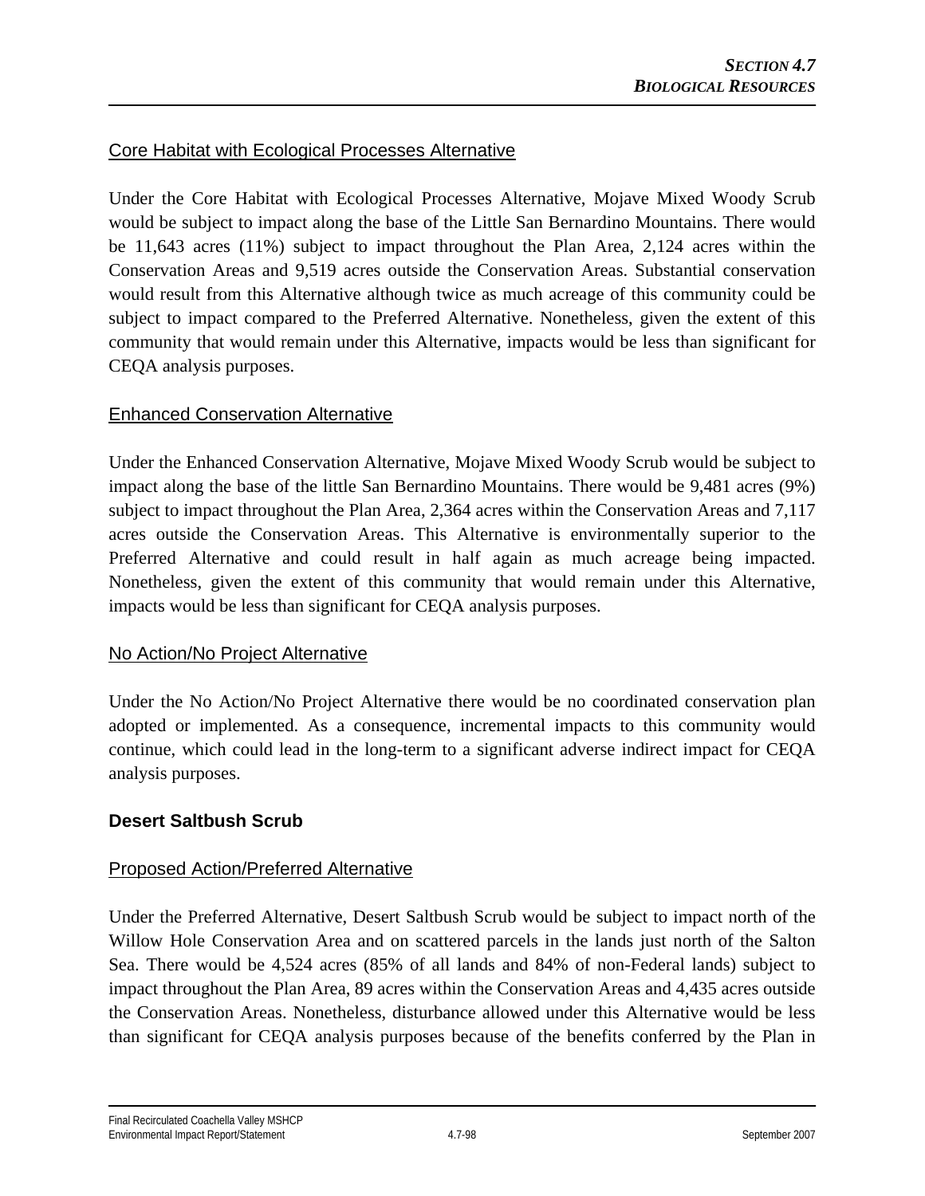Core Habitat with Ecological Processes Alternative

Under the Core Habitat with Ecological Processes Alternative, Mojave Mixed Woody Scrub would be subject to impact along the base of the Little San Bernardino Mountains. There would be 11,643 acres (11%) subject to impact throughout the Plan Area, 2,124 acres within the Conservation Areas and 9,519 acres outside the Conservation Areas. Substantial conservation would result from this Alternative although twice as much acreage of this community could be subject to impact compared to the Preferred Alternative. Nonetheless, given the extent of this community that would remain under this Alternative, impacts would be less than significant for CEQA analysis purposes.

Enhanced Conservation Alternative

Under the Enhanced Conservation Alternative, Mojave Mixed Woody Scrub would be subject to impact along the base of the little San Bernardino Mountains. There would be 9,481 acres (9%) subject to impact throughout the Plan Area, 2,364 acres within the Conservation Areas and 7,117 acres outside the Conservation Areas. This Alternative is environmentally superior to the Preferred Alternative and could result in half again as much acreage being impacted. Nonetheless, given the extent of this community that would remain under this Alternative, impacts would be less than significant for CEQA analysis purposes.

No Action/No Project Alternative

Under the No Action/No Project Alternative there would be no coordinated conservation plan adopted or implemented. As a consequence, incremental impacts to this community would continue, which could lead in the long-term to a significant adverse indirect impact for CEQA analysis purposes.

**Desert Saltbush Scrub**

Proposed Action/Preferred Alternative

Under the Preferred Alternative, Desert Saltbush Scrub would be subject to impact north of the Willow Hole Conservation Area and on scattered parcels in the lands just north of the Salton Sea. There would be 4,524 acres (85% of all lands and 84% of non-Federal lands) subject to impact throughout the Plan Area, 89 acres within the Conservation Areas and 4,435 acres outside the Conservation Areas. Nonetheless, disturbance allowed under this Alternative would be less than significant for CEQA analysis purposes because of the benefits conferred by the Plan in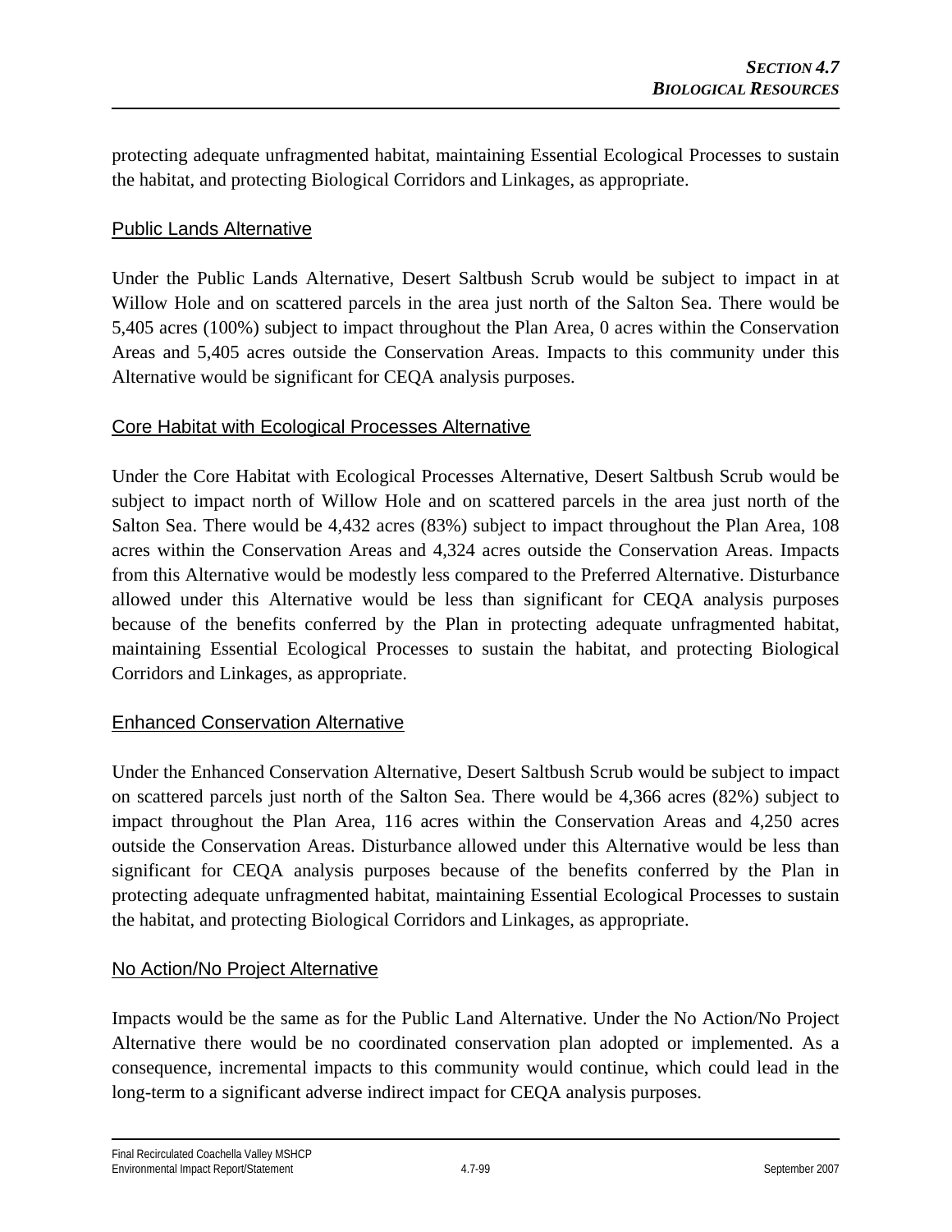protecting adequate unfragmented habitat, maintaining Essential Ecological Processes to sustain the habitat, and protecting Biological Corridors and Linkages, as appropriate.

### Public Lands Alternative

Under the Public Lands Alternative, Desert Saltbush Scrub would be subject to impact in at Willow Hole and on scattered parcels in the area just north of the Salton Sea. There would be 5,405 acres (100%) subject to impact throughout the Plan Area, 0 acres within the Conservation Areas and 5,405 acres outside the Conservation Areas. Impacts to this community under this Alternative would be significant for CEQA analysis purposes.

### Core Habitat with Ecological Processes Alternative

Under the Core Habitat with Ecological Processes Alternative, Desert Saltbush Scrub would be subject to impact north of Willow Hole and on scattered parcels in the area just north of the Salton Sea. There would be 4,432 acres (83%) subject to impact throughout the Plan Area, 108 acres within the Conservation Areas and 4,324 acres outside the Conservation Areas. Impacts from this Alternative would be modestly less compared to the Preferred Alternative. Disturbance allowed under this Alternative would be less than significant for CEQA analysis purposes because of the benefits conferred by the Plan in protecting adequate unfragmented habitat, maintaining Essential Ecological Processes to sustain the habitat, and protecting Biological Corridors and Linkages, as appropriate.

### Enhanced Conservation Alternative

Under the Enhanced Conservation Alternative, Desert Saltbush Scrub would be subject to impact on scattered parcels just north of the Salton Sea. There would be 4,366 acres (82%) subject to impact throughout the Plan Area, 116 acres within the Conservation Areas and 4,250 acres outside the Conservation Areas. Disturbance allowed under this Alternative would be less than significant for CEQA analysis purposes because of the benefits conferred by the Plan in protecting adequate unfragmented habitat, maintaining Essential Ecological Processes to sustain the habitat, and protecting Biological Corridors and Linkages, as appropriate.

### No Action/No Project Alternative

Impacts would be the same as for the Public Land Alternative. Under the No Action/No Project Alternative there would be no coordinated conservation plan adopted or implemented. As a consequence, incremental impacts to this community would continue, which could lead in the long-term to a significant adverse indirect impact for CEQA analysis purposes.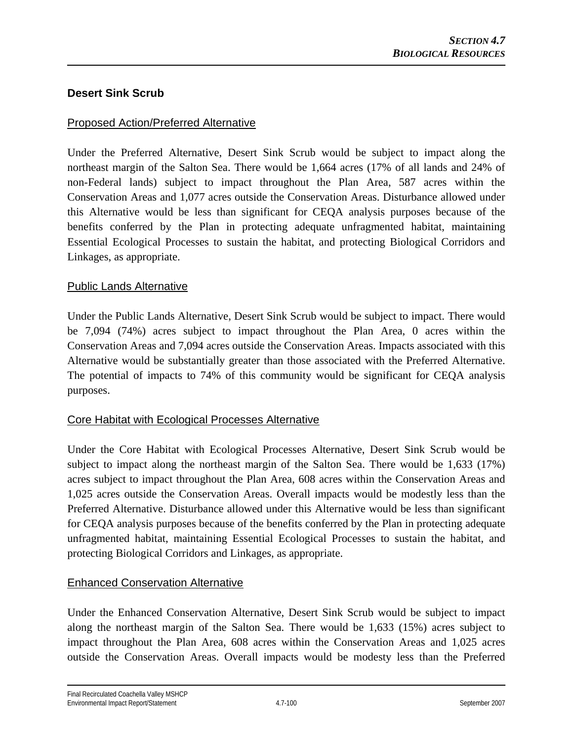## Desert Sink Scrub

### Proposed Action/Preferred Alternative

Under the Preferred Alternative, Desert Sink Scrub would be subject to impact along the northeast margin of the Salton Sea. There would be 1,664 acres (17% of all lands and 24% of non-Federal lands) subject to impact throughout the Plan Area, 587 acres within the Conservation Areas and 1,077 acres outside the Conservation Areas. Disturbance allowed under this Alternative would be less than significant for CEQA analysis purposes because of the benefits conferred by the Plan in protecting adequate unfragmented habitat, maintaining Essential Ecological Processes to sustain the habitat, and protecting Biological Corridors and Linkages, as appropriate.

### Public Lands Alternative

Under the Public Lands Alternative, Desert Sink Scrub would be subject to impact. There would be 7,094 (74%) acres subject to impact throughout the Plan Area, 0 acres within the Conservation Areas and 7,094 acres outside the Conservation Areas. Impacts associated with this Alternative would be substantially greater than those associated with the Preferred Alternative. The potential of impacts to 74% of this community would be significant for CEQA analysis purposes.

### Core Habitat with Ecological Processes Alternative

Under the Core Habitat with Ecological Processes Alternative, Desert Sink Scrub would be subject to impact along the northeast margin of the Salton Sea. There would be 1,633 (17%) acres subject to impact throughout the Plan Area, 608 acres within the Conservation Areas and 1,025 acres outside the Conservation Areas. Overall impacts would be modestly less than the Preferred Alternative. Disturbance allowed under this Alternative would be less than significant for CEQA analysis purposes because of the benefits conferred by the Plan in protecting adequate unfragmented habitat, maintaining Essential Ecological Processes to sustain the habitat, and protecting Biological Corridors and Linkages, as appropriate.

### Enhanced Conservation Alternative

Under the Enhanced Conservation Alternative, Desert Sink Scrub would be subject to impact along the northeast margin of the Salton Sea. There would be 1,633 (15%) acres subject to impact throughout the Plan Area, 608 acres within the Conservation Areas and 1,025 acres outside the Conservation Areas. Overall impacts would be modesty less than the Preferred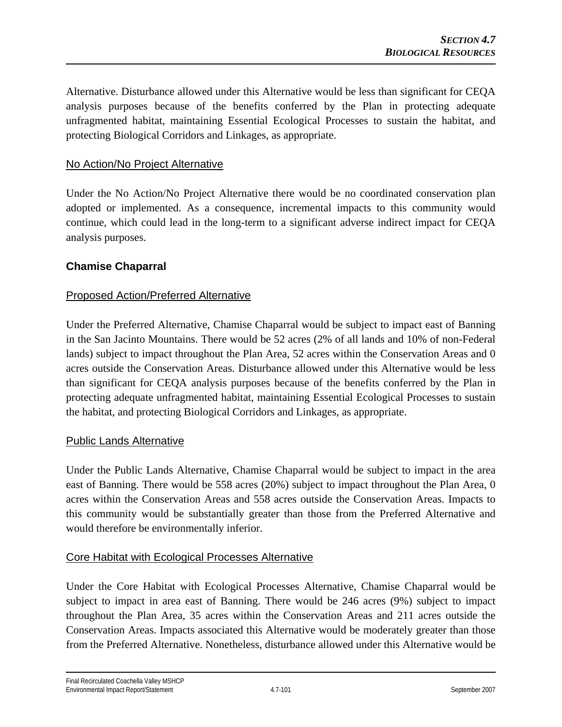Alternative. Disturbance allowed under this Alternative would be less than significant for CEQA analysis purposes because of the benefits conferred by the Plan in protecting adequate unfragmented habitat, maintaining Essential Ecological Processes to sustain the habitat, and protecting Biological Corridors and Linkages, as appropriate.

No Action/No Project Alternative

Under the No Action/No Project Alternative there would be no coordinated conservation plan adopted or implemented. As a consequence, incremental impacts to this community would continue, which could lead in the long-term to a significant adverse indirect impact for CEQA analysis purposes.

### Chamise Chaparral

Proposed Action/Preferred Alternative

Under the Preferred Alternative, Chamise Chaparral would be subject to impact east of Banning in the San Jacinto Mountains. There would be 52 acres (2% of all lands and 10% of non-Federal lands) subject to impact throughout the Plan Area, 52 acres within the Conservation Areas and 0 acres outside the Conservation Areas. Disturbance allowed under this Alternative would be less than significant for CEQA analysis purposes because of the benefits conferred by the Plan in protecting adequate unfragmented habitat, maintaining Essential Ecological Processes to sustain the habitat, and protecting Biological Corridors and Linkages, as appropriate.

Public Lands Alternative

Under the Public Lands Alternative, Chamise Chaparral would be subject to impact in the area east of Banning. There would be 558 acres (20%) subject to impact throughout the Plan Area, 0 acres within the Conservation Areas and 558 acres outside the Conservation Areas. Impacts to this community would be substantially greater than those from the Preferred Alternative and would therefore be environmentally inferior.

Core Habitat with Ecological Processes Alternative

Under the Core Habitat with Ecological Processes Alternative, Chamise Chaparral would be subject to impact in area east of Banning. There would be 246 acres (9%) subject to impact throughout the Plan Area, 35 acres within the Conservation Areas and 211 acres outside the Conservation Areas. Impacts associated this Alternative would be moderately greater than those from the Preferred Alternative. Nonetheless, disturbance allowed under this Alternative would be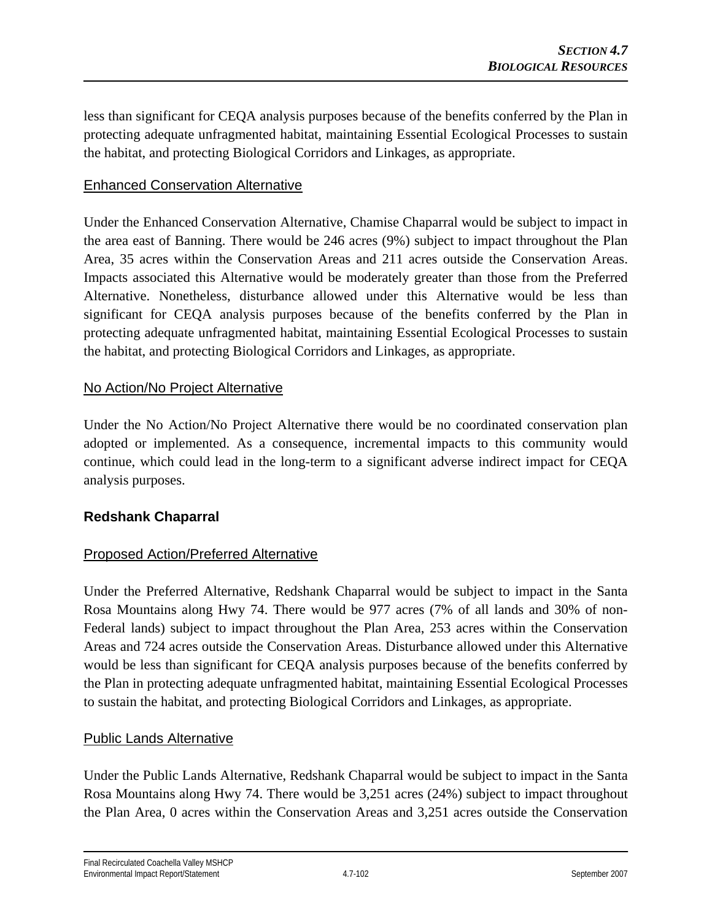less than significant for CEQA analysis purposes because of the benefits conferred by the Plan in protecting adequate unfragmented habitat, maintaining Essential Ecological Processes to sustain the habitat, and protecting Biological Corridors and Linkages, as appropriate.

Enhanced Conservation Alternative

Under the Enhanced Conservation Alternative, Chamise Chaparral would be subject to impact in the area east of Banning. There would be 246 acres (9%) subject to impact throughout the Plan Area, 35 acres within the Conservation Areas and 211 acres outside the Conservation Areas. Impacts associated this Alternative would be moderately greater than those from the Preferred Alternative. Nonetheless, disturbance allowed under this Alternative would be less than significant for CEQA analysis purposes because of the benefits conferred by the Plan in protecting adequate unfragmented habitat, maintaining Essential Ecological Processes to sustain the habitat, and protecting Biological Corridors and Linkages, as appropriate.

No Action/No Project Alternative

Under the No Action/No Project Alternative there would be no coordinated conservation plan adopted or implemented. As a consequence, incremental impacts to this community would continue, which could lead in the long-term to a significant adverse indirect impact for CEQA analysis purposes.

### Redshank Chaparral

Proposed Action/Preferred Alternative

Under the Preferred Alternative, Redshank Chaparral would be subject to impact in the Santa Rosa Mountains along Hwy 74. There would be 977 acres (7% of all lands and 30% of non-Federal lands) subject to impact throughout the Plan Area, 253 acres within the Conservation Areas and 724 acres outside the Conservation Areas. Disturbance allowed under this Alternative would be less than significant for CEQA analysis purposes because of the benefits conferred by the Plan in protecting adequate unfragmented habitat, maintaining Essential Ecological Processes to sustain the habitat, and protecting Biological Corridors and Linkages, as appropriate.

Public Lands Alternative

Under the Public Lands Alternative, Redshank Chaparral would be subject to impact in the Santa Rosa Mountains along Hwy 74. There would be 3,251 acres (24%) subject to impact throughout the Plan Area, 0 acres within the Conservation Areas and 3,251 acres outside the Conservation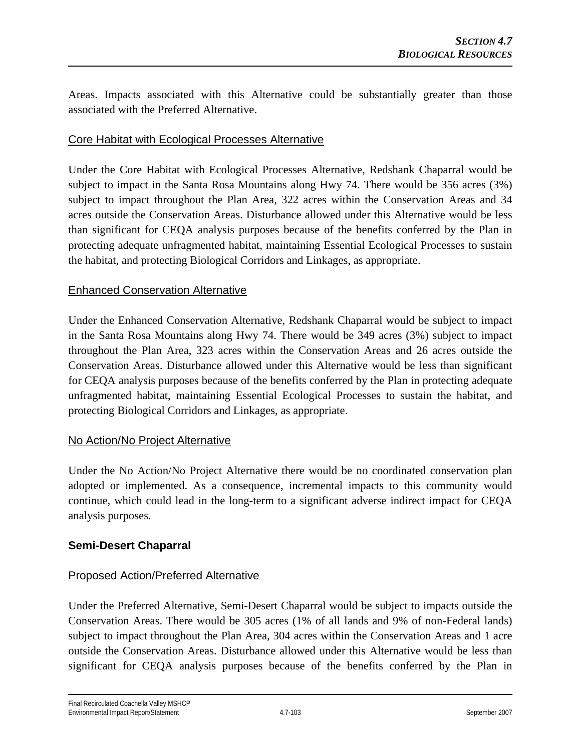Areas. Impacts associated with this Alternative could be substantially greater than those associated with the Preferred Alternative.

Core Habitat with Ecological Processes Alternative

Under the Core Habitat with Ecological Processes Alternative, Redshank Chaparral would be subject to impact in the Santa Rosa Mountains along Hwy 74. There would be 356 acres (3%) subject to impact throughout the Plan Area, 322 acres within the Conservation Areas and 34 acres outside the Conservation Areas. Disturbance allowed under this Alternative would be less than significant for CEQA analysis purposes because of the benefits conferred by the Plan in protecting adequate unfragmented habitat, maintaining Essential Ecological Processes to sustain the habitat, and protecting Biological Corridors and Linkages, as appropriate.

Enhanced Conservation Alternative

Under the Enhanced Conservation Alternative, Redshank Chaparral would be subject to impact in the Santa Rosa Mountains along Hwy 74. There would be 349 acres (3%) subject to impact throughout the Plan Area, 323 acres within the Conservation Areas and 26 acres outside the Conservation Areas. Disturbance allowed under this Alternative would be less than significant for CEQA analysis purposes because of the benefits conferred by the Plan in protecting adequate unfragmented habitat, maintaining Essential Ecological Processes to sustain the habitat, and protecting Biological Corridors and Linkages, as appropriate.

No Action/No Project Alternative

Under the No Action/No Project Alternative there would be no coordinated conservation plan adopted or implemented. As a consequence, incremental impacts to this community would continue, which could lead in the long-term to a significant adverse indirect impact for CEQA analysis purposes.

### Semi-Desert Chaparral

Proposed Action/Preferred Alternative

Under the Preferred Alternative, Semi-Desert Chaparral would be subject to impacts outside the Conservation Areas. There would be 305 acres (1% of all lands and 9% of non-Federal lands) subject to impact throughout the Plan Area, 304 acres within the Conservation Areas and 1 acre outside the Conservation Areas. Disturbance allowed under this Alternative would be less than significant for CEQA analysis purposes because of the benefits conferred by the Plan in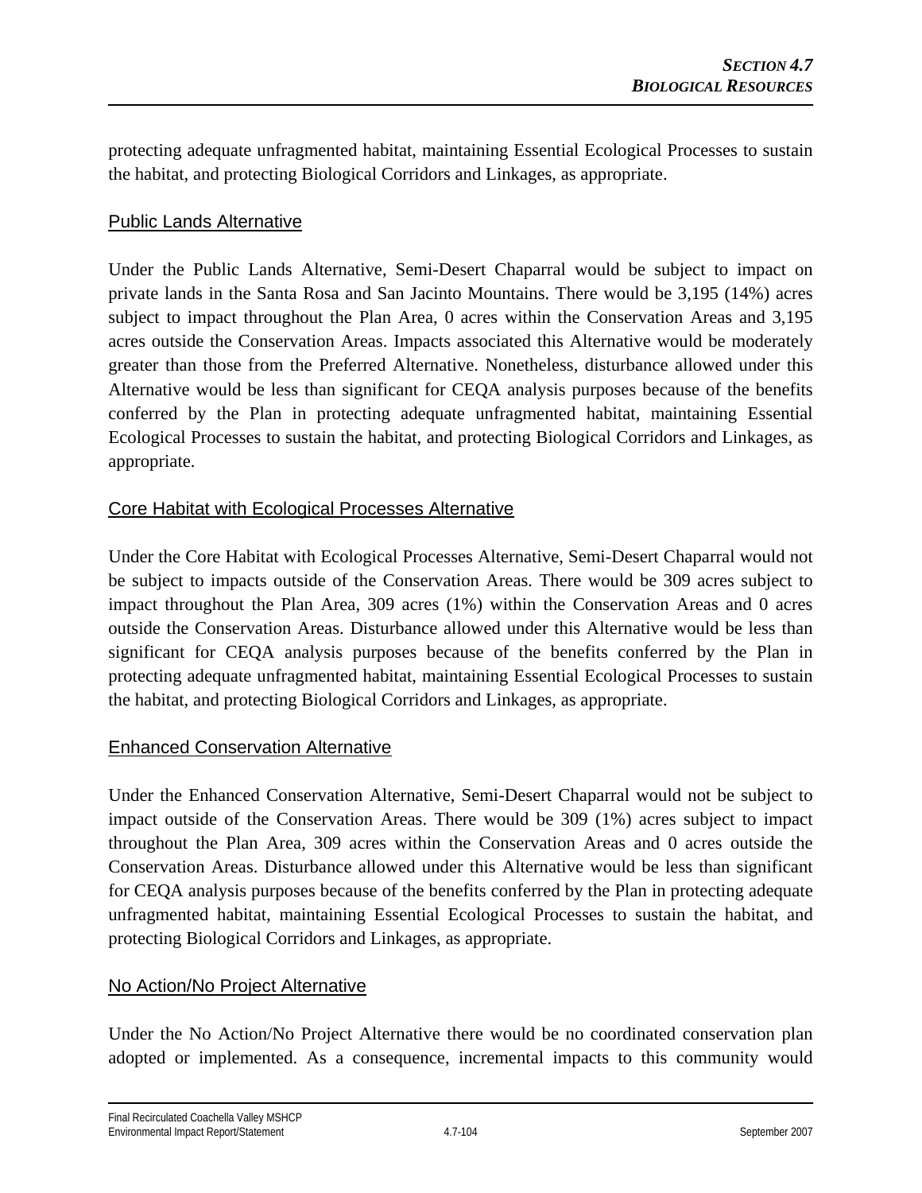protecting adequate unfragmented habitat, maintaining Essential Ecological Processes to sustain the habitat, and protecting Biological Corridors and Linkages, as appropriate.

### Public Lands Alternative

Under the Public Lands Alternative, Semi-Desert Chaparral would be subject to impact on private lands in the Santa Rosa and San Jacinto Mountains. There would be 3,195 (14%) acres subject to impact throughout the Plan Area, 0 acres within the Conservation Areas and 3,195 acres outside the Conservation Areas. Impacts associated this Alternative would be moderately greater than those from the Preferred Alternative. Nonetheless, disturbance allowed under this Alternative would be less than significant for CEQA analysis purposes because of the benefits conferred by the Plan in protecting adequate unfragmented habitat, maintaining Essential Ecological Processes to sustain the habitat, and protecting Biological Corridors and Linkages, as appropriate.

### Core Habitat with Ecological Processes Alternative

Under the Core Habitat with Ecological Processes Alternative, Semi-Desert Chaparral would not be subject to impacts outside of the Conservation Areas. There would be 309 acres subject to impact throughout the Plan Area, 309 acres (1%) within the Conservation Areas and 0 acres outside the Conservation Areas. Disturbance allowed under this Alternative would be less than significant for CEQA analysis purposes because of the benefits conferred by the Plan in protecting adequate unfragmented habitat, maintaining Essential Ecological Processes to sustain the habitat, and protecting Biological Corridors and Linkages, as appropriate.

### Enhanced Conservation Alternative

Under the Enhanced Conservation Alternative, Semi-Desert Chaparral would not be subject to impact outside of the Conservation Areas. There would be 309 (1%) acres subject to impact throughout the Plan Area, 309 acres within the Conservation Areas and 0 acres outside the Conservation Areas. Disturbance allowed under this Alternative would be less than significant for CEQA analysis purposes because of the benefits conferred by the Plan in protecting adequate unfragmented habitat, maintaining Essential Ecological Processes to sustain the habitat, and protecting Biological Corridors and Linkages, as appropriate.

### No Action/No Project Alternative

Under the No Action/No Project Alternative there would be no coordinated conservation plan adopted or implemented. As a consequence, incremental impacts to this community would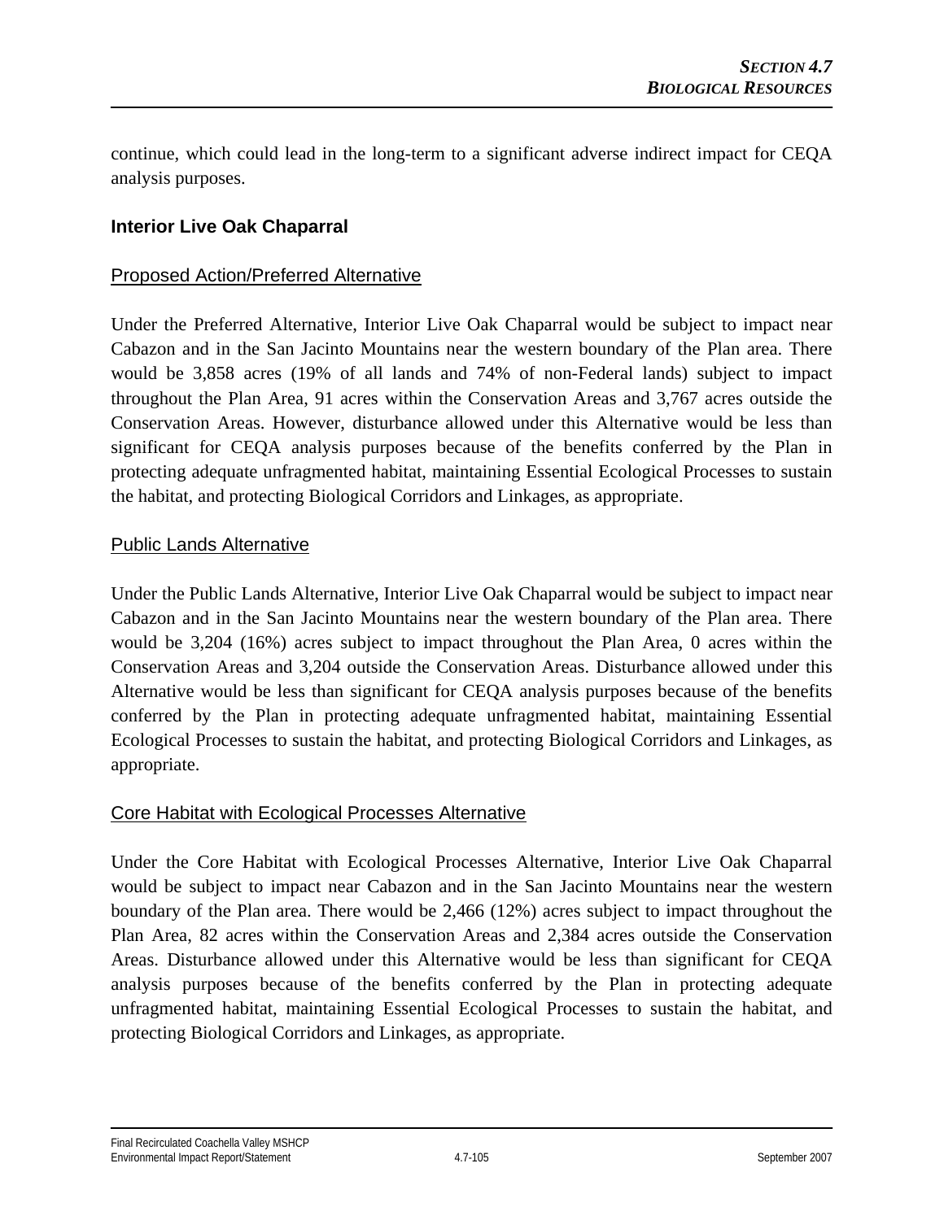continue, which could lead in the long-term to a significant adverse indirect impact for CEQA analysis purposes.

### Interior Live Oak Chaparral

#### Proposed Action/Preferred Alternative

Under the Preferred Alternative, Interior Live Oak Chaparral would be subject to impact near Cabazon and in the San Jacinto Mountains near the western boundary of the Plan area. There would be 3,858 acres (19% of all lands and 74% of non-Federal lands) subject to impact throughout the Plan Area, 91 acres within the Conservation Areas and 3,767 acres outside the Conservation Areas. However, disturbance allowed under this Alternative would be less than significant for CEQA analysis purposes because of the benefits conferred by the Plan in protecting adequate unfragmented habitat, maintaining Essential Ecological Processes to sustain the habitat, and protecting Biological Corridors and Linkages, as appropriate.

#### Public Lands Alternative

Under the Public Lands Alternative, Interior Live Oak Chaparral would be subject to impact near Cabazon and in the San Jacinto Mountains near the western boundary of the Plan area. There would be 3,204 (16%) acres subject to impact throughout the Plan Area, 0 acres within the Conservation Areas and 3,204 outside the Conservation Areas. Disturbance allowed under this Alternative would be less than significant for CEQA analysis purposes because of the benefits conferred by the Plan in protecting adequate unfragmented habitat, maintaining Essential Ecological Processes to sustain the habitat, and protecting Biological Corridors and Linkages, as appropriate.

#### Core Habitat with Ecological Processes Alternative

Under the Core Habitat with Ecological Processes Alternative, Interior Live Oak Chaparral would be subject to impact near Cabazon and in the San Jacinto Mountains near the western boundary of the Plan area. There would be 2,466 (12%) acres subject to impact throughout the Plan Area, 82 acres within the Conservation Areas and 2,384 acres outside the Conservation Areas. Disturbance allowed under this Alternative would be less than significant for CEQA analysis purposes because of the benefits conferred by the Plan in protecting adequate unfragmented habitat, maintaining Essential Ecological Processes to sustain the habitat, and protecting Biological Corridors and Linkages, as appropriate.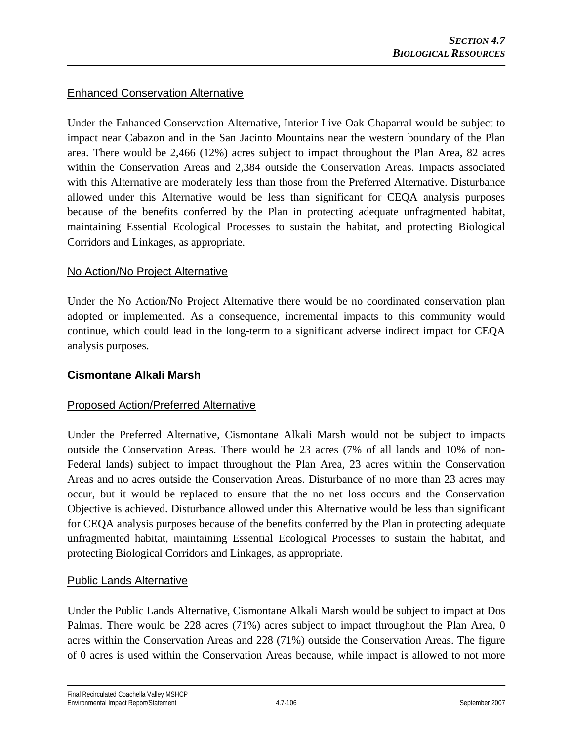Enhanced Conservation Alternative

Under the Enhanced Conservation Alternative, Interior Live Oak Chaparral would be subject to impact near Cabazon and in the San Jacinto Mountains near the western boundary of the Plan area. There would be 2,466 (12%) acres subject to impact throughout the Plan Area, 82 acres within the Conservation Areas and 2,384 outside the Conservation Areas. Impacts associated with this Alternative are moderately less than those from the Preferred Alternative. Disturbance allowed under this Alternative would be less than significant for CEQA analysis purposes because of the benefits conferred by the Plan in protecting adequate unfragmented habitat, maintaining Essential Ecological Processes to sustain the habitat, and protecting Biological Corridors and Linkages, as appropriate.

No Action/No Project Alternative

Under the No Action/No Project Alternative there would be no coordinated conservation plan adopted or implemented. As a consequence, incremental impacts to this community would continue, which could lead in the long-term to a significant adverse indirect impact for CEQA analysis purposes.

**Cismontane Alkali Marsh**

Proposed Action/Preferred Alternative

Under the Preferred Alternative, Cismontane Alkali Marsh would not be subject to impacts outside the Conservation Areas. There would be 23 acres (7% of all lands and 10% of non-Federal lands) subject to impact throughout the Plan Area, 23 acres within the Conservation Areas and no acres outside the Conservation Areas. Disturbance of no more than 23 acres may occur, but it would be replaced to ensure that the no net loss occurs and the Conservation Objective is achieved. Disturbance allowed under this Alternative would be less than significant for CEQA analysis purposes because of the benefits conferred by the Plan in protecting adequate unfragmented habitat, maintaining Essential Ecological Processes to sustain the habitat, and protecting Biological Corridors and Linkages, as appropriate.

Public Lands Alternative

Under the Public Lands Alternative, Cismontane Alkali Marsh would be subject to impact at Dos Palmas. There would be 228 acres (71%) acres subject to impact throughout the Plan Area, 0 acres within the Conservation Areas and 228 (71%) outside the Conservation Areas. The figure of 0 acres is used within the Conservation Areas because, while impact is allowed to not more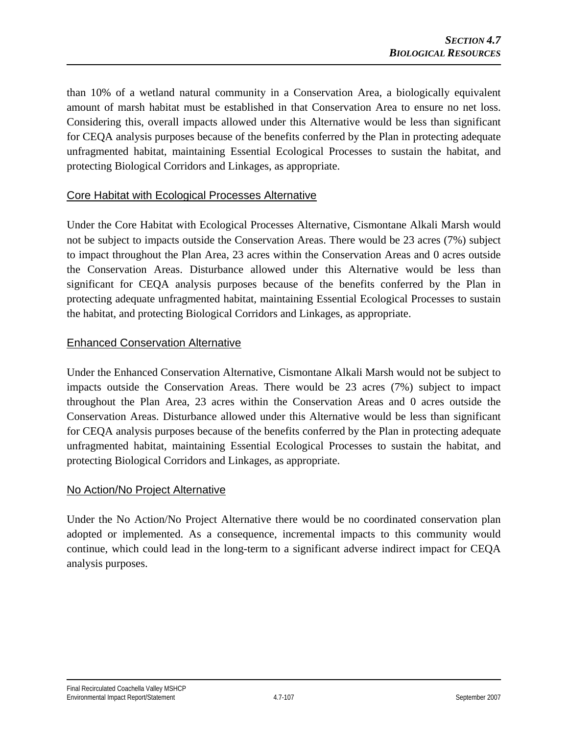than 10% of a wetland natural community in a Conservation Area, a biologically equivalent amount of marsh habitat must be established in that Conservation Area to ensure no net loss. Considering this, overall impacts allowed under this Alternative would be less than significant for CEQA analysis purposes because of the benefits conferred by the Plan in protecting adequate unfragmented habitat, maintaining Essential Ecological Processes to sustain the habitat, and protecting Biological Corridors and Linkages, as appropriate.

### Core Habitat with Ecological Processes Alternative

Under the Core Habitat with Ecological Processes Alternative, Cismontane Alkali Marsh would not be subject to impacts outside the Conservation Areas. There would be 23 acres (7%) subject to impact throughout the Plan Area, 23 acres within the Conservation Areas and 0 acres outside the Conservation Areas. Disturbance allowed under this Alternative would be less than significant for CEQA analysis purposes because of the benefits conferred by the Plan in protecting adequate unfragmented habitat, maintaining Essential Ecological Processes to sustain the habitat, and protecting Biological Corridors and Linkages, as appropriate.

### Enhanced Conservation Alternative

Under the Enhanced Conservation Alternative, Cismontane Alkali Marsh would not be subject to impacts outside the Conservation Areas. There would be 23 acres (7%) subject to impact throughout the Plan Area, 23 acres within the Conservation Areas and 0 acres outside the Conservation Areas. Disturbance allowed under this Alternative would be less than significant for CEQA analysis purposes because of the benefits conferred by the Plan in protecting adequate unfragmented habitat, maintaining Essential Ecological Processes to sustain the habitat, and protecting Biological Corridors and Linkages, as appropriate.

### No Action/No Project Alternative

Under the No Action/No Project Alternative there would be no coordinated conservation plan adopted or implemented. As a consequence, incremental impacts to this community would continue, which could lead in the long-term to a significant adverse indirect impact for CEQA analysis purposes.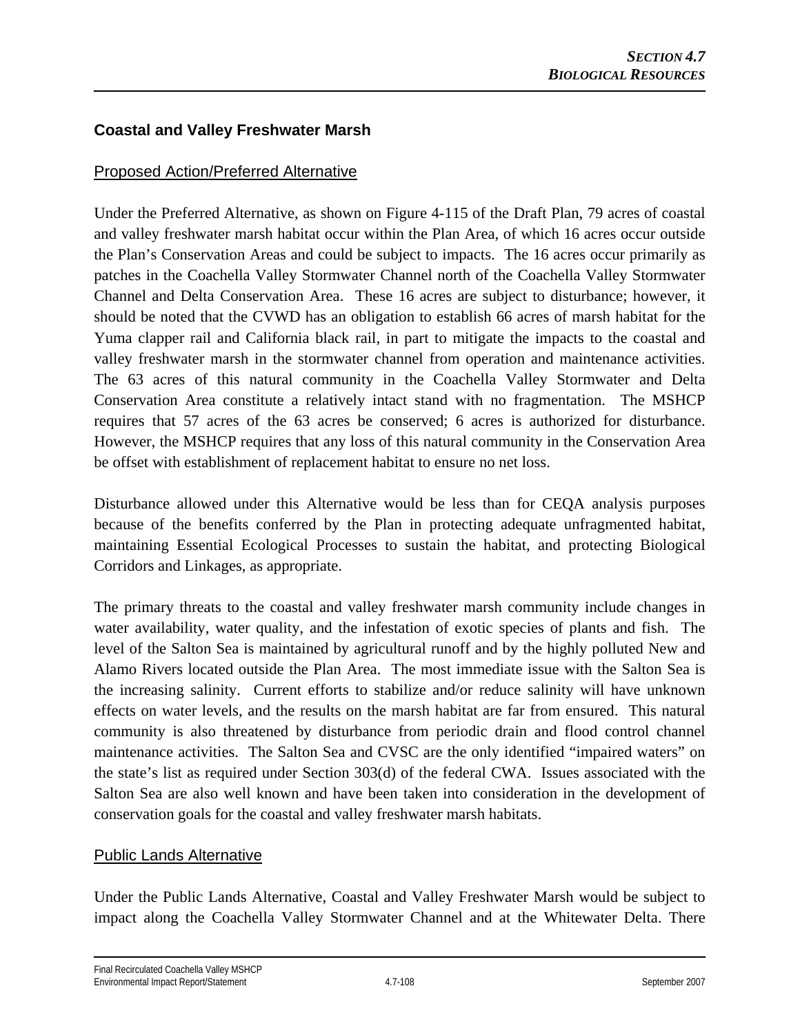## Coastal and Valley Freshwater Marsh

### Proposed Action/Preferred Alternative

Under the Preferred Alternative, as shown on Figure 4-115 of the Draft Plan, 79 acres of coastal and valley freshwater marsh habitat occur within the Plan Area, of which 16 acres occur outside the Plan's Conservation Areas and could be subject to impacts. The 16 acres occur primarily as patches in the Coachella Valley Stormwater Channel north of the Coachella Valley Stormwater Channel and Delta Conservation Area. These 16 acres are subject to disturbance; however, it should be noted that the CVWD has an obligation to establish 66 acres of marsh habitat for the Yuma clapper rail and California black rail, in part to mitigate the impacts to the coastal and valley freshwater marsh in the stormwater channel from operation and maintenance activities. The 63 acres of this natural community in the Coachella Valley Stormwater and Delta Conservation Area constitute a relatively intact stand with no fragmentation. The MSHCP requires that 57 acres of the 63 acres be conserved; 6 acres is authorized for disturbance. However, the MSHCP requires that any loss of this natural community in the Conservation Area be offset with establishment of replacement habitat to ensure no net loss.

Disturbance allowed under this Alternative would be less than for CEQA analysis purposes because of the benefits conferred by the Plan in protecting adequate unfragmented habitat, maintaining Essential Ecological Processes to sustain the habitat, and protecting Biological Corridors and Linkages, as appropriate.

The primary threats to the coastal and valley freshwater marsh community include changes in water availability, water quality, and the infestation of exotic species of plants and fish. The level of the Salton Sea is maintained by agricultural runoff and by the highly polluted New and Alamo Rivers located outside the Plan Area. The most immediate issue with the Salton Sea is the increasing salinity. Current efforts to stabilize and/or reduce salinity will have unknown effects on water levels, and the results on the marsh habitat are far from ensured. This natural community is also threatened by disturbance from periodic drain and flood control channel maintenance activities. The Salton Sea and CVSC are the only identified "impaired waters" on the state's list as required under Section 303(d) of the federal CWA. Issues associated with the Salton Sea are also well known and have been taken into consideration in the development of conservation goals for the coastal and valley freshwater marsh habitats.

### Public Lands Alternative

Under the Public Lands Alternative, Coastal and Valley Freshwater Marsh would be subject to impact along the Coachella Valley Stormwater Channel and at the Whitewater Delta. There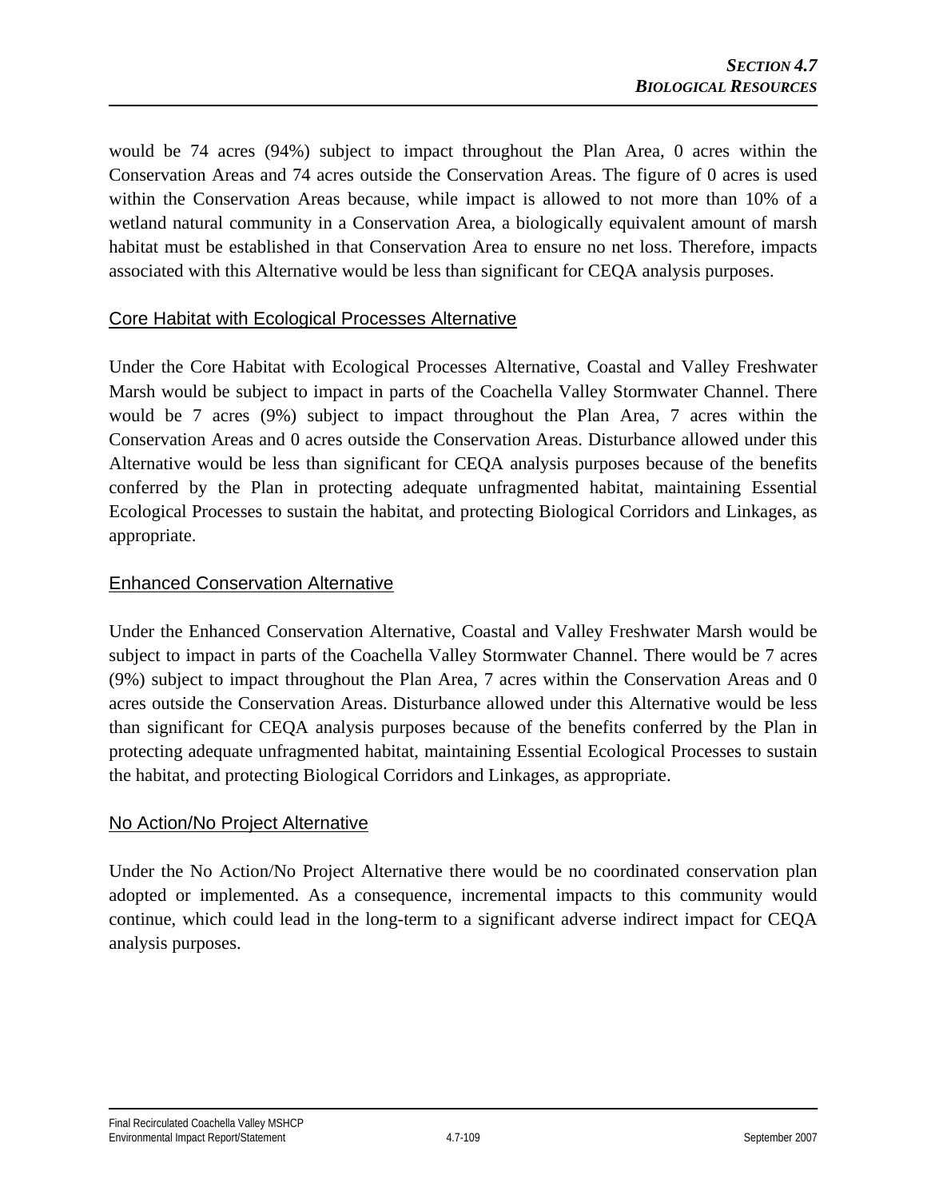would be 74 acres (94%) subject to impact throughout the Plan Area, 0 acres within the Conservation Areas and 74 acres outside the Conservation Areas. The figure of 0 acres is used within the Conservation Areas because, while impact is allowed to not more than 10% of a wetland natural community in a Conservation Area, a biologically equivalent amount of marsh habitat must be established in that Conservation Area to ensure no net loss. Therefore, impacts associated with this Alternative would be less than significant for CEQA analysis purposes.

### Core Habitat with Ecological Processes Alternative

Under the Core Habitat with Ecological Processes Alternative, Coastal and Valley Freshwater Marsh would be subject to impact in parts of the Coachella Valley Stormwater Channel. There would be 7 acres (9%) subject to impact throughout the Plan Area, 7 acres within the Conservation Areas and 0 acres outside the Conservation Areas. Disturbance allowed under this Alternative would be less than significant for CEQA analysis purposes because of the benefits conferred by the Plan in protecting adequate unfragmented habitat, maintaining Essential Ecological Processes to sustain the habitat, and protecting Biological Corridors and Linkages, as appropriate.

### Enhanced Conservation Alternative

Under the Enhanced Conservation Alternative, Coastal and Valley Freshwater Marsh would be subject to impact in parts of the Coachella Valley Stormwater Channel. There would be 7 acres (9%) subject to impact throughout the Plan Area, 7 acres within the Conservation Areas and 0 acres outside the Conservation Areas. Disturbance allowed under this Alternative would be less than significant for CEQA analysis purposes because of the benefits conferred by the Plan in protecting adequate unfragmented habitat, maintaining Essential Ecological Processes to sustain the habitat, and protecting Biological Corridors and Linkages, as appropriate.

### No Action/No Project Alternative

Under the No Action/No Project Alternative there would be no coordinated conservation plan adopted or implemented. As a consequence, incremental impacts to this community would continue, which could lead in the long-term to a significant adverse indirect impact for CEQA analysis purposes.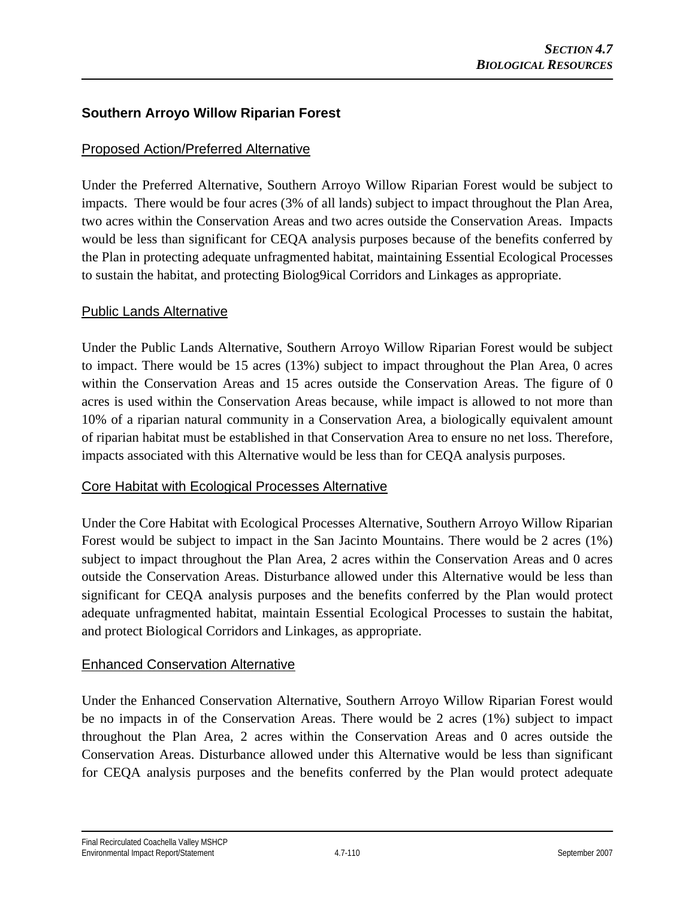## Southern Arroyo Willow Riparian Forest

### Proposed Action/Preferred Alternative

Under the Preferred Alternative, Southern Arroyo Willow Riparian Forest would be subject to impacts. There would be four acres (3% of all lands) subject to impact throughout the Plan Area, two acres within the Conservation Areas and two acres outside the Conservation Areas. Impacts would be less than significant for CEQA analysis purposes because of the benefits conferred by the Plan in protecting adequate unfragmented habitat, maintaining Essential Ecological Processes to sustain the habitat, and protecting Biolog9ical Corridors and Linkages as appropriate.

### Public Lands Alternative

Under the Public Lands Alternative, Southern Arroyo Willow Riparian Forest would be subject to impact. There would be 15 acres (13%) subject to impact throughout the Plan Area, 0 acres within the Conservation Areas and 15 acres outside the Conservation Areas. The figure of 0 acres is used within the Conservation Areas because, while impact is allowed to not more than 10% of a riparian natural community in a Conservation Area, a biologically equivalent amount of riparian habitat must be established in that Conservation Area to ensure no net loss. Therefore, impacts associated with this Alternative would be less than for CEQA analysis purposes.

### Core Habitat with Ecological Processes Alternative

Under the Core Habitat with Ecological Processes Alternative, Southern Arroyo Willow Riparian Forest would be subject to impact in the San Jacinto Mountains. There would be 2 acres (1%) subject to impact throughout the Plan Area, 2 acres within the Conservation Areas and 0 acres outside the Conservation Areas. Disturbance allowed under this Alternative would be less than significant for CEQA analysis purposes and the benefits conferred by the Plan would protect adequate unfragmented habitat, maintain Essential Ecological Processes to sustain the habitat, and protect Biological Corridors and Linkages, as appropriate.

### Enhanced Conservation Alternative

Under the Enhanced Conservation Alternative, Southern Arroyo Willow Riparian Forest would be no impacts in of the Conservation Areas. There would be 2 acres (1%) subject to impact throughout the Plan Area, 2 acres within the Conservation Areas and 0 acres outside the Conservation Areas. Disturbance allowed under this Alternative would be less than significant for CEQA analysis purposes and the benefits conferred by the Plan would protect adequate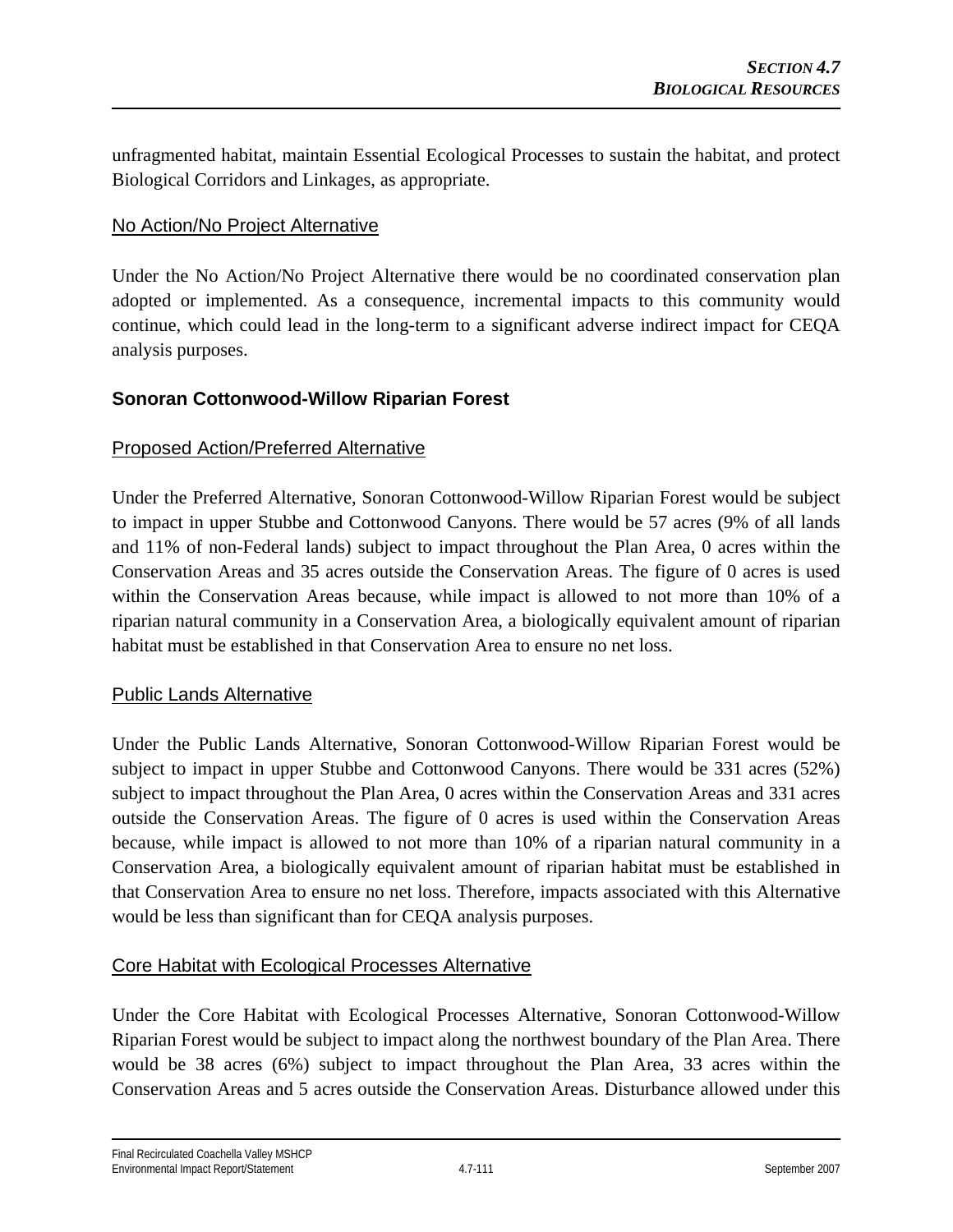unfragmented habitat, maintain Essential Ecological Processes to sustain the habitat, and protect Biological Corridors and Linkages, as appropriate.

No Action/No Project Alternative

Under the No Action/No Project Alternative there would be no coordinated conservation plan adopted or implemented. As a consequence, incremental impacts to this community would continue, which could lead in the long-term to a significant adverse indirect impact for CEQA analysis purposes.

### Sonoran Cottonwood-Willow Riparian Forest

Proposed Action/Preferred Alternative

Under the Preferred Alternative, Sonoran Cottonwood-Willow Riparian Forest would be subject to impact in upper Stubbe and Cottonwood Canyons. There would be 57 acres (9% of all lands and 11% of non-Federal lands) subject to impact throughout the Plan Area, 0 acres within the Conservation Areas and 35 acres outside the Conservation Areas. The figure of 0 acres is used within the Conservation Areas because, while impact is allowed to not more than 10% of a riparian natural community in a Conservation Area, a biologically equivalent amount of riparian habitat must be established in that Conservation Area to ensure no net loss.

Public Lands Alternative

Under the Public Lands Alternative, Sonoran Cottonwood-Willow Riparian Forest would be subject to impact in upper Stubbe and Cottonwood Canyons. There would be 331 acres (52%) subject to impact throughout the Plan Area, 0 acres within the Conservation Areas and 331 acres outside the Conservation Areas. The figure of 0 acres is used within the Conservation Areas because, while impact is allowed to not more than 10% of a riparian natural community in a Conservation Area, a biologically equivalent amount of riparian habitat must be established in that Conservation Area to ensure no net loss. Therefore, impacts associated with this Alternative would be less than significant than for CEQA analysis purposes.

Core Habitat with Ecological Processes Alternative

Under the Core Habitat with Ecological Processes Alternative, Sonoran Cottonwood-Willow Riparian Forest would be subject to impact along the northwest boundary of the Plan Area. There would be 38 acres (6%) subject to impact throughout the Plan Area, 33 acres within the Conservation Areas and 5 acres outside the Conservation Areas. Disturbance allowed under this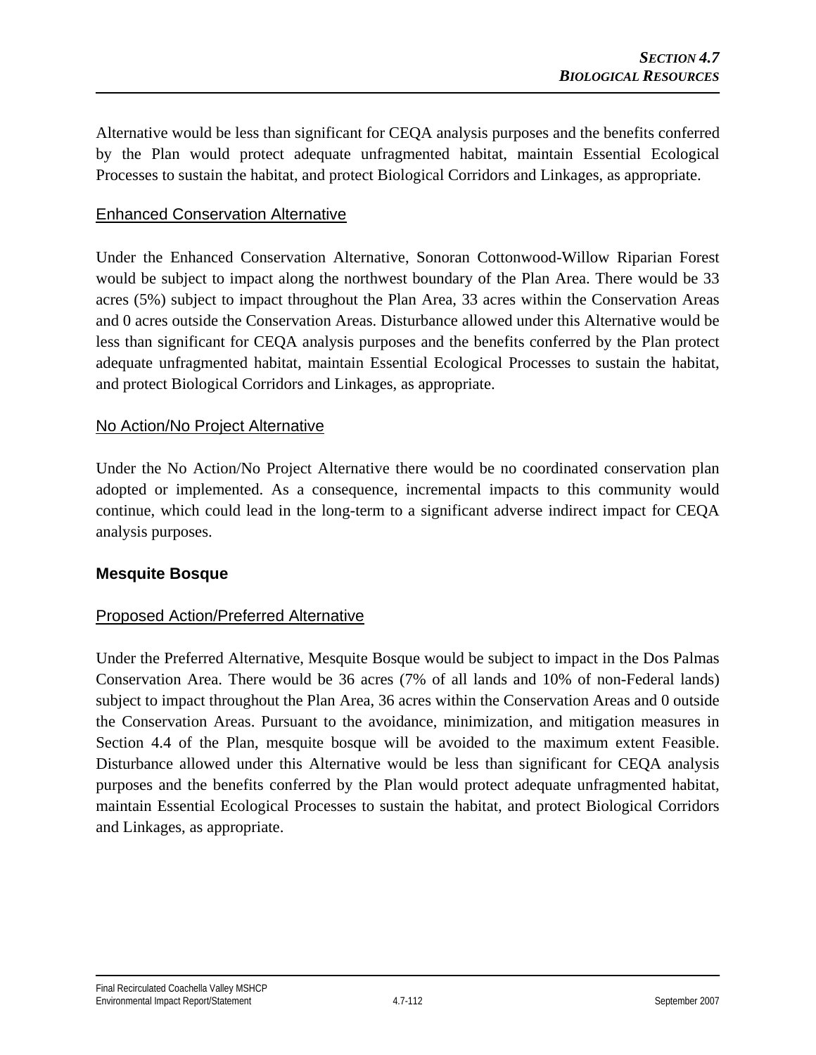Alternative would be less than significant for CEQA analysis purposes and the benefits conferred by the Plan would protect adequate unfragmented habitat, maintain Essential Ecological Processes to sustain the habitat, and protect Biological Corridors and Linkages, as appropriate.

#### Enhanced Conservation Alternative

Under the Enhanced Conservation Alternative, Sonoran Cottonwood-Willow Riparian Forest would be subject to impact along the northwest boundary of the Plan Area. There would be 33 acres (5%) subject to impact throughout the Plan Area, 33 acres within the Conservation Areas and 0 acres outside the Conservation Areas. Disturbance allowed under this Alternative would be less than significant for CEQA analysis purposes and the benefits conferred by the Plan protect adequate unfragmented habitat, maintain Essential Ecological Processes to sustain the habitat, and protect Biological Corridors and Linkages, as appropriate.

#### No Action/No Project Alternative

Under the No Action/No Project Alternative there would be no coordinated conservation plan adopted or implemented. As a consequence, incremental impacts to this community would continue, which could lead in the long-term to a significant adverse indirect impact for CEQA analysis purposes.

### Mesquite Bosque

#### Proposed Action/Preferred Alternative

Under the Preferred Alternative, Mesquite Bosque would be subject to impact in the Dos Palmas Conservation Area. There would be 36 acres (7% of all lands and 10% of non-Federal lands) subject to impact throughout the Plan Area, 36 acres within the Conservation Areas and 0 outside the Conservation Areas. Pursuant to the avoidance, minimization, and mitigation measures in Section 4.4 of the Plan, mesquite bosque will be avoided to the maximum extent Feasible. Disturbance allowed under this Alternative would be less than significant for CEQA analysis purposes and the benefits conferred by the Plan would protect adequate unfragmented habitat, maintain Essential Ecological Processes to sustain the habitat, and protect Biological Corridors and Linkages, as appropriate.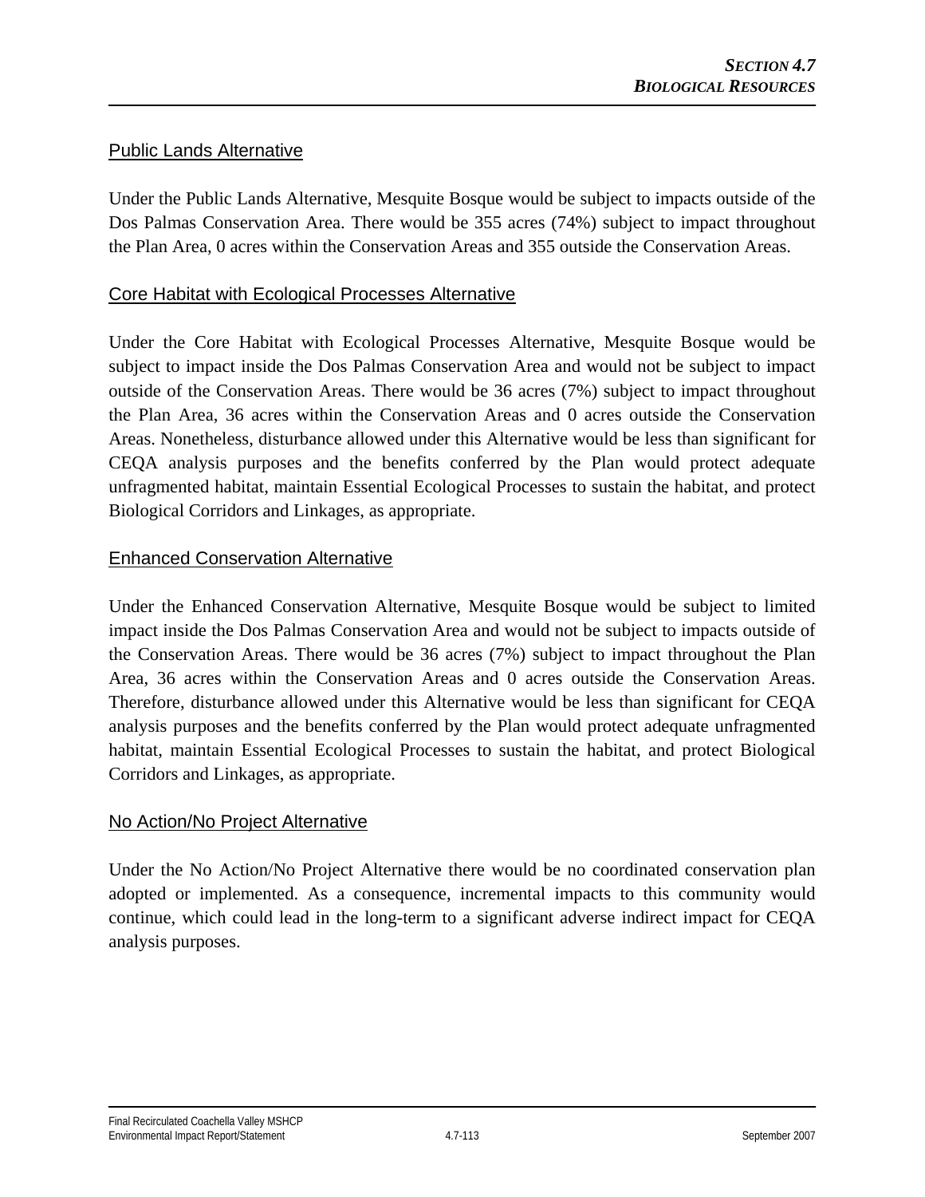## Public Lands Alternative

Under the Public Lands Alternative, Mesquite Bosque would be subject to impacts outside of the Dos Palmas Conservation Area. There would be 355 acres (74%) subject to impact throughout the Plan Area, 0 acres within the Conservation Areas and 355 outside the Conservation Areas.

## Core Habitat with Ecological Processes Alternative

Under the Core Habitat with Ecological Processes Alternative, Mesquite Bosque would be subject to impact inside the Dos Palmas Conservation Area and would not be subject to impact outside of the Conservation Areas. There would be 36 acres (7%) subject to impact throughout the Plan Area, 36 acres within the Conservation Areas and 0 acres outside the Conservation Areas. Nonetheless, disturbance allowed under this Alternative would be less than significant for CEQA analysis purposes and the benefits conferred by the Plan would protect adequate unfragmented habitat, maintain Essential Ecological Processes to sustain the habitat, and protect Biological Corridors and Linkages, as appropriate.

## Enhanced Conservation Alternative

Under the Enhanced Conservation Alternative, Mesquite Bosque would be subject to limited impact inside the Dos Palmas Conservation Area and would not be subject to impacts outside of the Conservation Areas. There would be 36 acres (7%) subject to impact throughout the Plan Area, 36 acres within the Conservation Areas and 0 acres outside the Conservation Areas. Therefore, disturbance allowed under this Alternative would be less than significant for CEQA analysis purposes and the benefits conferred by the Plan would protect adequate unfragmented habitat, maintain Essential Ecological Processes to sustain the habitat, and protect Biological Corridors and Linkages, as appropriate.

## No Action/No Project Alternative

Under the No Action/No Project Alternative there would be no coordinated conservation plan adopted or implemented. As a consequence, incremental impacts to this community would continue, which could lead in the long-term to a significant adverse indirect impact for CEQA analysis purposes.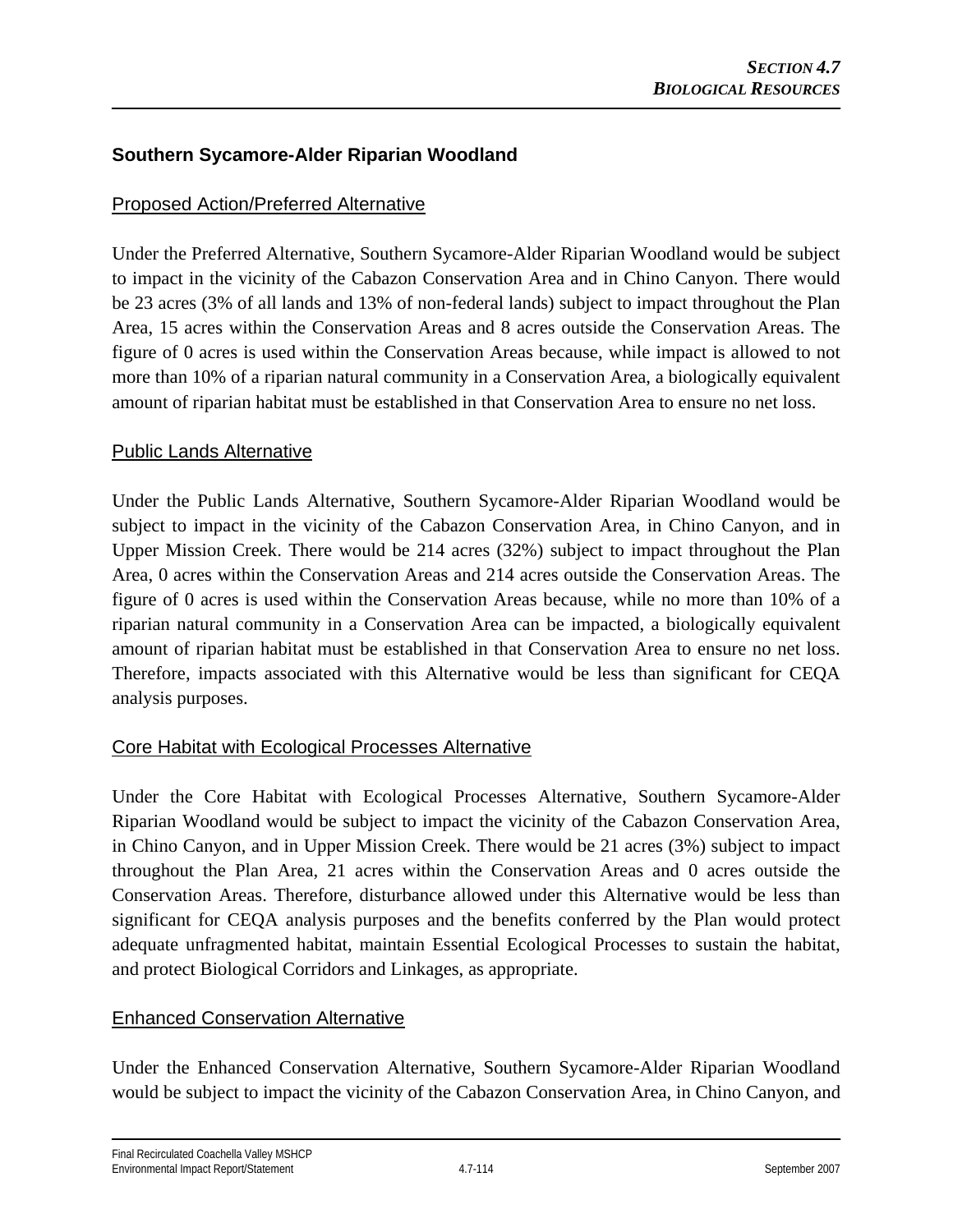## Southern Sycamore-Alder Riparian Woodland

### Proposed Action/Preferred Alternative

Under the Preferred Alternative, Southern Sycamore-Alder Riparian Woodland would be subject to impact in the vicinity of the Cabazon Conservation Area and in Chino Canyon. There would be 23 acres (3% of all lands and 13% of non-federal lands) subject to impact throughout the Plan Area, 15 acres within the Conservation Areas and 8 acres outside the Conservation Areas. The figure of 0 acres is used within the Conservation Areas because, while impact is allowed to not more than 10% of a riparian natural community in a Conservation Area, a biologically equivalent amount of riparian habitat must be established in that Conservation Area to ensure no net loss.

### Public Lands Alternative

Under the Public Lands Alternative, Southern Sycamore-Alder Riparian Woodland would be subject to impact in the vicinity of the Cabazon Conservation Area, in Chino Canyon, and in Upper Mission Creek. There would be 214 acres (32%) subject to impact throughout the Plan Area, 0 acres within the Conservation Areas and 214 acres outside the Conservation Areas. The figure of 0 acres is used within the Conservation Areas because, while no more than 10% of a riparian natural community in a Conservation Area can be impacted, a biologically equivalent amount of riparian habitat must be established in that Conservation Area to ensure no net loss. Therefore, impacts associated with this Alternative would be less than significant for CEQA analysis purposes.

### Core Habitat with Ecological Processes Alternative

Under the Core Habitat with Ecological Processes Alternative, Southern Sycamore-Alder Riparian Woodland would be subject to impact the vicinity of the Cabazon Conservation Area, in Chino Canyon, and in Upper Mission Creek. There would be 21 acres (3%) subject to impact throughout the Plan Area, 21 acres within the Conservation Areas and 0 acres outside the Conservation Areas. Therefore, disturbance allowed under this Alternative would be less than significant for CEQA analysis purposes and the benefits conferred by the Plan would protect adequate unfragmented habitat, maintain Essential Ecological Processes to sustain the habitat, and protect Biological Corridors and Linkages, as appropriate.

### Enhanced Conservation Alternative

Under the Enhanced Conservation Alternative, Southern Sycamore-Alder Riparian Woodland would be subject to impact the vicinity of the Cabazon Conservation Area, in Chino Canyon, and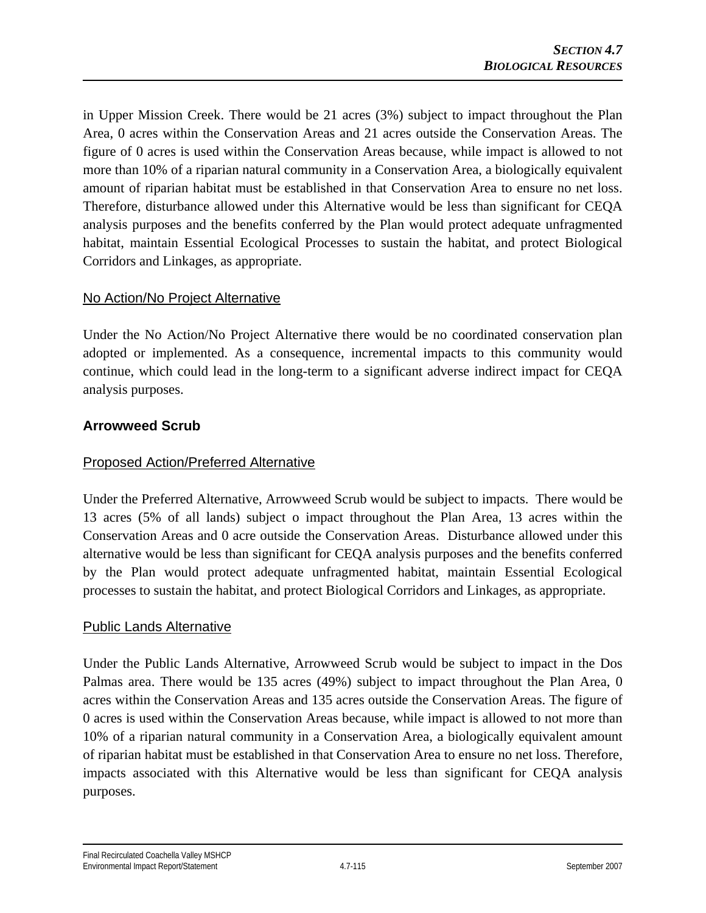in Upper Mission Creek. There would be 21 acres (3%) subject to impact throughout the Plan Area, 0 acres within the Conservation Areas and 21 acres outside the Conservation Areas. The figure of 0 acres is used within the Conservation Areas because, while impact is allowed to not more than 10% of a riparian natural community in a Conservation Area, a biologically equivalent amount of riparian habitat must be established in that Conservation Area to ensure no net loss. Therefore, disturbance allowed under this Alternative would be less than significant for CEQA analysis purposes and the benefits conferred by the Plan would protect adequate unfragmented habitat, maintain Essential Ecological Processes to sustain the habitat, and protect Biological Corridors and Linkages, as appropriate.

No Action/No Project Alternative

Under the No Action/No Project Alternative there would be no coordinated conservation plan adopted or implemented. As a consequence, incremental impacts to this community would continue, which could lead in the long-term to a significant adverse indirect impact for CEQA analysis purposes.

### Arrowweed Scrub

Proposed Action/Preferred Alternative

Under the Preferred Alternative, Arrowweed Scrub would be subject to impacts. There would be 13 acres (5% of all lands) subject o impact throughout the Plan Area, 13 acres within the Conservation Areas and 0 acre outside the Conservation Areas. Disturbance allowed under this alternative would be less than significant for CEQA analysis purposes and the benefits conferred by the Plan would protect adequate unfragmented habitat, maintain Essential Ecological processes to sustain the habitat, and protect Biological Corridors and Linkages, as appropriate.

Public Lands Alternative

Under the Public Lands Alternative, Arrowweed Scrub would be subject to impact in the Dos Palmas area. There would be 135 acres (49%) subject to impact throughout the Plan Area, 0 acres within the Conservation Areas and 135 acres outside the Conservation Areas. The figure of 0 acres is used within the Conservation Areas because, while impact is allowed to not more than 10% of a riparian natural community in a Conservation Area, a biologically equivalent amount of riparian habitat must be established in that Conservation Area to ensure no net loss. Therefore, impacts associated with this Alternative would be less than significant for CEQA analysis purposes.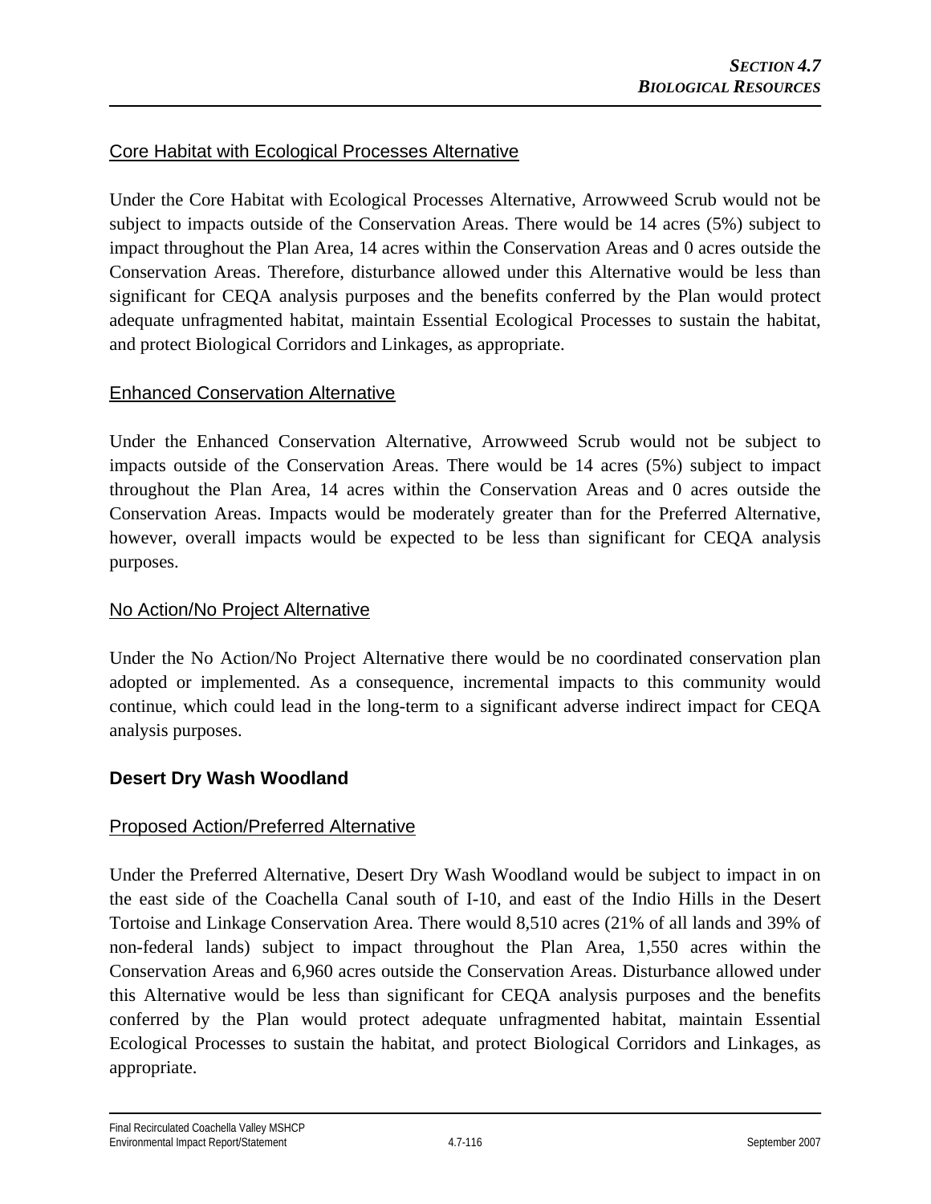Core Habitat with Ecological Processes Alternative

Under the Core Habitat with Ecological Processes Alternative, Arrowweed Scrub would not be subject to impacts outside of the Conservation Areas. There would be 14 acres (5%) subject to impact throughout the Plan Area, 14 acres within the Conservation Areas and 0 acres outside the Conservation Areas. Therefore, disturbance allowed under this Alternative would be less than significant for CEQA analysis purposes and the benefits conferred by the Plan would protect adequate unfragmented habitat, maintain Essential Ecological Processes to sustain the habitat, and protect Biological Corridors and Linkages, as appropriate.

Enhanced Conservation Alternative

Under the Enhanced Conservation Alternative, Arrowweed Scrub would not be subject to impacts outside of the Conservation Areas. There would be 14 acres (5%) subject to impact throughout the Plan Area, 14 acres within the Conservation Areas and 0 acres outside the Conservation Areas. Impacts would be moderately greater than for the Preferred Alternative, however, overall impacts would be expected to be less than significant for CEQA analysis purposes.

No Action/No Project Alternative

Under the No Action/No Project Alternative there would be no coordinated conservation plan adopted or implemented. As a consequence, incremental impacts to this community would continue, which could lead in the long-term to a significant adverse indirect impact for CEQA analysis purposes.

### Desert Dry Wash Woodland

Proposed Action/Preferred Alternative

Under the Preferred Alternative, Desert Dry Wash Woodland would be subject to impact in on the east side of the Coachella Canal south of I-10, and east of the Indio Hills in the Desert Tortoise and Linkage Conservation Area. There would 8,510 acres (21% of all lands and 39% of non-federal lands) subject to impact throughout the Plan Area, 1,550 acres within the Conservation Areas and 6,960 acres outside the Conservation Areas. Disturbance allowed under this Alternative would be less than significant for CEQA analysis purposes and the benefits conferred by the Plan would protect adequate unfragmented habitat, maintain Essential Ecological Processes to sustain the habitat, and protect Biological Corridors and Linkages, as appropriate.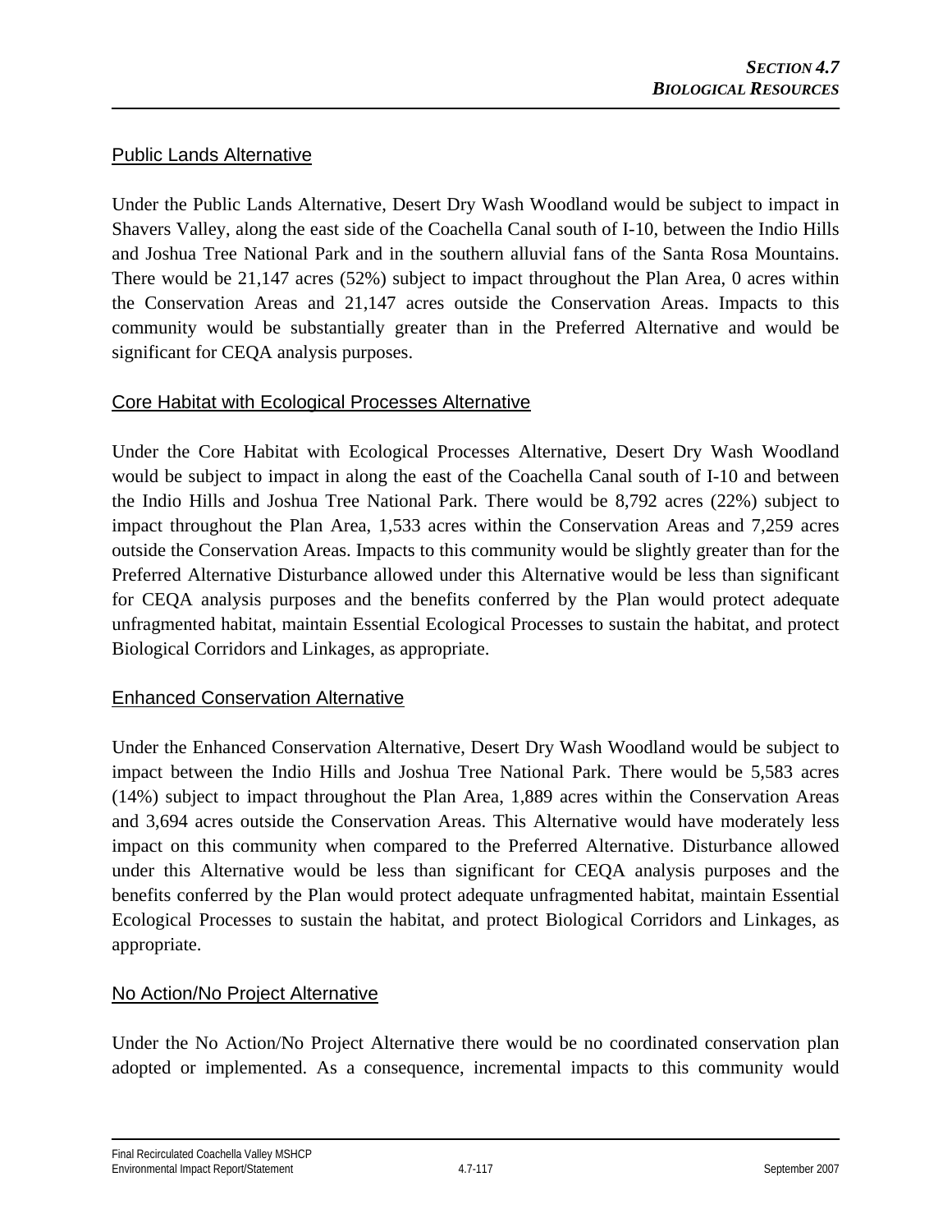## Public Lands Alternative

Under the Public Lands Alternative, Desert Dry Wash Woodland would be subject to impact in Shavers Valley, along the east side of the Coachella Canal south of I-10, between the Indio Hills and Joshua Tree National Park and in the southern alluvial fans of the Santa Rosa Mountains. There would be 21,147 acres (52%) subject to impact throughout the Plan Area, 0 acres within the Conservation Areas and 21,147 acres outside the Conservation Areas. Impacts to this community would be substantially greater than in the Preferred Alternative and would be significant for CEQA analysis purposes.

## Core Habitat with Ecological Processes Alternative

Under the Core Habitat with Ecological Processes Alternative, Desert Dry Wash Woodland would be subject to impact in along the east of the Coachella Canal south of I-10 and between the Indio Hills and Joshua Tree National Park. There would be 8,792 acres (22%) subject to impact throughout the Plan Area, 1,533 acres within the Conservation Areas and 7,259 acres outside the Conservation Areas. Impacts to this community would be slightly greater than for the Preferred Alternative Disturbance allowed under this Alternative would be less than significant for CEQA analysis purposes and the benefits conferred by the Plan would protect adequate unfragmented habitat, maintain Essential Ecological Processes to sustain the habitat, and protect Biological Corridors and Linkages, as appropriate.

## Enhanced Conservation Alternative

Under the Enhanced Conservation Alternative, Desert Dry Wash Woodland would be subject to impact between the Indio Hills and Joshua Tree National Park. There would be 5,583 acres (14%) subject to impact throughout the Plan Area, 1,889 acres within the Conservation Areas and 3,694 acres outside the Conservation Areas. This Alternative would have moderately less impact on this community when compared to the Preferred Alternative. Disturbance allowed under this Alternative would be less than significant for CEQA analysis purposes and the benefits conferred by the Plan would protect adequate unfragmented habitat, maintain Essential Ecological Processes to sustain the habitat, and protect Biological Corridors and Linkages, as appropriate.

## No Action/No Project Alternative

Under the No Action/No Project Alternative there would be no coordinated conservation plan adopted or implemented. As a consequence, incremental impacts to this community would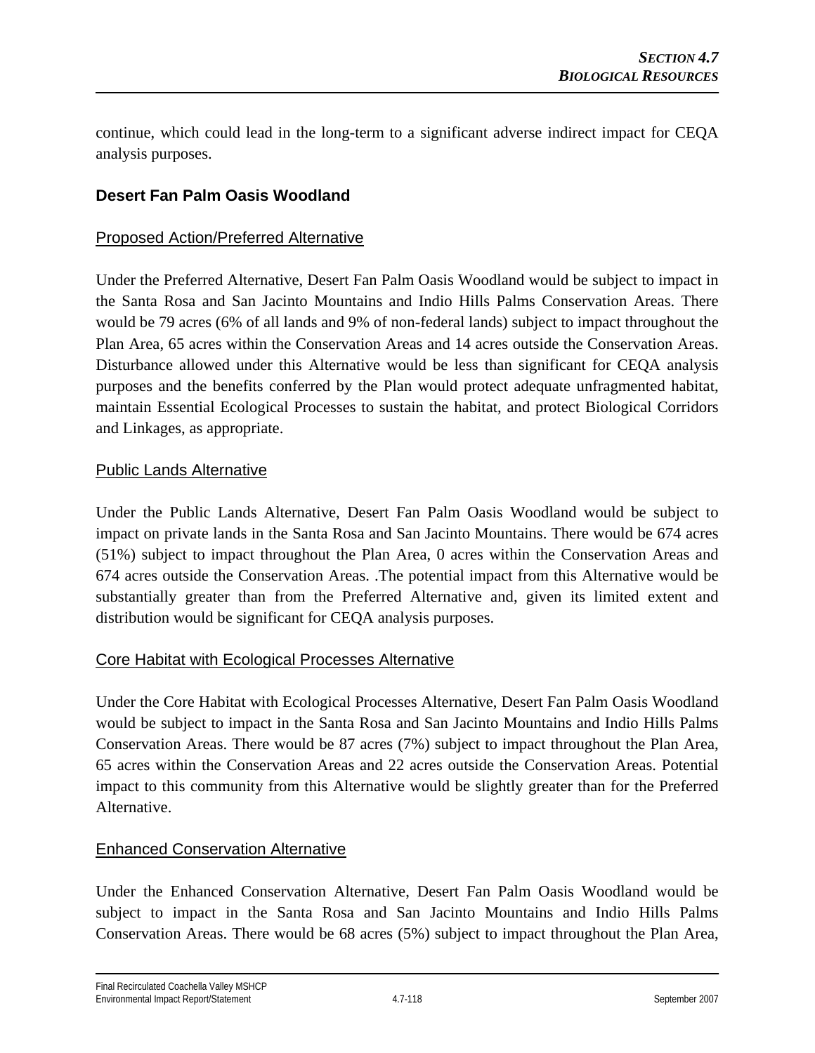continue, which could lead in the long-term to a significant adverse indirect impact for CEQA analysis purposes.

### Desert Fan Palm Oasis Woodland

#### Proposed Action/Preferred Alternative

Under the Preferred Alternative, Desert Fan Palm Oasis Woodland would be subject to impact in the Santa Rosa and San Jacinto Mountains and Indio Hills Palms Conservation Areas. There would be 79 acres (6% of all lands and 9% of non-federal lands) subject to impact throughout the Plan Area, 65 acres within the Conservation Areas and 14 acres outside the Conservation Areas. Disturbance allowed under this Alternative would be less than significant for CEQA analysis purposes and the benefits conferred by the Plan would protect adequate unfragmented habitat, maintain Essential Ecological Processes to sustain the habitat, and protect Biological Corridors and Linkages, as appropriate.

#### Public Lands Alternative

Under the Public Lands Alternative, Desert Fan Palm Oasis Woodland would be subject to impact on private lands in the Santa Rosa and San Jacinto Mountains. There would be 674 acres (51%) subject to impact throughout the Plan Area, 0 acres within the Conservation Areas and 674 acres outside the Conservation Areas. .The potential impact from this Alternative would be substantially greater than from the Preferred Alternative and, given its limited extent and distribution would be significant for CEQA analysis purposes.

#### Core Habitat with Ecological Processes Alternative

Under the Core Habitat with Ecological Processes Alternative, Desert Fan Palm Oasis Woodland would be subject to impact in the Santa Rosa and San Jacinto Mountains and Indio Hills Palms Conservation Areas. There would be 87 acres (7%) subject to impact throughout the Plan Area, 65 acres within the Conservation Areas and 22 acres outside the Conservation Areas. Potential impact to this community from this Alternative would be slightly greater than for the Preferred Alternative.

#### Enhanced Conservation Alternative

Under the Enhanced Conservation Alternative, Desert Fan Palm Oasis Woodland would be subject to impact in the Santa Rosa and San Jacinto Mountains and Indio Hills Palms Conservation Areas. There would be 68 acres (5%) subject to impact throughout the Plan Area,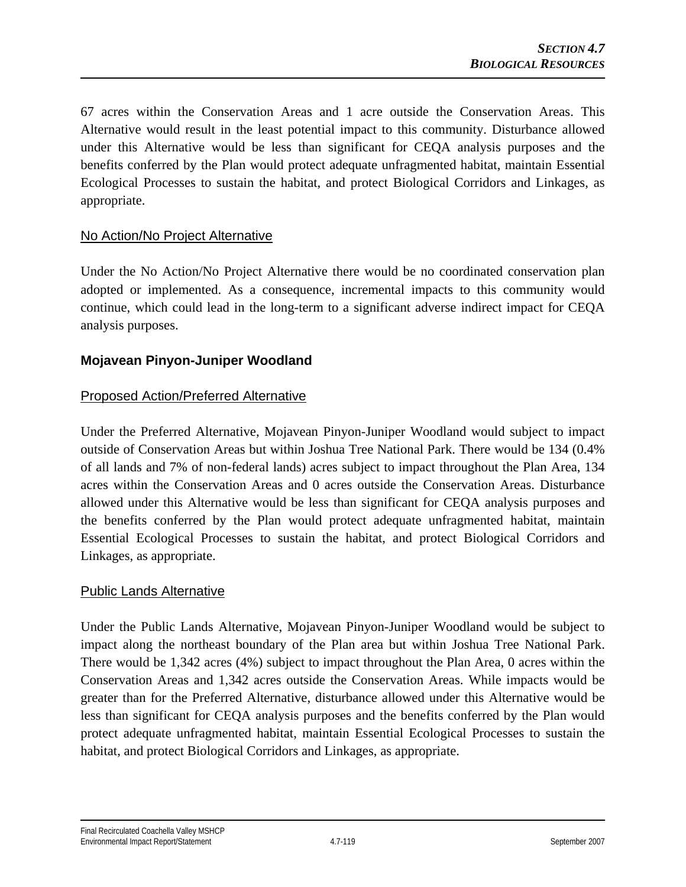67 acres within the Conservation Areas and 1 acre outside the Conservation Areas. This Alternative would result in the least potential impact to this community. Disturbance allowed under this Alternative would be less than significant for CEQA analysis purposes and the benefits conferred by the Plan would protect adequate unfragmented habitat, maintain Essential Ecological Processes to sustain the habitat, and protect Biological Corridors and Linkages, as appropriate.

No Action/No Project Alternative

Under the No Action/No Project Alternative there would be no coordinated conservation plan adopted or implemented. As a consequence, incremental impacts to this community would continue, which could lead in the long-term to a significant adverse indirect impact for CEQA analysis purposes.

### Mojavean Pinyon-Juniper Woodland

Proposed Action/Preferred Alternative

Under the Preferred Alternative, Mojavean Pinyon-Juniper Woodland would subject to impact outside of Conservation Areas but within Joshua Tree National Park. There would be 134 (0.4% of all lands and 7% of non-federal lands) acres subject to impact throughout the Plan Area, 134 acres within the Conservation Areas and 0 acres outside the Conservation Areas. Disturbance allowed under this Alternative would be less than significant for CEQA analysis purposes and the benefits conferred by the Plan would protect adequate unfragmented habitat, maintain Essential Ecological Processes to sustain the habitat, and protect Biological Corridors and Linkages, as appropriate.

Public Lands Alternative

Under the Public Lands Alternative, Mojavean Pinyon-Juniper Woodland would be subject to impact along the northeast boundary of the Plan area but within Joshua Tree National Park. There would be 1,342 acres (4%) subject to impact throughout the Plan Area, 0 acres within the Conservation Areas and 1,342 acres outside the Conservation Areas. While impacts would be greater than for the Preferred Alternative, disturbance allowed under this Alternative would be less than significant for CEQA analysis purposes and the benefits conferred by the Plan would protect adequate unfragmented habitat, maintain Essential Ecological Processes to sustain the habitat, and protect Biological Corridors and Linkages, as appropriate.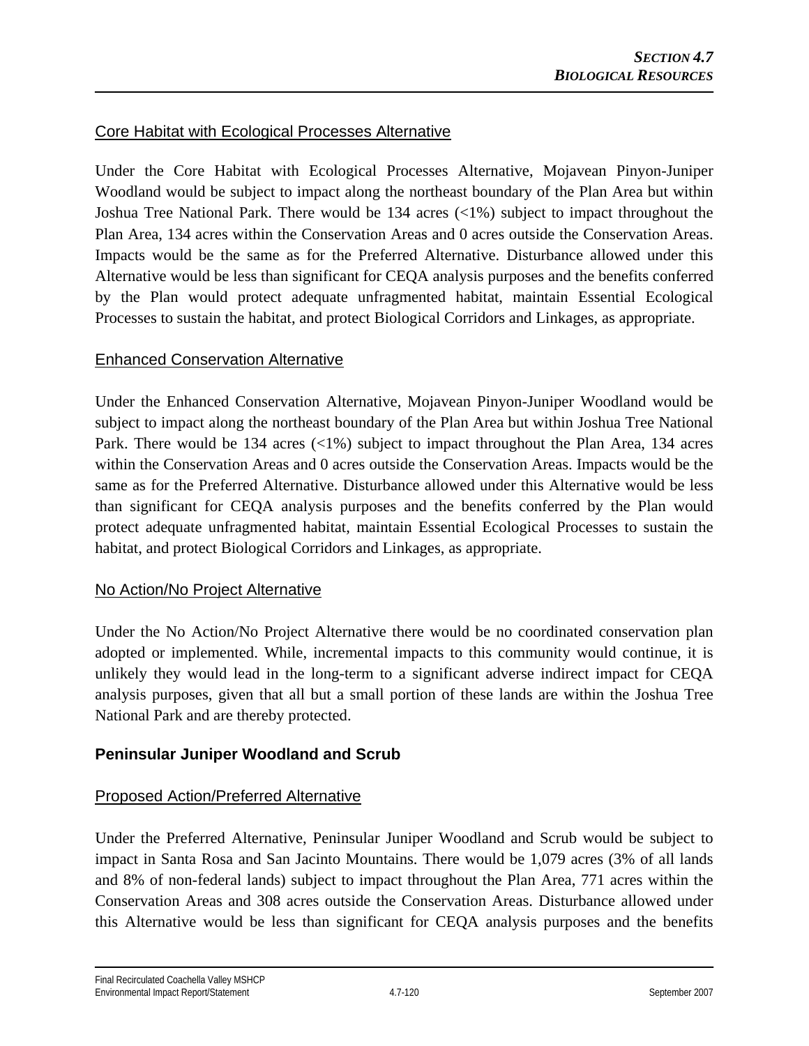Core Habitat with Ecological Processes Alternative

Under the Core Habitat with Ecological Processes Alternative, Mojavean Pinyon-Juniper Woodland would be subject to impact along the northeast boundary of the Plan Area but within Joshua Tree National Park. There would be 134 acres (<1%) subject to impact throughout the Plan Area, 134 acres within the Conservation Areas and 0 acres outside the Conservation Areas. Impacts would be the same as for the Preferred Alternative. Disturbance allowed under this Alternative would be less than significant for CEQA analysis purposes and the benefits conferred by the Plan would protect adequate unfragmented habitat, maintain Essential Ecological Processes to sustain the habitat, and protect Biological Corridors and Linkages, as appropriate.

Enhanced Conservation Alternative

Under the Enhanced Conservation Alternative, Mojavean Pinyon-Juniper Woodland would be subject to impact along the northeast boundary of the Plan Area but within Joshua Tree National Park. There would be 134 acres (<1%) subject to impact throughout the Plan Area, 134 acres within the Conservation Areas and 0 acres outside the Conservation Areas. Impacts would be the same as for the Preferred Alternative. Disturbance allowed under this Alternative would be less than significant for CEQA analysis purposes and the benefits conferred by the Plan would protect adequate unfragmented habitat, maintain Essential Ecological Processes to sustain the habitat, and protect Biological Corridors and Linkages, as appropriate.

No Action/No Project Alternative

Under the No Action/No Project Alternative there would be no coordinated conservation plan adopted or implemented. While, incremental impacts to this community would continue, it is unlikely they would lead in the long-term to a significant adverse indirect impact for CEQA analysis purposes, given that all but a small portion of these lands are within the Joshua Tree National Park and are thereby protected.

**Peninsular Juniper Woodland and Scrub**

Proposed Action/Preferred Alternative

Under the Preferred Alternative, Peninsular Juniper Woodland and Scrub would be subject to impact in Santa Rosa and San Jacinto Mountains. There would be 1,079 acres (3% of all lands and 8% of non-federal lands) subject to impact throughout the Plan Area, 771 acres within the Conservation Areas and 308 acres outside the Conservation Areas. Disturbance allowed under this Alternative would be less than significant for CEQA analysis purposes and the benefits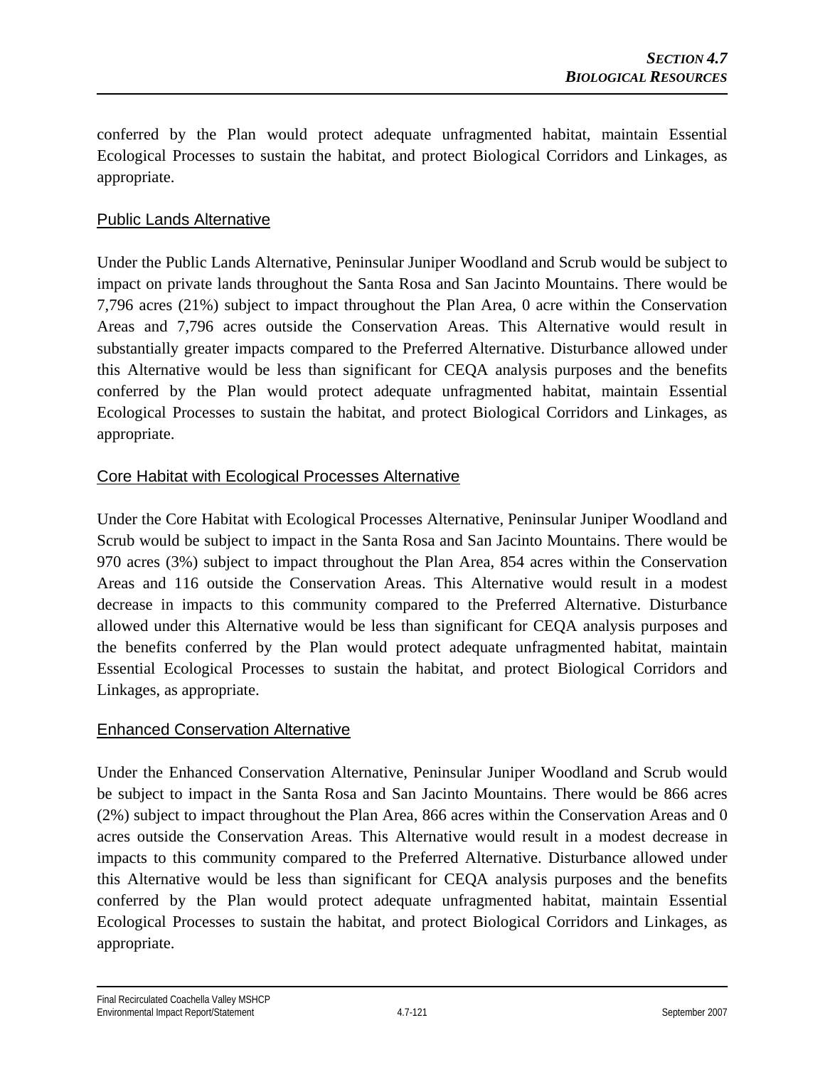conferred by the Plan would protect adequate unfragmented habitat, maintain Essential Ecological Processes to sustain the habitat, and protect Biological Corridors and Linkages, as appropriate.

### Public Lands Alternative

Under the Public Lands Alternative, Peninsular Juniper Woodland and Scrub would be subject to impact on private lands throughout the Santa Rosa and San Jacinto Mountains. There would be 7,796 acres (21%) subject to impact throughout the Plan Area, 0 acre within the Conservation Areas and 7,796 acres outside the Conservation Areas. This Alternative would result in substantially greater impacts compared to the Preferred Alternative. Disturbance allowed under this Alternative would be less than significant for CEQA analysis purposes and the benefits conferred by the Plan would protect adequate unfragmented habitat, maintain Essential Ecological Processes to sustain the habitat, and protect Biological Corridors and Linkages, as appropriate.

### Core Habitat with Ecological Processes Alternative

Under the Core Habitat with Ecological Processes Alternative, Peninsular Juniper Woodland and Scrub would be subject to impact in the Santa Rosa and San Jacinto Mountains. There would be 970 acres (3%) subject to impact throughout the Plan Area, 854 acres within the Conservation Areas and 116 outside the Conservation Areas. This Alternative would result in a modest decrease in impacts to this community compared to the Preferred Alternative. Disturbance allowed under this Alternative would be less than significant for CEQA analysis purposes and the benefits conferred by the Plan would protect adequate unfragmented habitat, maintain Essential Ecological Processes to sustain the habitat, and protect Biological Corridors and Linkages, as appropriate.

### Enhanced Conservation Alternative

Under the Enhanced Conservation Alternative, Peninsular Juniper Woodland and Scrub would be subject to impact in the Santa Rosa and San Jacinto Mountains. There would be 866 acres (2%) subject to impact throughout the Plan Area, 866 acres within the Conservation Areas and 0 acres outside the Conservation Areas. This Alternative would result in a modest decrease in impacts to this community compared to the Preferred Alternative. Disturbance allowed under this Alternative would be less than significant for CEQA analysis purposes and the benefits conferred by the Plan would protect adequate unfragmented habitat, maintain Essential Ecological Processes to sustain the habitat, and protect Biological Corridors and Linkages, as appropriate.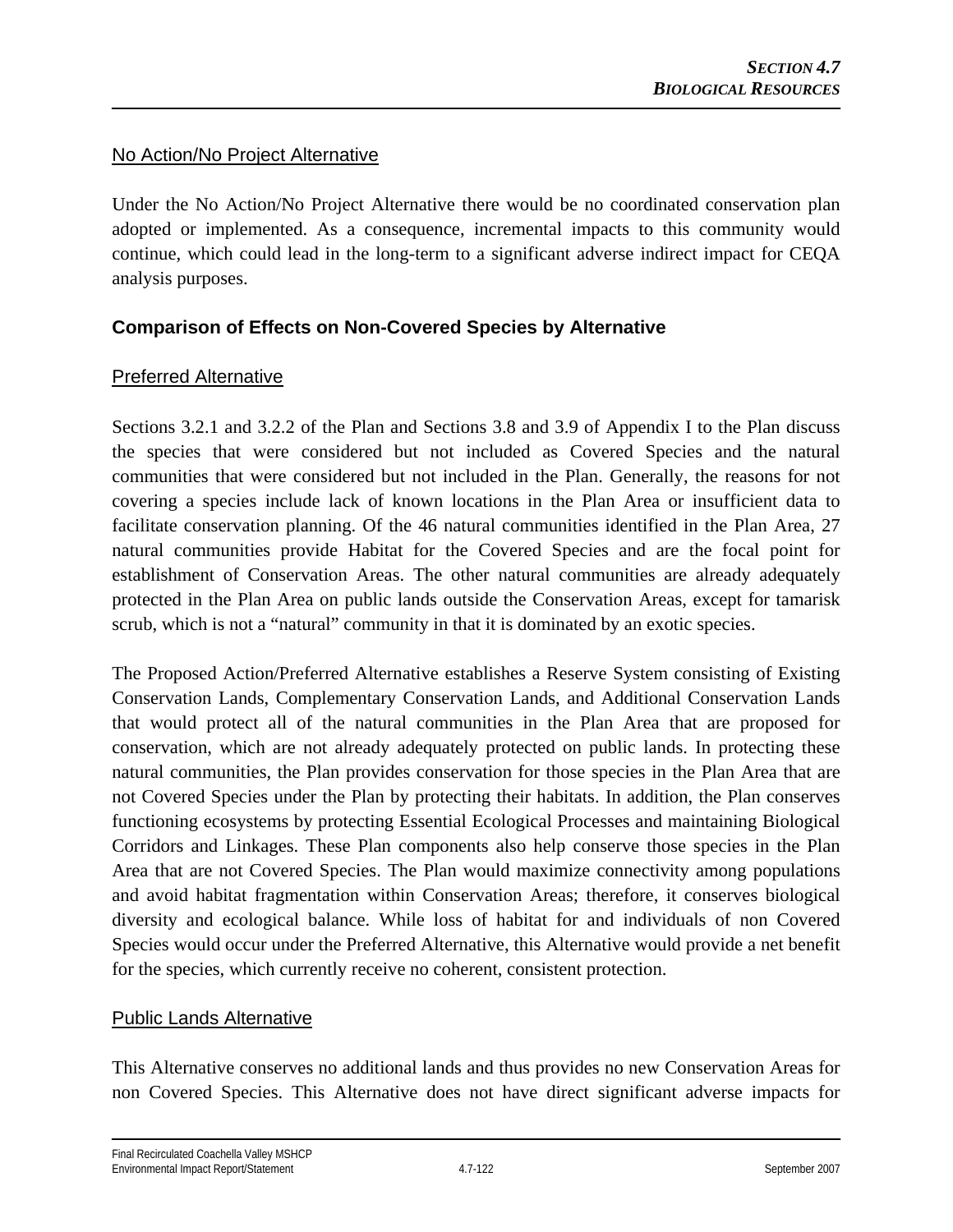### No Action/No Project Alternative

Under the No Action/No Project Alternative there would be no coordinated conservation plan adopted or implemented. As a consequence, incremental impacts to this community would continue, which could lead in the long-term to a significant adverse indirect impact for CEQA analysis purposes.

## Comparison of Effects on Non-Covered Species by Alternative

### Preferred Alternative

Sections 3.2.1 and 3.2.2 of the Plan and Sections 3.8 and 3.9 of Appendix I to the Plan discuss the species that were considered but not included as Covered Species and the natural communities that were considered but not included in the Plan. Generally, the reasons for not covering a species include lack of known locations in the Plan Area or insufficient data to facilitate conservation planning. Of the 46 natural communities identified in the Plan Area, 27 natural communities provide Habitat for the Covered Species and are the focal point for establishment of Conservation Areas. The other natural communities are already adequately protected in the Plan Area on public lands outside the Conservation Areas, except for tamarisk scrub, which is not a "natural" community in that it is dominated by an exotic species.

The Proposed Action/Preferred Alternative establishes a Reserve System consisting of Existing Conservation Lands, Complementary Conservation Lands, and Additional Conservation Lands that would protect all of the natural communities in the Plan Area that are proposed for conservation, which are not already adequately protected on public lands. In protecting these natural communities, the Plan provides conservation for those species in the Plan Area that are not Covered Species under the Plan by protecting their habitats. In addition, the Plan conserves functioning ecosystems by protecting Essential Ecological Processes and maintaining Biological Corridors and Linkages. These Plan components also help conserve those species in the Plan Area that are not Covered Species. The Plan would maximize connectivity among populations and avoid habitat fragmentation within Conservation Areas; therefore, it conserves biological diversity and ecological balance. While loss of habitat for and individuals of non Covered Species would occur under the Preferred Alternative, this Alternative would provide a net benefit for the species, which currently receive no coherent, consistent protection.

### Public Lands Alternative

This Alternative conserves no additional lands and thus provides no new Conservation Areas for non Covered Species. This Alternative does not have direct significant adverse impacts for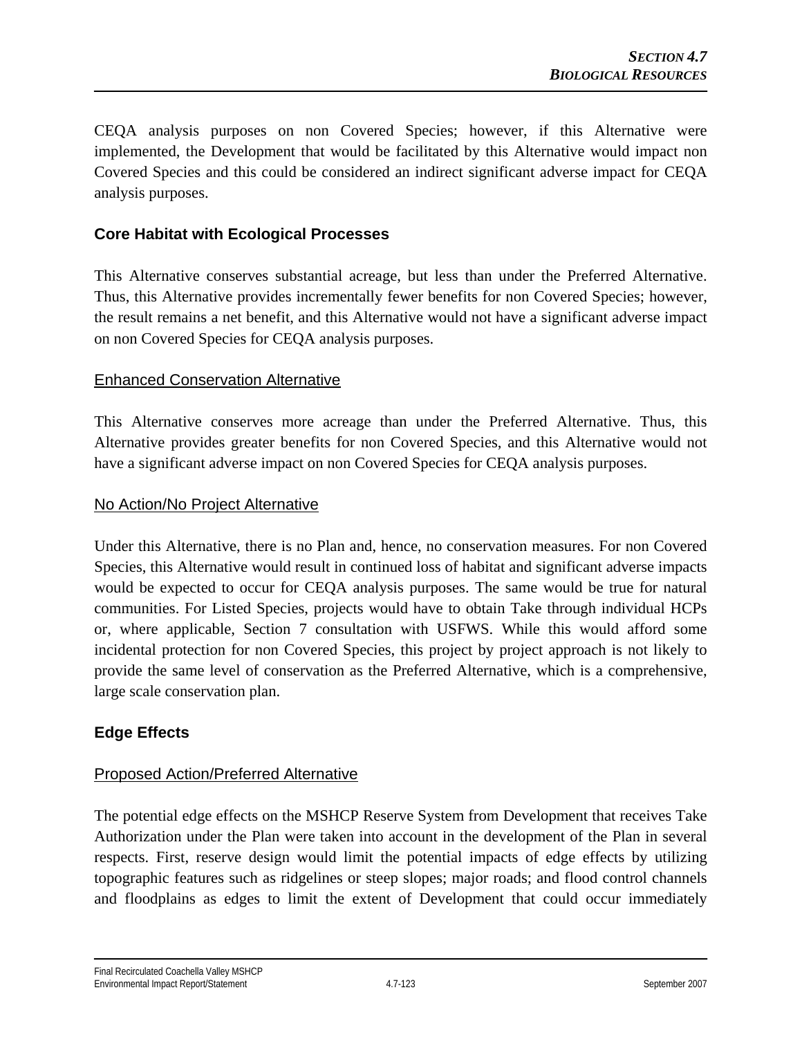CEQA analysis purposes on non Covered Species; however, if this Alternative were implemented, the Development that would be facilitated by this Alternative would impact non Covered Species and this could be considered an indirect significant adverse impact for CEQA analysis purposes.

### Core Habitat with Ecological Processes

This Alternative conserves substantial acreage, but less than under the Preferred Alternative. Thus, this Alternative provides incrementally fewer benefits for non Covered Species; however, the result remains a net benefit, and this Alternative would not have a significant adverse impact on non Covered Species for CEQA analysis purposes.

#### Enhanced Conservation Alternative

This Alternative conserves more acreage than under the Preferred Alternative. Thus, this Alternative provides greater benefits for non Covered Species, and this Alternative would not have a significant adverse impact on non Covered Species for CEQA analysis purposes.

#### No Action/No Project Alternative

Under this Alternative, there is no Plan and, hence, no conservation measures. For non Covered Species, this Alternative would result in continued loss of habitat and significant adverse impacts would be expected to occur for CEQA analysis purposes. The same would be true for natural communities. For Listed Species, projects would have to obtain Take through individual HCPs or, where applicable, Section 7 consultation with USFWS. While this would afford some incidental protection for non Covered Species, this project by project approach is not likely to provide the same level of conservation as the Preferred Alternative, which is a comprehensive, large scale conservation plan.

### Edge Effects

#### Proposed Action/Preferred Alternative

The potential edge effects on the MSHCP Reserve System from Development that receives Take Authorization under the Plan were taken into account in the development of the Plan in several respects. First, reserve design would limit the potential impacts of edge effects by utilizing topographic features such as ridgelines or steep slopes; major roads; and flood control channels and floodplains as edges to limit the extent of Development that could occur immediately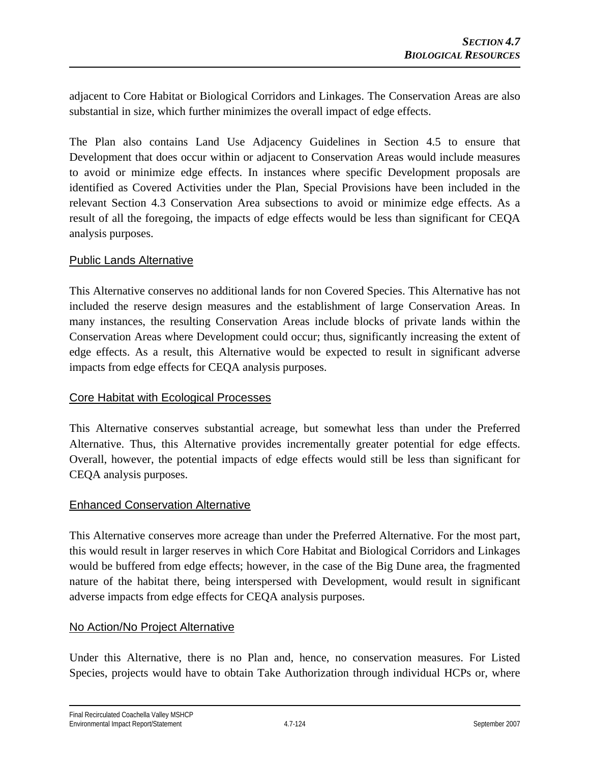adjacent to Core Habitat or Biological Corridors and Linkages. The Conservation Areas are also substantial in size, which further minimizes the overall impact of edge effects.

The Plan also contains Land Use Adjacency Guidelines in Section 4.5 to ensure that Development that does occur within or adjacent to Conservation Areas would include measures to avoid or minimize edge effects. In instances where specific Development proposals are identified as Covered Activities under the Plan, Special Provisions have been included in the relevant Section 4.3 Conservation Area subsections to avoid or minimize edge effects. As a result of all the foregoing, the impacts of edge effects would be less than significant for CEQA analysis purposes.

### Public Lands Alternative

This Alternative conserves no additional lands for non Covered Species. This Alternative has not included the reserve design measures and the establishment of large Conservation Areas. In many instances, the resulting Conservation Areas include blocks of private lands within the Conservation Areas where Development could occur; thus, significantly increasing the extent of edge effects. As a result, this Alternative would be expected to result in significant adverse impacts from edge effects for CEQA analysis purposes.

### Core Habitat with Ecological Processes

This Alternative conserves substantial acreage, but somewhat less than under the Preferred Alternative. Thus, this Alternative provides incrementally greater potential for edge effects. Overall, however, the potential impacts of edge effects would still be less than significant for CEQA analysis purposes.

### Enhanced Conservation Alternative

This Alternative conserves more acreage than under the Preferred Alternative. For the most part, this would result in larger reserves in which Core Habitat and Biological Corridors and Linkages would be buffered from edge effects; however, in the case of the Big Dune area, the fragmented nature of the habitat there, being interspersed with Development, would result in significant adverse impacts from edge effects for CEQA analysis purposes.

### No Action/No Project Alternative

Under this Alternative, there is no Plan and, hence, no conservation measures. For Listed Species, projects would have to obtain Take Authorization through individual HCPs or, where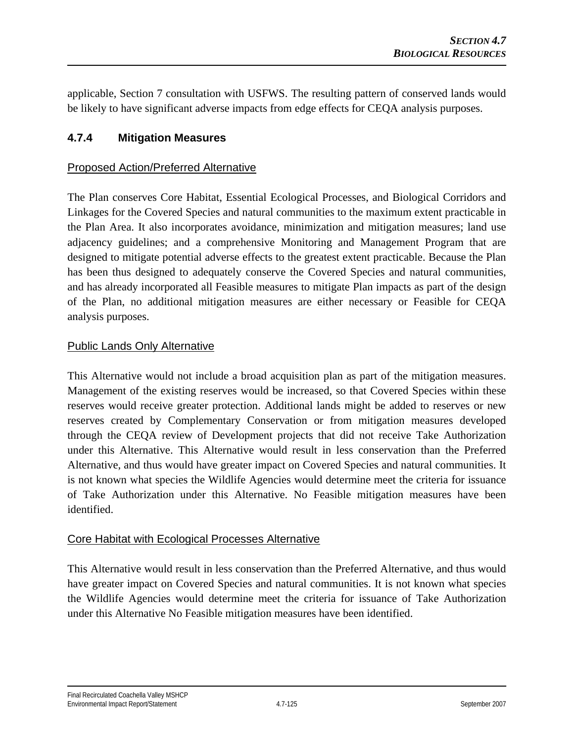applicable, Section 7 consultation with USFWS. The resulting pattern of conserved lands would be likely to have significant adverse impacts from edge effects for CEQA analysis purposes.

### 4.7.4 Mitigation Measures

Proposed Action/Preferred Alternative

The Plan conserves Core Habitat, Essential Ecological Processes, and Biological Corridors and Linkages for the Covered Species and natural communities to the maximum extent practicable in the Plan Area. It also incorporates avoidance, minimization and mitigation measures; land use adjacency guidelines; and a comprehensive Monitoring and Management Program that are designed to mitigate potential adverse effects to the greatest extent practicable. Because the Plan has been thus designed to adequately conserve the Covered Species and natural communities, and has already incorporated all Feasible measures to mitigate Plan impacts as part of the design of the Plan, no additional mitigation measures are either necessary or Feasible for CEQA analysis purposes.

Public Lands Only Alternative

This Alternative would not include a broad acquisition plan as part of the mitigation measures. Management of the existing reserves would be increased, so that Covered Species within these reserves would receive greater protection. Additional lands might be added to reserves or new reserves created by Complementary Conservation or from mitigation measures developed through the CEQA review of Development projects that did not receive Take Authorization under this Alternative. This Alternative would result in less conservation than the Preferred Alternative, and thus would have greater impact on Covered Species and natural communities. It is not known what species the Wildlife Agencies would determine meet the criteria for issuance of Take Authorization under this Alternative. No Feasible mitigation measures have been identified.

Core Habitat with Ecological Processes Alternative

This Alternative would result in less conservation than the Preferred Alternative, and thus would have greater impact on Covered Species and natural communities. It is not known what species the Wildlife Agencies would determine meet the criteria for issuance of Take Authorization under this Alternative No Feasible mitigation measures have been identified.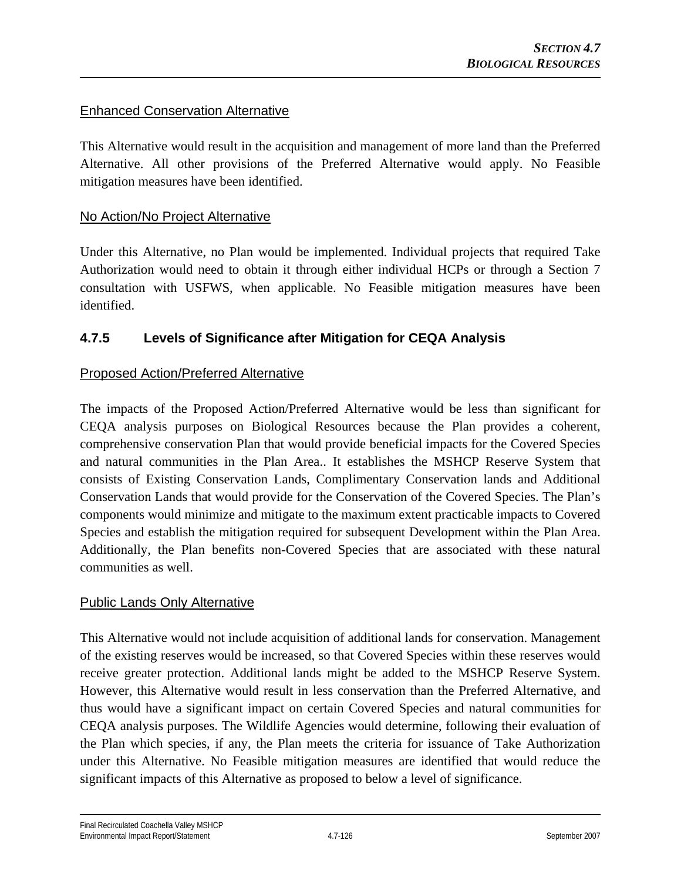Enhanced Conservation Alternative

This Alternative would result in the acquisition and management of more land than the Preferred Alternative. All other provisions of the Preferred Alternative would apply. No Feasible mitigation measures have been identified.

No Action/No Project Alternative

Under this Alternative, no Plan would be implemented. Individual projects that required Take Authorization would need to obtain it through either individual HCPs or through a Section 7 consultation with USFWS, when applicable. No Feasible mitigation measures have been identified.

### 4.7.5 Levels of Significance after Mitigation for CEQA Analysis

Proposed Action/Preferred Alternative

The impacts of the Proposed Action/Preferred Alternative would be less than significant for CEQA analysis purposes on Biological Resources because the Plan provides a coherent, comprehensive conservation Plan that would provide beneficial impacts for the Covered Species and natural communities in the Plan Area.. It establishes the MSHCP Reserve System that consists of Existing Conservation Lands, Complimentary Conservation lands and Additional Conservation Lands that would provide for the Conservation of the Covered Species. The Plan's components would minimize and mitigate to the maximum extent practicable impacts to Covered Species and establish the mitigation required for subsequent Development within the Plan Area. Additionally, the Plan benefits non-Covered Species that are associated with these natural communities as well.

Public Lands Only Alternative

This Alternative would not include acquisition of additional lands for conservation. Management of the existing reserves would be increased, so that Covered Species within these reserves would receive greater protection. Additional lands might be added to the MSHCP Reserve System. However, this Alternative would result in less conservation than the Preferred Alternative, and thus would have a significant impact on certain Covered Species and natural communities for CEQA analysis purposes. The Wildlife Agencies would determine, following their evaluation of the Plan which species, if any, the Plan meets the criteria for issuance of Take Authorization under this Alternative. No Feasible mitigation measures are identified that would reduce the significant impacts of this Alternative as proposed to below a level of significance.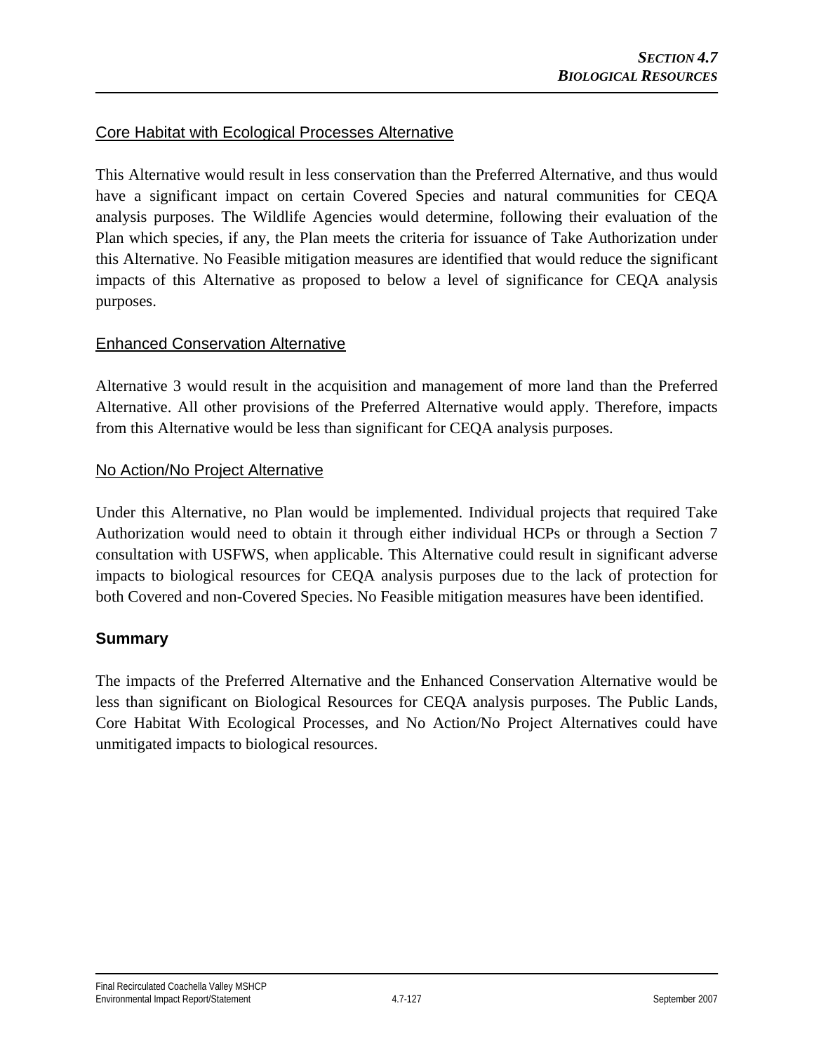Core Habitat with Ecological Processes Alternative

This Alternative would result in less conservation than the Preferred Alternative, and thus would have a significant impact on certain Covered Species and natural communities for CEQA analysis purposes. The Wildlife Agencies would determine, following their evaluation of the Plan which species, if any, the Plan meets the criteria for issuance of Take Authorization under this Alternative. No Feasible mitigation measures are identified that would reduce the significant impacts of this Alternative as proposed to below a level of significance for CEQA analysis purposes.

Enhanced Conservation Alternative

Alternative 3 would result in the acquisition and management of more land than the Preferred Alternative. All other provisions of the Preferred Alternative would apply. Therefore, impacts from this Alternative would be less than significant for CEQA analysis purposes.

No Action/No Project Alternative

Under this Alternative, no Plan would be implemented. Individual projects that required Take Authorization would need to obtain it through either individual HCPs or through a Section 7 consultation with USFWS, when applicable. This Alternative could result in significant adverse impacts to biological resources for CEQA analysis purposes due to the lack of protection for both Covered and non-Covered Species. No Feasible mitigation measures have been identified.

**Summary**

The impacts of the Preferred Alternative and the Enhanced Conservation Alternative would be less than significant on Biological Resources for CEQA analysis purposes. The Public Lands, Core Habitat With Ecological Processes, and No Action/No Project Alternatives could have unmitigated impacts to biological resources.